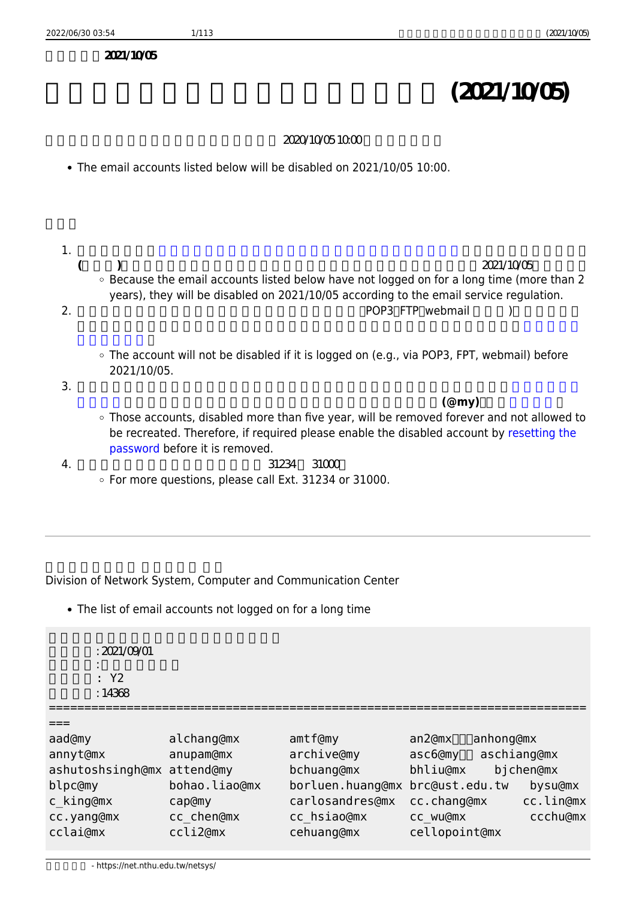2021/10/05

# (2021/10/05)

2020/10/05 10:00

- The email accounts listed below will be disabled on 2021/10/05 10:00.

1. ( ) 2021/10/05
   - Because the email accounts listed below have not logged on for a long time (more than 2 years), they will be disabled on 2021/10/05 according to the email service regulation.
2. POP3 FTP webmail )
   - The account will not be disabled if it is logged on (e.g., via POP3, FPT, webmail) before 2021/10/05.
3. (@my)
   - Those accounts, disabled more than five year, will be removed forever and not allowed to be recreated. Therefore, if required please enable the disabled account by resetting the password before it is removed.
4. 31234 31000
   - For more questions, please call Ext. 31234 or 31000.

---

Division of Network System, Computer and Communication Center

- The list of email accounts not logged on for a long time

```
:2021/09/01
:
: Y2
:14368
================================================================================
===
aad@my             alchang@mx         amtf@my            an2@mx    anhong@mx
annyt@mx           anupam@mx          archive@my         asc6@my   aschiang@mx
ashutoshsingh@mx   attend@my          bchuang@mx         bhliu@mx     bjchen@mx
blpc@my            bohao.liao@mx      borluen.huang@mx   brc@ust.edu.tw   bysu@mx
c_king@mx          cap@my             carlosandres@mx    cc.chang@mx     cc.lin@mx
cc.yang@mx         cc_chen@mx         cc_hsiao@mx        cc_wu@mx          ccchu@mx
cclai@mx           ccli2@mx           cehuang@mx         cellopoint@mx
```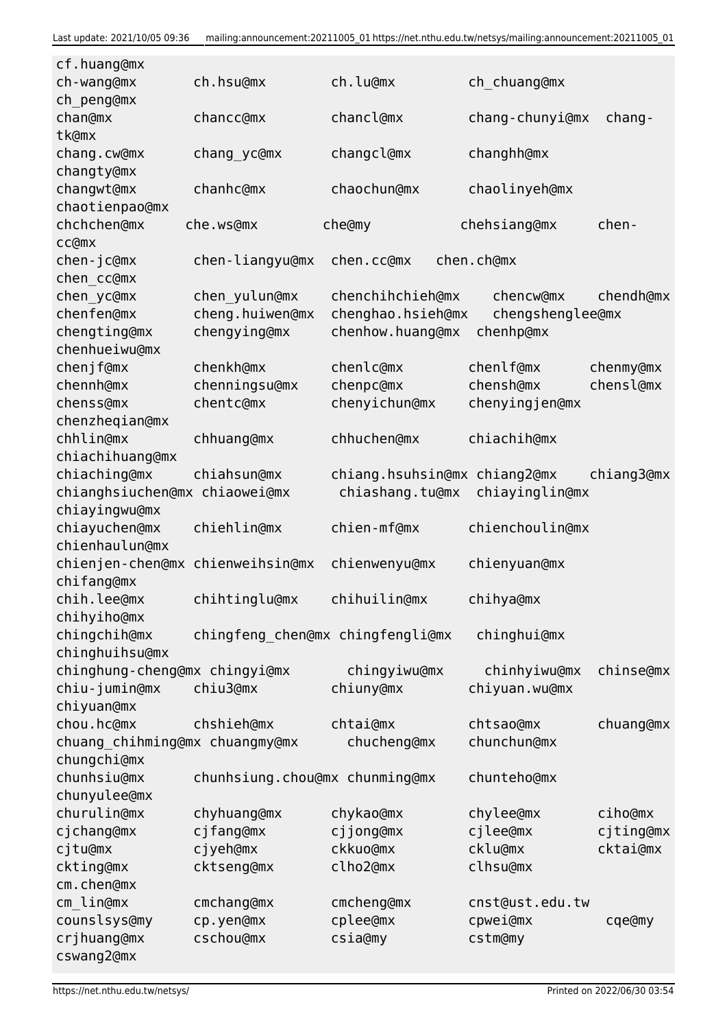```
cf.huang@mx
ch-wang@mx       ch.hsu@mx        ch.lu@mx         ch_chuang@mx
ch_peng@mx
chan@mx          chancc@mx        chancl@mx        chang-chunyi@mx  chang-
tk@mx
chang.cw@mx      chang_yc@mx      changcl@mx       changhh@mx
changty@mx
changwt@mx       chanhc@mx        chaochun@mx      chaolinyeh@mx
chaotienpao@mx
chchchen@mx      che.ws@mx        che@my           chehsiang@mx     chen-
cc@mx
chen-jc@mx       chen-liangyu@mx  chen.cc@mx   chen.ch@mx
chen_cc@mx
chen_yc@mx       chen_yulun@mx    chenchihchieh@mx   chencw@mx    chendh@mx
chenfen@mx       cheng.huiwen@mx  chenghao.hsieh@mx  chengshenglee@mx
chengting@mx     chengying@mx     chenhow.huang@mx  chenhp@mx
chenhueiwu@mx
chenjf@mx        chenkh@mx        chenlc@mx        chenlf@mx        chenmy@mx
chennh@mx        chenningsu@mx    chenpc@mx        chensh@mx        chensl@mx
chenss@mx        chentc@mx        chenyichun@mx    chenyingjen@mx
chenzheqian@mx
chhlin@mx        chhuang@mx       chhuchen@mx      chiachih@mx
chiachihuang@mx
chiaching@mx     chiahsun@mx      chiang.hsuhsin@mx chiang2@mx    chiang3@mx
chianghsiuchen@mx chiaowei@mx      chiashang.tu@mx  chiayinglin@mx
chiayingwu@mx
chiayuchen@mx    chiehlin@mx      chien-mf@mx      chienchoulin@mx
chienhaulun@mx
chienjen-chen@mx chienweihsin@mx  chienwenyu@mx    chienyuan@mx
chifang@mx
chih.lee@mx      chihtinglu@mx    chihuilin@mx     chihya@mx
chihyiho@mx
chingchih@mx     chingfeng_chen@mx chingfengli@mx   chinghui@mx
chinghuihsu@mx
chinghung-cheng@mx chingyi@mx      chingyiwu@mx     chinhyiwu@mx  chinse@mx
chiu-jumin@mx    chiu3@mx         chiuny@mx        chiyuan.wu@mx
chiyuan@mx
chou.hc@mx       chshieh@mx       chtai@mx         chtsao@mx        chuang@mx
chuang_chihming@mx chuangmy@mx     chucheng@mx      chunchun@mx
chungchi@mx
chunhsiu@mx      chunhsiung.chou@mx chunming@mx     chunteho@mx
chunyulee@mx
churulin@mx      chyhuang@mx      chykao@mx        chylee@mx        ciho@mx
cjchang@mx       cjfang@mx        cjjong@mx        cjlee@mx         cjting@mx
cjtu@mx          cjyeh@mx         ckkuo@mx         cklu@mx          cktai@mx
ckting@mx        cktseng@mx       clho2@mx         clhsu@mx
cm.chen@mx
cm_lin@mx        cmchang@mx       cmcheng@mx       cnst@ust.edu.tw
counslsys@my     cp.yen@mx        cplee@mx         cpwei@mx         cqe@my
crjhuang@mx      cschou@mx        csia@my          cstm@my
cswang2@mx
```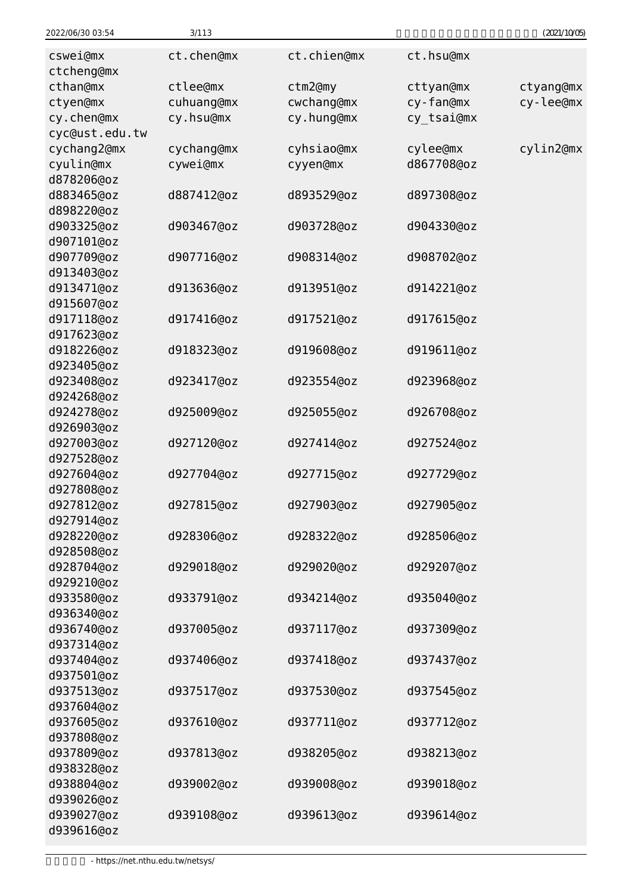```
cswei@mx            ct.chen@mx          ct.chien@mx         ct.hsu@mx
ctcheng@mx
cthan@mx            ctlee@mx            ctm2@my             cttyan@mx           ctyang@mx
ctyen@mx            cuhuang@mx          cwchang@mx          cy-fan@mx           cy-lee@mx
cy.chen@mx          cy.hsu@mx           cy.hung@mx          cy_tsai@mx
cyc@ust.edu.tw
cychang2@mx         cychang@mx          cyhsiao@mx          cylee@mx            cylin2@mx
cyulin@mx           cywei@mx            cyyen@mx            d867708@oz
d878206@oz
d883465@oz          d887412@oz          d893529@oz          d897308@oz
d898220@oz
d903325@oz          d903467@oz          d903728@oz          d904330@oz
d907101@oz
d907709@oz          d907716@oz          d908314@oz          d908702@oz
d913403@oz
d913471@oz          d913636@oz          d913951@oz          d914221@oz
d915607@oz
d917118@oz          d917416@oz          d917521@oz          d917615@oz
d917623@oz
d918226@oz          d918323@oz          d919608@oz          d919611@oz
d923405@oz
d923408@oz          d923417@oz          d923554@oz          d923968@oz
d924268@oz
d924278@oz          d925009@oz          d925055@oz          d926708@oz
d926903@oz
d927003@oz          d927120@oz          d927414@oz          d927524@oz
d927528@oz
d927604@oz          d927704@oz          d927715@oz          d927729@oz
d927808@oz
d927812@oz          d927815@oz          d927903@oz          d927905@oz
d927914@oz
d928220@oz          d928306@oz          d928322@oz          d928506@oz
d928508@oz
d928704@oz          d929018@oz          d929020@oz          d929207@oz
d929210@oz
d933580@oz          d933791@oz          d934214@oz          d935040@oz
d936340@oz
d936740@oz          d937005@oz          d937117@oz          d937309@oz
d937314@oz
d937404@oz          d937406@oz          d937418@oz          d937437@oz
d937501@oz
d937513@oz          d937517@oz          d937530@oz          d937545@oz
d937604@oz
d937605@oz          d937610@oz          d937711@oz          d937712@oz
d937808@oz
d937809@oz          d937813@oz          d938205@oz          d938213@oz
d938328@oz
d938804@oz          d939002@oz          d939008@oz          d939018@oz
d939026@oz
d939027@oz          d939108@oz          d939613@oz          d939614@oz
d939616@oz
```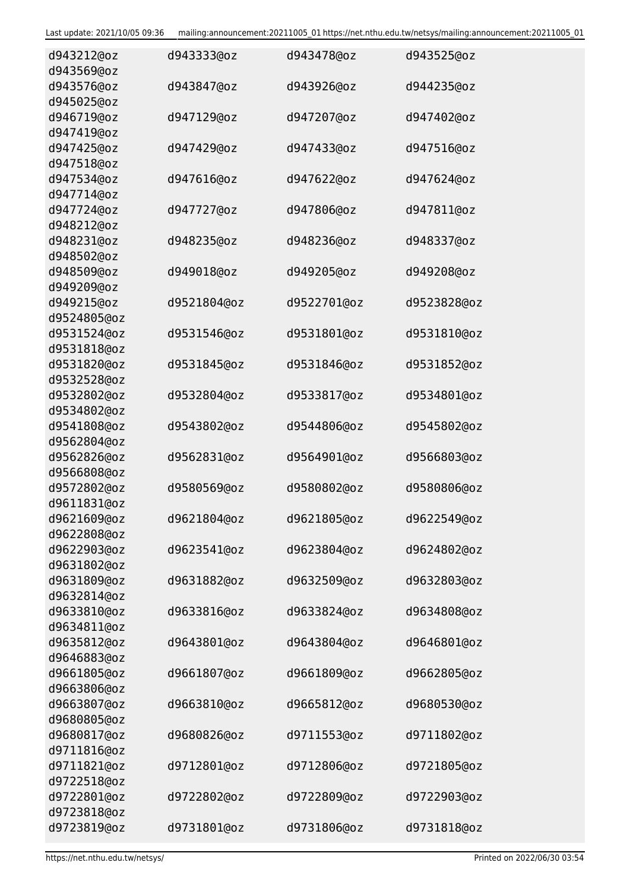d943212@oz d943333@oz d943478@oz d943525@oz
d943569@oz
d943576@oz d943847@oz d943926@oz d944235@oz
d945025@oz
d946719@oz d947129@oz d947207@oz d947402@oz
d947419@oz
d947425@oz d947429@oz d947433@oz d947516@oz
d947518@oz
d947534@oz d947616@oz d947622@oz d947624@oz
d947714@oz
d947724@oz d947727@oz d947806@oz d947811@oz
d948212@oz
d948231@oz d948235@oz d948236@oz d948337@oz
d948502@oz
d948509@oz d949018@oz d949205@oz d949208@oz
d949209@oz
d949215@oz d9521804@oz d9522701@oz d9523828@oz
d9524805@oz
d9531524@oz d9531546@oz d9531801@oz d9531810@oz
d9531818@oz
d9531820@oz d9531845@oz d9531846@oz d9531852@oz
d9532528@oz
d9532802@oz d9532804@oz d9533817@oz d9534801@oz
d9534802@oz
d9541808@oz d9543802@oz d9544806@oz d9545802@oz
d9562804@oz
d9562826@oz d9562831@oz d9564901@oz d9566803@oz
d9566808@oz
d9572802@oz d9580569@oz d9580802@oz d9580806@oz
d9611831@oz
d9621609@oz d9621804@oz d9621805@oz d9622549@oz
d9622808@oz
d9622903@oz d9623541@oz d9623804@oz d9624802@oz
d9631802@oz
d9631809@oz d9631882@oz d9632509@oz d9632803@oz
d9632814@oz
d9633810@oz d9633816@oz d9633824@oz d9634808@oz
d9634811@oz
d9635812@oz d9643801@oz d9643804@oz d9646801@oz
d9646883@oz
d9661805@oz d9661807@oz d9661809@oz d9662805@oz
d9663806@oz
d9663807@oz d9663810@oz d9665812@oz d9680530@oz
d9680805@oz
d9680817@oz d9680826@oz d9711553@oz d9711802@oz
d9711816@oz
d9711821@oz d9712801@oz d9712806@oz d9721805@oz
d9722518@oz
d9722801@oz d9722802@oz d9722809@oz d9722903@oz
d9723818@oz
d9723819@oz d9731801@oz d9731806@oz d9731818@oz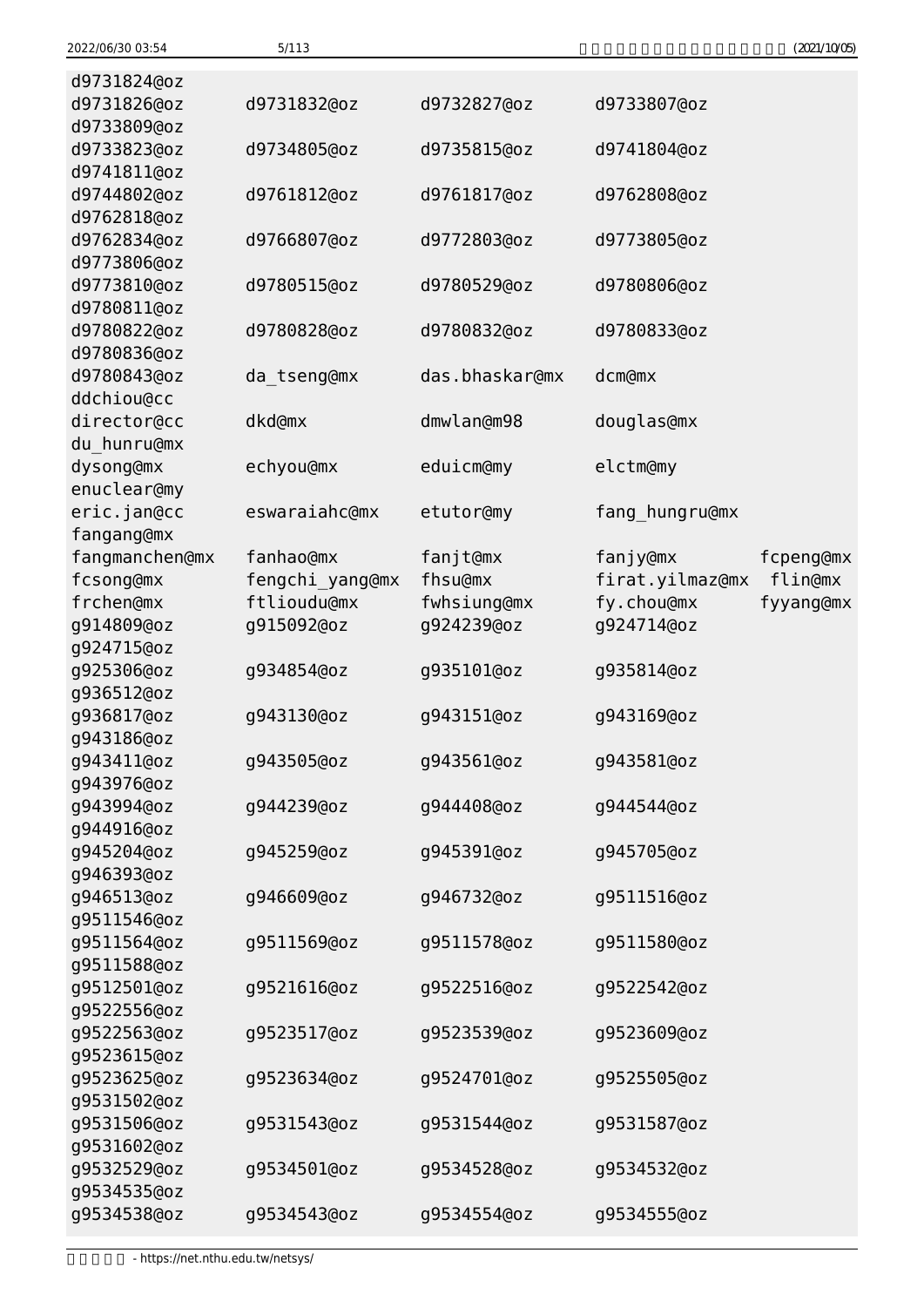```
d9731824@oz
d9731826@oz     d9731832@oz     d9732827@oz     d9733807@oz
d9733809@oz
d9733823@oz     d9734805@oz     d9735815@oz     d9741804@oz
d9741811@oz
d9744802@oz     d9761812@oz     d9761817@oz     d9762808@oz
d9762818@oz
d9762834@oz     d9766807@oz     d9772803@oz     d9773805@oz
d9773806@oz
d9773810@oz     d9780515@oz     d9780529@oz     d9780806@oz
d9780811@oz
d9780822@oz     d9780828@oz     d9780832@oz     d9780833@oz
d9780836@oz
d9780843@oz     da_tseng@mx     das.bhaskar@mx  dcm@mx
ddchiou@cc
director@cc     dkd@mx          dmwlan@m98      douglas@mx
du_hunru@mx
dysong@mx       echyou@mx       eduicm@my       elctm@my
enuclear@my
eric.jan@cc     eswaraiahc@mx   etutor@my       fang_hungru@mx
fangang@mx
fangmanchen@mx  fanhao@mx       fanjt@mx        fanjy@mx        fcpeng@mx
fcsong@mx       fengchi_yang@mx fhsu@mx         firat.yilmaz@mx flin@mx
frchen@mx       ftlioudu@mx     fwhsiung@mx     fy.chou@mx      fyyang@mx
g914809@oz      g915092@oz      g924239@oz      g924714@oz
g924715@oz
g925306@oz      g934854@oz      g935101@oz      g935814@oz
g936512@oz
g936817@oz      g943130@oz      g943151@oz      g943169@oz
g943186@oz
g943411@oz      g943505@oz      g943561@oz      g943581@oz
g943976@oz
g943994@oz      g944239@oz      g944408@oz      g944544@oz
g944916@oz
g945204@oz      g945259@oz      g945391@oz      g945705@oz
g946393@oz
g946513@oz      g946609@oz      g946732@oz      g9511516@oz
g9511546@oz
g9511564@oz     g9511569@oz     g9511578@oz     g9511580@oz
g9511588@oz
g9512501@oz     g9521616@oz     g9522516@oz     g9522542@oz
g9522556@oz
g9522563@oz     g9523517@oz     g9523539@oz     g9523609@oz
g9523615@oz
g9523625@oz     g9523634@oz     g9524701@oz     g9525505@oz
g9531502@oz
g9531506@oz     g9531543@oz     g9531544@oz     g9531587@oz
g9531602@oz
g9532529@oz     g9534501@oz     g9534528@oz     g9534532@oz
g9534535@oz
g9534538@oz     g9534543@oz     g9534554@oz     g9534555@oz
```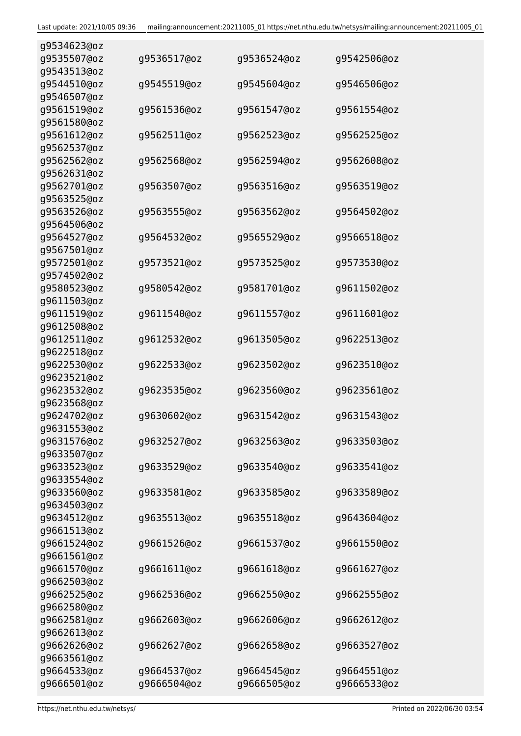```
g9534623@oz
g9535507@oz    g9536517@oz    g9536524@oz    g9542506@oz
g9543513@oz
g9544510@oz    g9545519@oz    g9545604@oz    g9546506@oz
g9546507@oz
g9561519@oz    g9561536@oz    g9561547@oz    g9561554@oz
g9561580@oz
g9561612@oz    g9562511@oz    g9562523@oz    g9562525@oz
g9562537@oz
g9562562@oz    g9562568@oz    g9562594@oz    g9562608@oz
g9562631@oz
g9562701@oz    g9563507@oz    g9563516@oz    g9563519@oz
g9563525@oz
g9563526@oz    g9563555@oz    g9563562@oz    g9564502@oz
g9564506@oz
g9564527@oz    g9564532@oz    g9565529@oz    g9566518@oz
g9567501@oz
g9572501@oz    g9573521@oz    g9573525@oz    g9573530@oz
g9574502@oz
g9580523@oz    g9580542@oz    g9581701@oz    g9611502@oz
g9611503@oz
g9611519@oz    g9611540@oz    g9611557@oz    g9611601@oz
g9612508@oz
g9612511@oz    g9612532@oz    g9613505@oz    g9622513@oz
g9622518@oz
g9622530@oz    g9622533@oz    g9623502@oz    g9623510@oz
g9623521@oz
g9623532@oz    g9623535@oz    g9623560@oz    g9623561@oz
g9623568@oz
g9624702@oz    g9630602@oz    g9631542@oz    g9631543@oz
g9631553@oz
g9631576@oz    g9632527@oz    g9632563@oz    g9633503@oz
g9633507@oz
g9633523@oz    g9633529@oz    g9633540@oz    g9633541@oz
g9633554@oz
g9633560@oz    g9633581@oz    g9633585@oz    g9633589@oz
g9634503@oz
g9634512@oz    g9635513@oz    g9635518@oz    g9643604@oz
g9661513@oz
g9661524@oz    g9661526@oz    g9661537@oz    g9661550@oz
g9661561@oz
g9661570@oz    g9661611@oz    g9661618@oz    g9661627@oz
g9662503@oz
g9662525@oz    g9662536@oz    g9662550@oz    g9662555@oz
g9662580@oz
g9662581@oz    g9662603@oz    g9662606@oz    g9662612@oz
g9662613@oz
g9662626@oz    g9662627@oz    g9662658@oz    g9663527@oz
g9663561@oz
g9664533@oz    g9664537@oz    g9664545@oz    g9664551@oz
g9666501@oz    g9666504@oz    g9666505@oz    g9666533@oz
```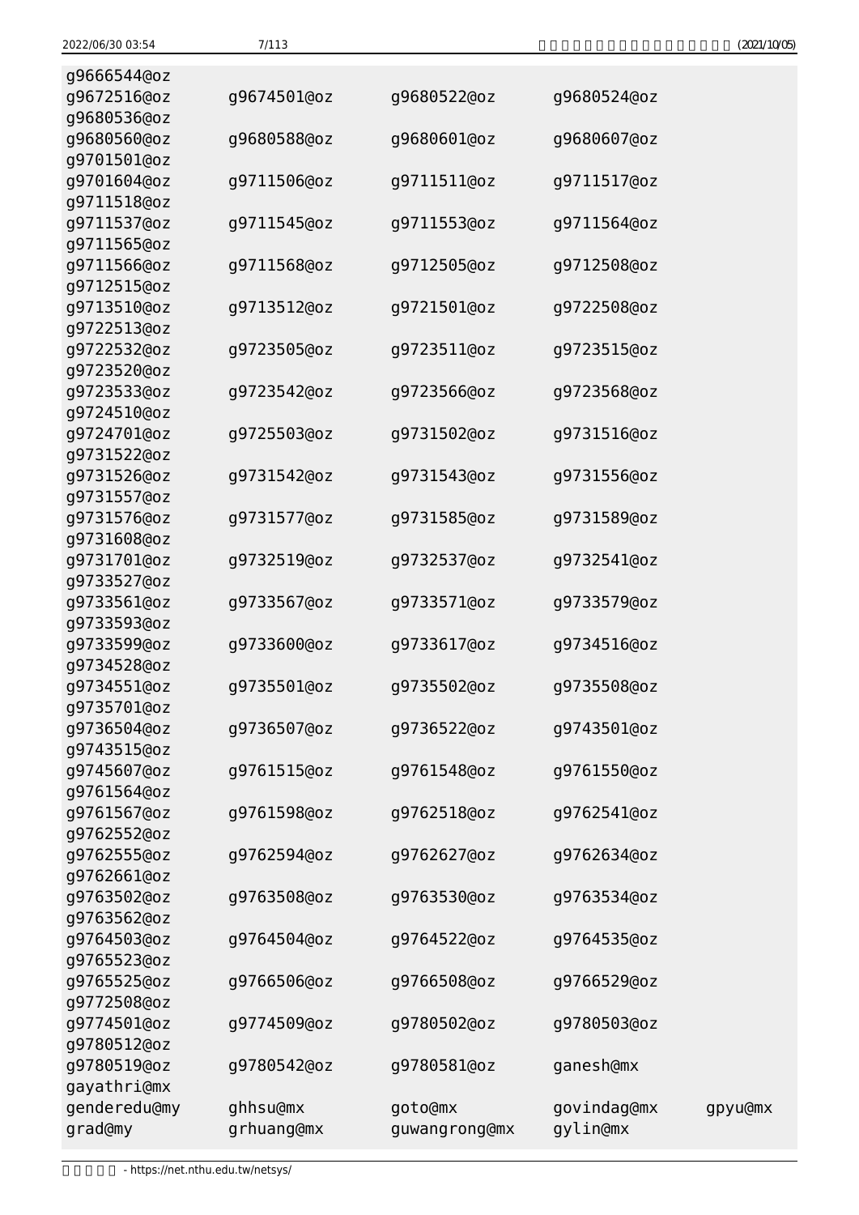```
g9666544@oz
g9672516@oz     g9674501@oz     g9680522@oz     g9680524@oz
g9680536@oz
g9680560@oz     g9680588@oz     g9680601@oz     g9680607@oz
g9701501@oz
g9701604@oz     g9711506@oz     g9711511@oz     g9711517@oz
g9711518@oz
g9711537@oz     g9711545@oz     g9711553@oz     g9711564@oz
g9711565@oz
g9711566@oz     g9711568@oz     g9712505@oz     g9712508@oz
g9712515@oz
g9713510@oz     g9713512@oz     g9721501@oz     g9722508@oz
g9722513@oz
g9722532@oz     g9723505@oz     g9723511@oz     g9723515@oz
g9723520@oz
g9723533@oz     g9723542@oz     g9723566@oz     g9723568@oz
g9724510@oz
g9724701@oz     g9725503@oz     g9731502@oz     g9731516@oz
g9731522@oz
g9731526@oz     g9731542@oz     g9731543@oz     g9731556@oz
g9731557@oz
g9731576@oz     g9731577@oz     g9731585@oz     g9731589@oz
g9731608@oz
g9731701@oz     g9732519@oz     g9732537@oz     g9732541@oz
g9733527@oz
g9733561@oz     g9733567@oz     g9733571@oz     g9733579@oz
g9733593@oz
g9733599@oz     g9733600@oz     g9733617@oz     g9734516@oz
g9734528@oz
g9734551@oz     g9735501@oz     g9735502@oz     g9735508@oz
g9735701@oz
g9736504@oz     g9736507@oz     g9736522@oz     g9743501@oz
g9743515@oz
g9745607@oz     g9761515@oz     g9761548@oz     g9761550@oz
g9761564@oz
g9761567@oz     g9761598@oz     g9762518@oz     g9762541@oz
g9762552@oz
g9762555@oz     g9762594@oz     g9762627@oz     g9762634@oz
g9762661@oz
g9763502@oz     g9763508@oz     g9763530@oz     g9763534@oz
g9763562@oz
g9764503@oz     g9764504@oz     g9764522@oz     g9764535@oz
g9765523@oz
g9765525@oz     g9766506@oz     g9766508@oz     g9766529@oz
g9772508@oz
g9774501@oz     g9774509@oz     g9780502@oz     g9780503@oz
g9780512@oz
g9780519@oz     g9780542@oz     g9780581@oz     ganesh@mx
gayathri@mx
genderedu@my    ghhsu@mx        goto@mx         govindag@mx     gpyu@mx
grad@my         grhuang@mx      guwangrong@mx   gylin@mx
```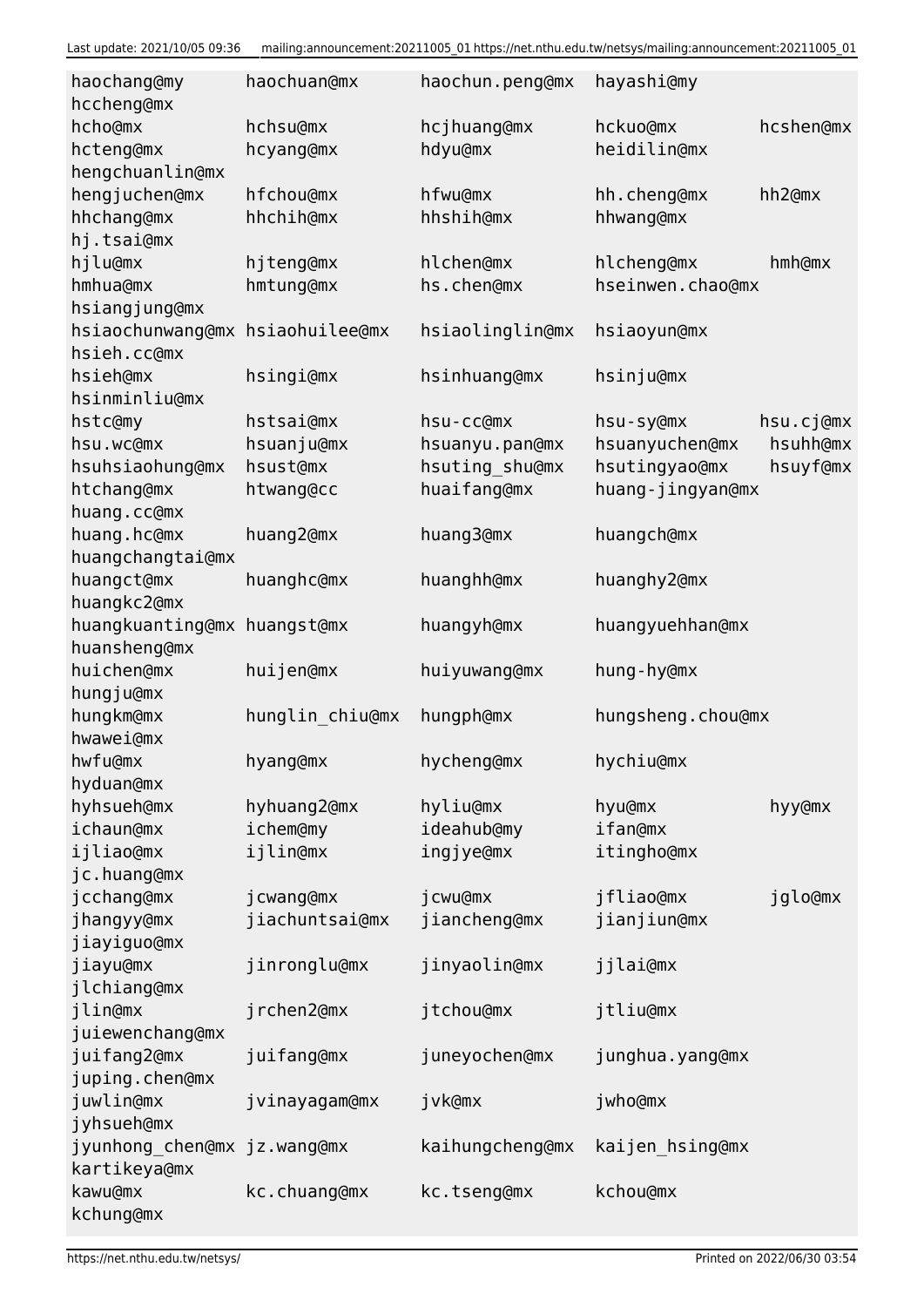haochang@my haochuan@mx haochun.peng@mx hayashi@my
hccheng@mx
hcho@mx hchsu@mx hcjhuang@mx hckuo@mx hcshen@mx
hcteng@mx hcyang@mx hdyu@mx heidilin@mx
hengchuanlin@mx
hengjuchen@mx hfchou@mx hfwu@mx hh.cheng@mx hh2@mx
hhchang@mx hhchih@mx hhshih@mx hhwang@mx
hj.tsai@mx
hjlu@mx hjteng@mx hlchen@mx hlcheng@mx hmh@mx
hmhua@mx hmtung@mx hs.chen@mx hseinwen.chao@mx
hsiangjung@mx
hsiaochunwang@mx hsiaohuilee@mx hsiaolinglin@mx hsiaoyun@mx
hsieh.cc@mx
hsieh@mx hsingi@mx hsinhuang@mx hsinju@mx
hsinminliu@mx
hstc@my hstsai@mx hsu-cc@mx hsu-sy@mx hsu.cj@mx
hsu.wc@mx hsuanju@mx hsuanyu.pan@mx hsuanyuchen@mx hsuhh@mx
hsuhsiaohung@mx hsust@mx hsuting_shu@mx hsutingyao@mx hsuyf@mx
htchang@mx htwang@cc huaifang@mx huang-jingyan@mx
huang.cc@mx
huang.hc@mx huang2@mx huang3@mx huangch@mx
huangchangtai@mx
huangct@mx huanghc@mx huanghh@mx huanghy2@mx
huangkc2@mx
huangkuanting@mx huangst@mx huangyh@mx huangyuehhan@mx
huansheng@mx
huichen@mx huijen@mx huiyuwang@mx hung-hy@mx
hungju@mx
hungkm@mx hunglin_chiu@mx hungph@mx hungsheng.chou@mx
hwawei@mx
hwfu@mx hyang@mx hycheng@mx hychiu@mx
hyduan@mx
hyhsueh@mx hyhuang2@mx hyliu@mx hyu@mx hyy@mx
ichaun@mx ichem@my ideahub@my ifan@mx
ijliao@mx ijlin@mx ingjye@mx itingho@mx
jc.huang@mx
jcchang@mx jcwang@mx jcwu@mx jfliao@mx jglo@mx
jhangyy@mx jiachuntsai@mx jiancheng@mx jianjiun@mx
jiayiguo@mx
jiayu@mx jinronglu@mx jinyaolin@mx jjlai@mx
jlchiang@mx
jlin@mx jrchen2@mx jtchou@mx jtliu@mx
juiewenchang@mx
juifang2@mx juifang@mx juneyochen@mx junghua.yang@mx
juping.chen@mx
juwlin@mx jvinayagam@mx jvk@mx jwho@mx
jyhsueh@mx
jyunhong_chen@mx jz.wang@mx kaihungcheng@mx kaijen_hsing@mx
kartikeya@mx
kawu@mx kc.chuang@mx kc.tseng@mx kchou@mx
kchung@mx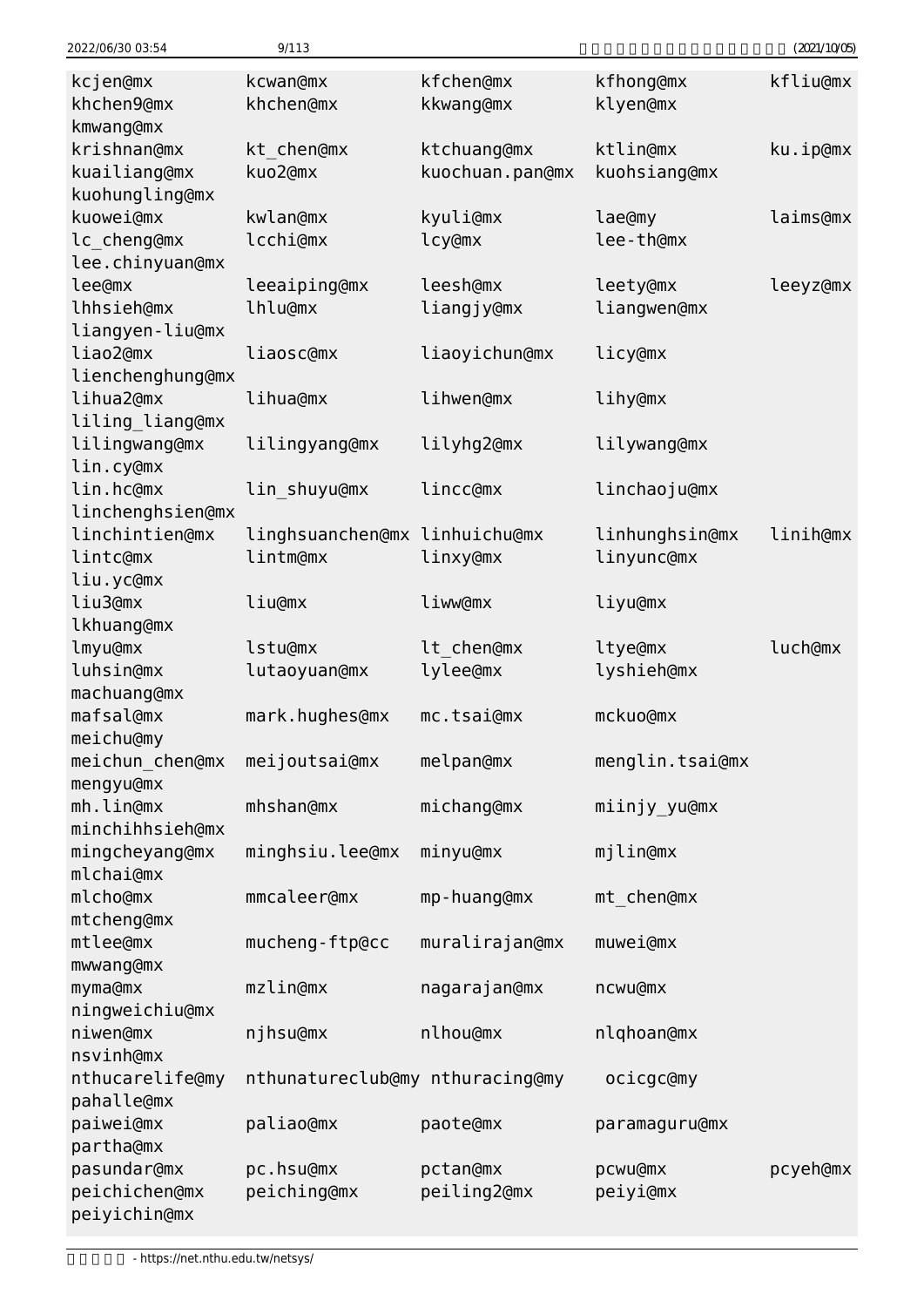```
kcjen@mx         kcwan@mx         kfchen@mx        kfhong@mx        kfliu@mx
khchen9@mx       khchen@mx        kkwang@mx        klyen@mx
kmwang@mx
krishnan@mx      kt_chen@mx       ktchuang@mx      ktlin@mx         ku.ip@mx
kuailiang@mx     kuo2@mx          kuochuan.pan@mx  kuohsiang@mx
kuohungling@mx
kuowei@mx        kwlan@mx         kyuli@mx         lae@my           laims@mx
lc_cheng@mx      lcchi@mx         lcy@mx           lee-th@mx
lee.chinyuan@mx
lee@mx           leeaiping@mx     leesh@mx         leety@mx         leeyz@mx
lhhsieh@mx       lhlu@mx          liangjy@mx       liangwen@mx
liangyen-liu@mx
liao2@mx         liaosc@mx        liaoyichun@mx    licy@mx
lienchenghung@mx
lihua2@mx        lihua@mx         lihwen@mx        lihy@mx
liling_liang@mx
lilingwang@mx    lilingyang@mx    lilyhg2@mx       lilywang@mx
lin.cy@mx
lin.hc@mx        lin_shuyu@mx     lincc@mx         linchaoju@mx
linchenghsien@mx
linchintien@mx   linghsuanchen@mx linhuichu@mx     linhunghsin@mx   linih@mx
lintc@mx         lintm@mx         linxy@mx         linyunc@mx
liu.yc@mx
liu3@mx          liu@mx           liww@mx          liyu@mx
lkhuang@mx
lmyu@mx          lstu@mx          lt_chen@mx       ltye@mx          luch@mx
luhsin@mx        lutaoyuan@mx     lylee@mx         lyshieh@mx
machuang@mx
mafsal@mx        mark.hughes@mx   mc.tsai@mx       mckuo@mx
meichu@my
meichun_chen@mx  meijoutsai@mx    melpan@mx        menglin.tsai@mx
mengyu@mx
mh.lin@mx        mhshan@mx        michang@mx       miinjy_yu@mx
minchihhsieh@mx
mingcheyang@mx   minghsiu.lee@mx  minyu@mx         mjlin@mx
mlchai@mx
mlcho@mx         mmcaleer@mx      mp-huang@mx      mt_chen@mx
mtcheng@mx
mtlee@mx         mucheng-ftp@cc   muralirajan@mx   muwei@mx
mwwang@mx
myma@mx          mzlin@mx         nagarajan@mx     ncwu@mx
ningweichiu@mx
niwen@mx         njhsu@mx         nlhou@mx         nlqhoan@mx
nsvinh@mx
nthucarelife@my  nthunatureclub@my nthuracing@my    ocicgc@my
pahalle@mx
paiwei@mx        paliao@mx        paote@mx         paramaguru@mx
partha@mx
pasundar@mx      pc.hsu@mx        pctan@mx         pcwu@mx          pcyeh@mx
peichichen@mx    peiching@mx      peiling2@mx      peiyi@mx
peiyichin@mx
```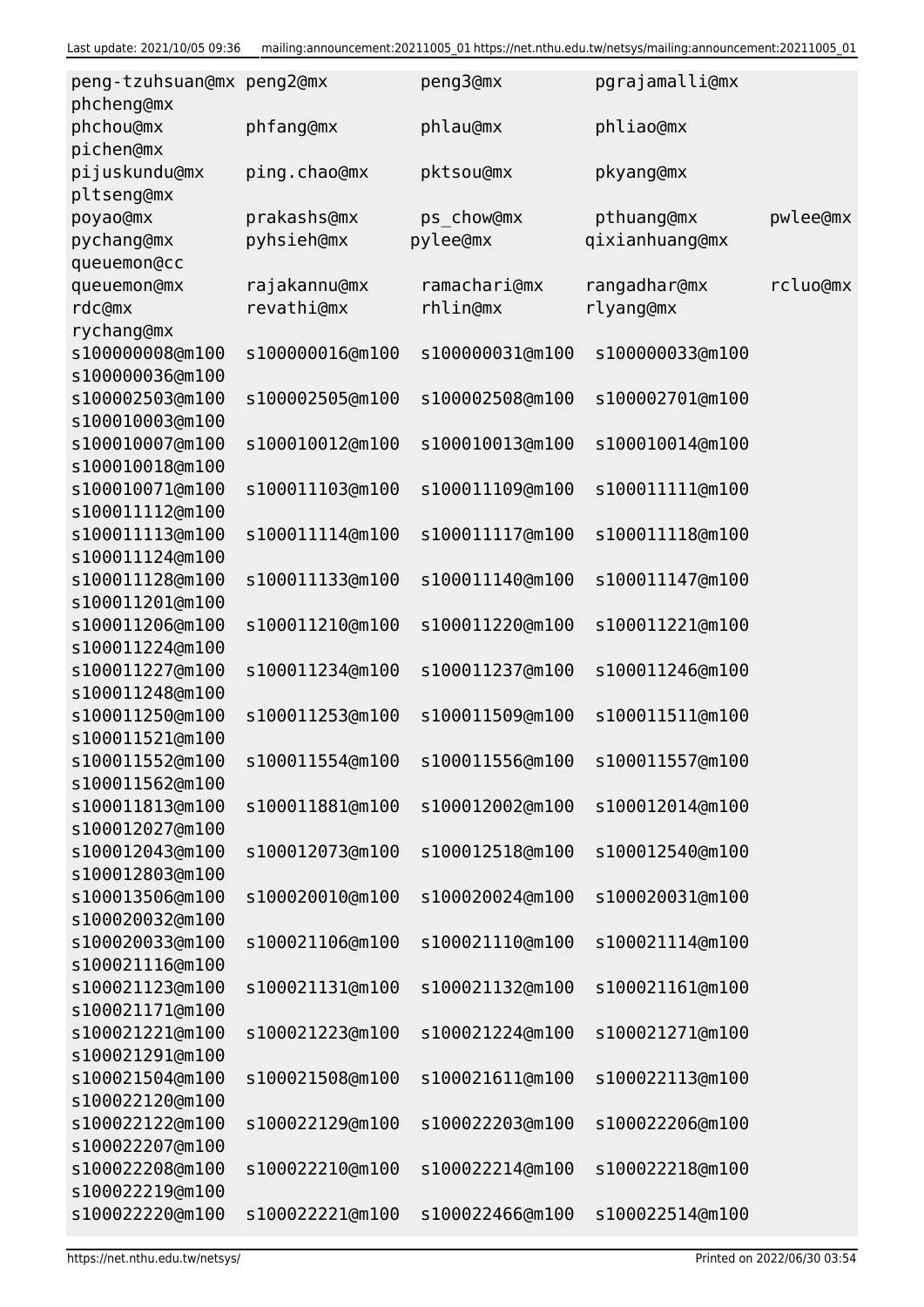```
peng-tzuhsuan@mx peng2@mx         peng3@mx          pgrajamalli@mx
phcheng@mx
phchou@mx         phfang@mx        phlau@mx          phliao@mx
pichen@mx
pijuskundu@mx     ping.chao@mx     pktsou@mx         pkyang@mx
pltseng@mx
poyao@mx          prakashs@mx      ps_chow@mx        pthuang@mx        pwlee@mx
pychang@mx        pyhsieh@mx       pylee@mx          qixianhuang@mx
queuemon@cc
queuemon@mx       rajakannu@mx     ramachari@mx      rangadhar@mx      rcluo@mx
rdc@mx            revathi@mx       rhlin@mx          rlyang@mx
rychang@mx
s100000008@m100   s100000016@m100  s100000031@m100   s100000033@m100
s100000036@m100
s100002503@m100   s100002505@m100  s100002508@m100   s100002701@m100
s100010003@m100
s100010007@m100   s100010012@m100  s100010013@m100   s100010014@m100
s100010018@m100
s100010071@m100   s100011103@m100  s100011109@m100   s100011111@m100
s100011112@m100
s100011113@m100   s100011114@m100  s100011117@m100   s100011118@m100
s100011124@m100
s100011128@m100   s100011133@m100  s100011140@m100   s100011147@m100
s100011201@m100
s100011206@m100   s100011210@m100  s100011220@m100   s100011221@m100
s100011224@m100
s100011227@m100   s100011234@m100  s100011237@m100   s100011246@m100
s100011248@m100
s100011250@m100   s100011253@m100  s100011509@m100   s100011511@m100
s100011521@m100
s100011552@m100   s100011554@m100  s100011556@m100   s100011557@m100
s100011562@m100
s100011813@m100   s100011881@m100  s100012002@m100   s100012014@m100
s100012027@m100
s100012043@m100   s100012073@m100  s100012518@m100   s100012540@m100
s100012803@m100
s100013506@m100   s100020010@m100  s100020024@m100   s100020031@m100
s100020032@m100
s100020033@m100   s100021106@m100  s100021110@m100   s100021114@m100
s100021116@m100
s100021123@m100   s100021131@m100  s100021132@m100   s100021161@m100
s100021171@m100
s100021221@m100   s100021223@m100  s100021224@m100   s100021271@m100
s100021291@m100
s100021504@m100   s100021508@m100  s100021611@m100   s100022113@m100
s100022120@m100
s100022122@m100   s100022129@m100  s100022203@m100   s100022206@m100
s100022207@m100
s100022208@m100   s100022210@m100  s100022214@m100   s100022218@m100
s100022219@m100
s100022220@m100   s100022221@m100  s100022466@m100   s100022514@m100
```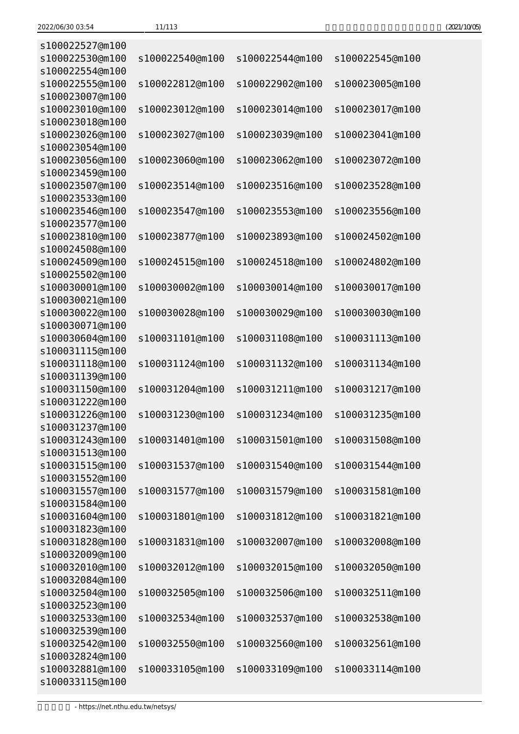```
s100022527@m100
s100022530@m100  s100022540@m100  s100022544@m100  s100022545@m100
s100022554@m100
s100022555@m100  s100022812@m100  s100022902@m100  s100023005@m100
s100023007@m100
s100023010@m100  s100023012@m100  s100023014@m100  s100023017@m100
s100023018@m100
s100023026@m100  s100023027@m100  s100023039@m100  s100023041@m100
s100023054@m100
s100023056@m100  s100023060@m100  s100023062@m100  s100023072@m100
s100023459@m100
s100023507@m100  s100023514@m100  s100023516@m100  s100023528@m100
s100023533@m100
s100023546@m100  s100023547@m100  s100023553@m100  s100023556@m100
s100023577@m100
s100023810@m100  s100023877@m100  s100023893@m100  s100024502@m100
s100024508@m100
s100024509@m100  s100024515@m100  s100024518@m100  s100024802@m100
s100025502@m100
s100030001@m100  s100030002@m100  s100030014@m100  s100030017@m100
s100030021@m100
s100030022@m100  s100030028@m100  s100030029@m100  s100030030@m100
s100030071@m100
s100030604@m100  s100031101@m100  s100031108@m100  s100031113@m100
s100031115@m100
s100031118@m100  s100031124@m100  s100031132@m100  s100031134@m100
s100031139@m100
s100031150@m100  s100031204@m100  s100031211@m100  s100031217@m100
s100031222@m100
s100031226@m100  s100031230@m100  s100031234@m100  s100031235@m100
s100031237@m100
s100031243@m100  s100031401@m100  s100031501@m100  s100031508@m100
s100031513@m100
s100031515@m100  s100031537@m100  s100031540@m100  s100031544@m100
s100031552@m100
s100031557@m100  s100031577@m100  s100031579@m100  s100031581@m100
s100031584@m100
s100031604@m100  s100031801@m100  s100031812@m100  s100031821@m100
s100031823@m100
s100031828@m100  s100031831@m100  s100032007@m100  s100032008@m100
s100032009@m100
s100032010@m100  s100032012@m100  s100032015@m100  s100032050@m100
s100032084@m100
s100032504@m100  s100032505@m100  s100032506@m100  s100032511@m100
s100032523@m100
s100032533@m100  s100032534@m100  s100032537@m100  s100032538@m100
s100032539@m100
s100032542@m100  s100032550@m100  s100032560@m100  s100032561@m100
s100032824@m100
s100032881@m100  s100033105@m100  s100033109@m100  s100033114@m100
s100033115@m100
```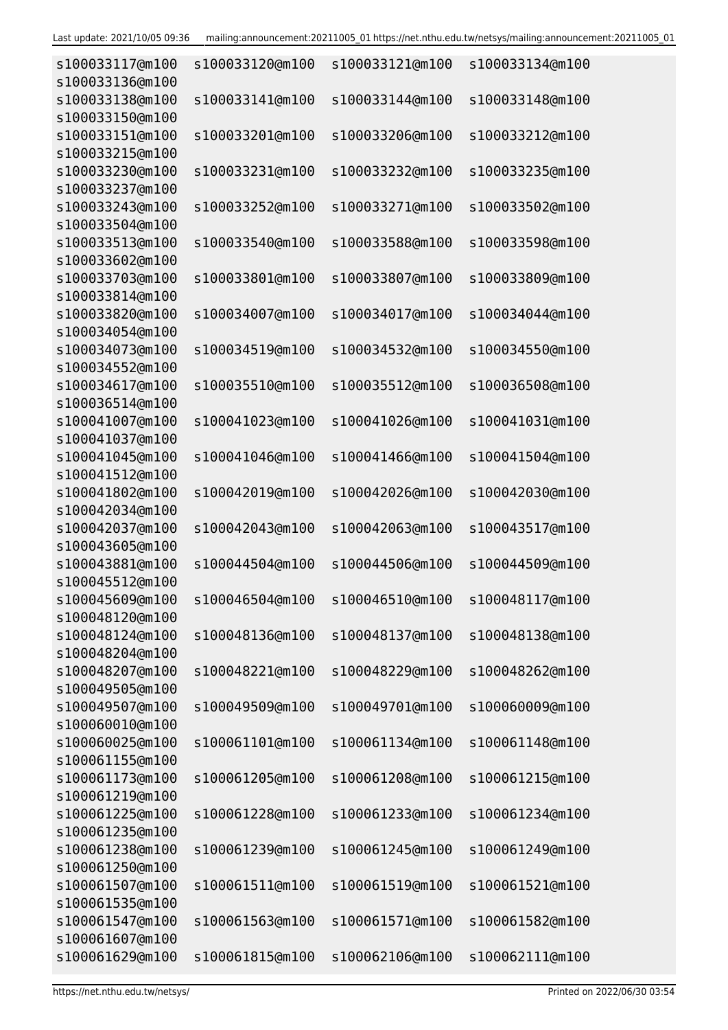```
s100033117@m100   s100033120@m100   s100033121@m100   s100033134@m100
s100033136@m100
s100033138@m100   s100033141@m100   s100033144@m100   s100033148@m100
s100033150@m100
s100033151@m100   s100033201@m100   s100033206@m100   s100033212@m100
s100033215@m100
s100033230@m100   s100033231@m100   s100033232@m100   s100033235@m100
s100033237@m100
s100033243@m100   s100033252@m100   s100033271@m100   s100033502@m100
s100033504@m100
s100033513@m100   s100033540@m100   s100033588@m100   s100033598@m100
s100033602@m100
s100033703@m100   s100033801@m100   s100033807@m100   s100033809@m100
s100033814@m100
s100033820@m100   s100034007@m100   s100034017@m100   s100034044@m100
s100034054@m100
s100034073@m100   s100034519@m100   s100034532@m100   s100034550@m100
s100034552@m100
s100034617@m100   s100035510@m100   s100035512@m100   s100036508@m100
s100036514@m100
s100041007@m100   s100041023@m100   s100041026@m100   s100041031@m100
s100041037@m100
s100041045@m100   s100041046@m100   s100041466@m100   s100041504@m100
s100041512@m100
s100041802@m100   s100042019@m100   s100042026@m100   s100042030@m100
s100042034@m100
s100042037@m100   s100042043@m100   s100042063@m100   s100043517@m100
s100043605@m100
s100043881@m100   s100044504@m100   s100044506@m100   s100044509@m100
s100045512@m100
s100045609@m100   s100046504@m100   s100046510@m100   s100048117@m100
s100048120@m100
s100048124@m100   s100048136@m100   s100048137@m100   s100048138@m100
s100048204@m100
s100048207@m100   s100048221@m100   s100048229@m100   s100048262@m100
s100049505@m100
s100049507@m100   s100049509@m100   s100049701@m100   s100060009@m100
s100060010@m100
s100060025@m100   s100061101@m100   s100061134@m100   s100061148@m100
s100061155@m100
s100061173@m100   s100061205@m100   s100061208@m100   s100061215@m100
s100061219@m100
s100061225@m100   s100061228@m100   s100061233@m100   s100061234@m100
s100061235@m100
s100061238@m100   s100061239@m100   s100061245@m100   s100061249@m100
s100061250@m100
s100061507@m100   s100061511@m100   s100061519@m100   s100061521@m100
s100061535@m100
s100061547@m100   s100061563@m100   s100061571@m100   s100061582@m100
s100061607@m100
s100061629@m100   s100061815@m100   s100062106@m100   s100062111@m100
```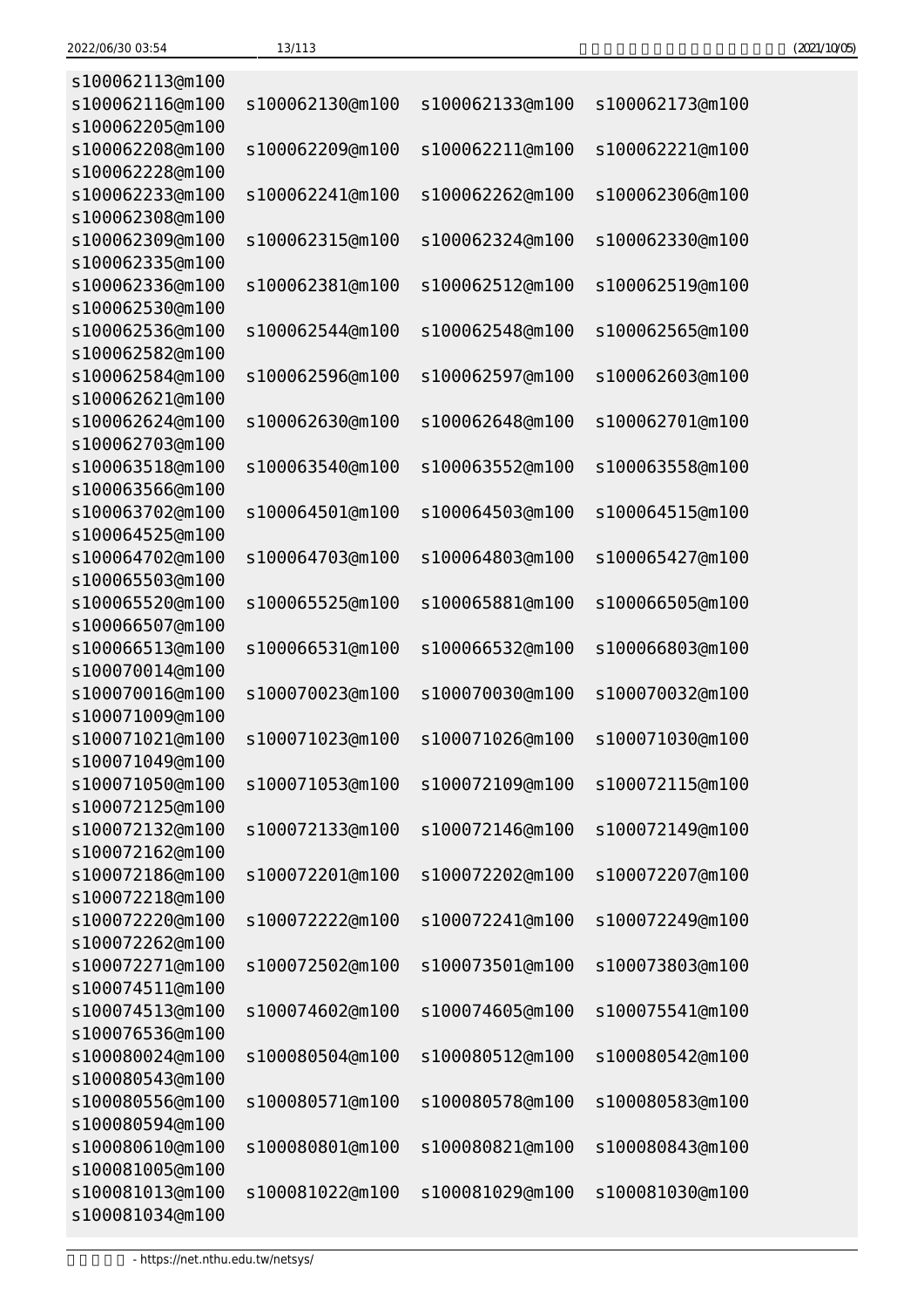```
s100062113@m100
s100062116@m100  s100062130@m100  s100062133@m100  s100062173@m100
s100062205@m100
s100062208@m100  s100062209@m100  s100062211@m100  s100062221@m100
s100062228@m100
s100062233@m100  s100062241@m100  s100062262@m100  s100062306@m100
s100062308@m100
s100062309@m100  s100062315@m100  s100062324@m100  s100062330@m100
s100062335@m100
s100062336@m100  s100062381@m100  s100062512@m100  s100062519@m100
s100062530@m100
s100062536@m100  s100062544@m100  s100062548@m100  s100062565@m100
s100062582@m100
s100062584@m100  s100062596@m100  s100062597@m100  s100062603@m100
s100062621@m100
s100062624@m100  s100062630@m100  s100062648@m100  s100062701@m100
s100062703@m100
s100063518@m100  s100063540@m100  s100063552@m100  s100063558@m100
s100063566@m100
s100063702@m100  s100064501@m100  s100064503@m100  s100064515@m100
s100064525@m100
s100064702@m100  s100064703@m100  s100064803@m100  s100065427@m100
s100065503@m100
s100065520@m100  s100065525@m100  s100065881@m100  s100066505@m100
s100066507@m100
s100066513@m100  s100066531@m100  s100066532@m100  s100066803@m100
s100070014@m100
s100070016@m100  s100070023@m100  s100070030@m100  s100070032@m100
s100071009@m100
s100071021@m100  s100071023@m100  s100071026@m100  s100071030@m100
s100071049@m100
s100071050@m100  s100071053@m100  s100072109@m100  s100072115@m100
s100072125@m100
s100072132@m100  s100072133@m100  s100072146@m100  s100072149@m100
s100072162@m100
s100072186@m100  s100072201@m100  s100072202@m100  s100072207@m100
s100072218@m100
s100072220@m100  s100072222@m100  s100072241@m100  s100072249@m100
s100072262@m100
s100072271@m100  s100072502@m100  s100073501@m100  s100073803@m100
s100074511@m100
s100074513@m100  s100074602@m100  s100074605@m100  s100075541@m100
s100076536@m100
s100080024@m100  s100080504@m100  s100080512@m100  s100080542@m100
s100080543@m100
s100080556@m100  s100080571@m100  s100080578@m100  s100080583@m100
s100080594@m100
s100080610@m100  s100080801@m100  s100080821@m100  s100080843@m100
s100081005@m100
s100081013@m100  s100081022@m100  s100081029@m100  s100081030@m100
s100081034@m100
```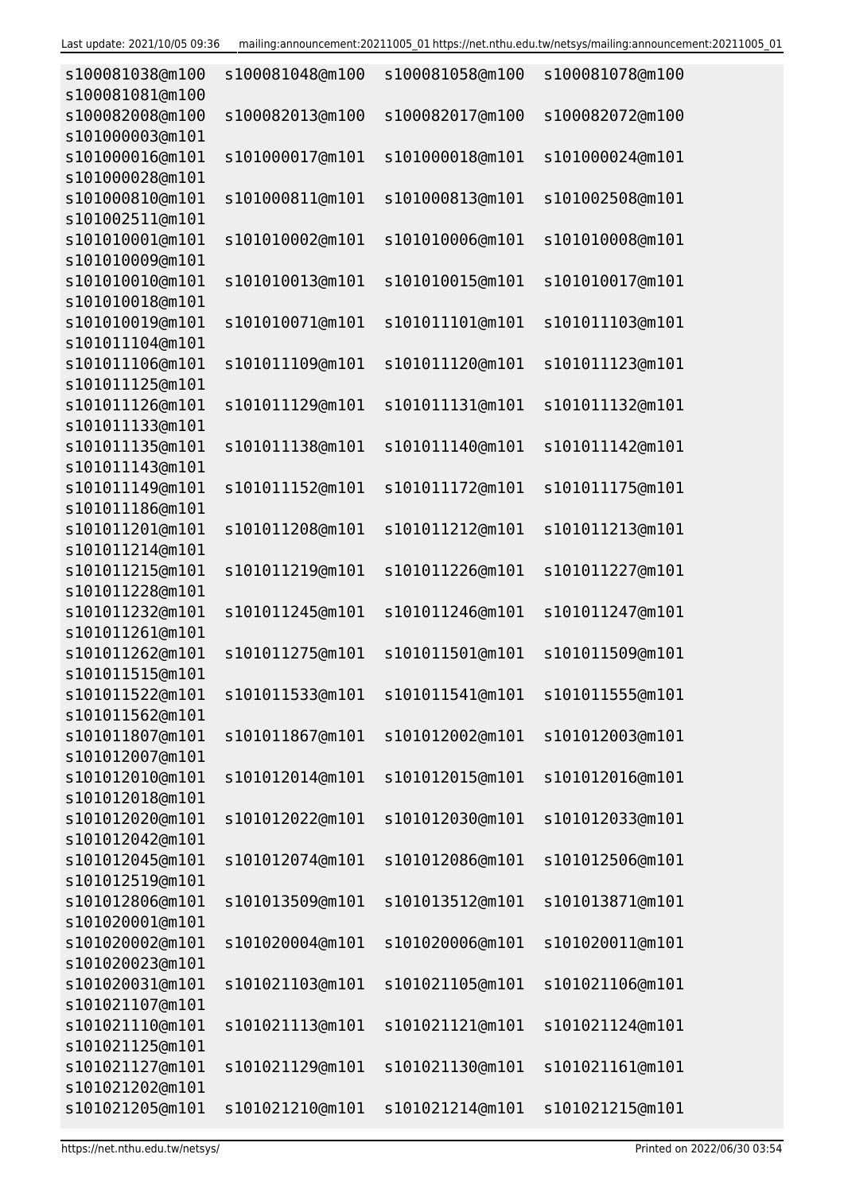```
s100081038@m100  s100081048@m100  s100081058@m100  s100081078@m100
s100081081@m100
s100082008@m100  s100082013@m100  s100082017@m100  s100082072@m100
s101000003@m101
s101000016@m101  s101000017@m101  s101000018@m101  s101000024@m101
s101000028@m101
s101000810@m101  s101000811@m101  s101000813@m101  s101002508@m101
s101002511@m101
s101010001@m101  s101010002@m101  s101010006@m101  s101010008@m101
s101010009@m101
s101010010@m101  s101010013@m101  s101010015@m101  s101010017@m101
s101010018@m101
s101010019@m101  s101010071@m101  s101011101@m101  s101011103@m101
s101011104@m101
s101011106@m101  s101011109@m101  s101011120@m101  s101011123@m101
s101011125@m101
s101011126@m101  s101011129@m101  s101011131@m101  s101011132@m101
s101011133@m101
s101011135@m101  s101011138@m101  s101011140@m101  s101011142@m101
s101011143@m101
s101011149@m101  s101011152@m101  s101011172@m101  s101011175@m101
s101011186@m101
s101011201@m101  s101011208@m101  s101011212@m101  s101011213@m101
s101011214@m101
s101011215@m101  s101011219@m101  s101011226@m101  s101011227@m101
s101011228@m101
s101011232@m101  s101011245@m101  s101011246@m101  s101011247@m101
s101011261@m101
s101011262@m101  s101011275@m101  s101011501@m101  s101011509@m101
s101011515@m101
s101011522@m101  s101011533@m101  s101011541@m101  s101011555@m101
s101011562@m101
s101011807@m101  s101011867@m101  s101012002@m101  s101012003@m101
s101012007@m101
s101012010@m101  s101012014@m101  s101012015@m101  s101012016@m101
s101012018@m101
s101012020@m101  s101012022@m101  s101012030@m101  s101012033@m101
s101012042@m101
s101012045@m101  s101012074@m101  s101012086@m101  s101012506@m101
s101012519@m101
s101012806@m101  s101013509@m101  s101013512@m101  s101013871@m101
s101020001@m101
s101020002@m101  s101020004@m101  s101020006@m101  s101020011@m101
s101020023@m101
s101020031@m101  s101021103@m101  s101021105@m101  s101021106@m101
s101021107@m101
s101021110@m101  s101021113@m101  s101021121@m101  s101021124@m101
s101021125@m101
s101021127@m101  s101021129@m101  s101021130@m101  s101021161@m101
s101021202@m101
s101021205@m101  s101021210@m101  s101021214@m101  s101021215@m101
```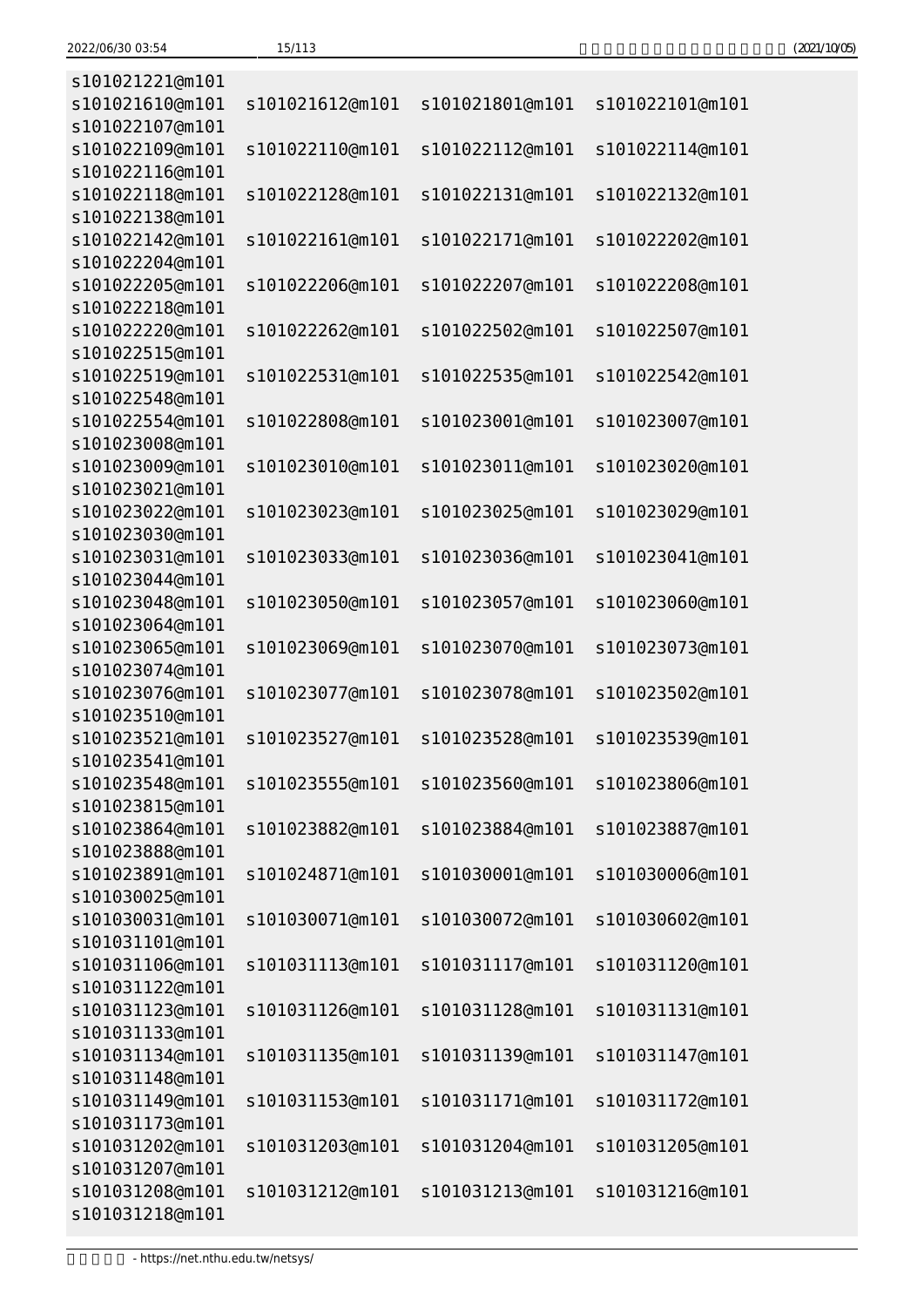```
s101021221@m101
s101021610@m101  s101021612@m101  s101021801@m101  s101022101@m101
s101022107@m101
s101022109@m101  s101022110@m101  s101022112@m101  s101022114@m101
s101022116@m101
s101022118@m101  s101022128@m101  s101022131@m101  s101022132@m101
s101022138@m101
s101022142@m101  s101022161@m101  s101022171@m101  s101022202@m101
s101022204@m101
s101022205@m101  s101022206@m101  s101022207@m101  s101022208@m101
s101022218@m101
s101022220@m101  s101022262@m101  s101022502@m101  s101022507@m101
s101022515@m101
s101022519@m101  s101022531@m101  s101022535@m101  s101022542@m101
s101022548@m101
s101022554@m101  s101022808@m101  s101023001@m101  s101023007@m101
s101023008@m101
s101023009@m101  s101023010@m101  s101023011@m101  s101023020@m101
s101023021@m101
s101023022@m101  s101023023@m101  s101023025@m101  s101023029@m101
s101023030@m101
s101023031@m101  s101023033@m101  s101023036@m101  s101023041@m101
s101023044@m101
s101023048@m101  s101023050@m101  s101023057@m101  s101023060@m101
s101023064@m101
s101023065@m101  s101023069@m101  s101023070@m101  s101023073@m101
s101023074@m101
s101023076@m101  s101023077@m101  s101023078@m101  s101023502@m101
s101023510@m101
s101023521@m101  s101023527@m101  s101023528@m101  s101023539@m101
s101023541@m101
s101023548@m101  s101023555@m101  s101023560@m101  s101023806@m101
s101023815@m101
s101023864@m101  s101023882@m101  s101023884@m101  s101023887@m101
s101023888@m101
s101023891@m101  s101024871@m101  s101030001@m101  s101030006@m101
s101030025@m101
s101030031@m101  s101030071@m101  s101030072@m101  s101030602@m101
s101031101@m101
s101031106@m101  s101031113@m101  s101031117@m101  s101031120@m101
s101031122@m101
s101031123@m101  s101031126@m101  s101031128@m101  s101031131@m101
s101031133@m101
s101031134@m101  s101031135@m101  s101031139@m101  s101031147@m101
s101031148@m101
s101031149@m101  s101031153@m101  s101031171@m101  s101031172@m101
s101031173@m101
s101031202@m101  s101031203@m101  s101031204@m101  s101031205@m101
s101031207@m101
s101031208@m101  s101031212@m101  s101031213@m101  s101031216@m101
s101031218@m101
```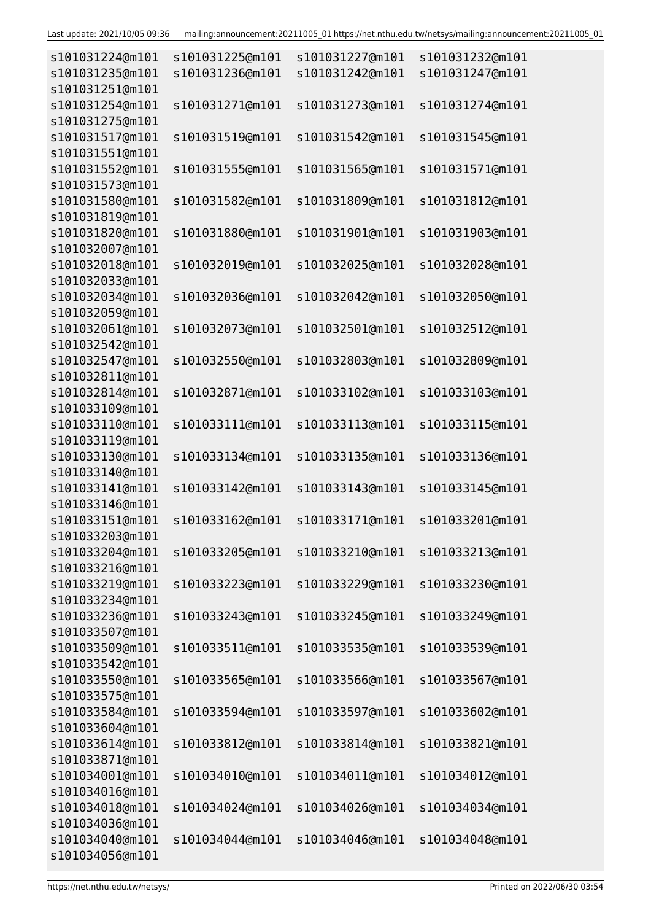```
s101031224@m101  s101031225@m101  s101031227@m101  s101031232@m101
s101031235@m101  s101031236@m101  s101031242@m101  s101031247@m101
s101031251@m101
s101031254@m101  s101031271@m101  s101031273@m101  s101031274@m101
s101031275@m101
s101031517@m101  s101031519@m101  s101031542@m101  s101031545@m101
s101031551@m101
s101031552@m101  s101031555@m101  s101031565@m101  s101031571@m101
s101031573@m101
s101031580@m101  s101031582@m101  s101031809@m101  s101031812@m101
s101031819@m101
s101031820@m101  s101031880@m101  s101031901@m101  s101031903@m101
s101032007@m101
s101032018@m101  s101032019@m101  s101032025@m101  s101032028@m101
s101032033@m101
s101032034@m101  s101032036@m101  s101032042@m101  s101032050@m101
s101032059@m101
s101032061@m101  s101032073@m101  s101032501@m101  s101032512@m101
s101032542@m101
s101032547@m101  s101032550@m101  s101032803@m101  s101032809@m101
s101032811@m101
s101032814@m101  s101032871@m101  s101033102@m101  s101033103@m101
s101033109@m101
s101033110@m101  s101033111@m101  s101033113@m101  s101033115@m101
s101033119@m101
s101033130@m101  s101033134@m101  s101033135@m101  s101033136@m101
s101033140@m101
s101033141@m101  s101033142@m101  s101033143@m101  s101033145@m101
s101033146@m101
s101033151@m101  s101033162@m101  s101033171@m101  s101033201@m101
s101033203@m101
s101033204@m101  s101033205@m101  s101033210@m101  s101033213@m101
s101033216@m101
s101033219@m101  s101033223@m101  s101033229@m101  s101033230@m101
s101033234@m101
s101033236@m101  s101033243@m101  s101033245@m101  s101033249@m101
s101033507@m101
s101033509@m101  s101033511@m101  s101033535@m101  s101033539@m101
s101033542@m101
s101033550@m101  s101033565@m101  s101033566@m101  s101033567@m101
s101033575@m101
s101033584@m101  s101033594@m101  s101033597@m101  s101033602@m101
s101033604@m101
s101033614@m101  s101033812@m101  s101033814@m101  s101033821@m101
s101033871@m101
s101034001@m101  s101034010@m101  s101034011@m101  s101034012@m101
s101034016@m101
s101034018@m101  s101034024@m101  s101034026@m101  s101034034@m101
s101034036@m101
s101034040@m101  s101034044@m101  s101034046@m101  s101034048@m101
s101034056@m101
```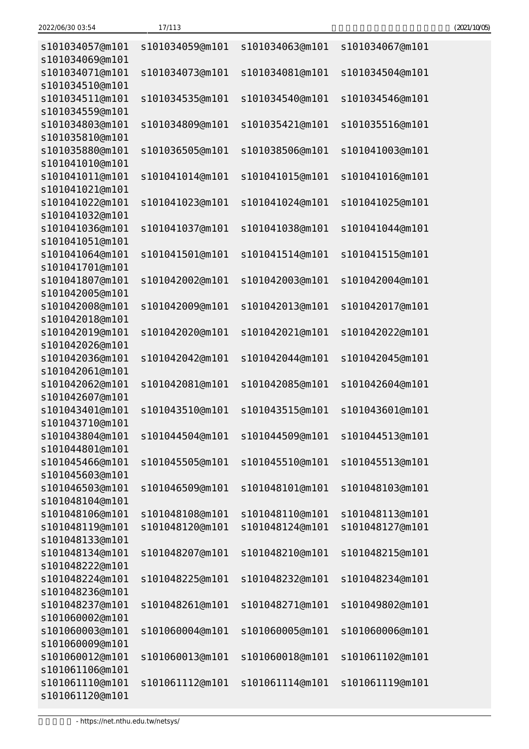```
s101034057@m101  s101034059@m101  s101034063@m101  s101034067@m101
s101034069@m101
s101034071@m101  s101034073@m101  s101034081@m101  s101034504@m101
s101034510@m101
s101034511@m101  s101034535@m101  s101034540@m101  s101034546@m101
s101034559@m101
s101034803@m101  s101034809@m101  s101035421@m101  s101035516@m101
s101035810@m101
s101035880@m101  s101036505@m101  s101038506@m101  s101041003@m101
s101041010@m101
s101041011@m101  s101041014@m101  s101041015@m101  s101041016@m101
s101041021@m101
s101041022@m101  s101041023@m101  s101041024@m101  s101041025@m101
s101041032@m101
s101041036@m101  s101041037@m101  s101041038@m101  s101041044@m101
s101041051@m101
s101041064@m101  s101041501@m101  s101041514@m101  s101041515@m101
s101041701@m101
s101041807@m101  s101042002@m101  s101042003@m101  s101042004@m101
s101042005@m101
s101042008@m101  s101042009@m101  s101042013@m101  s101042017@m101
s101042018@m101
s101042019@m101  s101042020@m101  s101042021@m101  s101042022@m101
s101042026@m101
s101042036@m101  s101042042@m101  s101042044@m101  s101042045@m101
s101042061@m101
s101042062@m101  s101042081@m101  s101042085@m101  s101042604@m101
s101042607@m101
s101043401@m101  s101043510@m101  s101043515@m101  s101043601@m101
s101043710@m101
s101043804@m101  s101044504@m101  s101044509@m101  s101044513@m101
s101044801@m101
s101045466@m101  s101045505@m101  s101045510@m101  s101045513@m101
s101045603@m101
s101046503@m101  s101046509@m101  s101048101@m101  s101048103@m101
s101048104@m101
s101048106@m101  s101048108@m101  s101048110@m101  s101048113@m101
s101048119@m101  s101048120@m101  s101048124@m101  s101048127@m101
s101048133@m101
s101048134@m101  s101048207@m101  s101048210@m101  s101048215@m101
s101048222@m101
s101048224@m101  s101048225@m101  s101048232@m101  s101048234@m101
s101048236@m101
s101048237@m101  s101048261@m101  s101048271@m101  s101049802@m101
s101060002@m101
s101060003@m101  s101060004@m101  s101060005@m101  s101060006@m101
s101060009@m101
s101060012@m101  s101060013@m101  s101060018@m101  s101061102@m101
s101061106@m101
s101061110@m101  s101061112@m101  s101061114@m101  s101061119@m101
s101061120@m101
```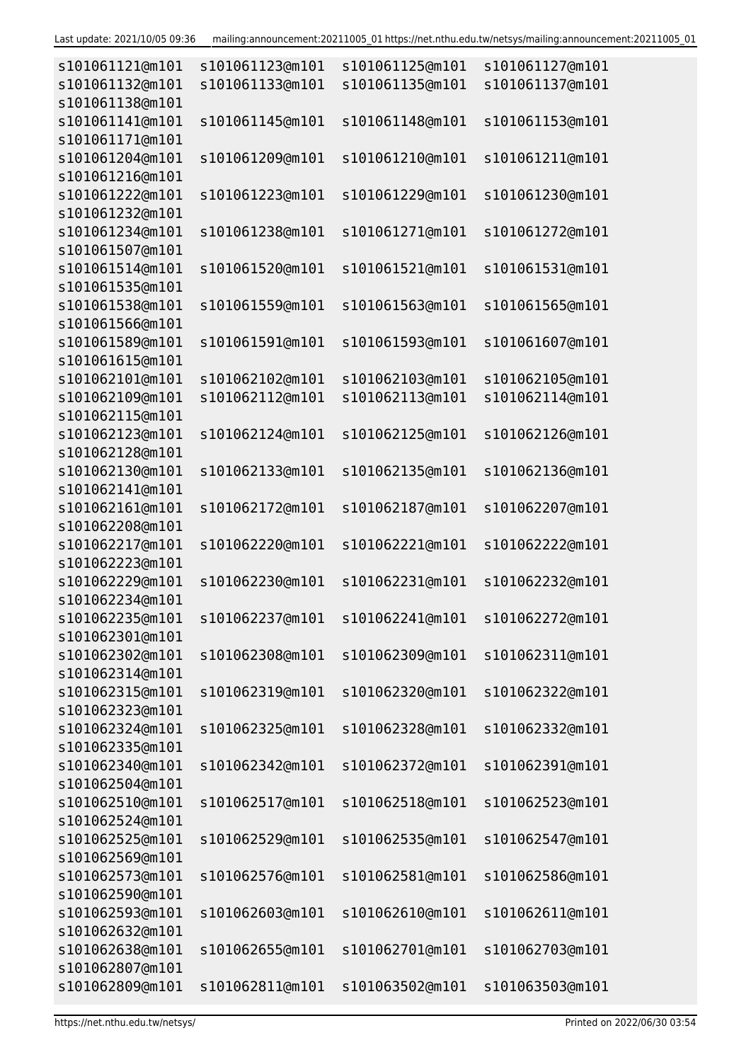```
s101061121@m101  s101061123@m101  s101061125@m101  s101061127@m101
s101061132@m101  s101061133@m101  s101061135@m101  s101061137@m101
s101061138@m101
s101061141@m101  s101061145@m101  s101061148@m101  s101061153@m101
s101061171@m101
s101061204@m101  s101061209@m101  s101061210@m101  s101061211@m101
s101061216@m101
s101061222@m101  s101061223@m101  s101061229@m101  s101061230@m101
s101061232@m101
s101061234@m101  s101061238@m101  s101061271@m101  s101061272@m101
s101061507@m101
s101061514@m101  s101061520@m101  s101061521@m101  s101061531@m101
s101061535@m101
s101061538@m101  s101061559@m101  s101061563@m101  s101061565@m101
s101061566@m101
s101061589@m101  s101061591@m101  s101061593@m101  s101061607@m101
s101061615@m101
s101062101@m101  s101062102@m101  s101062103@m101  s101062105@m101
s101062109@m101  s101062112@m101  s101062113@m101  s101062114@m101
s101062115@m101
s101062123@m101  s101062124@m101  s101062125@m101  s101062126@m101
s101062128@m101
s101062130@m101  s101062133@m101  s101062135@m101  s101062136@m101
s101062141@m101
s101062161@m101  s101062172@m101  s101062187@m101  s101062207@m101
s101062208@m101
s101062217@m101  s101062220@m101  s101062221@m101  s101062222@m101
s101062223@m101
s101062229@m101  s101062230@m101  s101062231@m101  s101062232@m101
s101062234@m101
s101062235@m101  s101062237@m101  s101062241@m101  s101062272@m101
s101062301@m101
s101062302@m101  s101062308@m101  s101062309@m101  s101062311@m101
s101062314@m101
s101062315@m101  s101062319@m101  s101062320@m101  s101062322@m101
s101062323@m101
s101062324@m101  s101062325@m101  s101062328@m101  s101062332@m101
s101062335@m101
s101062340@m101  s101062342@m101  s101062372@m101  s101062391@m101
s101062504@m101
s101062510@m101  s101062517@m101  s101062518@m101  s101062523@m101
s101062524@m101
s101062525@m101  s101062529@m101  s101062535@m101  s101062547@m101
s101062569@m101
s101062573@m101  s101062576@m101  s101062581@m101  s101062586@m101
s101062590@m101
s101062593@m101  s101062603@m101  s101062610@m101  s101062611@m101
s101062632@m101
s101062638@m101  s101062655@m101  s101062701@m101  s101062703@m101
s101062807@m101
s101062809@m101  s101062811@m101  s101063502@m101  s101063503@m101
```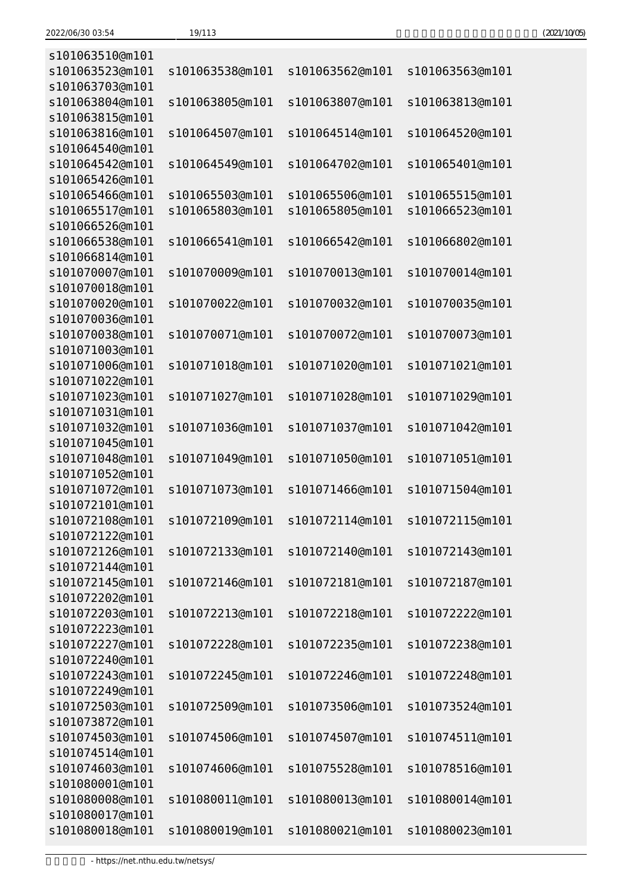```
s101063510@m101
s101063523@m101  s101063538@m101  s101063562@m101  s101063563@m101
s101063703@m101
s101063804@m101  s101063805@m101  s101063807@m101  s101063813@m101
s101063815@m101
s101063816@m101  s101064507@m101  s101064514@m101  s101064520@m101
s101064540@m101
s101064542@m101  s101064549@m101  s101064702@m101  s101065401@m101
s101065426@m101
s101065466@m101  s101065503@m101  s101065506@m101  s101065515@m101
s101065517@m101  s101065803@m101  s101065805@m101  s101066523@m101
s101066526@m101
s101066538@m101  s101066541@m101  s101066542@m101  s101066802@m101
s101066814@m101
s101070007@m101  s101070009@m101  s101070013@m101  s101070014@m101
s101070018@m101
s101070020@m101  s101070022@m101  s101070032@m101  s101070035@m101
s101070036@m101
s101070038@m101  s101070071@m101  s101070072@m101  s101070073@m101
s101071003@m101
s101071006@m101  s101071018@m101  s101071020@m101  s101071021@m101
s101071022@m101
s101071023@m101  s101071027@m101  s101071028@m101  s101071029@m101
s101071031@m101
s101071032@m101  s101071036@m101  s101071037@m101  s101071042@m101
s101071045@m101
s101071048@m101  s101071049@m101  s101071050@m101  s101071051@m101
s101071052@m101
s101071072@m101  s101071073@m101  s101071466@m101  s101071504@m101
s101072101@m101
s101072108@m101  s101072109@m101  s101072114@m101  s101072115@m101
s101072122@m101
s101072126@m101  s101072133@m101  s101072140@m101  s101072143@m101
s101072144@m101
s101072145@m101  s101072146@m101  s101072181@m101  s101072187@m101
s101072202@m101
s101072203@m101  s101072213@m101  s101072218@m101  s101072222@m101
s101072223@m101
s101072227@m101  s101072228@m101  s101072235@m101  s101072238@m101
s101072240@m101
s101072243@m101  s101072245@m101  s101072246@m101  s101072248@m101
s101072249@m101
s101072503@m101  s101072509@m101  s101073506@m101  s101073524@m101
s101073872@m101
s101074503@m101  s101074506@m101  s101074507@m101  s101074511@m101
s101074514@m101
s101074603@m101  s101074606@m101  s101075528@m101  s101078516@m101
s101080001@m101
s101080008@m101  s101080011@m101  s101080013@m101  s101080014@m101
s101080017@m101
s101080018@m101  s101080019@m101  s101080021@m101  s101080023@m101
```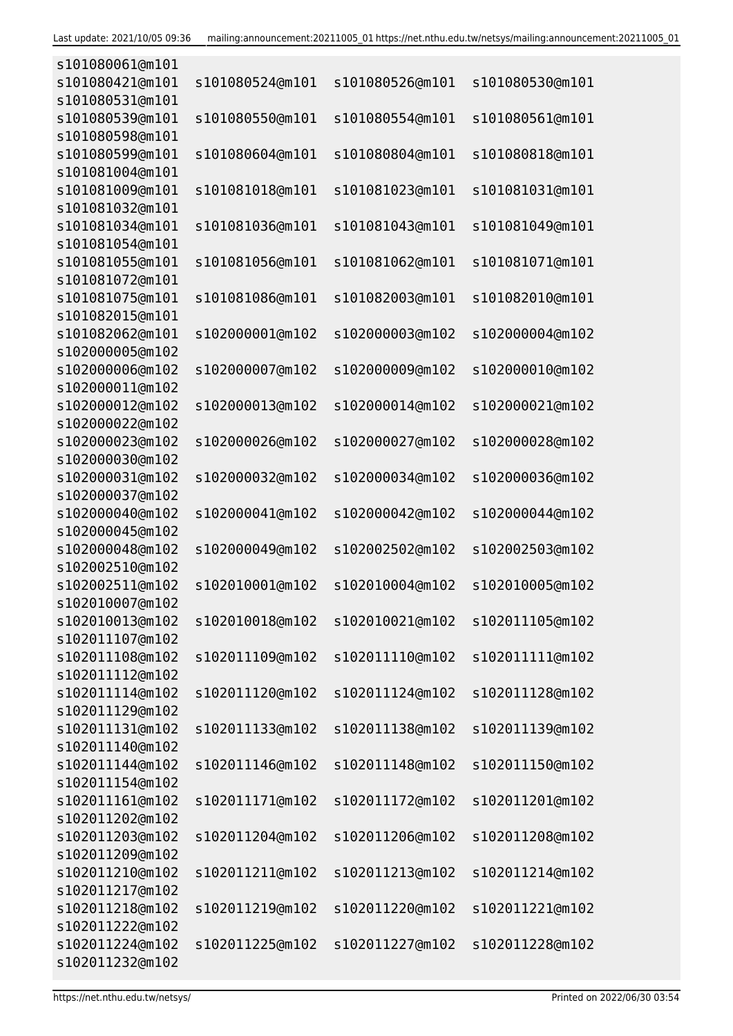```
s101080061@m101
s101080421@m101   s101080524@m101   s101080526@m101   s101080530@m101
s101080531@m101
s101080539@m101   s101080550@m101   s101080554@m101   s101080561@m101
s101080598@m101
s101080599@m101   s101080604@m101   s101080804@m101   s101080818@m101
s101081004@m101
s101081009@m101   s101081018@m101   s101081023@m101   s101081031@m101
s101081032@m101
s101081034@m101   s101081036@m101   s101081043@m101   s101081049@m101
s101081054@m101
s101081055@m101   s101081056@m101   s101081062@m101   s101081071@m101
s101081072@m101
s101081075@m101   s101081086@m101   s101082003@m101   s101082010@m101
s101082015@m101
s101082062@m101   s102000001@m102   s102000003@m102   s102000004@m102
s102000005@m102
s102000006@m102   s102000007@m102   s102000009@m102   s102000010@m102
s102000011@m102
s102000012@m102   s102000013@m102   s102000014@m102   s102000021@m102
s102000022@m102
s102000023@m102   s102000026@m102   s102000027@m102   s102000028@m102
s102000030@m102
s102000031@m102   s102000032@m102   s102000034@m102   s102000036@m102
s102000037@m102
s102000040@m102   s102000041@m102   s102000042@m102   s102000044@m102
s102000045@m102
s102000048@m102   s102000049@m102   s102002502@m102   s102002503@m102
s102002510@m102
s102002511@m102   s102010001@m102   s102010004@m102   s102010005@m102
s102010007@m102
s102010013@m102   s102010018@m102   s102010021@m102   s102011105@m102
s102011107@m102
s102011108@m102   s102011109@m102   s102011110@m102   s102011111@m102
s102011112@m102
s102011114@m102   s102011120@m102   s102011124@m102   s102011128@m102
s102011129@m102
s102011131@m102   s102011133@m102   s102011138@m102   s102011139@m102
s102011140@m102
s102011144@m102   s102011146@m102   s102011148@m102   s102011150@m102
s102011154@m102
s102011161@m102   s102011171@m102   s102011172@m102   s102011201@m102
s102011202@m102
s102011203@m102   s102011204@m102   s102011206@m102   s102011208@m102
s102011209@m102
s102011210@m102   s102011211@m102   s102011213@m102   s102011214@m102
s102011217@m102
s102011218@m102   s102011219@m102   s102011220@m102   s102011221@m102
s102011222@m102
s102011224@m102   s102011225@m102   s102011227@m102   s102011228@m102
s102011232@m102
```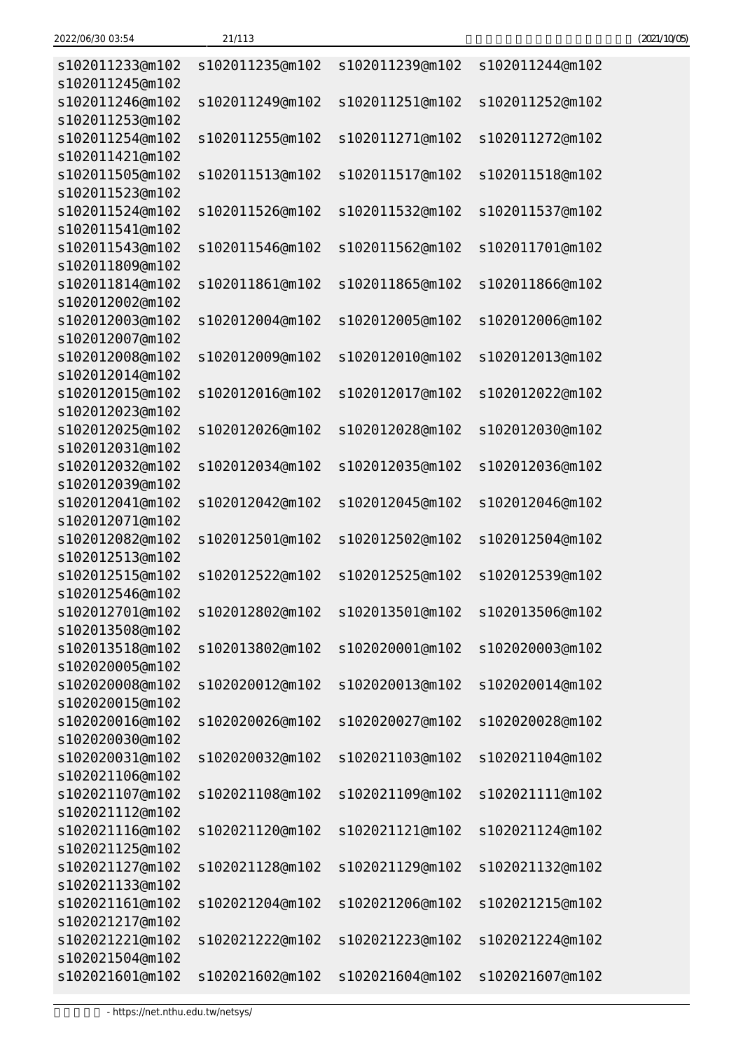```
s102011233@m102  s102011235@m102  s102011239@m102  s102011244@m102
s102011245@m102
s102011246@m102  s102011249@m102  s102011251@m102  s102011252@m102
s102011253@m102
s102011254@m102  s102011255@m102  s102011271@m102  s102011272@m102
s102011421@m102
s102011505@m102  s102011513@m102  s102011517@m102  s102011518@m102
s102011523@m102
s102011524@m102  s102011526@m102  s102011532@m102  s102011537@m102
s102011541@m102
s102011543@m102  s102011546@m102  s102011562@m102  s102011701@m102
s102011809@m102
s102011814@m102  s102011861@m102  s102011865@m102  s102011866@m102
s102012002@m102
s102012003@m102  s102012004@m102  s102012005@m102  s102012006@m102
s102012007@m102
s102012008@m102  s102012009@m102  s102012010@m102  s102012013@m102
s102012014@m102
s102012015@m102  s102012016@m102  s102012017@m102  s102012022@m102
s102012023@m102
s102012025@m102  s102012026@m102  s102012028@m102  s102012030@m102
s102012031@m102
s102012032@m102  s102012034@m102  s102012035@m102  s102012036@m102
s102012039@m102
s102012041@m102  s102012042@m102  s102012045@m102  s102012046@m102
s102012071@m102
s102012082@m102  s102012501@m102  s102012502@m102  s102012504@m102
s102012513@m102
s102012515@m102  s102012522@m102  s102012525@m102  s102012539@m102
s102012546@m102
s102012701@m102  s102012802@m102  s102013501@m102  s102013506@m102
s102013508@m102
s102013518@m102  s102013802@m102  s102020001@m102  s102020003@m102
s102020005@m102
s102020008@m102  s102020012@m102  s102020013@m102  s102020014@m102
s102020015@m102
s102020016@m102  s102020026@m102  s102020027@m102  s102020028@m102
s102020030@m102
s102020031@m102  s102020032@m102  s102021103@m102  s102021104@m102
s102021106@m102
s102021107@m102  s102021108@m102  s102021109@m102  s102021111@m102
s102021112@m102
s102021116@m102  s102021120@m102  s102021121@m102  s102021124@m102
s102021125@m102
s102021127@m102  s102021128@m102  s102021129@m102  s102021132@m102
s102021133@m102
s102021161@m102  s102021204@m102  s102021206@m102  s102021215@m102
s102021217@m102
s102021221@m102  s102021222@m102  s102021223@m102  s102021224@m102
s102021504@m102
s102021601@m102  s102021602@m102  s102021604@m102  s102021607@m102
```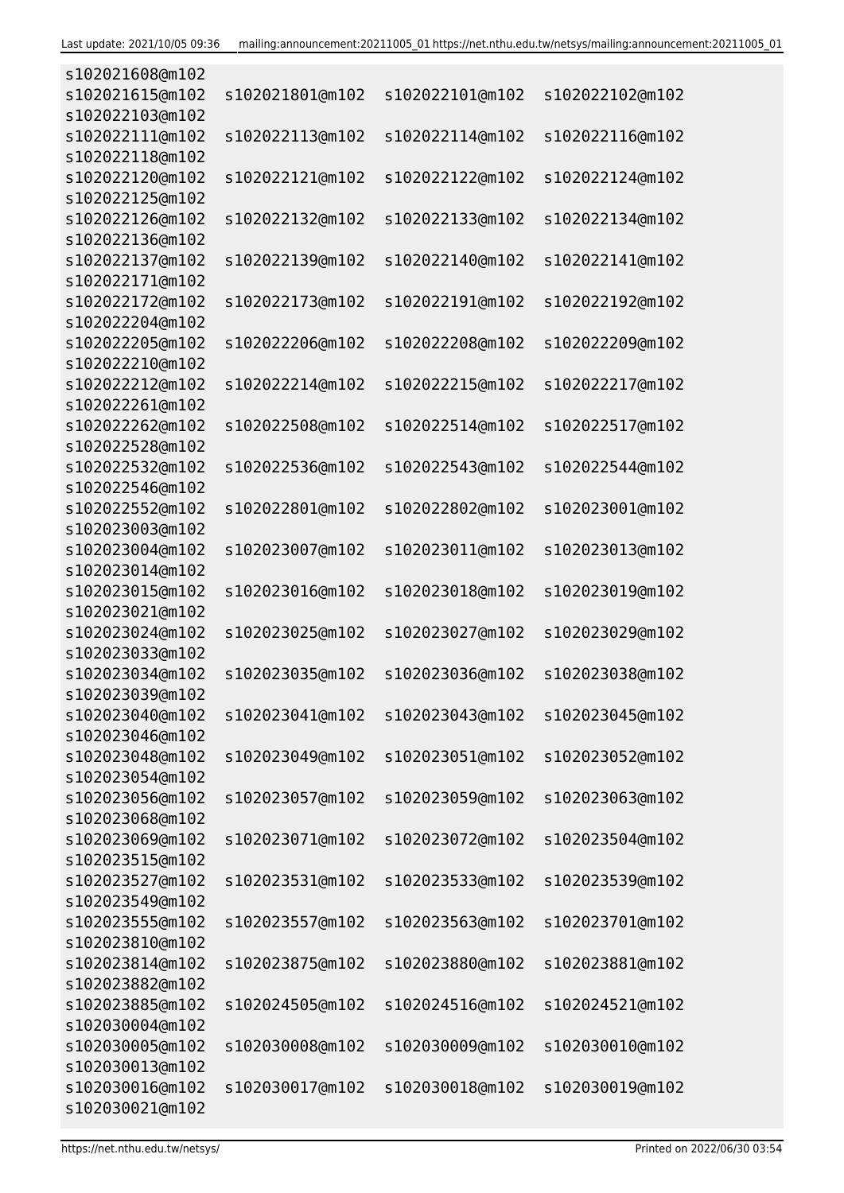```
s102021608@m102
s102021615@m102   s102021801@m102   s102022101@m102   s102022102@m102
s102022103@m102
s102022111@m102   s102022113@m102   s102022114@m102   s102022116@m102
s102022118@m102
s102022120@m102   s102022121@m102   s102022122@m102   s102022124@m102
s102022125@m102
s102022126@m102   s102022132@m102   s102022133@m102   s102022134@m102
s102022136@m102
s102022137@m102   s102022139@m102   s102022140@m102   s102022141@m102
s102022171@m102
s102022172@m102   s102022173@m102   s102022191@m102   s102022192@m102
s102022204@m102
s102022205@m102   s102022206@m102   s102022208@m102   s102022209@m102
s102022210@m102
s102022212@m102   s102022214@m102   s102022215@m102   s102022217@m102
s102022261@m102
s102022262@m102   s102022508@m102   s102022514@m102   s102022517@m102
s102022528@m102
s102022532@m102   s102022536@m102   s102022543@m102   s102022544@m102
s102022546@m102
s102022552@m102   s102022801@m102   s102022802@m102   s102023001@m102
s102023003@m102
s102023004@m102   s102023007@m102   s102023011@m102   s102023013@m102
s102023014@m102
s102023015@m102   s102023016@m102   s102023018@m102   s102023019@m102
s102023021@m102
s102023024@m102   s102023025@m102   s102023027@m102   s102023029@m102
s102023033@m102
s102023034@m102   s102023035@m102   s102023036@m102   s102023038@m102
s102023039@m102
s102023040@m102   s102023041@m102   s102023043@m102   s102023045@m102
s102023046@m102
s102023048@m102   s102023049@m102   s102023051@m102   s102023052@m102
s102023054@m102
s102023056@m102   s102023057@m102   s102023059@m102   s102023063@m102
s102023068@m102
s102023069@m102   s102023071@m102   s102023072@m102   s102023504@m102
s102023515@m102
s102023527@m102   s102023531@m102   s102023533@m102   s102023539@m102
s102023549@m102
s102023555@m102   s102023557@m102   s102023563@m102   s102023701@m102
s102023810@m102
s102023814@m102   s102023875@m102   s102023880@m102   s102023881@m102
s102023882@m102
s102023885@m102   s102024505@m102   s102024516@m102   s102024521@m102
s102030004@m102
s102030005@m102   s102030008@m102   s102030009@m102   s102030010@m102
s102030013@m102
s102030016@m102   s102030017@m102   s102030018@m102   s102030019@m102
s102030021@m102
```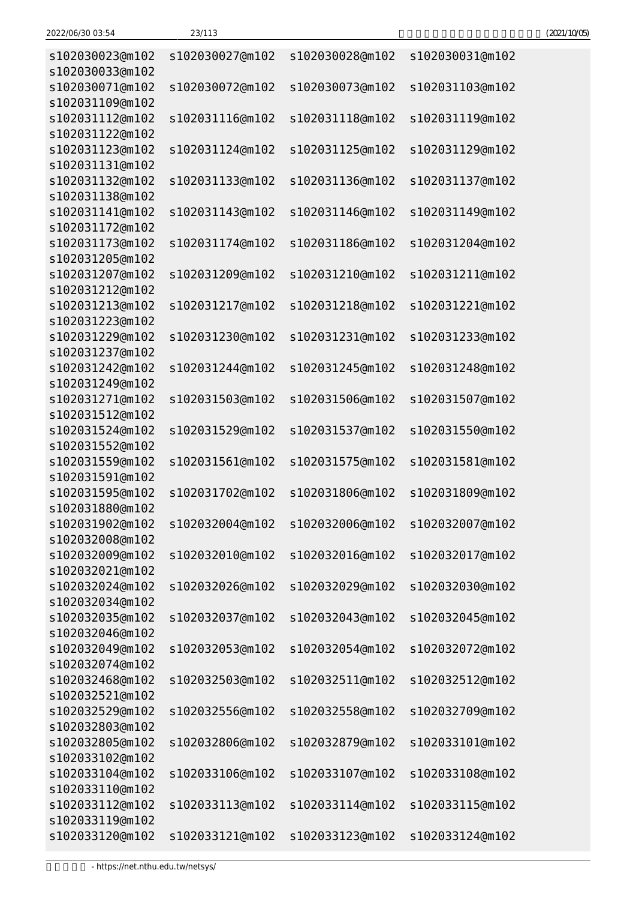```
s102030023@m102  s102030027@m102  s102030028@m102  s102030031@m102
s102030033@m102
s102030071@m102  s102030072@m102  s102030073@m102  s102031103@m102
s102031109@m102
s102031112@m102  s102031116@m102  s102031118@m102  s102031119@m102
s102031122@m102
s102031123@m102  s102031124@m102  s102031125@m102  s102031129@m102
s102031131@m102
s102031132@m102  s102031133@m102  s102031136@m102  s102031137@m102
s102031138@m102
s102031141@m102  s102031143@m102  s102031146@m102  s102031149@m102
s102031172@m102
s102031173@m102  s102031174@m102  s102031186@m102  s102031204@m102
s102031205@m102
s102031207@m102  s102031209@m102  s102031210@m102  s102031211@m102
s102031212@m102
s102031213@m102  s102031217@m102  s102031218@m102  s102031221@m102
s102031223@m102
s102031229@m102  s102031230@m102  s102031231@m102  s102031233@m102
s102031237@m102
s102031242@m102  s102031244@m102  s102031245@m102  s102031248@m102
s102031249@m102
s102031271@m102  s102031503@m102  s102031506@m102  s102031507@m102
s102031512@m102
s102031524@m102  s102031529@m102  s102031537@m102  s102031550@m102
s102031552@m102
s102031559@m102  s102031561@m102  s102031575@m102  s102031581@m102
s102031591@m102
s102031595@m102  s102031702@m102  s102031806@m102  s102031809@m102
s102031880@m102
s102031902@m102  s102032004@m102  s102032006@m102  s102032007@m102
s102032008@m102
s102032009@m102  s102032010@m102  s102032016@m102  s102032017@m102
s102032021@m102
s102032024@m102  s102032026@m102  s102032029@m102  s102032030@m102
s102032034@m102
s102032035@m102  s102032037@m102  s102032043@m102  s102032045@m102
s102032046@m102
s102032049@m102  s102032053@m102  s102032054@m102  s102032072@m102
s102032074@m102
s102032468@m102  s102032503@m102  s102032511@m102  s102032512@m102
s102032521@m102
s102032529@m102  s102032556@m102  s102032558@m102  s102032709@m102
s102032803@m102
s102032805@m102  s102032806@m102  s102032879@m102  s102033101@m102
s102033102@m102
s102033104@m102  s102033106@m102  s102033107@m102  s102033108@m102
s102033110@m102
s102033112@m102  s102033113@m102  s102033114@m102  s102033115@m102
s102033119@m102
s102033120@m102  s102033121@m102  s102033123@m102  s102033124@m102
```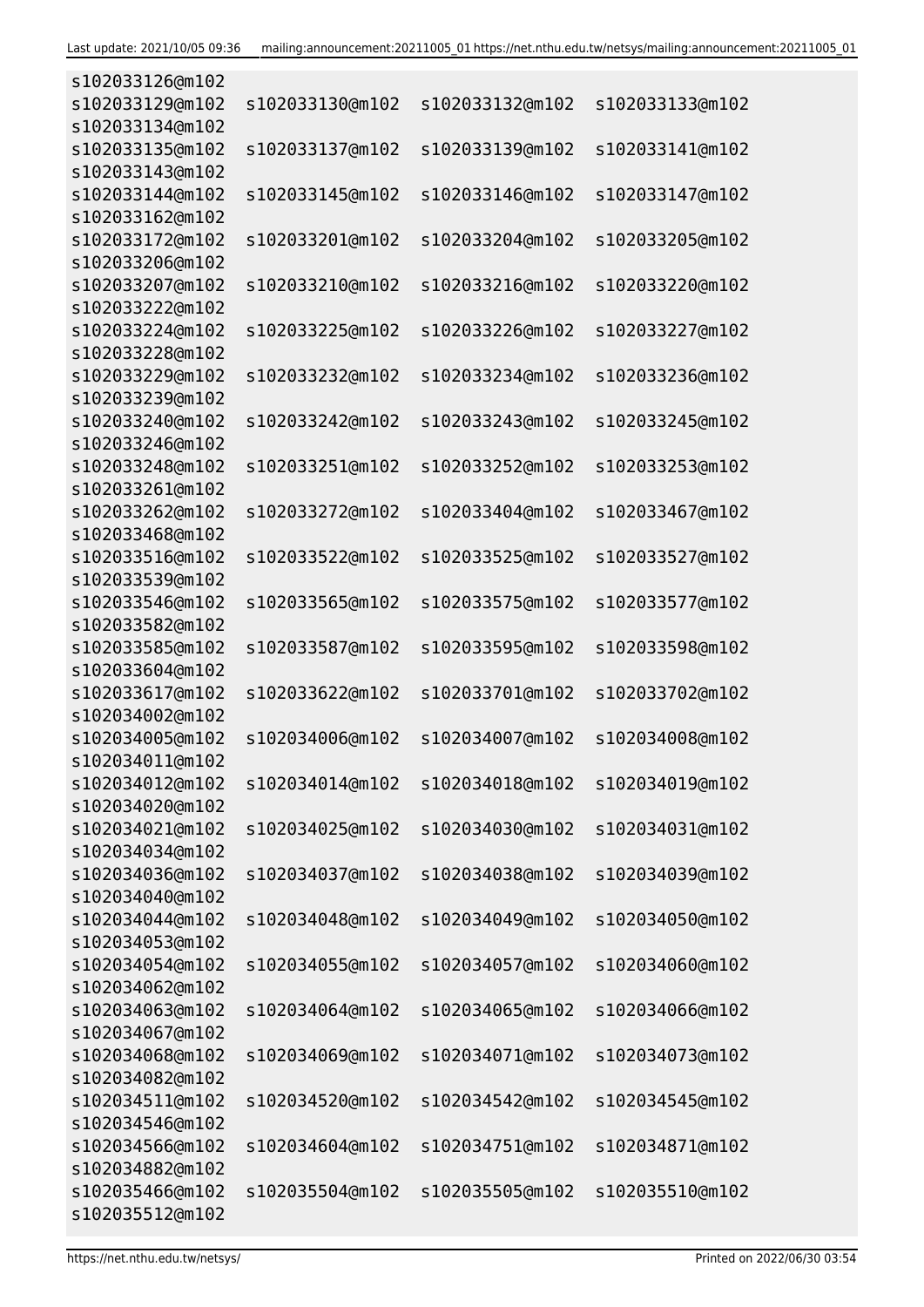```
s102033126@m102
s102033129@m102  s102033130@m102  s102033132@m102  s102033133@m102
s102033134@m102
s102033135@m102  s102033137@m102  s102033139@m102  s102033141@m102
s102033143@m102
s102033144@m102  s102033145@m102  s102033146@m102  s102033147@m102
s102033162@m102
s102033172@m102  s102033201@m102  s102033204@m102  s102033205@m102
s102033206@m102
s102033207@m102  s102033210@m102  s102033216@m102  s102033220@m102
s102033222@m102
s102033224@m102  s102033225@m102  s102033226@m102  s102033227@m102
s102033228@m102
s102033229@m102  s102033232@m102  s102033234@m102  s102033236@m102
s102033239@m102
s102033240@m102  s102033242@m102  s102033243@m102  s102033245@m102
s102033246@m102
s102033248@m102  s102033251@m102  s102033252@m102  s102033253@m102
s102033261@m102
s102033262@m102  s102033272@m102  s102033404@m102  s102033467@m102
s102033468@m102
s102033516@m102  s102033522@m102  s102033525@m102  s102033527@m102
s102033539@m102
s102033546@m102  s102033565@m102  s102033575@m102  s102033577@m102
s102033582@m102
s102033585@m102  s102033587@m102  s102033595@m102  s102033598@m102
s102033604@m102
s102033617@m102  s102033622@m102  s102033701@m102  s102033702@m102
s102034002@m102
s102034005@m102  s102034006@m102  s102034007@m102  s102034008@m102
s102034011@m102
s102034012@m102  s102034014@m102  s102034018@m102  s102034019@m102
s102034020@m102
s102034021@m102  s102034025@m102  s102034030@m102  s102034031@m102
s102034034@m102
s102034036@m102  s102034037@m102  s102034038@m102  s102034039@m102
s102034040@m102
s102034044@m102  s102034048@m102  s102034049@m102  s102034050@m102
s102034053@m102
s102034054@m102  s102034055@m102  s102034057@m102  s102034060@m102
s102034062@m102
s102034063@m102  s102034064@m102  s102034065@m102  s102034066@m102
s102034067@m102
s102034068@m102  s102034069@m102  s102034071@m102  s102034073@m102
s102034082@m102
s102034511@m102  s102034520@m102  s102034542@m102  s102034545@m102
s102034546@m102
s102034566@m102  s102034604@m102  s102034751@m102  s102034871@m102
s102034882@m102
s102035466@m102  s102035504@m102  s102035505@m102  s102035510@m102
s102035512@m102
```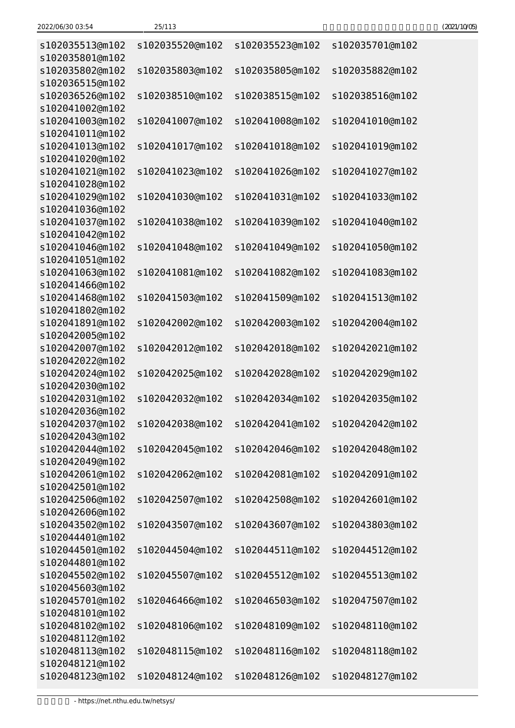```
s102035513@m102  s102035520@m102  s102035523@m102  s102035701@m102
s102035801@m102
s102035802@m102  s102035803@m102  s102035805@m102  s102035882@m102
s102036515@m102
s102036526@m102  s102038510@m102  s102038515@m102  s102038516@m102
s102041002@m102
s102041003@m102  s102041007@m102  s102041008@m102  s102041010@m102
s102041011@m102
s102041013@m102  s102041017@m102  s102041018@m102  s102041019@m102
s102041020@m102
s102041021@m102  s102041023@m102  s102041026@m102  s102041027@m102
s102041028@m102
s102041029@m102  s102041030@m102  s102041031@m102  s102041033@m102
s102041036@m102
s102041037@m102  s102041038@m102  s102041039@m102  s102041040@m102
s102041042@m102
s102041046@m102  s102041048@m102  s102041049@m102  s102041050@m102
s102041051@m102
s102041063@m102  s102041081@m102  s102041082@m102  s102041083@m102
s102041466@m102
s102041468@m102  s102041503@m102  s102041509@m102  s102041513@m102
s102041802@m102
s102041891@m102  s102042002@m102  s102042003@m102  s102042004@m102
s102042005@m102
s102042007@m102  s102042012@m102  s102042018@m102  s102042021@m102
s102042022@m102
s102042024@m102  s102042025@m102  s102042028@m102  s102042029@m102
s102042030@m102
s102042031@m102  s102042032@m102  s102042034@m102  s102042035@m102
s102042036@m102
s102042037@m102  s102042038@m102  s102042041@m102  s102042042@m102
s102042043@m102
s102042044@m102  s102042045@m102  s102042046@m102  s102042048@m102
s102042049@m102
s102042061@m102  s102042062@m102  s102042081@m102  s102042091@m102
s102042501@m102
s102042506@m102  s102042507@m102  s102042508@m102  s102042601@m102
s102042606@m102
s102043502@m102  s102043507@m102  s102043607@m102  s102043803@m102
s102044401@m102
s102044501@m102  s102044504@m102  s102044511@m102  s102044512@m102
s102044801@m102
s102045502@m102  s102045507@m102  s102045512@m102  s102045513@m102
s102045603@m102
s102045701@m102  s102046466@m102  s102046503@m102  s102047507@m102
s102048101@m102
s102048102@m102  s102048106@m102  s102048109@m102  s102048110@m102
s102048112@m102
s102048113@m102  s102048115@m102  s102048116@m102  s102048118@m102
s102048121@m102
s102048123@m102  s102048124@m102  s102048126@m102  s102048127@m102
```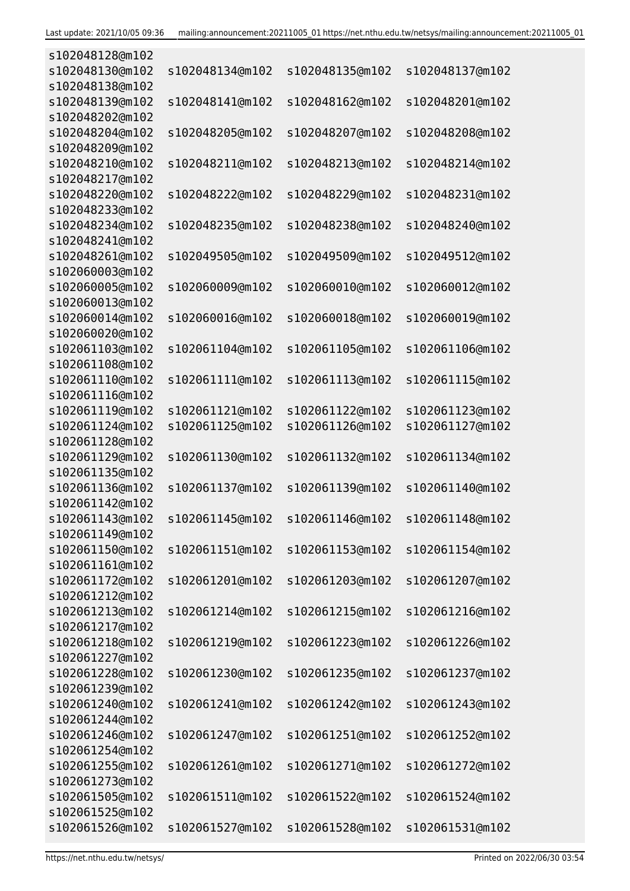```
s102048128@m102
s102048130@m102   s102048134@m102   s102048135@m102   s102048137@m102
s102048138@m102
s102048139@m102   s102048141@m102   s102048162@m102   s102048201@m102
s102048202@m102
s102048204@m102   s102048205@m102   s102048207@m102   s102048208@m102
s102048209@m102
s102048210@m102   s102048211@m102   s102048213@m102   s102048214@m102
s102048217@m102
s102048220@m102   s102048222@m102   s102048229@m102   s102048231@m102
s102048233@m102
s102048234@m102   s102048235@m102   s102048238@m102   s102048240@m102
s102048241@m102
s102048261@m102   s102049505@m102   s102049509@m102   s102049512@m102
s102060003@m102
s102060005@m102   s102060009@m102   s102060010@m102   s102060012@m102
s102060013@m102
s102060014@m102   s102060016@m102   s102060018@m102   s102060019@m102
s102060020@m102
s102061103@m102   s102061104@m102   s102061105@m102   s102061106@m102
s102061108@m102
s102061110@m102   s102061111@m102   s102061113@m102   s102061115@m102
s102061116@m102
s102061119@m102   s102061121@m102   s102061122@m102   s102061123@m102
s102061124@m102   s102061125@m102   s102061126@m102   s102061127@m102
s102061128@m102
s102061129@m102   s102061130@m102   s102061132@m102   s102061134@m102
s102061135@m102
s102061136@m102   s102061137@m102   s102061139@m102   s102061140@m102
s102061142@m102
s102061143@m102   s102061145@m102   s102061146@m102   s102061148@m102
s102061149@m102
s102061150@m102   s102061151@m102   s102061153@m102   s102061154@m102
s102061161@m102
s102061172@m102   s102061201@m102   s102061203@m102   s102061207@m102
s102061212@m102
s102061213@m102   s102061214@m102   s102061215@m102   s102061216@m102
s102061217@m102
s102061218@m102   s102061219@m102   s102061223@m102   s102061226@m102
s102061227@m102
s102061228@m102   s102061230@m102   s102061235@m102   s102061237@m102
s102061239@m102
s102061240@m102   s102061241@m102   s102061242@m102   s102061243@m102
s102061244@m102
s102061246@m102   s102061247@m102   s102061251@m102   s102061252@m102
s102061254@m102
s102061255@m102   s102061261@m102   s102061271@m102   s102061272@m102
s102061273@m102
s102061505@m102   s102061511@m102   s102061522@m102   s102061524@m102
s102061525@m102
s102061526@m102   s102061527@m102   s102061528@m102   s102061531@m102
```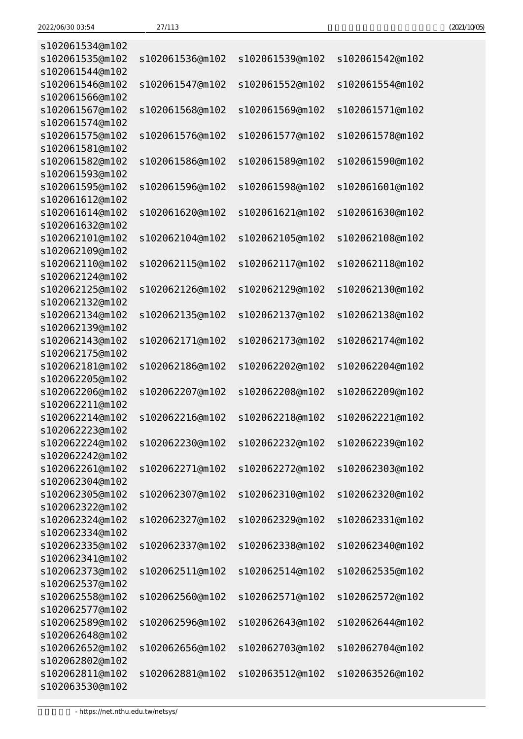```
s102061534@m102
s102061535@m102  s102061536@m102  s102061539@m102  s102061542@m102
s102061544@m102
s102061546@m102  s102061547@m102  s102061552@m102  s102061554@m102
s102061566@m102
s102061567@m102  s102061568@m102  s102061569@m102  s102061571@m102
s102061574@m102
s102061575@m102  s102061576@m102  s102061577@m102  s102061578@m102
s102061581@m102
s102061582@m102  s102061586@m102  s102061589@m102  s102061590@m102
s102061593@m102
s102061595@m102  s102061596@m102  s102061598@m102  s102061601@m102
s102061612@m102
s102061614@m102  s102061620@m102  s102061621@m102  s102061630@m102
s102061632@m102
s102062101@m102  s102062104@m102  s102062105@m102  s102062108@m102
s102062109@m102
s102062110@m102  s102062115@m102  s102062117@m102  s102062118@m102
s102062124@m102
s102062125@m102  s102062126@m102  s102062129@m102  s102062130@m102
s102062132@m102
s102062134@m102  s102062135@m102  s102062137@m102  s102062138@m102
s102062139@m102
s102062143@m102  s102062171@m102  s102062173@m102  s102062174@m102
s102062175@m102
s102062181@m102  s102062186@m102  s102062202@m102  s102062204@m102
s102062205@m102
s102062206@m102  s102062207@m102  s102062208@m102  s102062209@m102
s102062211@m102
s102062214@m102  s102062216@m102  s102062218@m102  s102062221@m102
s102062223@m102
s102062224@m102  s102062230@m102  s102062232@m102  s102062239@m102
s102062242@m102
s102062261@m102  s102062271@m102  s102062272@m102  s102062303@m102
s102062304@m102
s102062305@m102  s102062307@m102  s102062310@m102  s102062320@m102
s102062322@m102
s102062324@m102  s102062327@m102  s102062329@m102  s102062331@m102
s102062334@m102
s102062335@m102  s102062337@m102  s102062338@m102  s102062340@m102
s102062341@m102
s102062373@m102  s102062511@m102  s102062514@m102  s102062535@m102
s102062537@m102
s102062558@m102  s102062560@m102  s102062571@m102  s102062572@m102
s102062577@m102
s102062589@m102  s102062596@m102  s102062643@m102  s102062644@m102
s102062648@m102
s102062652@m102  s102062656@m102  s102062703@m102  s102062704@m102
s102062802@m102
s102062811@m102  s102062881@m102  s102063512@m102  s102063526@m102
s102063530@m102
```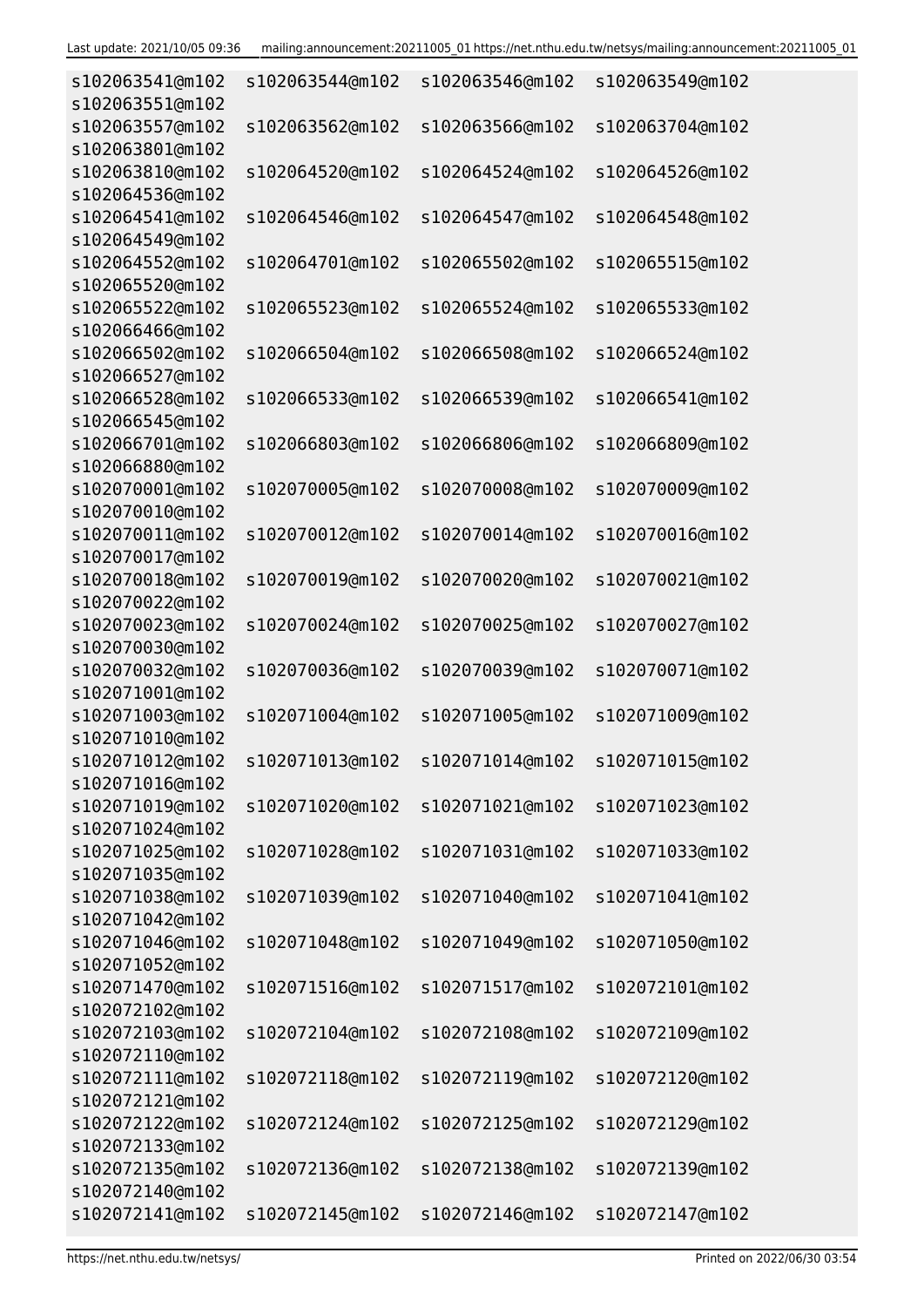```
s102063541@m102  s102063544@m102  s102063546@m102  s102063549@m102
s102063551@m102
s102063557@m102  s102063562@m102  s102063566@m102  s102063704@m102
s102063801@m102
s102063810@m102  s102064520@m102  s102064524@m102  s102064526@m102
s102064536@m102
s102064541@m102  s102064546@m102  s102064547@m102  s102064548@m102
s102064549@m102
s102064552@m102  s102064701@m102  s102065502@m102  s102065515@m102
s102065520@m102
s102065522@m102  s102065523@m102  s102065524@m102  s102065533@m102
s102066466@m102
s102066502@m102  s102066504@m102  s102066508@m102  s102066524@m102
s102066527@m102
s102066528@m102  s102066533@m102  s102066539@m102  s102066541@m102
s102066545@m102
s102066701@m102  s102066803@m102  s102066806@m102  s102066809@m102
s102066880@m102
s102070001@m102  s102070005@m102  s102070008@m102  s102070009@m102
s102070010@m102
s102070011@m102  s102070012@m102  s102070014@m102  s102070016@m102
s102070017@m102
s102070018@m102  s102070019@m102  s102070020@m102  s102070021@m102
s102070022@m102
s102070023@m102  s102070024@m102  s102070025@m102  s102070027@m102
s102070030@m102
s102070032@m102  s102070036@m102  s102070039@m102  s102070071@m102
s102071001@m102
s102071003@m102  s102071004@m102  s102071005@m102  s102071009@m102
s102071010@m102
s102071012@m102  s102071013@m102  s102071014@m102  s102071015@m102
s102071016@m102
s102071019@m102  s102071020@m102  s102071021@m102  s102071023@m102
s102071024@m102
s102071025@m102  s102071028@m102  s102071031@m102  s102071033@m102
s102071035@m102
s102071038@m102  s102071039@m102  s102071040@m102  s102071041@m102
s102071042@m102
s102071046@m102  s102071048@m102  s102071049@m102  s102071050@m102
s102071052@m102
s102071470@m102  s102071516@m102  s102071517@m102  s102072101@m102
s102072102@m102
s102072103@m102  s102072104@m102  s102072108@m102  s102072109@m102
s102072110@m102
s102072111@m102  s102072118@m102  s102072119@m102  s102072120@m102
s102072121@m102
s102072122@m102  s102072124@m102  s102072125@m102  s102072129@m102
s102072133@m102
s102072135@m102  s102072136@m102  s102072138@m102  s102072139@m102
s102072140@m102
s102072141@m102  s102072145@m102  s102072146@m102  s102072147@m102
```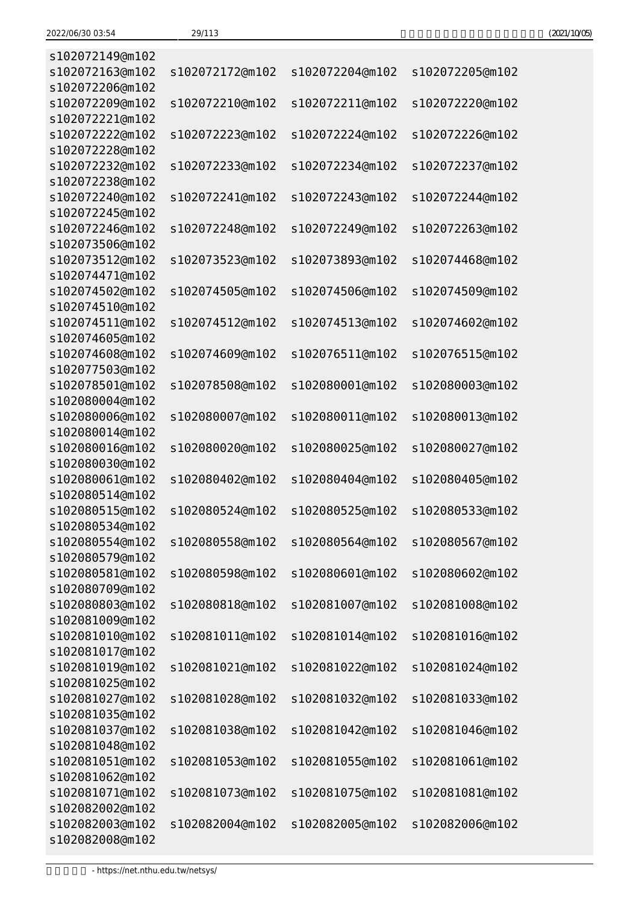```
s102072149@m102
s102072163@m102  s102072172@m102  s102072204@m102  s102072205@m102
s102072206@m102
s102072209@m102  s102072210@m102  s102072211@m102  s102072220@m102
s102072221@m102
s102072222@m102  s102072223@m102  s102072224@m102  s102072226@m102
s102072228@m102
s102072232@m102  s102072233@m102  s102072234@m102  s102072237@m102
s102072238@m102
s102072240@m102  s102072241@m102  s102072243@m102  s102072244@m102
s102072245@m102
s102072246@m102  s102072248@m102  s102072249@m102  s102072263@m102
s102073506@m102
s102073512@m102  s102073523@m102  s102073893@m102  s102074468@m102
s102074471@m102
s102074502@m102  s102074505@m102  s102074506@m102  s102074509@m102
s102074510@m102
s102074511@m102  s102074512@m102  s102074513@m102  s102074602@m102
s102074605@m102
s102074608@m102  s102074609@m102  s102076511@m102  s102076515@m102
s102077503@m102
s102078501@m102  s102078508@m102  s102080001@m102  s102080003@m102
s102080004@m102
s102080006@m102  s102080007@m102  s102080011@m102  s102080013@m102
s102080014@m102
s102080016@m102  s102080020@m102  s102080025@m102  s102080027@m102
s102080030@m102
s102080061@m102  s102080402@m102  s102080404@m102  s102080405@m102
s102080514@m102
s102080515@m102  s102080524@m102  s102080525@m102  s102080533@m102
s102080534@m102
s102080554@m102  s102080558@m102  s102080564@m102  s102080567@m102
s102080579@m102
s102080581@m102  s102080598@m102  s102080601@m102  s102080602@m102
s102080709@m102
s102080803@m102  s102080818@m102  s102081007@m102  s102081008@m102
s102081009@m102
s102081010@m102  s102081011@m102  s102081014@m102  s102081016@m102
s102081017@m102
s102081019@m102  s102081021@m102  s102081022@m102  s102081024@m102
s102081025@m102
s102081027@m102  s102081028@m102  s102081032@m102  s102081033@m102
s102081035@m102
s102081037@m102  s102081038@m102  s102081042@m102  s102081046@m102
s102081048@m102
s102081051@m102  s102081053@m102  s102081055@m102  s102081061@m102
s102081062@m102
s102081071@m102  s102081073@m102  s102081075@m102  s102081081@m102
s102082002@m102
s102082003@m102  s102082004@m102  s102082005@m102  s102082006@m102
s102082008@m102
```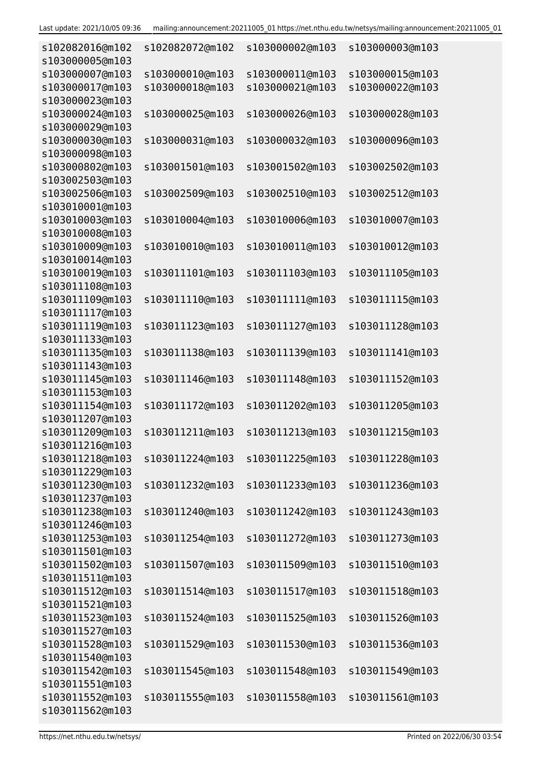```
s102082016@m102  s102082072@m102  s103000002@m103  s103000003@m103
s103000005@m103
s103000007@m103  s103000010@m103  s103000011@m103  s103000015@m103
s103000017@m103  s103000018@m103  s103000021@m103  s103000022@m103
s103000023@m103
s103000024@m103  s103000025@m103  s103000026@m103  s103000028@m103
s103000029@m103
s103000030@m103  s103000031@m103  s103000032@m103  s103000096@m103
s103000098@m103
s103000802@m103  s103001501@m103  s103001502@m103  s103002502@m103
s103002503@m103
s103002506@m103  s103002509@m103  s103002510@m103  s103002512@m103
s103010001@m103
s103010003@m103  s103010004@m103  s103010006@m103  s103010007@m103
s103010008@m103
s103010009@m103  s103010010@m103  s103010011@m103  s103010012@m103
s103010014@m103
s103010019@m103  s103011101@m103  s103011103@m103  s103011105@m103
s103011108@m103
s103011109@m103  s103011110@m103  s103011111@m103  s103011115@m103
s103011117@m103
s103011119@m103  s103011123@m103  s103011127@m103  s103011128@m103
s103011133@m103
s103011135@m103  s103011138@m103  s103011139@m103  s103011141@m103
s103011143@m103
s103011145@m103  s103011146@m103  s103011148@m103  s103011152@m103
s103011153@m103
s103011154@m103  s103011172@m103  s103011202@m103  s103011205@m103
s103011207@m103
s103011209@m103  s103011211@m103  s103011213@m103  s103011215@m103
s103011216@m103
s103011218@m103  s103011224@m103  s103011225@m103  s103011228@m103
s103011229@m103
s103011230@m103  s103011232@m103  s103011233@m103  s103011236@m103
s103011237@m103
s103011238@m103  s103011240@m103  s103011242@m103  s103011243@m103
s103011246@m103
s103011253@m103  s103011254@m103  s103011272@m103  s103011273@m103
s103011501@m103
s103011502@m103  s103011507@m103  s103011509@m103  s103011510@m103
s103011511@m103
s103011512@m103  s103011514@m103  s103011517@m103  s103011518@m103
s103011521@m103
s103011523@m103  s103011524@m103  s103011525@m103  s103011526@m103
s103011527@m103
s103011528@m103  s103011529@m103  s103011530@m103  s103011536@m103
s103011540@m103
s103011542@m103  s103011545@m103  s103011548@m103  s103011549@m103
s103011551@m103
s103011552@m103  s103011555@m103  s103011558@m103  s103011561@m103
s103011562@m103
```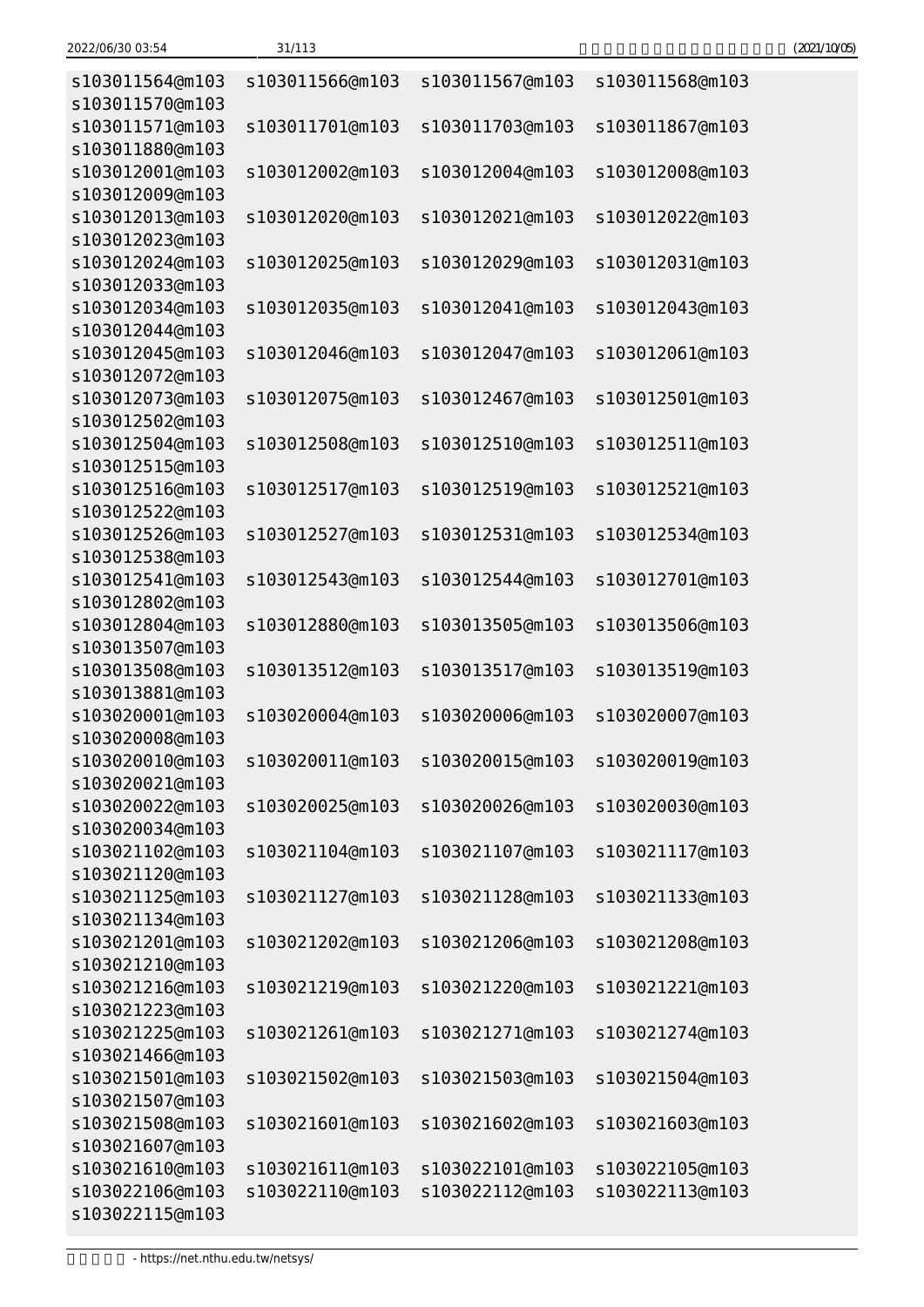```
s103011564@m103  s103011566@m103  s103011567@m103  s103011568@m103
s103011570@m103
s103011571@m103  s103011701@m103  s103011703@m103  s103011867@m103
s103011880@m103
s103012001@m103  s103012002@m103  s103012004@m103  s103012008@m103
s103012009@m103
s103012013@m103  s103012020@m103  s103012021@m103  s103012022@m103
s103012023@m103
s103012024@m103  s103012025@m103  s103012029@m103  s103012031@m103
s103012033@m103
s103012034@m103  s103012035@m103  s103012041@m103  s103012043@m103
s103012044@m103
s103012045@m103  s103012046@m103  s103012047@m103  s103012061@m103
s103012072@m103
s103012073@m103  s103012075@m103  s103012467@m103  s103012501@m103
s103012502@m103
s103012504@m103  s103012508@m103  s103012510@m103  s103012511@m103
s103012515@m103
s103012516@m103  s103012517@m103  s103012519@m103  s103012521@m103
s103012522@m103
s103012526@m103  s103012527@m103  s103012531@m103  s103012534@m103
s103012538@m103
s103012541@m103  s103012543@m103  s103012544@m103  s103012701@m103
s103012802@m103
s103012804@m103  s103012880@m103  s103013505@m103  s103013506@m103
s103013507@m103
s103013508@m103  s103013512@m103  s103013517@m103  s103013519@m103
s103013881@m103
s103020001@m103  s103020004@m103  s103020006@m103  s103020007@m103
s103020008@m103
s103020010@m103  s103020011@m103  s103020015@m103  s103020019@m103
s103020021@m103
s103020022@m103  s103020025@m103  s103020026@m103  s103020030@m103
s103020034@m103
s103021102@m103  s103021104@m103  s103021107@m103  s103021117@m103
s103021120@m103
s103021125@m103  s103021127@m103  s103021128@m103  s103021133@m103
s103021134@m103
s103021201@m103  s103021202@m103  s103021206@m103  s103021208@m103
s103021210@m103
s103021216@m103  s103021219@m103  s103021220@m103  s103021221@m103
s103021223@m103
s103021225@m103  s103021261@m103  s103021271@m103  s103021274@m103
s103021466@m103
s103021501@m103  s103021502@m103  s103021503@m103  s103021504@m103
s103021507@m103
s103021508@m103  s103021601@m103  s103021602@m103  s103021603@m103
s103021607@m103
s103021610@m103  s103021611@m103  s103022101@m103  s103022105@m103
s103022106@m103  s103022110@m103  s103022112@m103  s103022113@m103
s103022115@m103
```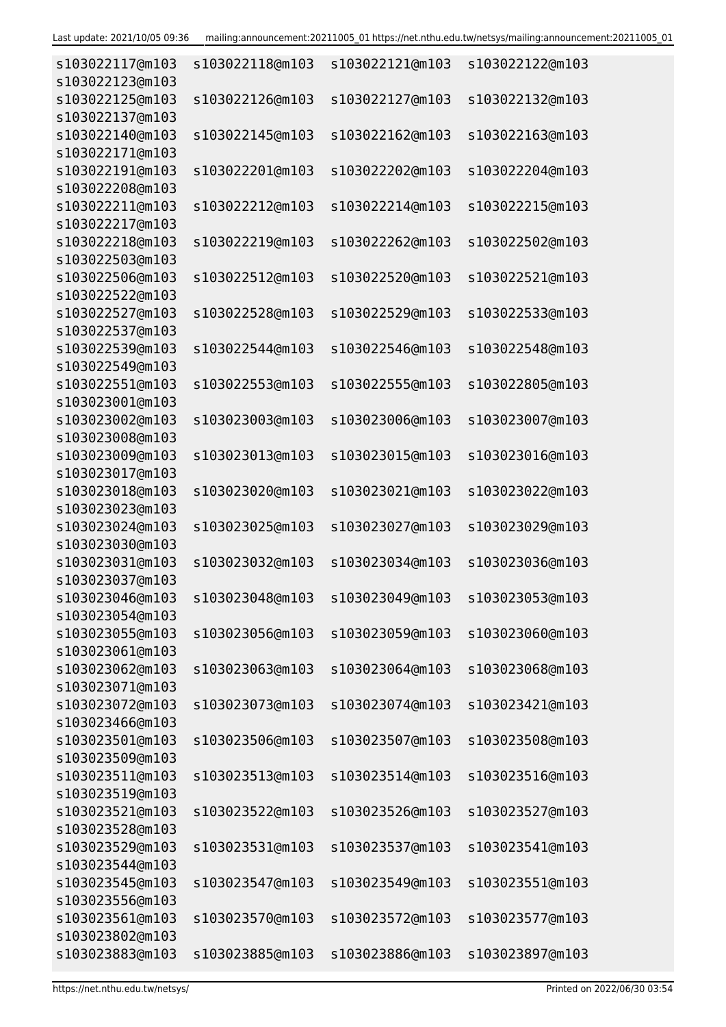```
s103022117@m103  s103022118@m103  s103022121@m103  s103022122@m103
s103022123@m103
s103022125@m103  s103022126@m103  s103022127@m103  s103022132@m103
s103022137@m103
s103022140@m103  s103022145@m103  s103022162@m103  s103022163@m103
s103022171@m103
s103022191@m103  s103022201@m103  s103022202@m103  s103022204@m103
s103022208@m103
s103022211@m103  s103022212@m103  s103022214@m103  s103022215@m103
s103022217@m103
s103022218@m103  s103022219@m103  s103022262@m103  s103022502@m103
s103022503@m103
s103022506@m103  s103022512@m103  s103022520@m103  s103022521@m103
s103022522@m103
s103022527@m103  s103022528@m103  s103022529@m103  s103022533@m103
s103022537@m103
s103022539@m103  s103022544@m103  s103022546@m103  s103022548@m103
s103022549@m103
s103022551@m103  s103022553@m103  s103022555@m103  s103022805@m103
s103023001@m103
s103023002@m103  s103023003@m103  s103023006@m103  s103023007@m103
s103023008@m103
s103023009@m103  s103023013@m103  s103023015@m103  s103023016@m103
s103023017@m103
s103023018@m103  s103023020@m103  s103023021@m103  s103023022@m103
s103023023@m103
s103023024@m103  s103023025@m103  s103023027@m103  s103023029@m103
s103023030@m103
s103023031@m103  s103023032@m103  s103023034@m103  s103023036@m103
s103023037@m103
s103023046@m103  s103023048@m103  s103023049@m103  s103023053@m103
s103023054@m103
s103023055@m103  s103023056@m103  s103023059@m103  s103023060@m103
s103023061@m103
s103023062@m103  s103023063@m103  s103023064@m103  s103023068@m103
s103023071@m103
s103023072@m103  s103023073@m103  s103023074@m103  s103023421@m103
s103023466@m103
s103023501@m103  s103023506@m103  s103023507@m103  s103023508@m103
s103023509@m103
s103023511@m103  s103023513@m103  s103023514@m103  s103023516@m103
s103023519@m103
s103023521@m103  s103023522@m103  s103023526@m103  s103023527@m103
s103023528@m103
s103023529@m103  s103023531@m103  s103023537@m103  s103023541@m103
s103023544@m103
s103023545@m103  s103023547@m103  s103023549@m103  s103023551@m103
s103023556@m103
s103023561@m103  s103023570@m103  s103023572@m103  s103023577@m103
s103023802@m103
s103023883@m103  s103023885@m103  s103023886@m103  s103023897@m103
```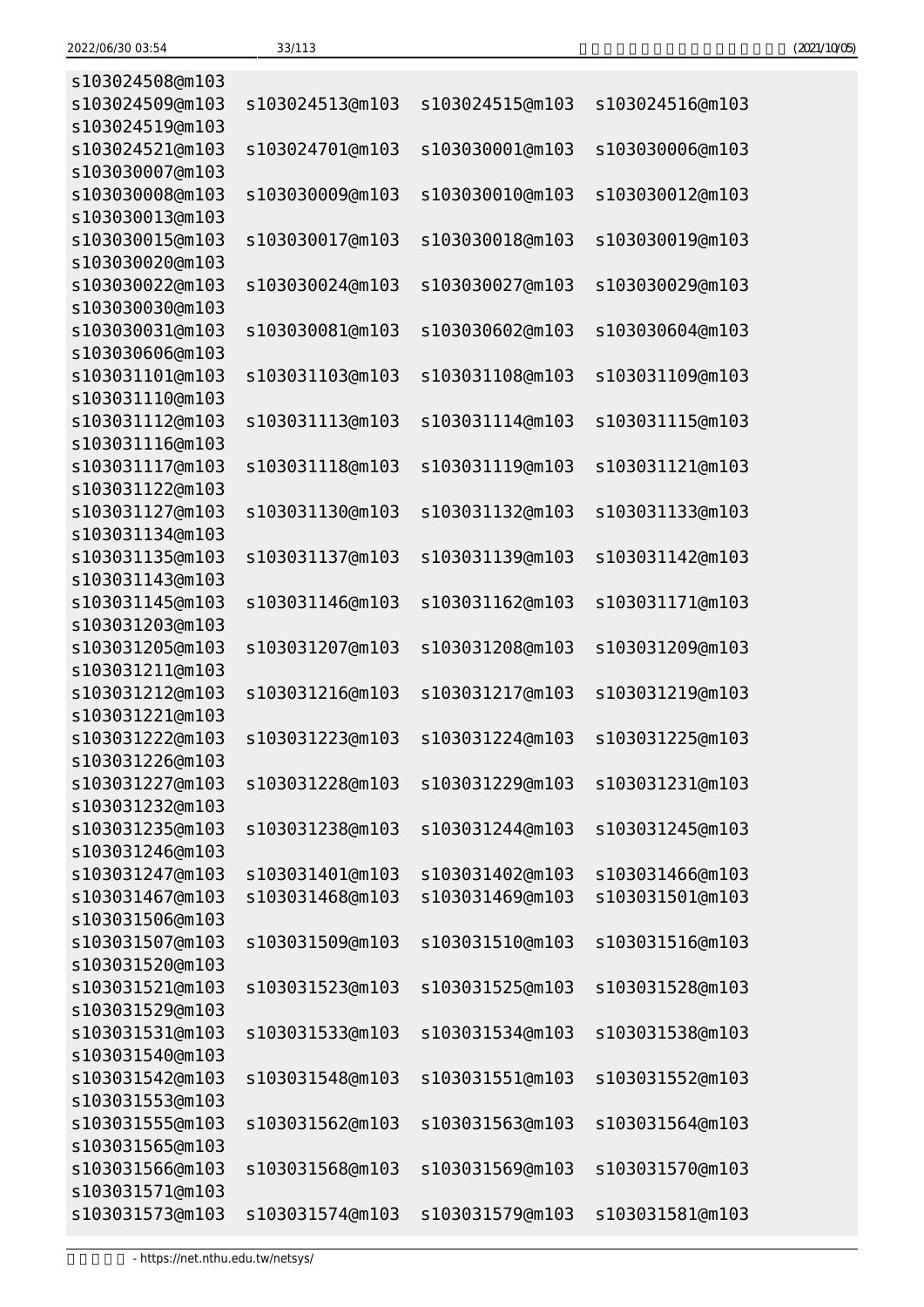```
s103024508@m103
s103024509@m103  s103024513@m103  s103024515@m103  s103024516@m103
s103024519@m103
s103024521@m103  s103024701@m103  s103030001@m103  s103030006@m103
s103030007@m103
s103030008@m103  s103030009@m103  s103030010@m103  s103030012@m103
s103030013@m103
s103030015@m103  s103030017@m103  s103030018@m103  s103030019@m103
s103030020@m103
s103030022@m103  s103030024@m103  s103030027@m103  s103030029@m103
s103030030@m103
s103030031@m103  s103030081@m103  s103030602@m103  s103030604@m103
s103030606@m103
s103031101@m103  s103031103@m103  s103031108@m103  s103031109@m103
s103031110@m103
s103031112@m103  s103031113@m103  s103031114@m103  s103031115@m103
s103031116@m103
s103031117@m103  s103031118@m103  s103031119@m103  s103031121@m103
s103031122@m103
s103031127@m103  s103031130@m103  s103031132@m103  s103031133@m103
s103031134@m103
s103031135@m103  s103031137@m103  s103031139@m103  s103031142@m103
s103031143@m103
s103031145@m103  s103031146@m103  s103031162@m103  s103031171@m103
s103031203@m103
s103031205@m103  s103031207@m103  s103031208@m103  s103031209@m103
s103031211@m103
s103031212@m103  s103031216@m103  s103031217@m103  s103031219@m103
s103031221@m103
s103031222@m103  s103031223@m103  s103031224@m103  s103031225@m103
s103031226@m103
s103031227@m103  s103031228@m103  s103031229@m103  s103031231@m103
s103031232@m103
s103031235@m103  s103031238@m103  s103031244@m103  s103031245@m103
s103031246@m103
s103031247@m103  s103031401@m103  s103031402@m103  s103031466@m103
s103031467@m103  s103031468@m103  s103031469@m103  s103031501@m103
s103031506@m103
s103031507@m103  s103031509@m103  s103031510@m103  s103031516@m103
s103031520@m103
s103031521@m103  s103031523@m103  s103031525@m103  s103031528@m103
s103031529@m103
s103031531@m103  s103031533@m103  s103031534@m103  s103031538@m103
s103031540@m103
s103031542@m103  s103031548@m103  s103031551@m103  s103031552@m103
s103031553@m103
s103031555@m103  s103031562@m103  s103031563@m103  s103031564@m103
s103031565@m103
s103031566@m103  s103031568@m103  s103031569@m103  s103031570@m103
s103031571@m103
s103031573@m103  s103031574@m103  s103031579@m103  s103031581@m103
```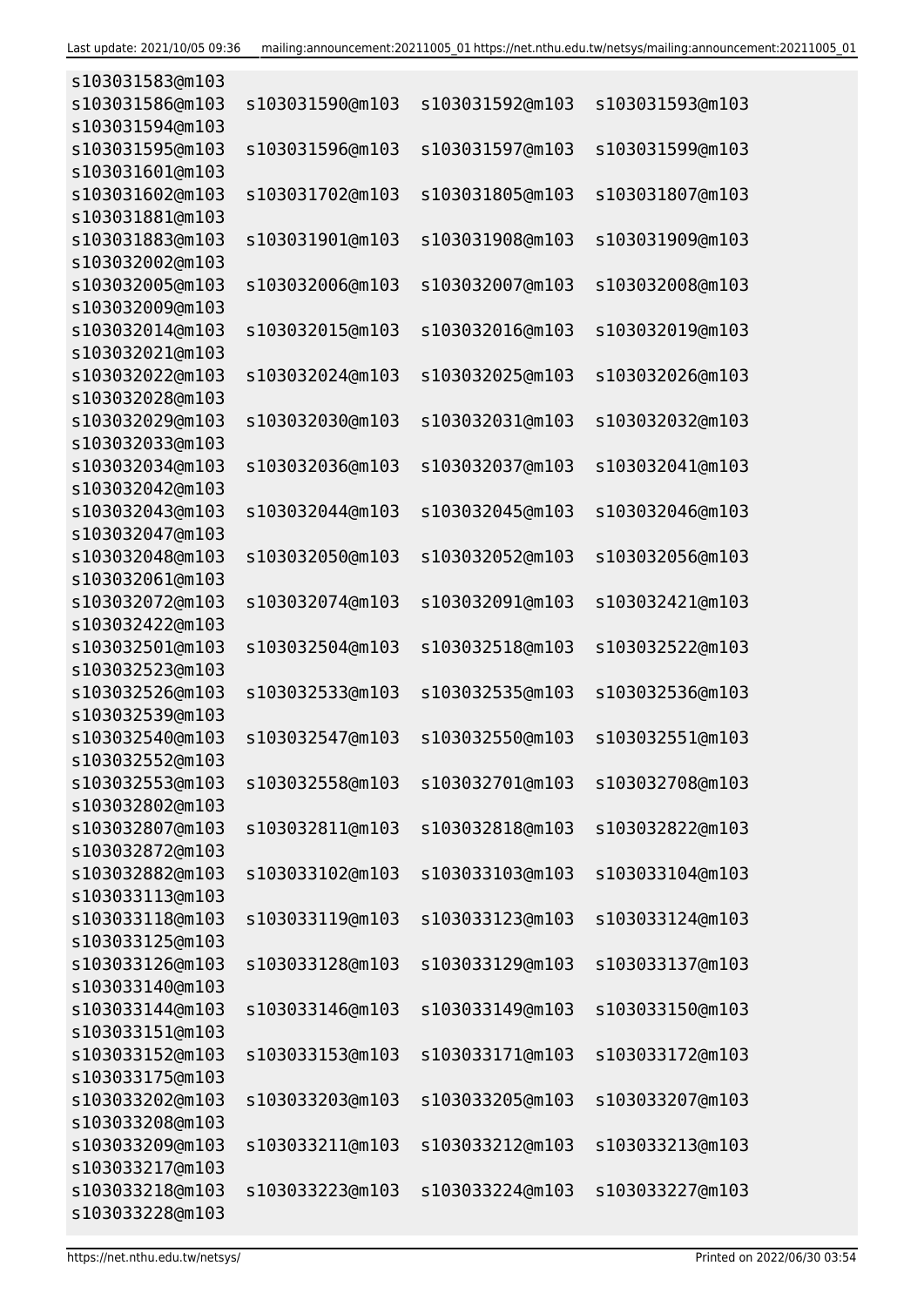```
s103031583@m103
s103031586@m103   s103031590@m103   s103031592@m103   s103031593@m103
s103031594@m103
s103031595@m103   s103031596@m103   s103031597@m103   s103031599@m103
s103031601@m103
s103031602@m103   s103031702@m103   s103031805@m103   s103031807@m103
s103031881@m103
s103031883@m103   s103031901@m103   s103031908@m103   s103031909@m103
s103032002@m103
s103032005@m103   s103032006@m103   s103032007@m103   s103032008@m103
s103032009@m103
s103032014@m103   s103032015@m103   s103032016@m103   s103032019@m103
s103032021@m103
s103032022@m103   s103032024@m103   s103032025@m103   s103032026@m103
s103032028@m103
s103032029@m103   s103032030@m103   s103032031@m103   s103032032@m103
s103032033@m103
s103032034@m103   s103032036@m103   s103032037@m103   s103032041@m103
s103032042@m103
s103032043@m103   s103032044@m103   s103032045@m103   s103032046@m103
s103032047@m103
s103032048@m103   s103032050@m103   s103032052@m103   s103032056@m103
s103032061@m103
s103032072@m103   s103032074@m103   s103032091@m103   s103032421@m103
s103032422@m103
s103032501@m103   s103032504@m103   s103032518@m103   s103032522@m103
s103032523@m103
s103032526@m103   s103032533@m103   s103032535@m103   s103032536@m103
s103032539@m103
s103032540@m103   s103032547@m103   s103032550@m103   s103032551@m103
s103032552@m103
s103032553@m103   s103032558@m103   s103032701@m103   s103032708@m103
s103032802@m103
s103032807@m103   s103032811@m103   s103032818@m103   s103032822@m103
s103032872@m103
s103032882@m103   s103033102@m103   s103033103@m103   s103033104@m103
s103033113@m103
s103033118@m103   s103033119@m103   s103033123@m103   s103033124@m103
s103033125@m103
s103033126@m103   s103033128@m103   s103033129@m103   s103033137@m103
s103033140@m103
s103033144@m103   s103033146@m103   s103033149@m103   s103033150@m103
s103033151@m103
s103033152@m103   s103033153@m103   s103033171@m103   s103033172@m103
s103033175@m103
s103033202@m103   s103033203@m103   s103033205@m103   s103033207@m103
s103033208@m103
s103033209@m103   s103033211@m103   s103033212@m103   s103033213@m103
s103033217@m103
s103033218@m103   s103033223@m103   s103033224@m103   s103033227@m103
s103033228@m103
```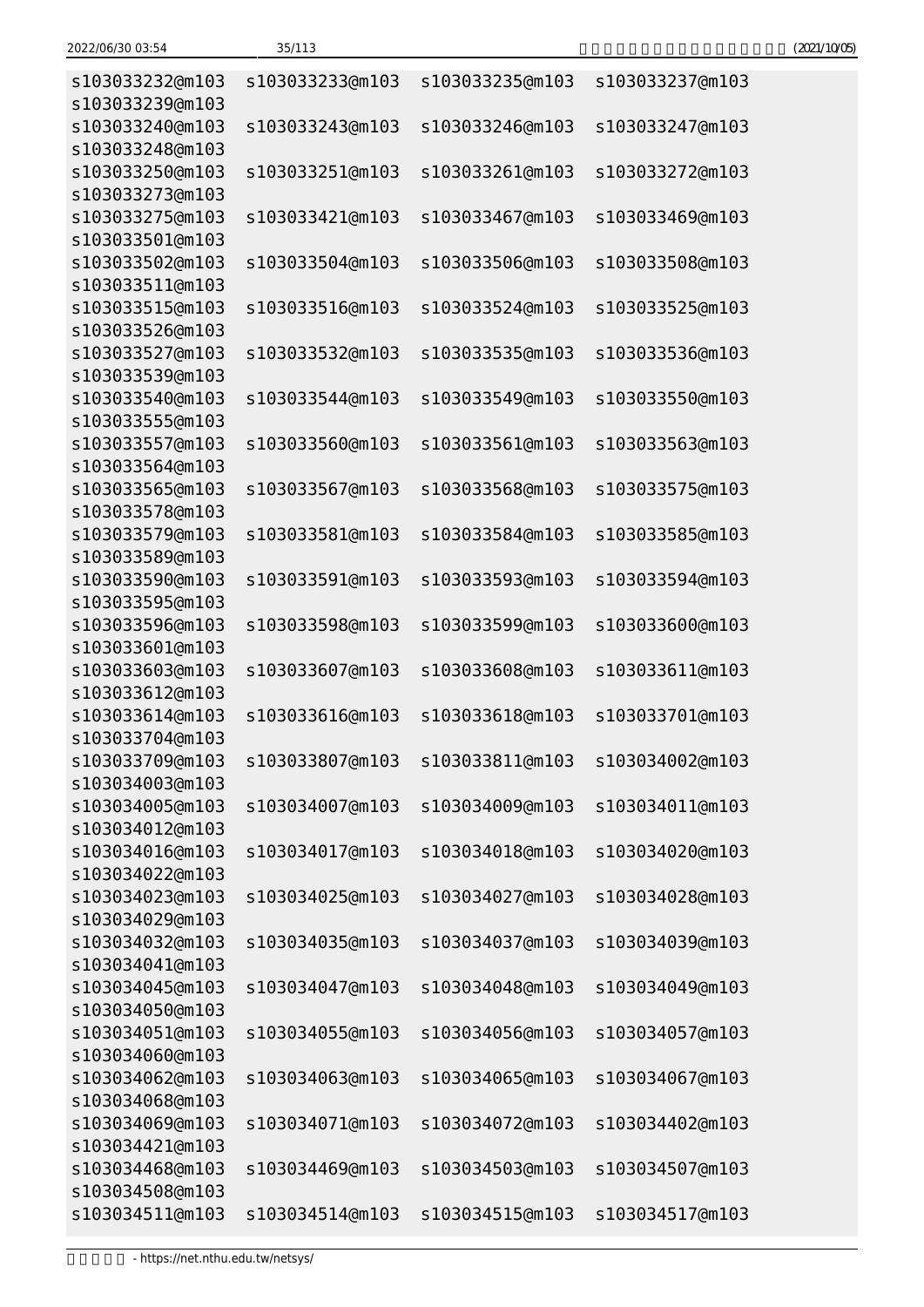```
s103033232@m103  s103033233@m103  s103033235@m103  s103033237@m103
s103033239@m103
s103033240@m103  s103033243@m103  s103033246@m103  s103033247@m103
s103033248@m103
s103033250@m103  s103033251@m103  s103033261@m103  s103033272@m103
s103033273@m103
s103033275@m103  s103033421@m103  s103033467@m103  s103033469@m103
s103033501@m103
s103033502@m103  s103033504@m103  s103033506@m103  s103033508@m103
s103033511@m103
s103033515@m103  s103033516@m103  s103033524@m103  s103033525@m103
s103033526@m103
s103033527@m103  s103033532@m103  s103033535@m103  s103033536@m103
s103033539@m103
s103033540@m103  s103033544@m103  s103033549@m103  s103033550@m103
s103033555@m103
s103033557@m103  s103033560@m103  s103033561@m103  s103033563@m103
s103033564@m103
s103033565@m103  s103033567@m103  s103033568@m103  s103033575@m103
s103033578@m103
s103033579@m103  s103033581@m103  s103033584@m103  s103033585@m103
s103033589@m103
s103033590@m103  s103033591@m103  s103033593@m103  s103033594@m103
s103033595@m103
s103033596@m103  s103033598@m103  s103033599@m103  s103033600@m103
s103033601@m103
s103033603@m103  s103033607@m103  s103033608@m103  s103033611@m103
s103033612@m103
s103033614@m103  s103033616@m103  s103033618@m103  s103033701@m103
s103033704@m103
s103033709@m103  s103033807@m103  s103033811@m103  s103034002@m103
s103034003@m103
s103034005@m103  s103034007@m103  s103034009@m103  s103034011@m103
s103034012@m103
s103034016@m103  s103034017@m103  s103034018@m103  s103034020@m103
s103034022@m103
s103034023@m103  s103034025@m103  s103034027@m103  s103034028@m103
s103034029@m103
s103034032@m103  s103034035@m103  s103034037@m103  s103034039@m103
s103034041@m103
s103034045@m103  s103034047@m103  s103034048@m103  s103034049@m103
s103034050@m103
s103034051@m103  s103034055@m103  s103034056@m103  s103034057@m103
s103034060@m103
s103034062@m103  s103034063@m103  s103034065@m103  s103034067@m103
s103034068@m103
s103034069@m103  s103034071@m103  s103034072@m103  s103034402@m103
s103034421@m103
s103034468@m103  s103034469@m103  s103034503@m103  s103034507@m103
s103034508@m103
s103034511@m103  s103034514@m103  s103034515@m103  s103034517@m103
```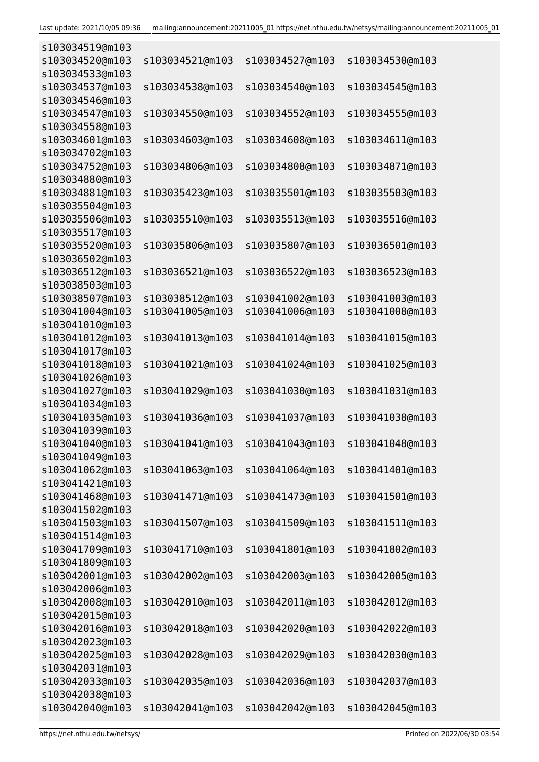```
s103034519@m103
s103034520@m103   s103034521@m103   s103034527@m103   s103034530@m103
s103034533@m103
s103034537@m103   s103034538@m103   s103034540@m103   s103034545@m103
s103034546@m103
s103034547@m103   s103034550@m103   s103034552@m103   s103034555@m103
s103034558@m103
s103034601@m103   s103034603@m103   s103034608@m103   s103034611@m103
s103034702@m103
s103034752@m103   s103034806@m103   s103034808@m103   s103034871@m103
s103034880@m103
s103034881@m103   s103035423@m103   s103035501@m103   s103035503@m103
s103035504@m103
s103035506@m103   s103035510@m103   s103035513@m103   s103035516@m103
s103035517@m103
s103035520@m103   s103035806@m103   s103035807@m103   s103036501@m103
s103036502@m103
s103036512@m103   s103036521@m103   s103036522@m103   s103036523@m103
s103038503@m103
s103038507@m103   s103038512@m103   s103041002@m103   s103041003@m103
s103041004@m103   s103041005@m103   s103041006@m103   s103041008@m103
s103041010@m103
s103041012@m103   s103041013@m103   s103041014@m103   s103041015@m103
s103041017@m103
s103041018@m103   s103041021@m103   s103041024@m103   s103041025@m103
s103041026@m103
s103041027@m103   s103041029@m103   s103041030@m103   s103041031@m103
s103041034@m103
s103041035@m103   s103041036@m103   s103041037@m103   s103041038@m103
s103041039@m103
s103041040@m103   s103041041@m103   s103041043@m103   s103041048@m103
s103041049@m103
s103041062@m103   s103041063@m103   s103041064@m103   s103041401@m103
s103041421@m103
s103041468@m103   s103041471@m103   s103041473@m103   s103041501@m103
s103041502@m103
s103041503@m103   s103041507@m103   s103041509@m103   s103041511@m103
s103041514@m103
s103041709@m103   s103041710@m103   s103041801@m103   s103041802@m103
s103041809@m103
s103042001@m103   s103042002@m103   s103042003@m103   s103042005@m103
s103042006@m103
s103042008@m103   s103042010@m103   s103042011@m103   s103042012@m103
s103042015@m103
s103042016@m103   s103042018@m103   s103042020@m103   s103042022@m103
s103042023@m103
s103042025@m103   s103042028@m103   s103042029@m103   s103042030@m103
s103042031@m103
s103042033@m103   s103042035@m103   s103042036@m103   s103042037@m103
s103042038@m103
s103042040@m103   s103042041@m103   s103042042@m103   s103042045@m103
```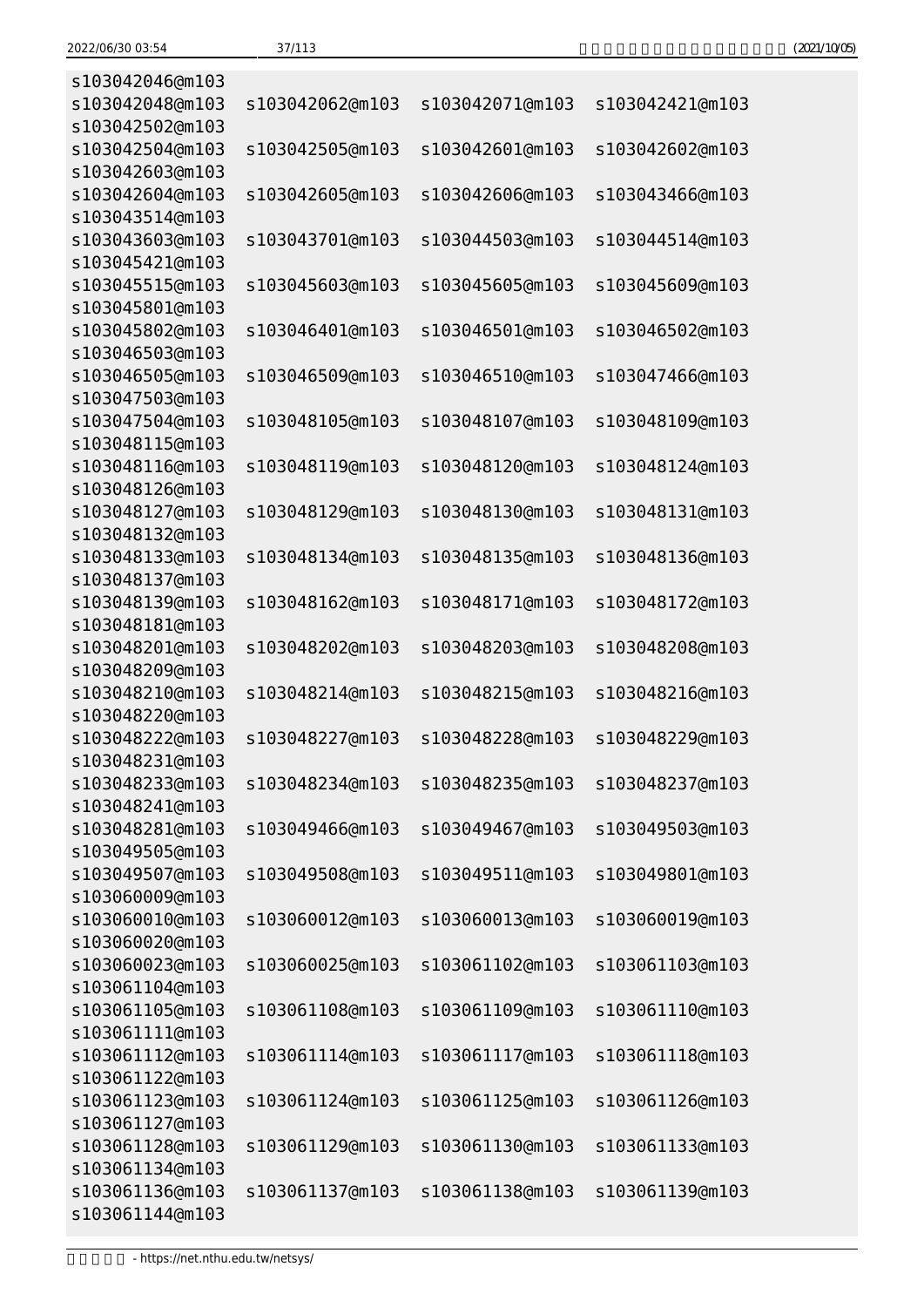```
s103042046@m103
s103042048@m103   s103042062@m103   s103042071@m103   s103042421@m103
s103042502@m103
s103042504@m103   s103042505@m103   s103042601@m103   s103042602@m103
s103042603@m103
s103042604@m103   s103042605@m103   s103042606@m103   s103043466@m103
s103043514@m103
s103043603@m103   s103043701@m103   s103044503@m103   s103044514@m103
s103045421@m103
s103045515@m103   s103045603@m103   s103045605@m103   s103045609@m103
s103045801@m103
s103045802@m103   s103046401@m103   s103046501@m103   s103046502@m103
s103046503@m103
s103046505@m103   s103046509@m103   s103046510@m103   s103047466@m103
s103047503@m103
s103047504@m103   s103048105@m103   s103048107@m103   s103048109@m103
s103048115@m103
s103048116@m103   s103048119@m103   s103048120@m103   s103048124@m103
s103048126@m103
s103048127@m103   s103048129@m103   s103048130@m103   s103048131@m103
s103048132@m103
s103048133@m103   s103048134@m103   s103048135@m103   s103048136@m103
s103048137@m103
s103048139@m103   s103048162@m103   s103048171@m103   s103048172@m103
s103048181@m103
s103048201@m103   s103048202@m103   s103048203@m103   s103048208@m103
s103048209@m103
s103048210@m103   s103048214@m103   s103048215@m103   s103048216@m103
s103048220@m103
s103048222@m103   s103048227@m103   s103048228@m103   s103048229@m103
s103048231@m103
s103048233@m103   s103048234@m103   s103048235@m103   s103048237@m103
s103048241@m103
s103048281@m103   s103049466@m103   s103049467@m103   s103049503@m103
s103049505@m103
s103049507@m103   s103049508@m103   s103049511@m103   s103049801@m103
s103060009@m103
s103060010@m103   s103060012@m103   s103060013@m103   s103060019@m103
s103060020@m103
s103060023@m103   s103060025@m103   s103061102@m103   s103061103@m103
s103061104@m103
s103061105@m103   s103061108@m103   s103061109@m103   s103061110@m103
s103061111@m103
s103061112@m103   s103061114@m103   s103061117@m103   s103061118@m103
s103061122@m103
s103061123@m103   s103061124@m103   s103061125@m103   s103061126@m103
s103061127@m103
s103061128@m103   s103061129@m103   s103061130@m103   s103061133@m103
s103061134@m103
s103061136@m103   s103061137@m103   s103061138@m103   s103061139@m103
s103061144@m103
```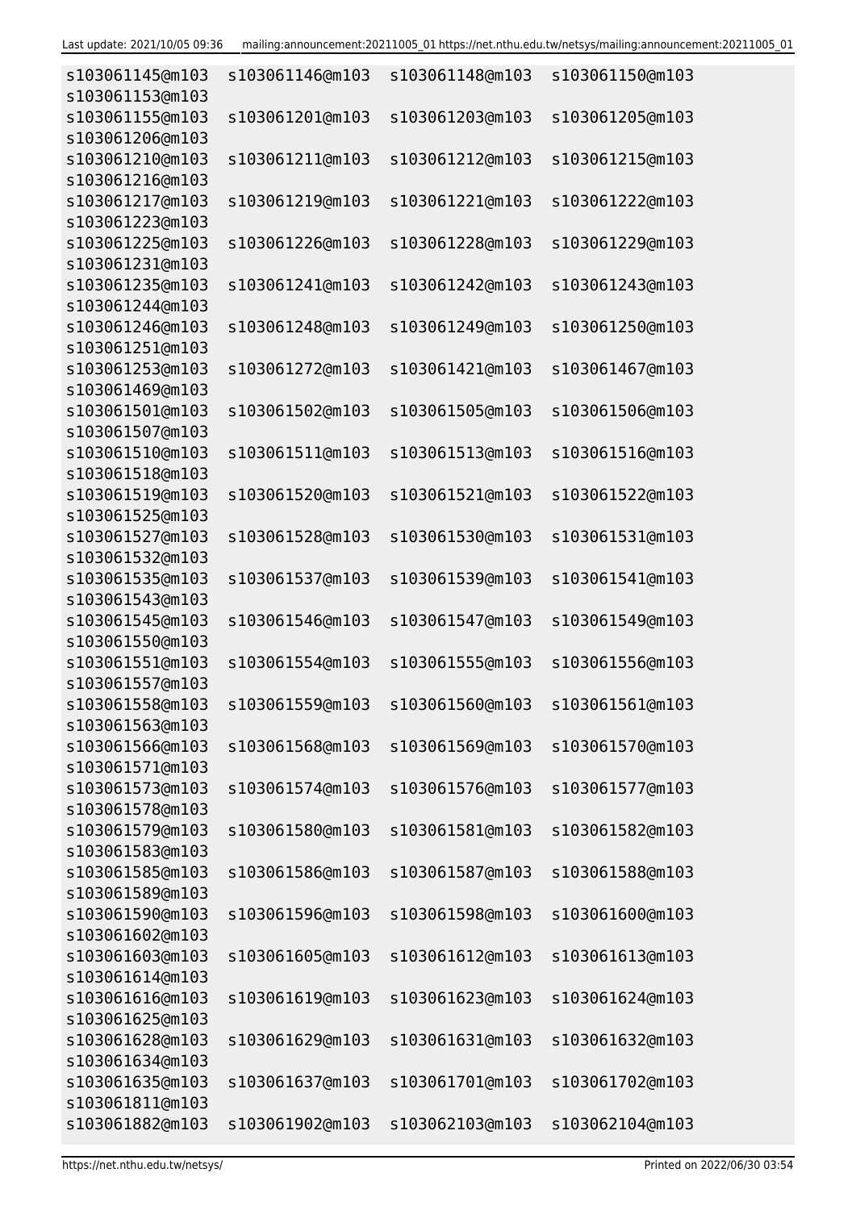```
s103061145@m103   s103061146@m103   s103061148@m103   s103061150@m103
s103061153@m103
s103061155@m103   s103061201@m103   s103061203@m103   s103061205@m103
s103061206@m103
s103061210@m103   s103061211@m103   s103061212@m103   s103061215@m103
s103061216@m103
s103061217@m103   s103061219@m103   s103061221@m103   s103061222@m103
s103061223@m103
s103061225@m103   s103061226@m103   s103061228@m103   s103061229@m103
s103061231@m103
s103061235@m103   s103061241@m103   s103061242@m103   s103061243@m103
s103061244@m103
s103061246@m103   s103061248@m103   s103061249@m103   s103061250@m103
s103061251@m103
s103061253@m103   s103061272@m103   s103061421@m103   s103061467@m103
s103061469@m103
s103061501@m103   s103061502@m103   s103061505@m103   s103061506@m103
s103061507@m103
s103061510@m103   s103061511@m103   s103061513@m103   s103061516@m103
s103061518@m103
s103061519@m103   s103061520@m103   s103061521@m103   s103061522@m103
s103061525@m103
s103061527@m103   s103061528@m103   s103061530@m103   s103061531@m103
s103061532@m103
s103061535@m103   s103061537@m103   s103061539@m103   s103061541@m103
s103061543@m103
s103061545@m103   s103061546@m103   s103061547@m103   s103061549@m103
s103061550@m103
s103061551@m103   s103061554@m103   s103061555@m103   s103061556@m103
s103061557@m103
s103061558@m103   s103061559@m103   s103061560@m103   s103061561@m103
s103061563@m103
s103061566@m103   s103061568@m103   s103061569@m103   s103061570@m103
s103061571@m103
s103061573@m103   s103061574@m103   s103061576@m103   s103061577@m103
s103061578@m103
s103061579@m103   s103061580@m103   s103061581@m103   s103061582@m103
s103061583@m103
s103061585@m103   s103061586@m103   s103061587@m103   s103061588@m103
s103061589@m103
s103061590@m103   s103061596@m103   s103061598@m103   s103061600@m103
s103061602@m103
s103061603@m103   s103061605@m103   s103061612@m103   s103061613@m103
s103061614@m103
s103061616@m103   s103061619@m103   s103061623@m103   s103061624@m103
s103061625@m103
s103061628@m103   s103061629@m103   s103061631@m103   s103061632@m103
s103061634@m103
s103061635@m103   s103061637@m103   s103061701@m103   s103061702@m103
s103061811@m103
s103061882@m103   s103061902@m103   s103062103@m103   s103062104@m103
```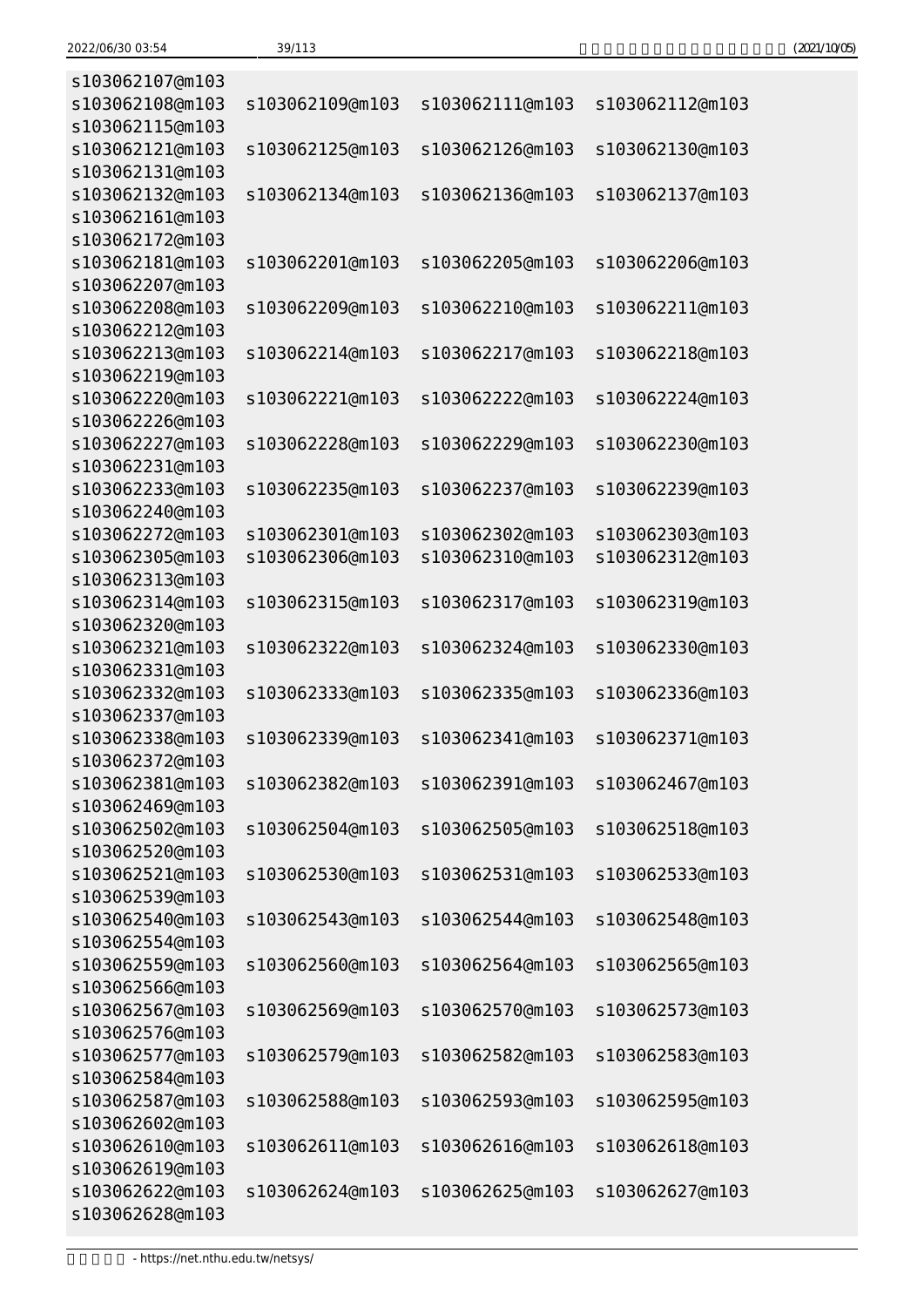```
s103062107@m103
s103062108@m103   s103062109@m103   s103062111@m103   s103062112@m103
s103062115@m103
s103062121@m103   s103062125@m103   s103062126@m103   s103062130@m103
s103062131@m103
s103062132@m103   s103062134@m103   s103062136@m103   s103062137@m103
s103062161@m103
s103062172@m103
s103062181@m103   s103062201@m103   s103062205@m103   s103062206@m103
s103062207@m103
s103062208@m103   s103062209@m103   s103062210@m103   s103062211@m103
s103062212@m103
s103062213@m103   s103062214@m103   s103062217@m103   s103062218@m103
s103062219@m103
s103062220@m103   s103062221@m103   s103062222@m103   s103062224@m103
s103062226@m103
s103062227@m103   s103062228@m103   s103062229@m103   s103062230@m103
s103062231@m103
s103062233@m103   s103062235@m103   s103062237@m103   s103062239@m103
s103062240@m103
s103062272@m103   s103062301@m103   s103062302@m103   s103062303@m103
s103062305@m103   s103062306@m103   s103062310@m103   s103062312@m103
s103062313@m103
s103062314@m103   s103062315@m103   s103062317@m103   s103062319@m103
s103062320@m103
s103062321@m103   s103062322@m103   s103062324@m103   s103062330@m103
s103062331@m103
s103062332@m103   s103062333@m103   s103062335@m103   s103062336@m103
s103062337@m103
s103062338@m103   s103062339@m103   s103062341@m103   s103062371@m103
s103062372@m103
s103062381@m103   s103062382@m103   s103062391@m103   s103062467@m103
s103062469@m103
s103062502@m103   s103062504@m103   s103062505@m103   s103062518@m103
s103062520@m103
s103062521@m103   s103062530@m103   s103062531@m103   s103062533@m103
s103062539@m103
s103062540@m103   s103062543@m103   s103062544@m103   s103062548@m103
s103062554@m103
s103062559@m103   s103062560@m103   s103062564@m103   s103062565@m103
s103062566@m103
s103062567@m103   s103062569@m103   s103062570@m103   s103062573@m103
s103062576@m103
s103062577@m103   s103062579@m103   s103062582@m103   s103062583@m103
s103062584@m103
s103062587@m103   s103062588@m103   s103062593@m103   s103062595@m103
s103062602@m103
s103062610@m103   s103062611@m103   s103062616@m103   s103062618@m103
s103062619@m103
s103062622@m103   s103062624@m103   s103062625@m103   s103062627@m103
s103062628@m103
```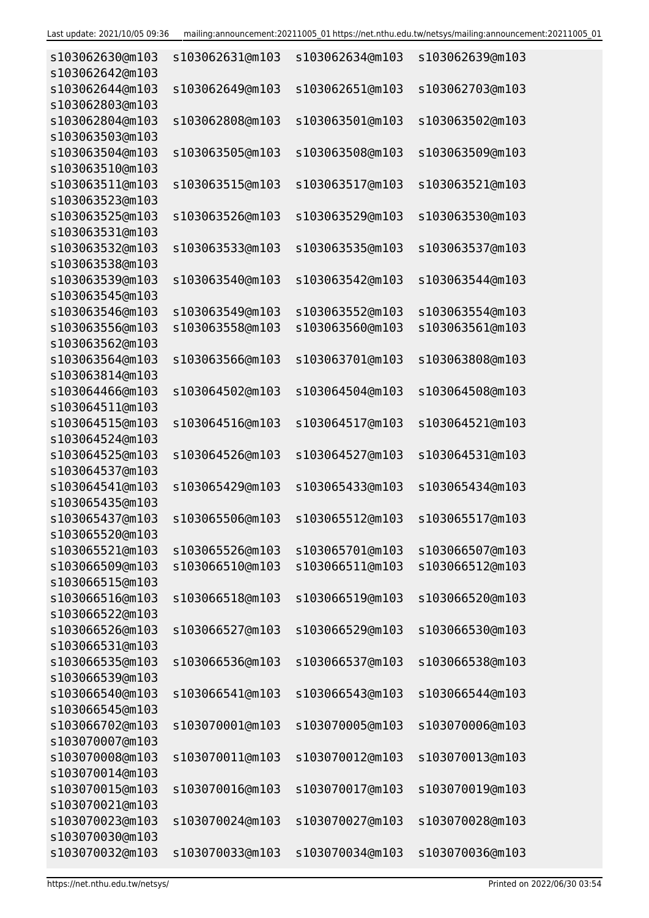```
s103062630@m103   s103062631@m103   s103062634@m103   s103062639@m103
s103062642@m103
s103062644@m103   s103062649@m103   s103062651@m103   s103062703@m103
s103062803@m103
s103062804@m103   s103062808@m103   s103063501@m103   s103063502@m103
s103063503@m103
s103063504@m103   s103063505@m103   s103063508@m103   s103063509@m103
s103063510@m103
s103063511@m103   s103063515@m103   s103063517@m103   s103063521@m103
s103063523@m103
s103063525@m103   s103063526@m103   s103063529@m103   s103063530@m103
s103063531@m103
s103063532@m103   s103063533@m103   s103063535@m103   s103063537@m103
s103063538@m103
s103063539@m103   s103063540@m103   s103063542@m103   s103063544@m103
s103063545@m103
s103063546@m103   s103063549@m103   s103063552@m103   s103063554@m103
s103063556@m103   s103063558@m103   s103063560@m103   s103063561@m103
s103063562@m103
s103063564@m103   s103063566@m103   s103063701@m103   s103063808@m103
s103063814@m103
s103064466@m103   s103064502@m103   s103064504@m103   s103064508@m103
s103064511@m103
s103064515@m103   s103064516@m103   s103064517@m103   s103064521@m103
s103064524@m103
s103064525@m103   s103064526@m103   s103064527@m103   s103064531@m103
s103064537@m103
s103064541@m103   s103065429@m103   s103065433@m103   s103065434@m103
s103065435@m103
s103065437@m103   s103065506@m103   s103065512@m103   s103065517@m103
s103065520@m103
s103065521@m103   s103065526@m103   s103065701@m103   s103066507@m103
s103066509@m103   s103066510@m103   s103066511@m103   s103066512@m103
s103066515@m103
s103066516@m103   s103066518@m103   s103066519@m103   s103066520@m103
s103066522@m103
s103066526@m103   s103066527@m103   s103066529@m103   s103066530@m103
s103066531@m103
s103066535@m103   s103066536@m103   s103066537@m103   s103066538@m103
s103066539@m103
s103066540@m103   s103066541@m103   s103066543@m103   s103066544@m103
s103066545@m103
s103066702@m103   s103070001@m103   s103070005@m103   s103070006@m103
s103070007@m103
s103070008@m103   s103070011@m103   s103070012@m103   s103070013@m103
s103070014@m103
s103070015@m103   s103070016@m103   s103070017@m103   s103070019@m103
s103070021@m103
s103070023@m103   s103070024@m103   s103070027@m103   s103070028@m103
s103070030@m103
s103070032@m103   s103070033@m103   s103070034@m103   s103070036@m103
```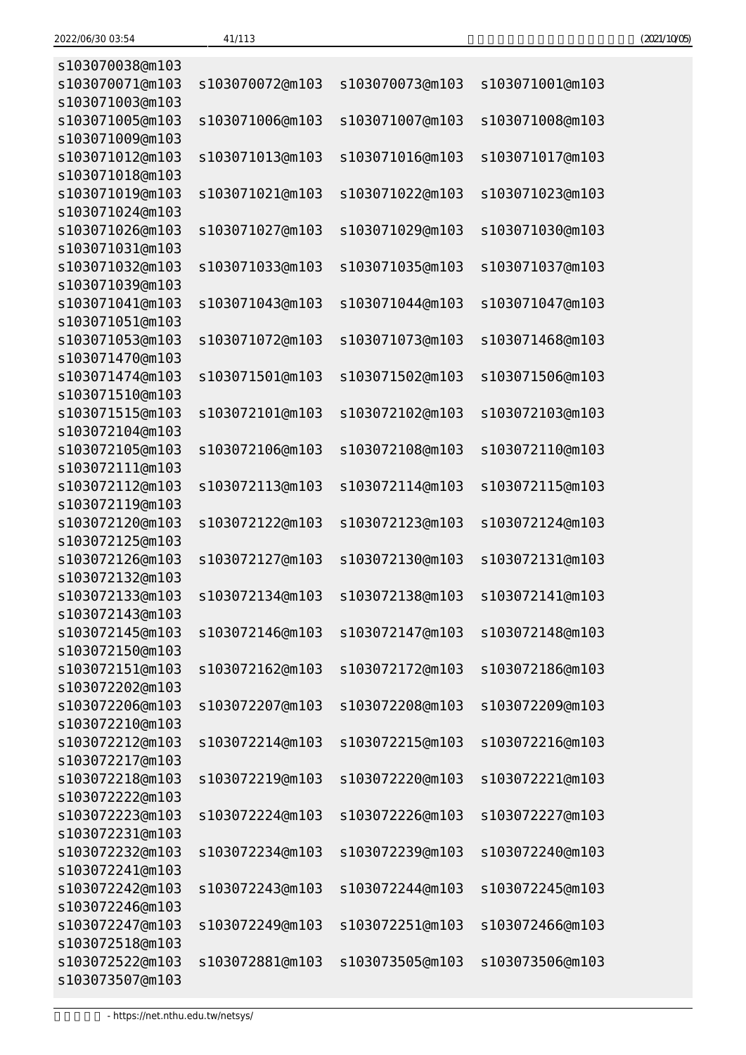```
s103070038@m103
s103070071@m103  s103070072@m103  s103070073@m103  s103071001@m103
s103071003@m103
s103071005@m103  s103071006@m103  s103071007@m103  s103071008@m103
s103071009@m103
s103071012@m103  s103071013@m103  s103071016@m103  s103071017@m103
s103071018@m103
s103071019@m103  s103071021@m103  s103071022@m103  s103071023@m103
s103071024@m103
s103071026@m103  s103071027@m103  s103071029@m103  s103071030@m103
s103071031@m103
s103071032@m103  s103071033@m103  s103071035@m103  s103071037@m103
s103071039@m103
s103071041@m103  s103071043@m103  s103071044@m103  s103071047@m103
s103071051@m103
s103071053@m103  s103071072@m103  s103071073@m103  s103071468@m103
s103071470@m103
s103071474@m103  s103071501@m103  s103071502@m103  s103071506@m103
s103071510@m103
s103071515@m103  s103072101@m103  s103072102@m103  s103072103@m103
s103072104@m103
s103072105@m103  s103072106@m103  s103072108@m103  s103072110@m103
s103072111@m103
s103072112@m103  s103072113@m103  s103072114@m103  s103072115@m103
s103072119@m103
s103072120@m103  s103072122@m103  s103072123@m103  s103072124@m103
s103072125@m103
s103072126@m103  s103072127@m103  s103072130@m103  s103072131@m103
s103072132@m103
s103072133@m103  s103072134@m103  s103072138@m103  s103072141@m103
s103072143@m103
s103072145@m103  s103072146@m103  s103072147@m103  s103072148@m103
s103072150@m103
s103072151@m103  s103072162@m103  s103072172@m103  s103072186@m103
s103072202@m103
s103072206@m103  s103072207@m103  s103072208@m103  s103072209@m103
s103072210@m103
s103072212@m103  s103072214@m103  s103072215@m103  s103072216@m103
s103072217@m103
s103072218@m103  s103072219@m103  s103072220@m103  s103072221@m103
s103072222@m103
s103072223@m103  s103072224@m103  s103072226@m103  s103072227@m103
s103072231@m103
s103072232@m103  s103072234@m103  s103072239@m103  s103072240@m103
s103072241@m103
s103072242@m103  s103072243@m103  s103072244@m103  s103072245@m103
s103072246@m103
s103072247@m103  s103072249@m103  s103072251@m103  s103072466@m103
s103072518@m103
s103072522@m103  s103072881@m103  s103073505@m103  s103073506@m103
s103073507@m103
```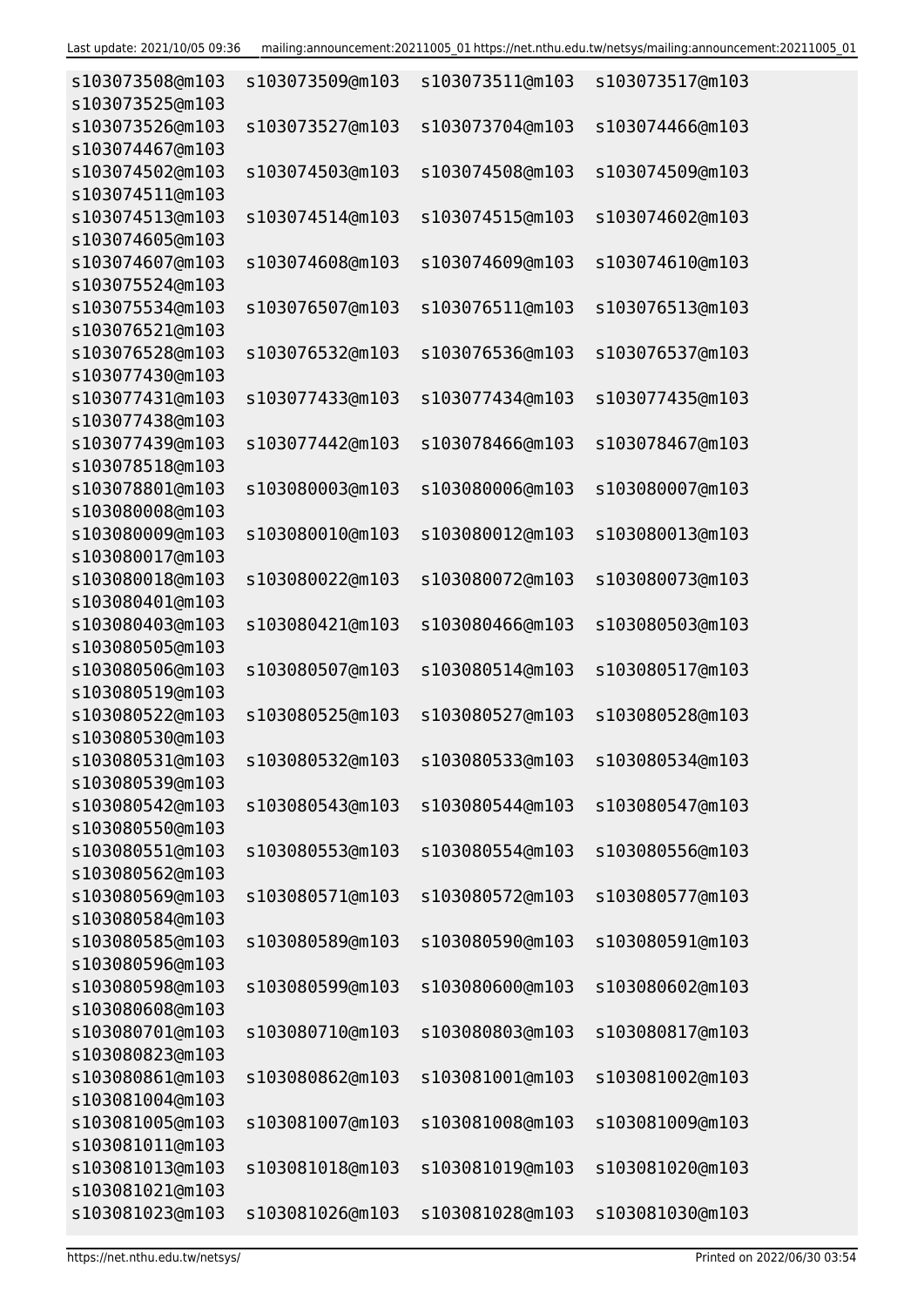```
s103073508@m103  s103073509@m103  s103073511@m103  s103073517@m103
s103073525@m103
s103073526@m103  s103073527@m103  s103073704@m103  s103074466@m103
s103074467@m103
s103074502@m103  s103074503@m103  s103074508@m103  s103074509@m103
s103074511@m103
s103074513@m103  s103074514@m103  s103074515@m103  s103074602@m103
s103074605@m103
s103074607@m103  s103074608@m103  s103074609@m103  s103074610@m103
s103075524@m103
s103075534@m103  s103076507@m103  s103076511@m103  s103076513@m103
s103076521@m103
s103076528@m103  s103076532@m103  s103076536@m103  s103076537@m103
s103077430@m103
s103077431@m103  s103077433@m103  s103077434@m103  s103077435@m103
s103077438@m103
s103077439@m103  s103077442@m103  s103078466@m103  s103078467@m103
s103078518@m103
s103078801@m103  s103080003@m103  s103080006@m103  s103080007@m103
s103080008@m103
s103080009@m103  s103080010@m103  s103080012@m103  s103080013@m103
s103080017@m103
s103080018@m103  s103080022@m103  s103080072@m103  s103080073@m103
s103080401@m103
s103080403@m103  s103080421@m103  s103080466@m103  s103080503@m103
s103080505@m103
s103080506@m103  s103080507@m103  s103080514@m103  s103080517@m103
s103080519@m103
s103080522@m103  s103080525@m103  s103080527@m103  s103080528@m103
s103080530@m103
s103080531@m103  s103080532@m103  s103080533@m103  s103080534@m103
s103080539@m103
s103080542@m103  s103080543@m103  s103080544@m103  s103080547@m103
s103080550@m103
s103080551@m103  s103080553@m103  s103080554@m103  s103080556@m103
s103080562@m103
s103080569@m103  s103080571@m103  s103080572@m103  s103080577@m103
s103080584@m103
s103080585@m103  s103080589@m103  s103080590@m103  s103080591@m103
s103080596@m103
s103080598@m103  s103080599@m103  s103080600@m103  s103080602@m103
s103080608@m103
s103080701@m103  s103080710@m103  s103080803@m103  s103080817@m103
s103080823@m103
s103080861@m103  s103080862@m103  s103081001@m103  s103081002@m103
s103081004@m103
s103081005@m103  s103081007@m103  s103081008@m103  s103081009@m103
s103081011@m103
s103081013@m103  s103081018@m103  s103081019@m103  s103081020@m103
s103081021@m103
s103081023@m103  s103081026@m103  s103081028@m103  s103081030@m103
```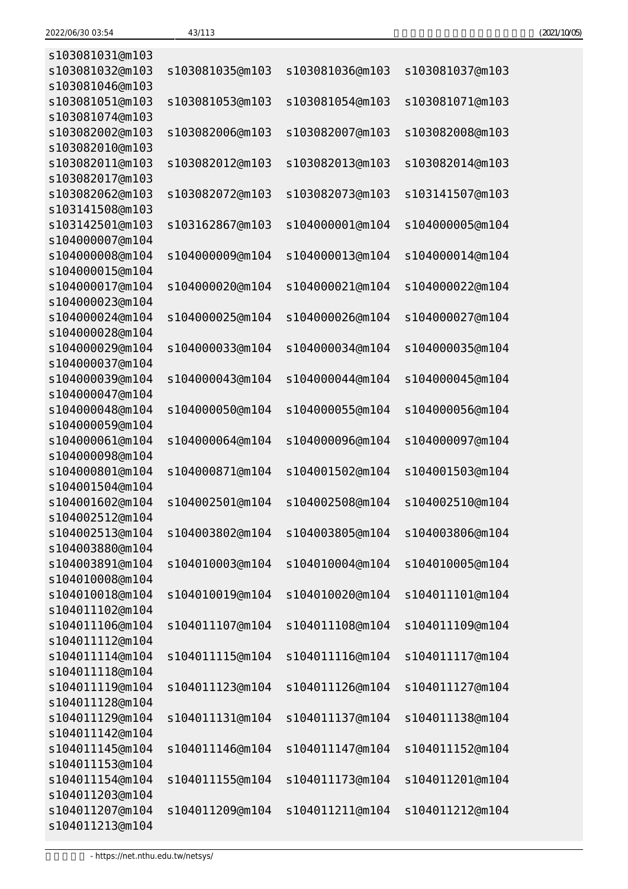```
s103081031@m103
s103081032@m103  s103081035@m103  s103081036@m103  s103081037@m103
s103081046@m103
s103081051@m103  s103081053@m103  s103081054@m103  s103081071@m103
s103081074@m103
s103082002@m103  s103082006@m103  s103082007@m103  s103082008@m103
s103082010@m103
s103082011@m103  s103082012@m103  s103082013@m103  s103082014@m103
s103082017@m103
s103082062@m103  s103082072@m103  s103082073@m103  s103141507@m103
s103141508@m103
s103142501@m103  s103162867@m103  s104000001@m104  s104000005@m104
s104000007@m104
s104000008@m104  s104000009@m104  s104000013@m104  s104000014@m104
s104000015@m104
s104000017@m104  s104000020@m104  s104000021@m104  s104000022@m104
s104000023@m104
s104000024@m104  s104000025@m104  s104000026@m104  s104000027@m104
s104000028@m104
s104000029@m104  s104000033@m104  s104000034@m104  s104000035@m104
s104000037@m104
s104000039@m104  s104000043@m104  s104000044@m104  s104000045@m104
s104000047@m104
s104000048@m104  s104000050@m104  s104000055@m104  s104000056@m104
s104000059@m104
s104000061@m104  s104000064@m104  s104000096@m104  s104000097@m104
s104000098@m104
s104000801@m104  s104000871@m104  s104001502@m104  s104001503@m104
s104001504@m104
s104001602@m104  s104002501@m104  s104002508@m104  s104002510@m104
s104002512@m104
s104002513@m104  s104003802@m104  s104003805@m104  s104003806@m104
s104003880@m104
s104003891@m104  s104010003@m104  s104010004@m104  s104010005@m104
s104010008@m104
s104010018@m104  s104010019@m104  s104010020@m104  s104011101@m104
s104011102@m104
s104011106@m104  s104011107@m104  s104011108@m104  s104011109@m104
s104011112@m104
s104011114@m104  s104011115@m104  s104011116@m104  s104011117@m104
s104011118@m104
s104011119@m104  s104011123@m104  s104011126@m104  s104011127@m104
s104011128@m104
s104011129@m104  s104011131@m104  s104011137@m104  s104011138@m104
s104011142@m104
s104011145@m104  s104011146@m104  s104011147@m104  s104011152@m104
s104011153@m104
s104011154@m104  s104011155@m104  s104011173@m104  s104011201@m104
s104011203@m104
s104011207@m104  s104011209@m104  s104011211@m104  s104011212@m104
s104011213@m104
```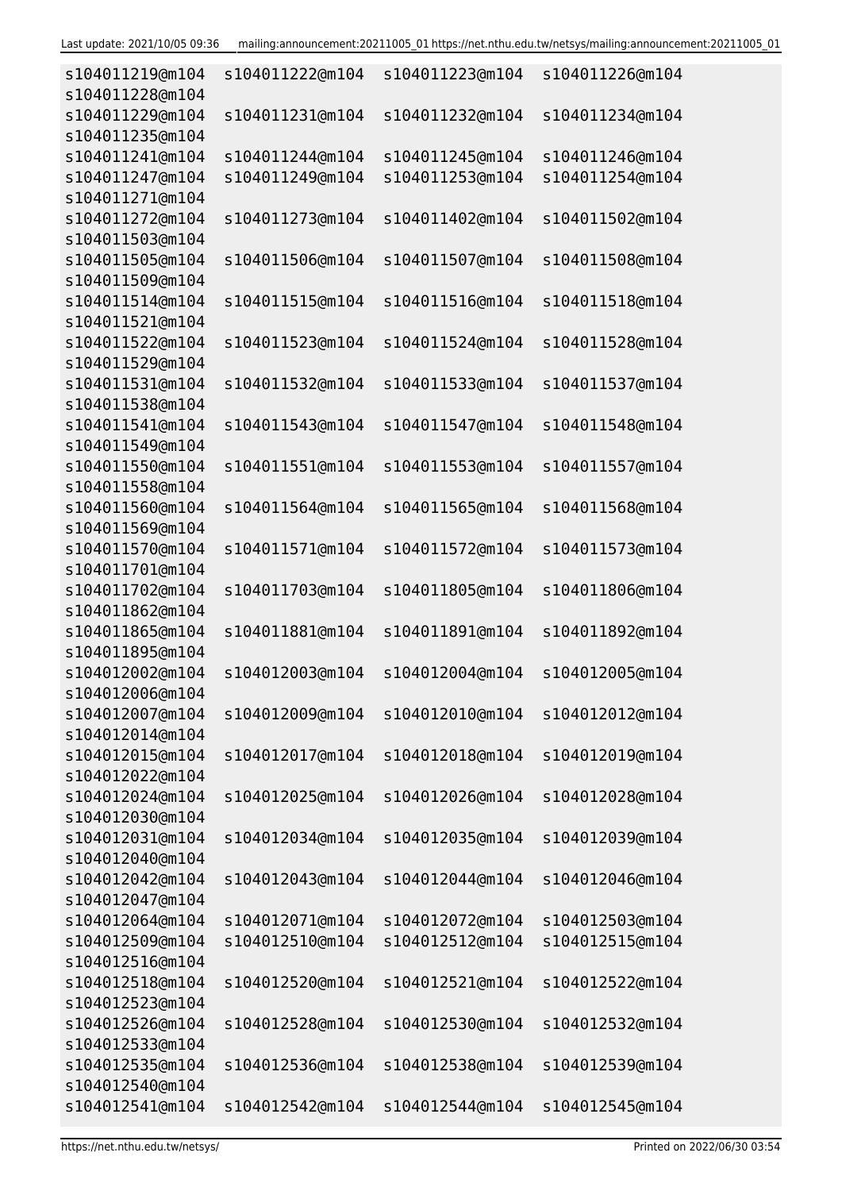```
s104011219@m104  s104011222@m104  s104011223@m104  s104011226@m104
s104011228@m104
s104011229@m104  s104011231@m104  s104011232@m104  s104011234@m104
s104011235@m104
s104011241@m104  s104011244@m104  s104011245@m104  s104011246@m104
s104011247@m104  s104011249@m104  s104011253@m104  s104011254@m104
s104011271@m104
s104011272@m104  s104011273@m104  s104011402@m104  s104011502@m104
s104011503@m104
s104011505@m104  s104011506@m104  s104011507@m104  s104011508@m104
s104011509@m104
s104011514@m104  s104011515@m104  s104011516@m104  s104011518@m104
s104011521@m104
s104011522@m104  s104011523@m104  s104011524@m104  s104011528@m104
s104011529@m104
s104011531@m104  s104011532@m104  s104011533@m104  s104011537@m104
s104011538@m104
s104011541@m104  s104011543@m104  s104011547@m104  s104011548@m104
s104011549@m104
s104011550@m104  s104011551@m104  s104011553@m104  s104011557@m104
s104011558@m104
s104011560@m104  s104011564@m104  s104011565@m104  s104011568@m104
s104011569@m104
s104011570@m104  s104011571@m104  s104011572@m104  s104011573@m104
s104011701@m104
s104011702@m104  s104011703@m104  s104011805@m104  s104011806@m104
s104011862@m104
s104011865@m104  s104011881@m104  s104011891@m104  s104011892@m104
s104011895@m104
s104012002@m104  s104012003@m104  s104012004@m104  s104012005@m104
s104012006@m104
s104012007@m104  s104012009@m104  s104012010@m104  s104012012@m104
s104012014@m104
s104012015@m104  s104012017@m104  s104012018@m104  s104012019@m104
s104012022@m104
s104012024@m104  s104012025@m104  s104012026@m104  s104012028@m104
s104012030@m104
s104012031@m104  s104012034@m104  s104012035@m104  s104012039@m104
s104012040@m104
s104012042@m104  s104012043@m104  s104012044@m104  s104012046@m104
s104012047@m104
s104012064@m104  s104012071@m104  s104012072@m104  s104012503@m104
s104012509@m104  s104012510@m104  s104012512@m104  s104012515@m104
s104012516@m104
s104012518@m104  s104012520@m104  s104012521@m104  s104012522@m104
s104012523@m104
s104012526@m104  s104012528@m104  s104012530@m104  s104012532@m104
s104012533@m104
s104012535@m104  s104012536@m104  s104012538@m104  s104012539@m104
s104012540@m104
s104012541@m104  s104012542@m104  s104012544@m104  s104012545@m104
```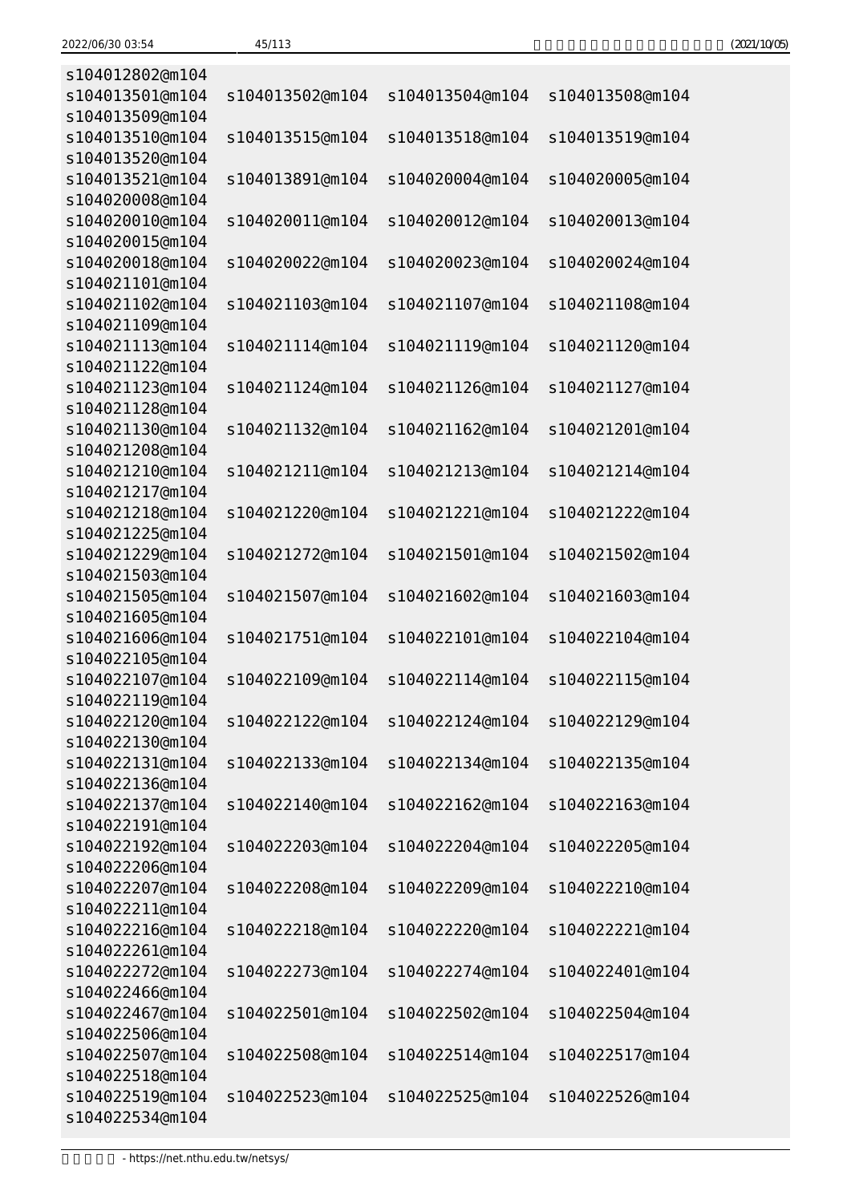```
s104012802@m104
s104013501@m104  s104013502@m104  s104013504@m104  s104013508@m104
s104013509@m104
s104013510@m104  s104013515@m104  s104013518@m104  s104013519@m104
s104013520@m104
s104013521@m104  s104013891@m104  s104020004@m104  s104020005@m104
s104020008@m104
s104020010@m104  s104020011@m104  s104020012@m104  s104020013@m104
s104020015@m104
s104020018@m104  s104020022@m104  s104020023@m104  s104020024@m104
s104021101@m104
s104021102@m104  s104021103@m104  s104021107@m104  s104021108@m104
s104021109@m104
s104021113@m104  s104021114@m104  s104021119@m104  s104021120@m104
s104021122@m104
s104021123@m104  s104021124@m104  s104021126@m104  s104021127@m104
s104021128@m104
s104021130@m104  s104021132@m104  s104021162@m104  s104021201@m104
s104021208@m104
s104021210@m104  s104021211@m104  s104021213@m104  s104021214@m104
s104021217@m104
s104021218@m104  s104021220@m104  s104021221@m104  s104021222@m104
s104021225@m104
s104021229@m104  s104021272@m104  s104021501@m104  s104021502@m104
s104021503@m104
s104021505@m104  s104021507@m104  s104021602@m104  s104021603@m104
s104021605@m104
s104021606@m104  s104021751@m104  s104022101@m104  s104022104@m104
s104022105@m104
s104022107@m104  s104022109@m104  s104022114@m104  s104022115@m104
s104022119@m104
s104022120@m104  s104022122@m104  s104022124@m104  s104022129@m104
s104022130@m104
s104022131@m104  s104022133@m104  s104022134@m104  s104022135@m104
s104022136@m104
s104022137@m104  s104022140@m104  s104022162@m104  s104022163@m104
s104022191@m104
s104022192@m104  s104022203@m104  s104022204@m104  s104022205@m104
s104022206@m104
s104022207@m104  s104022208@m104  s104022209@m104  s104022210@m104
s104022211@m104
s104022216@m104  s104022218@m104  s104022220@m104  s104022221@m104
s104022261@m104
s104022272@m104  s104022273@m104  s104022274@m104  s104022401@m104
s104022466@m104
s104022467@m104  s104022501@m104  s104022502@m104  s104022504@m104
s104022506@m104
s104022507@m104  s104022508@m104  s104022514@m104  s104022517@m104
s104022518@m104
s104022519@m104  s104022523@m104  s104022525@m104  s104022526@m104
s104022534@m104
```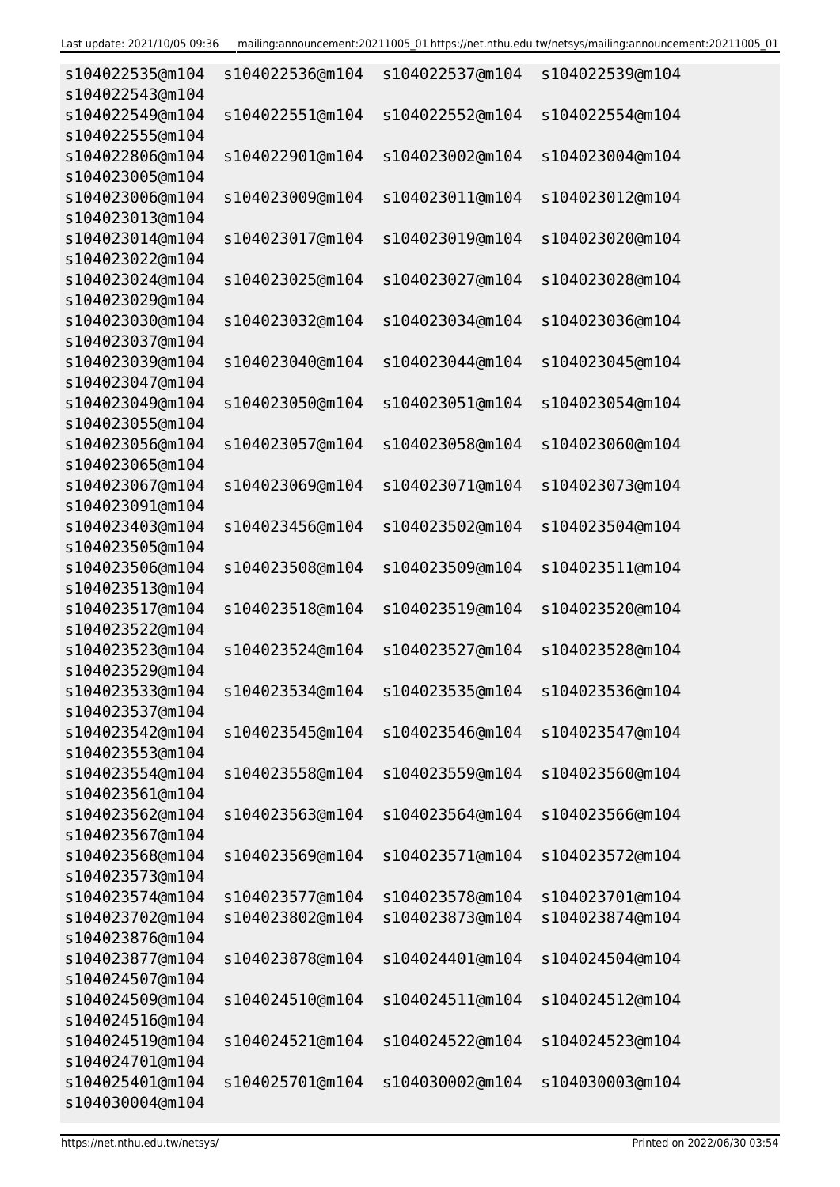```
s104022535@m104  s104022536@m104  s104022537@m104  s104022539@m104
s104022543@m104
s104022549@m104  s104022551@m104  s104022552@m104  s104022554@m104
s104022555@m104
s104022806@m104  s104022901@m104  s104023002@m104  s104023004@m104
s104023005@m104
s104023006@m104  s104023009@m104  s104023011@m104  s104023012@m104
s104023013@m104
s104023014@m104  s104023017@m104  s104023019@m104  s104023020@m104
s104023022@m104
s104023024@m104  s104023025@m104  s104023027@m104  s104023028@m104
s104023029@m104
s104023030@m104  s104023032@m104  s104023034@m104  s104023036@m104
s104023037@m104
s104023039@m104  s104023040@m104  s104023044@m104  s104023045@m104
s104023047@m104
s104023049@m104  s104023050@m104  s104023051@m104  s104023054@m104
s104023055@m104
s104023056@m104  s104023057@m104  s104023058@m104  s104023060@m104
s104023065@m104
s104023067@m104  s104023069@m104  s104023071@m104  s104023073@m104
s104023091@m104
s104023403@m104  s104023456@m104  s104023502@m104  s104023504@m104
s104023505@m104
s104023506@m104  s104023508@m104  s104023509@m104  s104023511@m104
s104023513@m104
s104023517@m104  s104023518@m104  s104023519@m104  s104023520@m104
s104023522@m104
s104023523@m104  s104023524@m104  s104023527@m104  s104023528@m104
s104023529@m104
s104023533@m104  s104023534@m104  s104023535@m104  s104023536@m104
s104023537@m104
s104023542@m104  s104023545@m104  s104023546@m104  s104023547@m104
s104023553@m104
s104023554@m104  s104023558@m104  s104023559@m104  s104023560@m104
s104023561@m104
s104023562@m104  s104023563@m104  s104023564@m104  s104023566@m104
s104023567@m104
s104023568@m104  s104023569@m104  s104023571@m104  s104023572@m104
s104023573@m104
s104023574@m104  s104023577@m104  s104023578@m104  s104023701@m104
s104023702@m104  s104023802@m104  s104023873@m104  s104023874@m104
s104023876@m104
s104023877@m104  s104023878@m104  s104024401@m104  s104024504@m104
s104024507@m104
s104024509@m104  s104024510@m104  s104024511@m104  s104024512@m104
s104024516@m104
s104024519@m104  s104024521@m104  s104024522@m104  s104024523@m104
s104024701@m104
s104025401@m104  s104025701@m104  s104030002@m104  s104030003@m104
s104030004@m104
```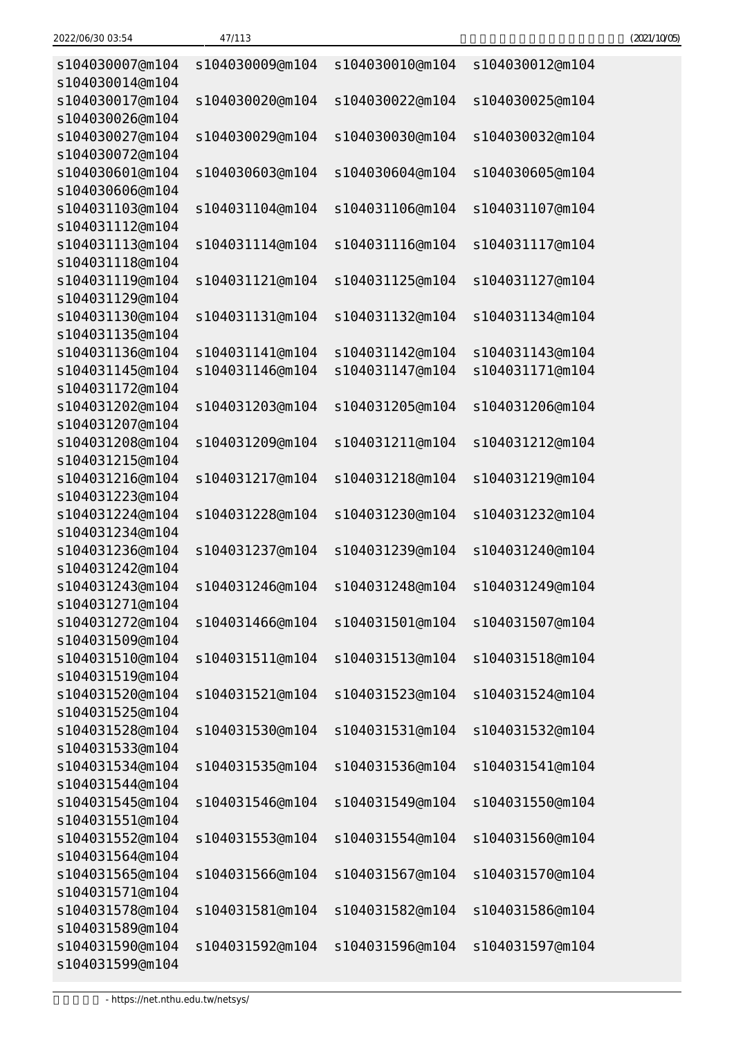```
s104030007@m104  s104030009@m104  s104030010@m104  s104030012@m104
s104030014@m104
s104030017@m104  s104030020@m104  s104030022@m104  s104030025@m104
s104030026@m104
s104030027@m104  s104030029@m104  s104030030@m104  s104030032@m104
s104030072@m104
s104030601@m104  s104030603@m104  s104030604@m104  s104030605@m104
s104030606@m104
s104031103@m104  s104031104@m104  s104031106@m104  s104031107@m104
s104031112@m104
s104031113@m104  s104031114@m104  s104031116@m104  s104031117@m104
s104031118@m104
s104031119@m104  s104031121@m104  s104031125@m104  s104031127@m104
s104031129@m104
s104031130@m104  s104031131@m104  s104031132@m104  s104031134@m104
s104031135@m104
s104031136@m104  s104031141@m104  s104031142@m104  s104031143@m104
s104031145@m104  s104031146@m104  s104031147@m104  s104031171@m104
s104031172@m104
s104031202@m104  s104031203@m104  s104031205@m104  s104031206@m104
s104031207@m104
s104031208@m104  s104031209@m104  s104031211@m104  s104031212@m104
s104031215@m104
s104031216@m104  s104031217@m104  s104031218@m104  s104031219@m104
s104031223@m104
s104031224@m104  s104031228@m104  s104031230@m104  s104031232@m104
s104031234@m104
s104031236@m104  s104031237@m104  s104031239@m104  s104031240@m104
s104031242@m104
s104031243@m104  s104031246@m104  s104031248@m104  s104031249@m104
s104031271@m104
s104031272@m104  s104031466@m104  s104031501@m104  s104031507@m104
s104031509@m104
s104031510@m104  s104031511@m104  s104031513@m104  s104031518@m104
s104031519@m104
s104031520@m104  s104031521@m104  s104031523@m104  s104031524@m104
s104031525@m104
s104031528@m104  s104031530@m104  s104031531@m104  s104031532@m104
s104031533@m104
s104031534@m104  s104031535@m104  s104031536@m104  s104031541@m104
s104031544@m104
s104031545@m104  s104031546@m104  s104031549@m104  s104031550@m104
s104031551@m104
s104031552@m104  s104031553@m104  s104031554@m104  s104031560@m104
s104031564@m104
s104031565@m104  s104031566@m104  s104031567@m104  s104031570@m104
s104031571@m104
s104031578@m104  s104031581@m104  s104031582@m104  s104031586@m104
s104031589@m104
s104031590@m104  s104031592@m104  s104031596@m104  s104031597@m104
s104031599@m104
```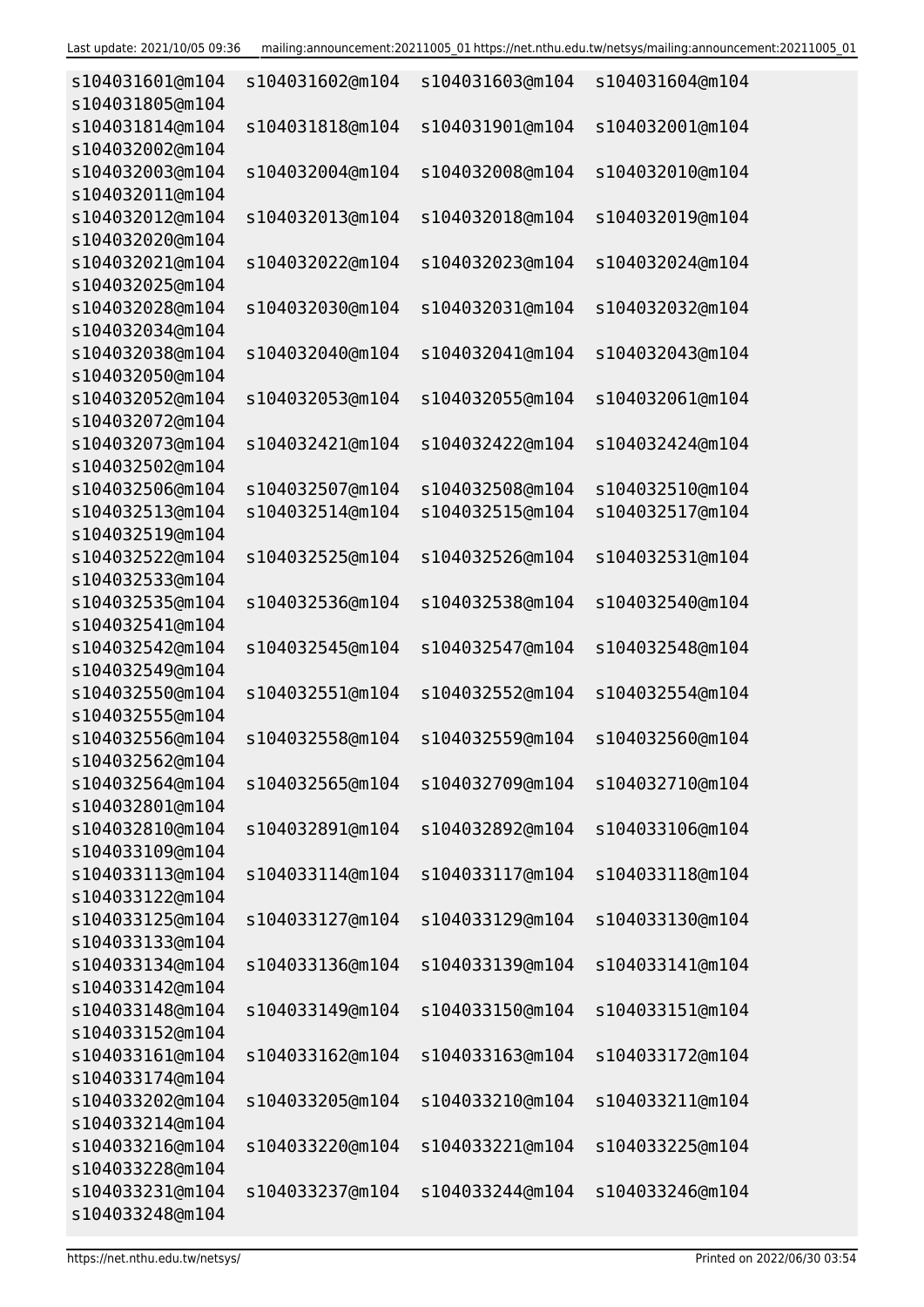```
s104031601@m104  s104031602@m104  s104031603@m104  s104031604@m104
s104031805@m104
s104031814@m104  s104031818@m104  s104031901@m104  s104032001@m104
s104032002@m104
s104032003@m104  s104032004@m104  s104032008@m104  s104032010@m104
s104032011@m104
s104032012@m104  s104032013@m104  s104032018@m104  s104032019@m104
s104032020@m104
s104032021@m104  s104032022@m104  s104032023@m104  s104032024@m104
s104032025@m104
s104032028@m104  s104032030@m104  s104032031@m104  s104032032@m104
s104032034@m104
s104032038@m104  s104032040@m104  s104032041@m104  s104032043@m104
s104032050@m104
s104032052@m104  s104032053@m104  s104032055@m104  s104032061@m104
s104032072@m104
s104032073@m104  s104032421@m104  s104032422@m104  s104032424@m104
s104032502@m104
s104032506@m104  s104032507@m104  s104032508@m104  s104032510@m104
s104032513@m104  s104032514@m104  s104032515@m104  s104032517@m104
s104032519@m104
s104032522@m104  s104032525@m104  s104032526@m104  s104032531@m104
s104032533@m104
s104032535@m104  s104032536@m104  s104032538@m104  s104032540@m104
s104032541@m104
s104032542@m104  s104032545@m104  s104032547@m104  s104032548@m104
s104032549@m104
s104032550@m104  s104032551@m104  s104032552@m104  s104032554@m104
s104032555@m104
s104032556@m104  s104032558@m104  s104032559@m104  s104032560@m104
s104032562@m104
s104032564@m104  s104032565@m104  s104032709@m104  s104032710@m104
s104032801@m104
s104032810@m104  s104032891@m104  s104032892@m104  s104033106@m104
s104033109@m104
s104033113@m104  s104033114@m104  s104033117@m104  s104033118@m104
s104033122@m104
s104033125@m104  s104033127@m104  s104033129@m104  s104033130@m104
s104033133@m104
s104033134@m104  s104033136@m104  s104033139@m104  s104033141@m104
s104033142@m104
s104033148@m104  s104033149@m104  s104033150@m104  s104033151@m104
s104033152@m104
s104033161@m104  s104033162@m104  s104033163@m104  s104033172@m104
s104033174@m104
s104033202@m104  s104033205@m104  s104033210@m104  s104033211@m104
s104033214@m104
s104033216@m104  s104033220@m104  s104033221@m104  s104033225@m104
s104033228@m104
s104033231@m104  s104033237@m104  s104033244@m104  s104033246@m104
s104033248@m104
```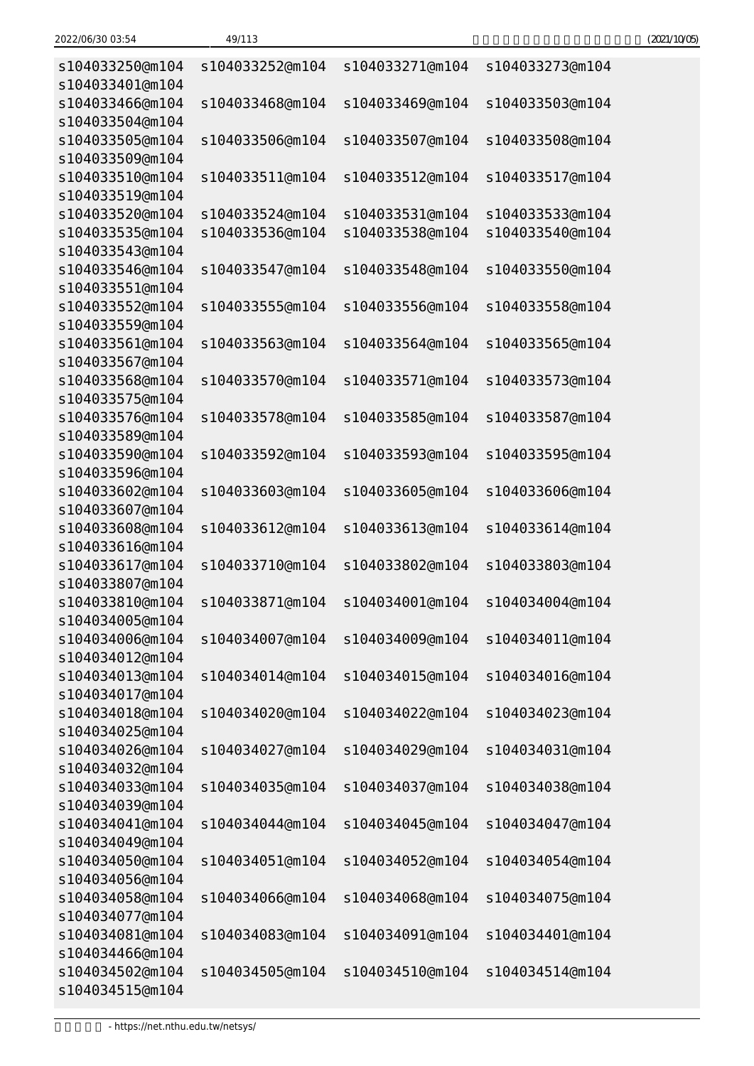```
s104033250@m104  s104033252@m104  s104033271@m104  s104033273@m104
s104033401@m104
s104033466@m104  s104033468@m104  s104033469@m104  s104033503@m104
s104033504@m104
s104033505@m104  s104033506@m104  s104033507@m104  s104033508@m104
s104033509@m104
s104033510@m104  s104033511@m104  s104033512@m104  s104033517@m104
s104033519@m104
s104033520@m104  s104033524@m104  s104033531@m104  s104033533@m104
s104033535@m104  s104033536@m104  s104033538@m104  s104033540@m104
s104033543@m104
s104033546@m104  s104033547@m104  s104033548@m104  s104033550@m104
s104033551@m104
s104033552@m104  s104033555@m104  s104033556@m104  s104033558@m104
s104033559@m104
s104033561@m104  s104033563@m104  s104033564@m104  s104033565@m104
s104033567@m104
s104033568@m104  s104033570@m104  s104033571@m104  s104033573@m104
s104033575@m104
s104033576@m104  s104033578@m104  s104033585@m104  s104033587@m104
s104033589@m104
s104033590@m104  s104033592@m104  s104033593@m104  s104033595@m104
s104033596@m104
s104033602@m104  s104033603@m104  s104033605@m104  s104033606@m104
s104033607@m104
s104033608@m104  s104033612@m104  s104033613@m104  s104033614@m104
s104033616@m104
s104033617@m104  s104033710@m104  s104033802@m104  s104033803@m104
s104033807@m104
s104033810@m104  s104033871@m104  s104034001@m104  s104034004@m104
s104034005@m104
s104034006@m104  s104034007@m104  s104034009@m104  s104034011@m104
s104034012@m104
s104034013@m104  s104034014@m104  s104034015@m104  s104034016@m104
s104034017@m104
s104034018@m104  s104034020@m104  s104034022@m104  s104034023@m104
s104034025@m104
s104034026@m104  s104034027@m104  s104034029@m104  s104034031@m104
s104034032@m104
s104034033@m104  s104034035@m104  s104034037@m104  s104034038@m104
s104034039@m104
s104034041@m104  s104034044@m104  s104034045@m104  s104034047@m104
s104034049@m104
s104034050@m104  s104034051@m104  s104034052@m104  s104034054@m104
s104034056@m104
s104034058@m104  s104034066@m104  s104034068@m104  s104034075@m104
s104034077@m104
s104034081@m104  s104034083@m104  s104034091@m104  s104034401@m104
s104034466@m104
s104034502@m104  s104034505@m104  s104034510@m104  s104034514@m104
s104034515@m104
```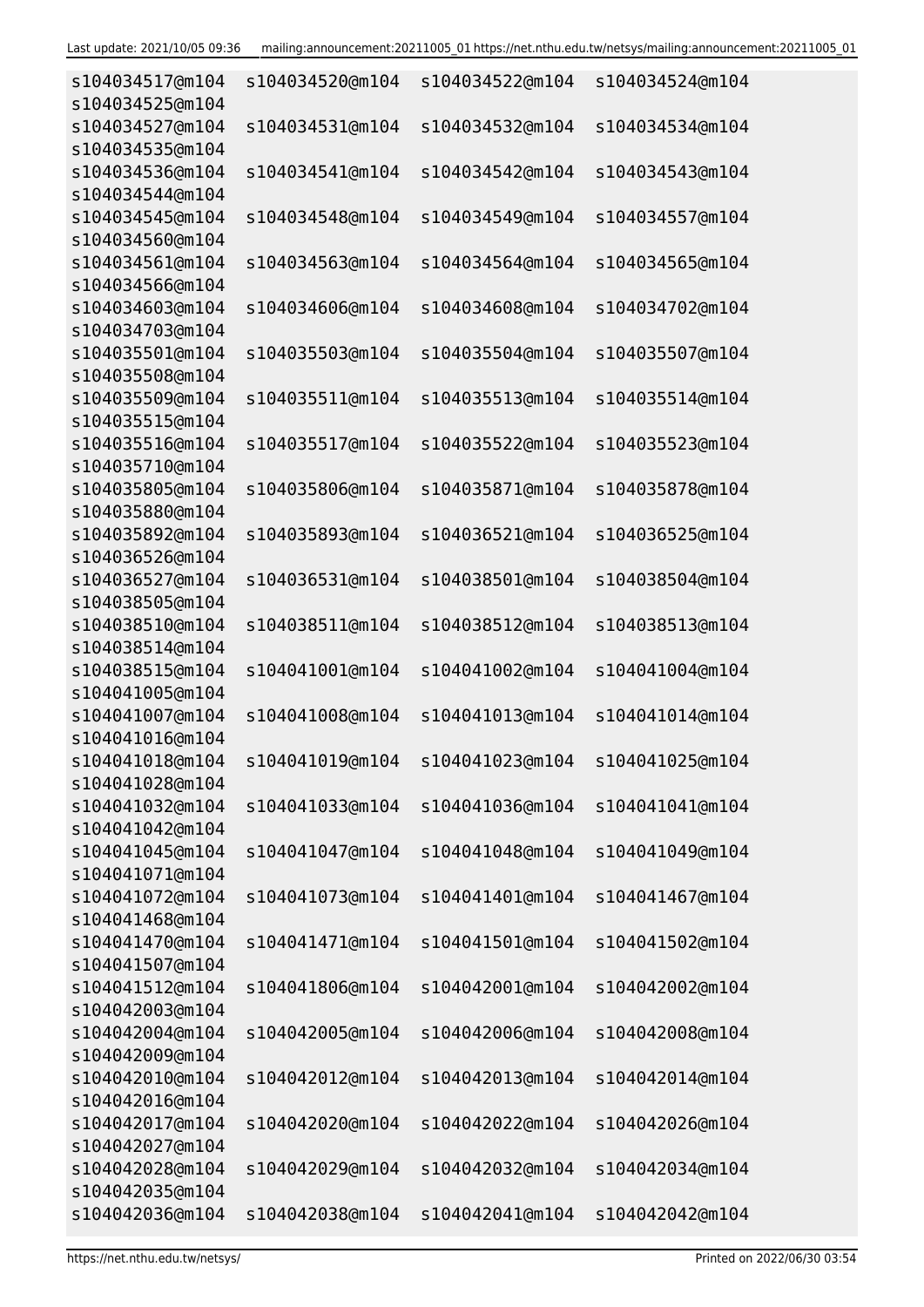```
s104034517@m104  s104034520@m104  s104034522@m104  s104034524@m104
s104034525@m104
s104034527@m104  s104034531@m104  s104034532@m104  s104034534@m104
s104034535@m104
s104034536@m104  s104034541@m104  s104034542@m104  s104034543@m104
s104034544@m104
s104034545@m104  s104034548@m104  s104034549@m104  s104034557@m104
s104034560@m104
s104034561@m104  s104034563@m104  s104034564@m104  s104034565@m104
s104034566@m104
s104034603@m104  s104034606@m104  s104034608@m104  s104034702@m104
s104034703@m104
s104035501@m104  s104035503@m104  s104035504@m104  s104035507@m104
s104035508@m104
s104035509@m104  s104035511@m104  s104035513@m104  s104035514@m104
s104035515@m104
s104035516@m104  s104035517@m104  s104035522@m104  s104035523@m104
s104035710@m104
s104035805@m104  s104035806@m104  s104035871@m104  s104035878@m104
s104035880@m104
s104035892@m104  s104035893@m104  s104036521@m104  s104036525@m104
s104036526@m104
s104036527@m104  s104036531@m104  s104038501@m104  s104038504@m104
s104038505@m104
s104038510@m104  s104038511@m104  s104038512@m104  s104038513@m104
s104038514@m104
s104038515@m104  s104041001@m104  s104041002@m104  s104041004@m104
s104041005@m104
s104041007@m104  s104041008@m104  s104041013@m104  s104041014@m104
s104041016@m104
s104041018@m104  s104041019@m104  s104041023@m104  s104041025@m104
s104041028@m104
s104041032@m104  s104041033@m104  s104041036@m104  s104041041@m104
s104041042@m104
s104041045@m104  s104041047@m104  s104041048@m104  s104041049@m104
s104041071@m104
s104041072@m104  s104041073@m104  s104041401@m104  s104041467@m104
s104041468@m104
s104041470@m104  s104041471@m104  s104041501@m104  s104041502@m104
s104041507@m104
s104041512@m104  s104041806@m104  s104042001@m104  s104042002@m104
s104042003@m104
s104042004@m104  s104042005@m104  s104042006@m104  s104042008@m104
s104042009@m104
s104042010@m104  s104042012@m104  s104042013@m104  s104042014@m104
s104042016@m104
s104042017@m104  s104042020@m104  s104042022@m104  s104042026@m104
s104042027@m104
s104042028@m104  s104042029@m104  s104042032@m104  s104042034@m104
s104042035@m104
s104042036@m104  s104042038@m104  s104042041@m104  s104042042@m104
```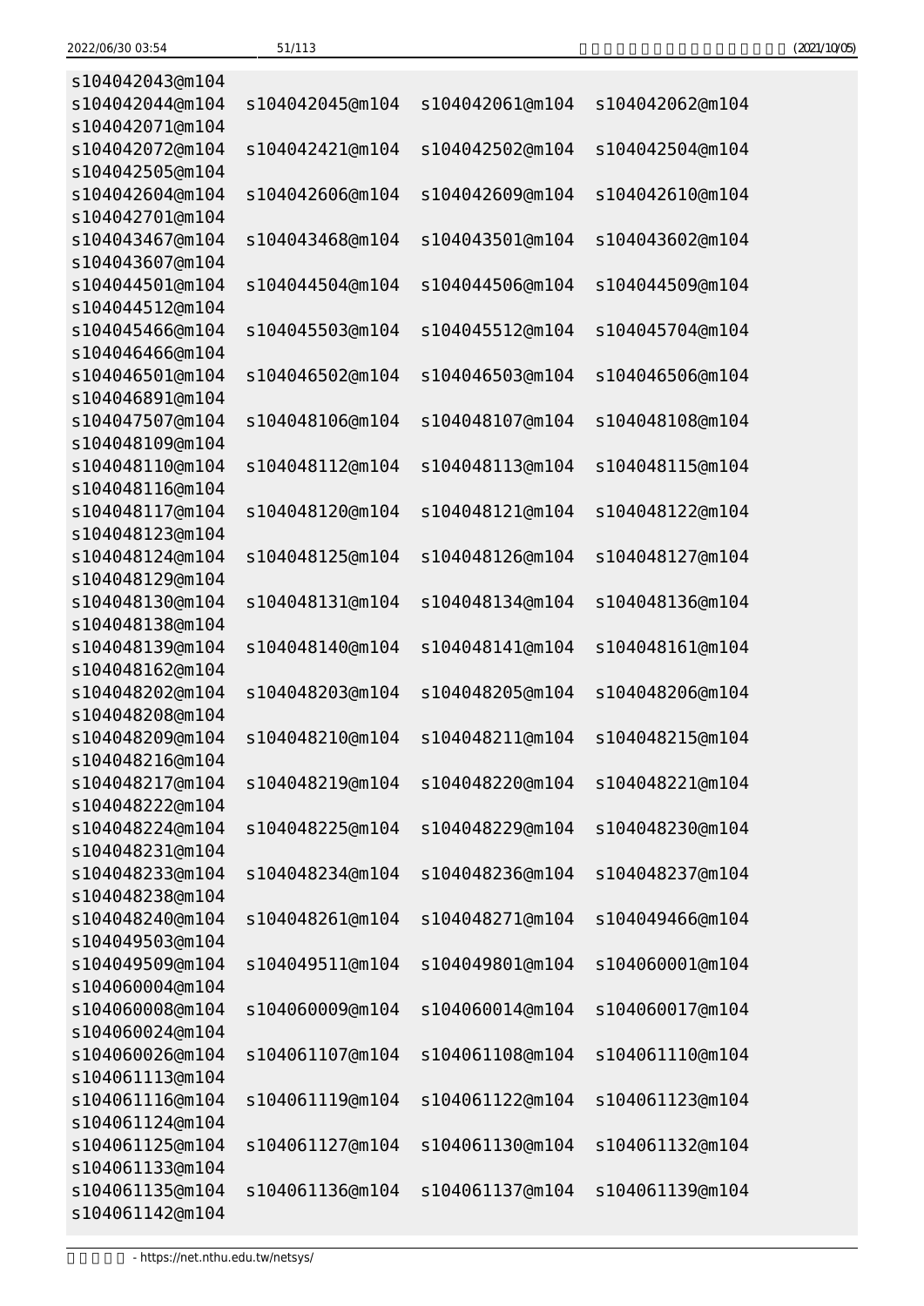```
s104042043@m104
s104042044@m104  s104042045@m104  s104042061@m104  s104042062@m104
s104042071@m104
s104042072@m104  s104042421@m104  s104042502@m104  s104042504@m104
s104042505@m104
s104042604@m104  s104042606@m104  s104042609@m104  s104042610@m104
s104042701@m104
s104043467@m104  s104043468@m104  s104043501@m104  s104043602@m104
s104043607@m104
s104044501@m104  s104044504@m104  s104044506@m104  s104044509@m104
s104044512@m104
s104045466@m104  s104045503@m104  s104045512@m104  s104045704@m104
s104046466@m104
s104046501@m104  s104046502@m104  s104046503@m104  s104046506@m104
s104046891@m104
s104047507@m104  s104048106@m104  s104048107@m104  s104048108@m104
s104048109@m104
s104048110@m104  s104048112@m104  s104048113@m104  s104048115@m104
s104048116@m104
s104048117@m104  s104048120@m104  s104048121@m104  s104048122@m104
s104048123@m104
s104048124@m104  s104048125@m104  s104048126@m104  s104048127@m104
s104048129@m104
s104048130@m104  s104048131@m104  s104048134@m104  s104048136@m104
s104048138@m104
s104048139@m104  s104048140@m104  s104048141@m104  s104048161@m104
s104048162@m104
s104048202@m104  s104048203@m104  s104048205@m104  s104048206@m104
s104048208@m104
s104048209@m104  s104048210@m104  s104048211@m104  s104048215@m104
s104048216@m104
s104048217@m104  s104048219@m104  s104048220@m104  s104048221@m104
s104048222@m104
s104048224@m104  s104048225@m104  s104048229@m104  s104048230@m104
s104048231@m104
s104048233@m104  s104048234@m104  s104048236@m104  s104048237@m104
s104048238@m104
s104048240@m104  s104048261@m104  s104048271@m104  s104049466@m104
s104049503@m104
s104049509@m104  s104049511@m104  s104049801@m104  s104060001@m104
s104060004@m104
s104060008@m104  s104060009@m104  s104060014@m104  s104060017@m104
s104060024@m104
s104060026@m104  s104061107@m104  s104061108@m104  s104061110@m104
s104061113@m104
s104061116@m104  s104061119@m104  s104061122@m104  s104061123@m104
s104061124@m104
s104061125@m104  s104061127@m104  s104061130@m104  s104061132@m104
s104061133@m104
s104061135@m104  s104061136@m104  s104061137@m104  s104061139@m104
s104061142@m104
```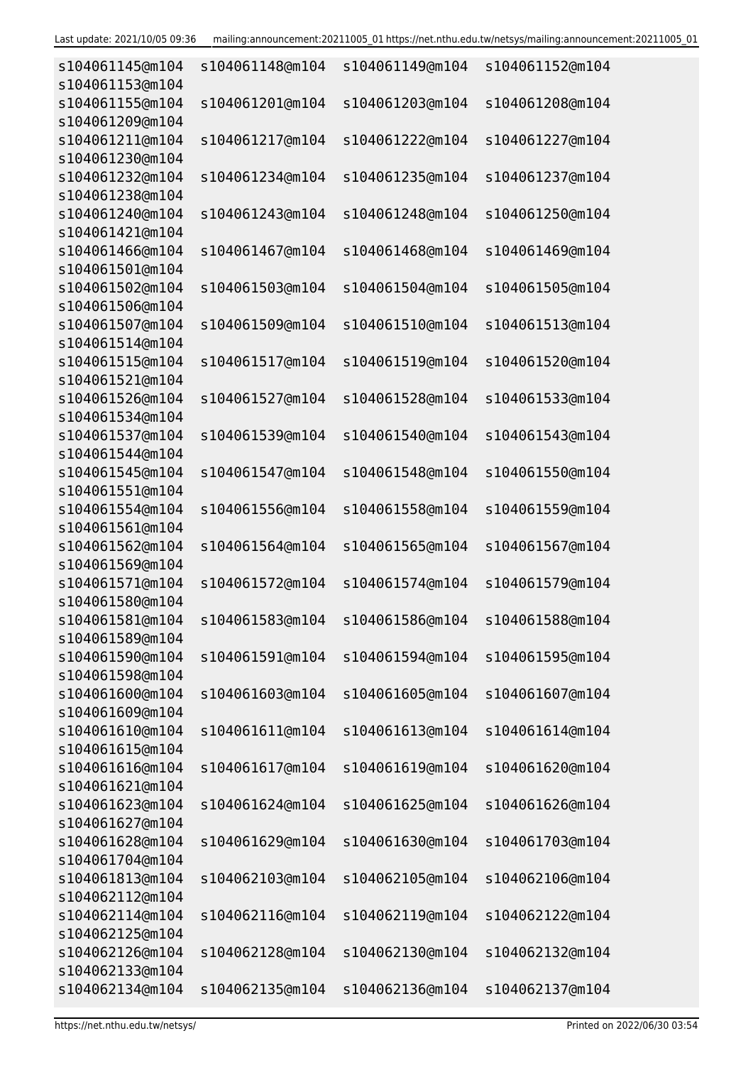```
s104061145@m104  s104061148@m104  s104061149@m104  s104061152@m104
s104061153@m104
s104061155@m104  s104061201@m104  s104061203@m104  s104061208@m104
s104061209@m104
s104061211@m104  s104061217@m104  s104061222@m104  s104061227@m104
s104061230@m104
s104061232@m104  s104061234@m104  s104061235@m104  s104061237@m104
s104061238@m104
s104061240@m104  s104061243@m104  s104061248@m104  s104061250@m104
s104061421@m104
s104061466@m104  s104061467@m104  s104061468@m104  s104061469@m104
s104061501@m104
s104061502@m104  s104061503@m104  s104061504@m104  s104061505@m104
s104061506@m104
s104061507@m104  s104061509@m104  s104061510@m104  s104061513@m104
s104061514@m104
s104061515@m104  s104061517@m104  s104061519@m104  s104061520@m104
s104061521@m104
s104061526@m104  s104061527@m104  s104061528@m104  s104061533@m104
s104061534@m104
s104061537@m104  s104061539@m104  s104061540@m104  s104061543@m104
s104061544@m104
s104061545@m104  s104061547@m104  s104061548@m104  s104061550@m104
s104061551@m104
s104061554@m104  s104061556@m104  s104061558@m104  s104061559@m104
s104061561@m104
s104061562@m104  s104061564@m104  s104061565@m104  s104061567@m104
s104061569@m104
s104061571@m104  s104061572@m104  s104061574@m104  s104061579@m104
s104061580@m104
s104061581@m104  s104061583@m104  s104061586@m104  s104061588@m104
s104061589@m104
s104061590@m104  s104061591@m104  s104061594@m104  s104061595@m104
s104061598@m104
s104061600@m104  s104061603@m104  s104061605@m104  s104061607@m104
s104061609@m104
s104061610@m104  s104061611@m104  s104061613@m104  s104061614@m104
s104061615@m104
s104061616@m104  s104061617@m104  s104061619@m104  s104061620@m104
s104061621@m104
s104061623@m104  s104061624@m104  s104061625@m104  s104061626@m104
s104061627@m104
s104061628@m104  s104061629@m104  s104061630@m104  s104061703@m104
s104061704@m104
s104061813@m104  s104062103@m104  s104062105@m104  s104062106@m104
s104062112@m104
s104062114@m104  s104062116@m104  s104062119@m104  s104062122@m104
s104062125@m104
s104062126@m104  s104062128@m104  s104062130@m104  s104062132@m104
s104062133@m104
s104062134@m104  s104062135@m104  s104062136@m104  s104062137@m104
```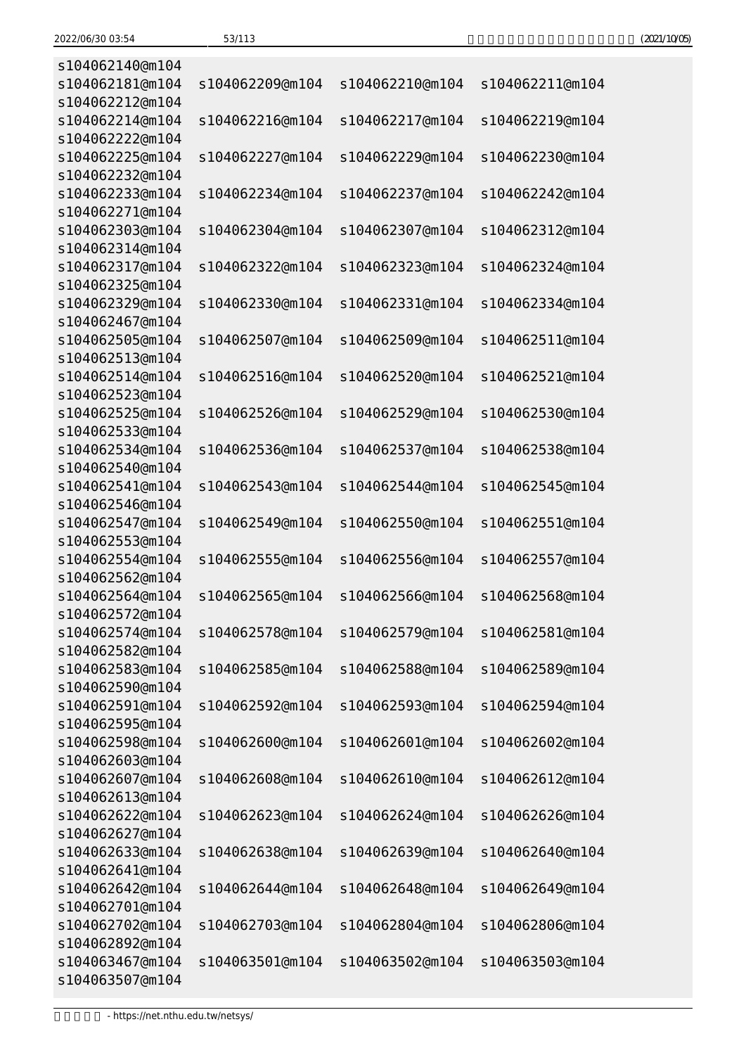```
s104062140@m104
s104062181@m104  s104062209@m104  s104062210@m104  s104062211@m104
s104062212@m104
s104062214@m104  s104062216@m104  s104062217@m104  s104062219@m104
s104062222@m104
s104062225@m104  s104062227@m104  s104062229@m104  s104062230@m104
s104062232@m104
s104062233@m104  s104062234@m104  s104062237@m104  s104062242@m104
s104062271@m104
s104062303@m104  s104062304@m104  s104062307@m104  s104062312@m104
s104062314@m104
s104062317@m104  s104062322@m104  s104062323@m104  s104062324@m104
s104062325@m104
s104062329@m104  s104062330@m104  s104062331@m104  s104062334@m104
s104062467@m104
s104062505@m104  s104062507@m104  s104062509@m104  s104062511@m104
s104062513@m104
s104062514@m104  s104062516@m104  s104062520@m104  s104062521@m104
s104062523@m104
s104062525@m104  s104062526@m104  s104062529@m104  s104062530@m104
s104062533@m104
s104062534@m104  s104062536@m104  s104062537@m104  s104062538@m104
s104062540@m104
s104062541@m104  s104062543@m104  s104062544@m104  s104062545@m104
s104062546@m104
s104062547@m104  s104062549@m104  s104062550@m104  s104062551@m104
s104062553@m104
s104062554@m104  s104062555@m104  s104062556@m104  s104062557@m104
s104062562@m104
s104062564@m104  s104062565@m104  s104062566@m104  s104062568@m104
s104062572@m104
s104062574@m104  s104062578@m104  s104062579@m104  s104062581@m104
s104062582@m104
s104062583@m104  s104062585@m104  s104062588@m104  s104062589@m104
s104062590@m104
s104062591@m104  s104062592@m104  s104062593@m104  s104062594@m104
s104062595@m104
s104062598@m104  s104062600@m104  s104062601@m104  s104062602@m104
s104062603@m104
s104062607@m104  s104062608@m104  s104062610@m104  s104062612@m104
s104062613@m104
s104062622@m104  s104062623@m104  s104062624@m104  s104062626@m104
s104062627@m104
s104062633@m104  s104062638@m104  s104062639@m104  s104062640@m104
s104062641@m104
s104062642@m104  s104062644@m104  s104062648@m104  s104062649@m104
s104062701@m104
s104062702@m104  s104062703@m104  s104062804@m104  s104062806@m104
s104062892@m104
s104063467@m104  s104063501@m104  s104063502@m104  s104063503@m104
s104063507@m104
```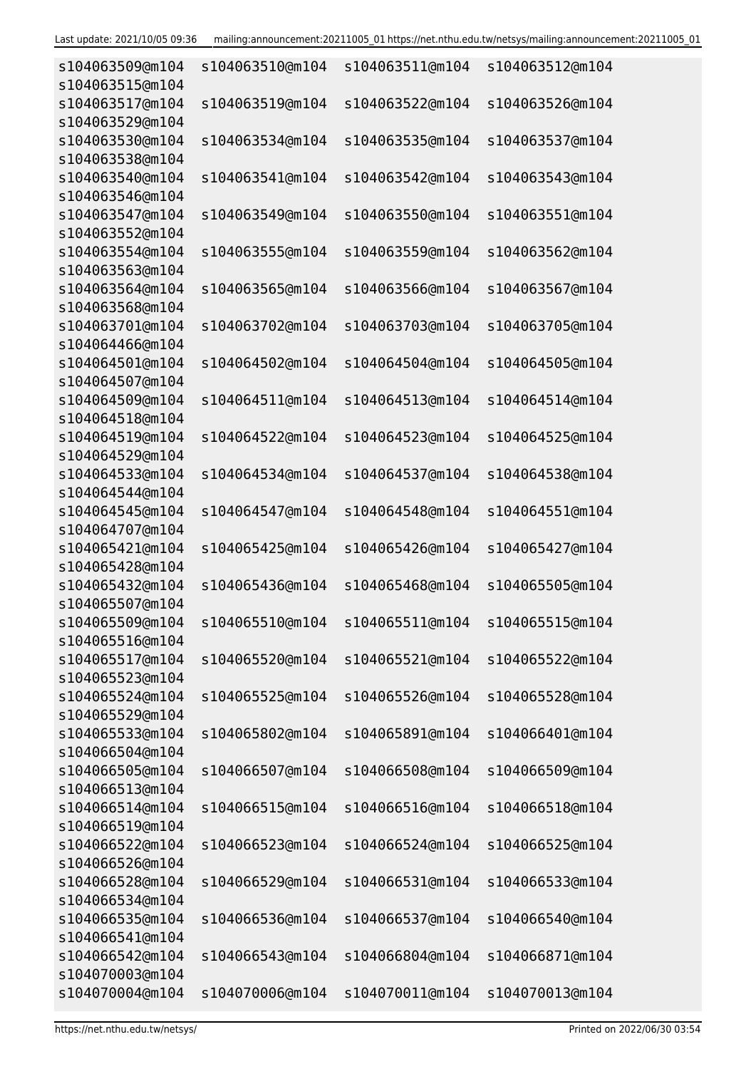```
s104063509@m104  s104063510@m104  s104063511@m104  s104063512@m104
s104063515@m104
s104063517@m104  s104063519@m104  s104063522@m104  s104063526@m104
s104063529@m104
s104063530@m104  s104063534@m104  s104063535@m104  s104063537@m104
s104063538@m104
s104063540@m104  s104063541@m104  s104063542@m104  s104063543@m104
s104063546@m104
s104063547@m104  s104063549@m104  s104063550@m104  s104063551@m104
s104063552@m104
s104063554@m104  s104063555@m104  s104063559@m104  s104063562@m104
s104063563@m104
s104063564@m104  s104063565@m104  s104063566@m104  s104063567@m104
s104063568@m104
s104063701@m104  s104063702@m104  s104063703@m104  s104063705@m104
s104064466@m104
s104064501@m104  s104064502@m104  s104064504@m104  s104064505@m104
s104064507@m104
s104064509@m104  s104064511@m104  s104064513@m104  s104064514@m104
s104064518@m104
s104064519@m104  s104064522@m104  s104064523@m104  s104064525@m104
s104064529@m104
s104064533@m104  s104064534@m104  s104064537@m104  s104064538@m104
s104064544@m104
s104064545@m104  s104064547@m104  s104064548@m104  s104064551@m104
s104064707@m104
s104065421@m104  s104065425@m104  s104065426@m104  s104065427@m104
s104065428@m104
s104065432@m104  s104065436@m104  s104065468@m104  s104065505@m104
s104065507@m104
s104065509@m104  s104065510@m104  s104065511@m104  s104065515@m104
s104065516@m104
s104065517@m104  s104065520@m104  s104065521@m104  s104065522@m104
s104065523@m104
s104065524@m104  s104065525@m104  s104065526@m104  s104065528@m104
s104065529@m104
s104065533@m104  s104065802@m104  s104065891@m104  s104066401@m104
s104066504@m104
s104066505@m104  s104066507@m104  s104066508@m104  s104066509@m104
s104066513@m104
s104066514@m104  s104066515@m104  s104066516@m104  s104066518@m104
s104066519@m104
s104066522@m104  s104066523@m104  s104066524@m104  s104066525@m104
s104066526@m104
s104066528@m104  s104066529@m104  s104066531@m104  s104066533@m104
s104066534@m104
s104066535@m104  s104066536@m104  s104066537@m104  s104066540@m104
s104066541@m104
s104066542@m104  s104066543@m104  s104066804@m104  s104066871@m104
s104070003@m104
s104070004@m104  s104070006@m104  s104070011@m104  s104070013@m104
```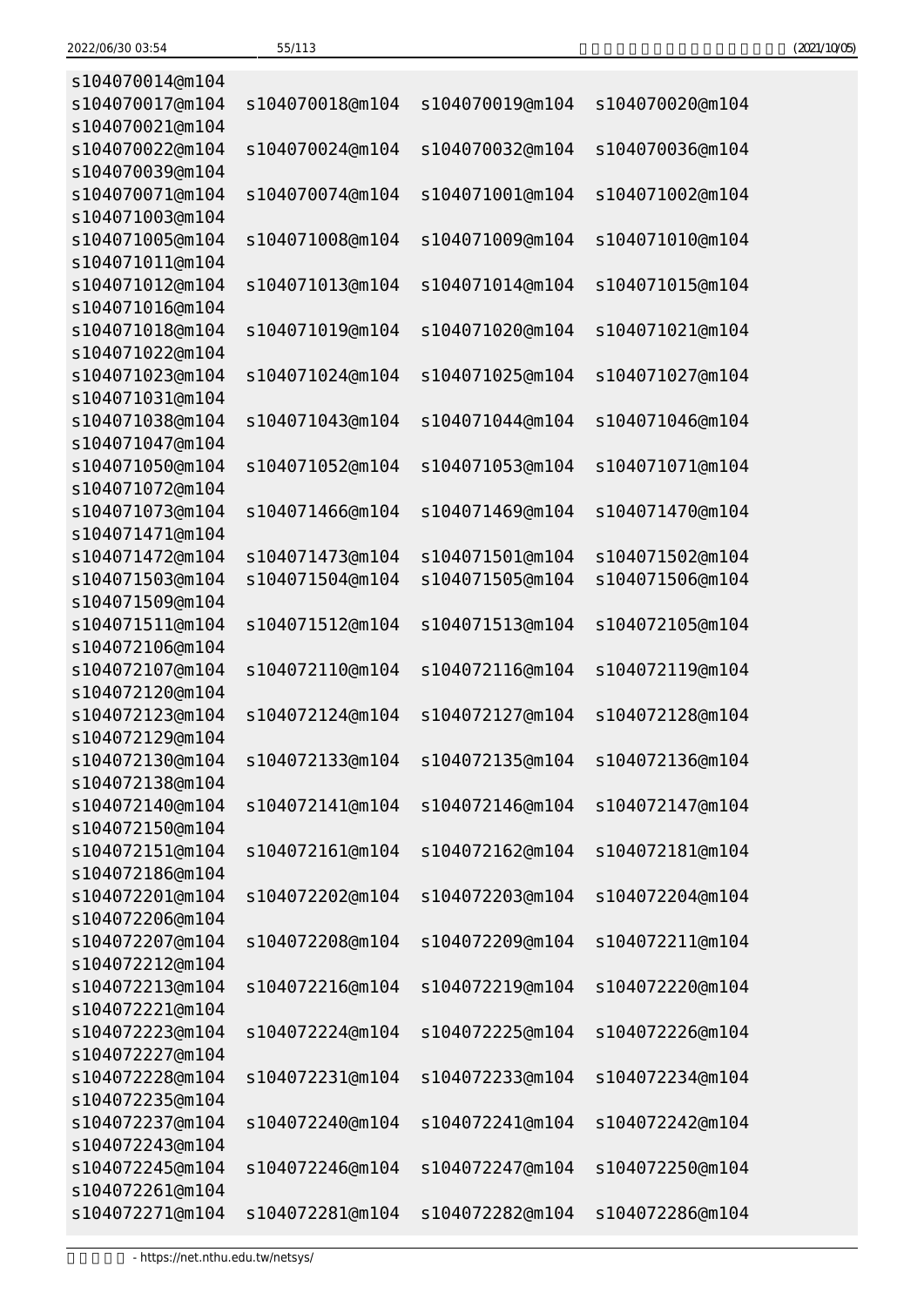```
s104070014@m104
s104070017@m104  s104070018@m104  s104070019@m104  s104070020@m104
s104070021@m104
s104070022@m104  s104070024@m104  s104070032@m104  s104070036@m104
s104070039@m104
s104070071@m104  s104070074@m104  s104071001@m104  s104071002@m104
s104071003@m104
s104071005@m104  s104071008@m104  s104071009@m104  s104071010@m104
s104071011@m104
s104071012@m104  s104071013@m104  s104071014@m104  s104071015@m104
s104071016@m104
s104071018@m104  s104071019@m104  s104071020@m104  s104071021@m104
s104071022@m104
s104071023@m104  s104071024@m104  s104071025@m104  s104071027@m104
s104071031@m104
s104071038@m104  s104071043@m104  s104071044@m104  s104071046@m104
s104071047@m104
s104071050@m104  s104071052@m104  s104071053@m104  s104071071@m104
s104071072@m104
s104071073@m104  s104071466@m104  s104071469@m104  s104071470@m104
s104071471@m104
s104071472@m104  s104071473@m104  s104071501@m104  s104071502@m104
s104071503@m104  s104071504@m104  s104071505@m104  s104071506@m104
s104071509@m104
s104071511@m104  s104071512@m104  s104071513@m104  s104072105@m104
s104072106@m104
s104072107@m104  s104072110@m104  s104072116@m104  s104072119@m104
s104072120@m104
s104072123@m104  s104072124@m104  s104072127@m104  s104072128@m104
s104072129@m104
s104072130@m104  s104072133@m104  s104072135@m104  s104072136@m104
s104072138@m104
s104072140@m104  s104072141@m104  s104072146@m104  s104072147@m104
s104072150@m104
s104072151@m104  s104072161@m104  s104072162@m104  s104072181@m104
s104072186@m104
s104072201@m104  s104072202@m104  s104072203@m104  s104072204@m104
s104072206@m104
s104072207@m104  s104072208@m104  s104072209@m104  s104072211@m104
s104072212@m104
s104072213@m104  s104072216@m104  s104072219@m104  s104072220@m104
s104072221@m104
s104072223@m104  s104072224@m104  s104072225@m104  s104072226@m104
s104072227@m104
s104072228@m104  s104072231@m104  s104072233@m104  s104072234@m104
s104072235@m104
s104072237@m104  s104072240@m104  s104072241@m104  s104072242@m104
s104072243@m104
s104072245@m104  s104072246@m104  s104072247@m104  s104072250@m104
s104072261@m104
s104072271@m104  s104072281@m104  s104072282@m104  s104072286@m104
```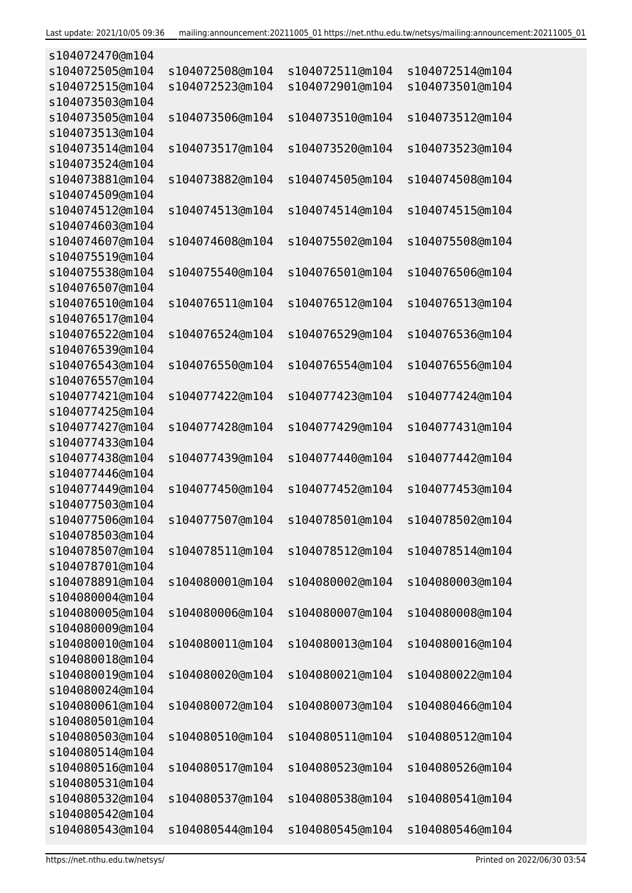```
s104072470@m104
s104072505@m104  s104072508@m104  s104072511@m104  s104072514@m104
s104072515@m104  s104072523@m104  s104072901@m104  s104073501@m104
s104073503@m104
s104073505@m104  s104073506@m104  s104073510@m104  s104073512@m104
s104073513@m104
s104073514@m104  s104073517@m104  s104073520@m104  s104073523@m104
s104073524@m104
s104073881@m104  s104073882@m104  s104074505@m104  s104074508@m104
s104074509@m104
s104074512@m104  s104074513@m104  s104074514@m104  s104074515@m104
s104074603@m104
s104074607@m104  s104074608@m104  s104075502@m104  s104075508@m104
s104075519@m104
s104075538@m104  s104075540@m104  s104076501@m104  s104076506@m104
s104076507@m104
s104076510@m104  s104076511@m104  s104076512@m104  s104076513@m104
s104076517@m104
s104076522@m104  s104076524@m104  s104076529@m104  s104076536@m104
s104076539@m104
s104076543@m104  s104076550@m104  s104076554@m104  s104076556@m104
s104076557@m104
s104077421@m104  s104077422@m104  s104077423@m104  s104077424@m104
s104077425@m104
s104077427@m104  s104077428@m104  s104077429@m104  s104077431@m104
s104077433@m104
s104077438@m104  s104077439@m104  s104077440@m104  s104077442@m104
s104077446@m104
s104077449@m104  s104077450@m104  s104077452@m104  s104077453@m104
s104077503@m104
s104077506@m104  s104077507@m104  s104078501@m104  s104078502@m104
s104078503@m104
s104078507@m104  s104078511@m104  s104078512@m104  s104078514@m104
s104078701@m104
s104078891@m104  s104080001@m104  s104080002@m104  s104080003@m104
s104080004@m104
s104080005@m104  s104080006@m104  s104080007@m104  s104080008@m104
s104080009@m104
s104080010@m104  s104080011@m104  s104080013@m104  s104080016@m104
s104080018@m104
s104080019@m104  s104080020@m104  s104080021@m104  s104080022@m104
s104080024@m104
s104080061@m104  s104080072@m104  s104080073@m104  s104080466@m104
s104080501@m104
s104080503@m104  s104080510@m104  s104080511@m104  s104080512@m104
s104080514@m104
s104080516@m104  s104080517@m104  s104080523@m104  s104080526@m104
s104080531@m104
s104080532@m104  s104080537@m104  s104080538@m104  s104080541@m104
s104080542@m104
s104080543@m104  s104080544@m104  s104080545@m104  s104080546@m104
```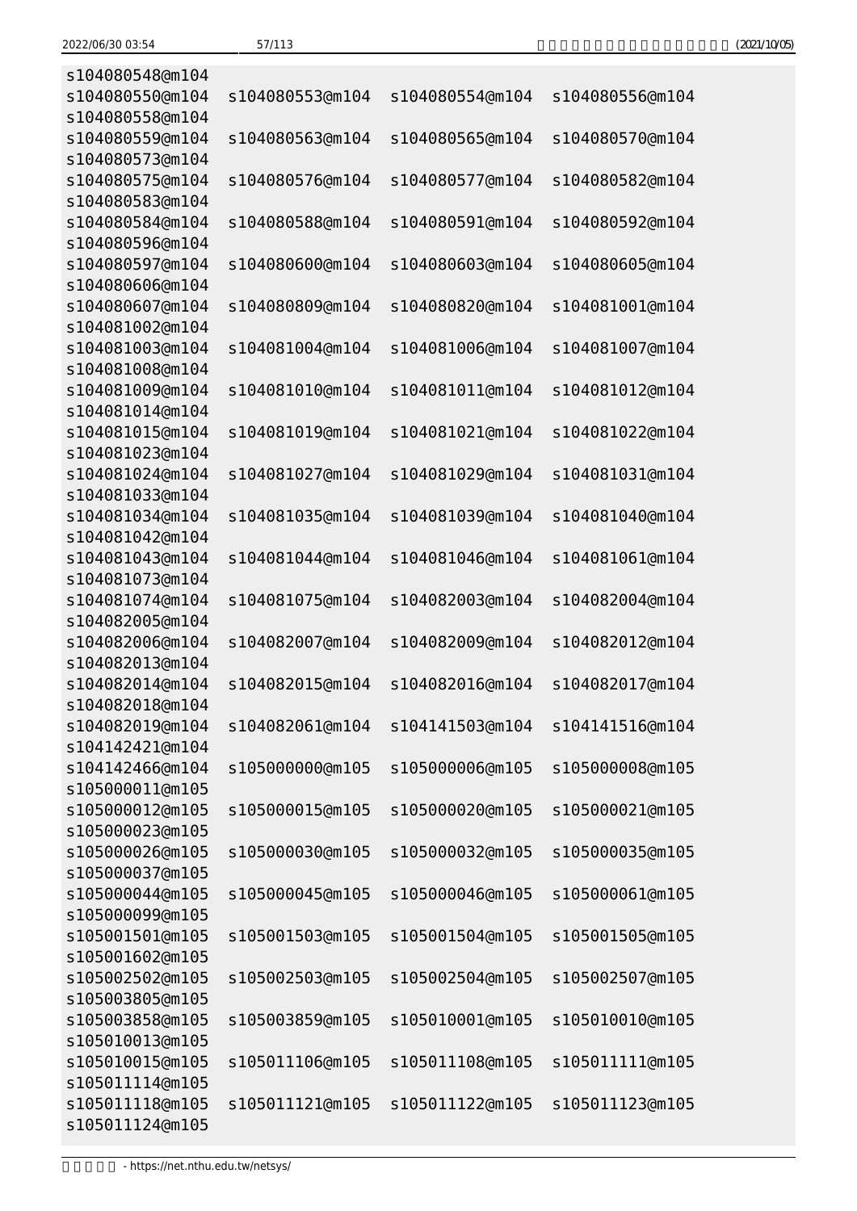```
s104080548@m104
s104080550@m104  s104080553@m104  s104080554@m104  s104080556@m104
s104080558@m104
s104080559@m104  s104080563@m104  s104080565@m104  s104080570@m104
s104080573@m104
s104080575@m104  s104080576@m104  s104080577@m104  s104080582@m104
s104080583@m104
s104080584@m104  s104080588@m104  s104080591@m104  s104080592@m104
s104080596@m104
s104080597@m104  s104080600@m104  s104080603@m104  s104080605@m104
s104080606@m104
s104080607@m104  s104080809@m104  s104080820@m104  s104081001@m104
s104081002@m104
s104081003@m104  s104081004@m104  s104081006@m104  s104081007@m104
s104081008@m104
s104081009@m104  s104081010@m104  s104081011@m104  s104081012@m104
s104081014@m104
s104081015@m104  s104081019@m104  s104081021@m104  s104081022@m104
s104081023@m104
s104081024@m104  s104081027@m104  s104081029@m104  s104081031@m104
s104081033@m104
s104081034@m104  s104081035@m104  s104081039@m104  s104081040@m104
s104081042@m104
s104081043@m104  s104081044@m104  s104081046@m104  s104081061@m104
s104081073@m104
s104081074@m104  s104081075@m104  s104082003@m104  s104082004@m104
s104082005@m104
s104082006@m104  s104082007@m104  s104082009@m104  s104082012@m104
s104082013@m104
s104082014@m104  s104082015@m104  s104082016@m104  s104082017@m104
s104082018@m104
s104082019@m104  s104082061@m104  s104141503@m104  s104141516@m104
s104142421@m104
s104142466@m104  s105000000@m105  s105000006@m105  s105000008@m105
s105000011@m105
s105000012@m105  s105000015@m105  s105000020@m105  s105000021@m105
s105000023@m105
s105000026@m105  s105000030@m105  s105000032@m105  s105000035@m105
s105000037@m105
s105000044@m105  s105000045@m105  s105000046@m105  s105000061@m105
s105000099@m105
s105001501@m105  s105001503@m105  s105001504@m105  s105001505@m105
s105001602@m105
s105002502@m105  s105002503@m105  s105002504@m105  s105002507@m105
s105003805@m105
s105003858@m105  s105003859@m105  s105010001@m105  s105010010@m105
s105010013@m105
s105010015@m105  s105011106@m105  s105011108@m105  s105011111@m105
s105011114@m105
s105011118@m105  s105011121@m105  s105011122@m105  s105011123@m105
s105011124@m105
```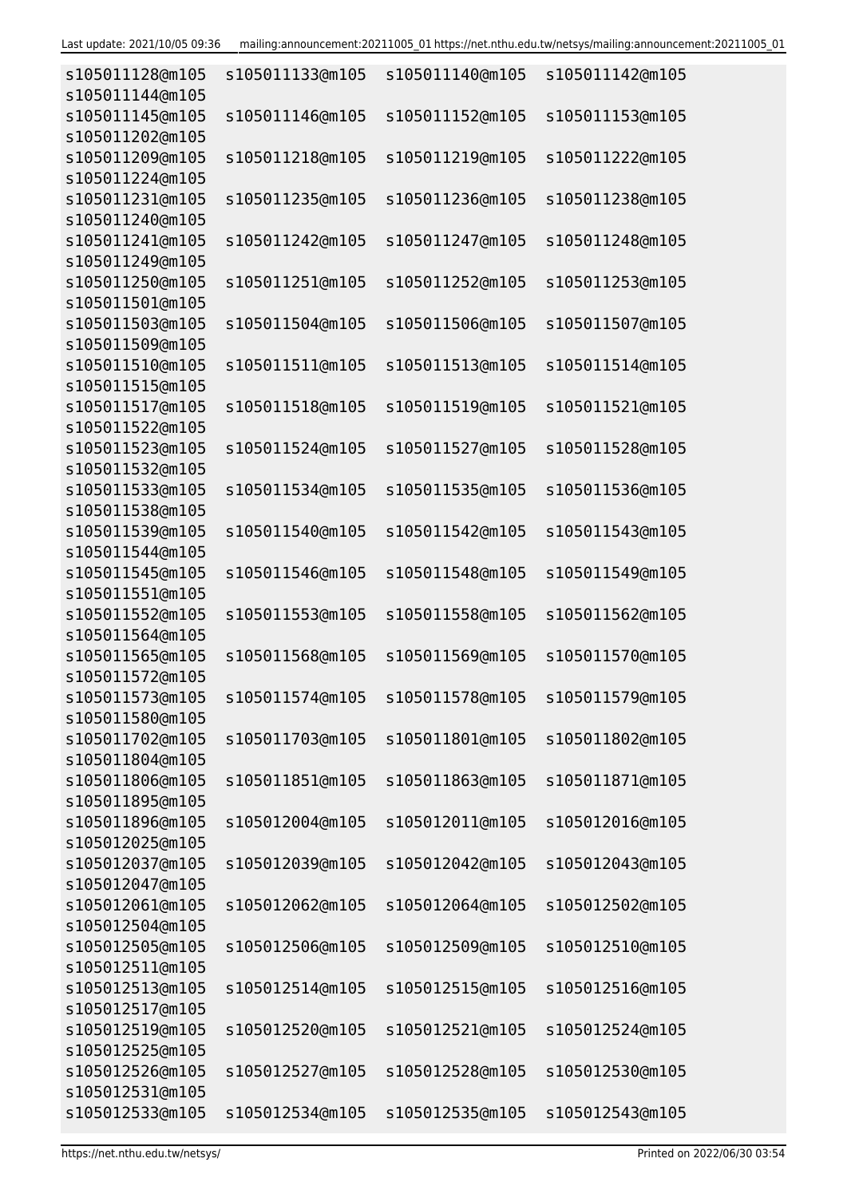```
s105011128@m105  s105011133@m105  s105011140@m105  s105011142@m105
s105011144@m105
s105011145@m105  s105011146@m105  s105011152@m105  s105011153@m105
s105011202@m105
s105011209@m105  s105011218@m105  s105011219@m105  s105011222@m105
s105011224@m105
s105011231@m105  s105011235@m105  s105011236@m105  s105011238@m105
s105011240@m105
s105011241@m105  s105011242@m105  s105011247@m105  s105011248@m105
s105011249@m105
s105011250@m105  s105011251@m105  s105011252@m105  s105011253@m105
s105011501@m105
s105011503@m105  s105011504@m105  s105011506@m105  s105011507@m105
s105011509@m105
s105011510@m105  s105011511@m105  s105011513@m105  s105011514@m105
s105011515@m105
s105011517@m105  s105011518@m105  s105011519@m105  s105011521@m105
s105011522@m105
s105011523@m105  s105011524@m105  s105011527@m105  s105011528@m105
s105011532@m105
s105011533@m105  s105011534@m105  s105011535@m105  s105011536@m105
s105011538@m105
s105011539@m105  s105011540@m105  s105011542@m105  s105011543@m105
s105011544@m105
s105011545@m105  s105011546@m105  s105011548@m105  s105011549@m105
s105011551@m105
s105011552@m105  s105011553@m105  s105011558@m105  s105011562@m105
s105011564@m105
s105011565@m105  s105011568@m105  s105011569@m105  s105011570@m105
s105011572@m105
s105011573@m105  s105011574@m105  s105011578@m105  s105011579@m105
s105011580@m105
s105011702@m105  s105011703@m105  s105011801@m105  s105011802@m105
s105011804@m105
s105011806@m105  s105011851@m105  s105011863@m105  s105011871@m105
s105011895@m105
s105011896@m105  s105012004@m105  s105012011@m105  s105012016@m105
s105012025@m105
s105012037@m105  s105012039@m105  s105012042@m105  s105012043@m105
s105012047@m105
s105012061@m105  s105012062@m105  s105012064@m105  s105012502@m105
s105012504@m105
s105012505@m105  s105012506@m105  s105012509@m105  s105012510@m105
s105012511@m105
s105012513@m105  s105012514@m105  s105012515@m105  s105012516@m105
s105012517@m105
s105012519@m105  s105012520@m105  s105012521@m105  s105012524@m105
s105012525@m105
s105012526@m105  s105012527@m105  s105012528@m105  s105012530@m105
s105012531@m105
s105012533@m105  s105012534@m105  s105012535@m105  s105012543@m105
```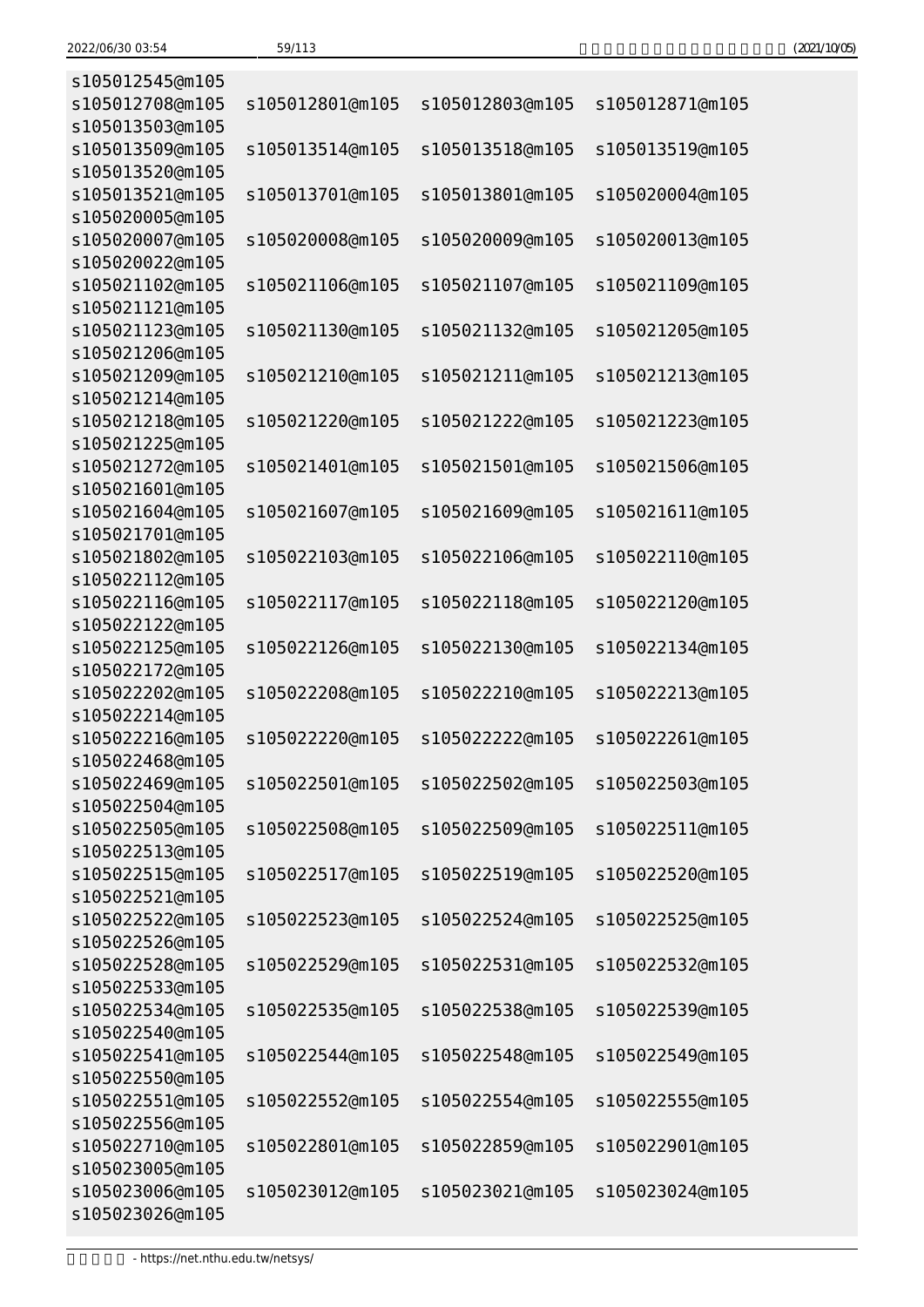```
s105012545@m105
s105012708@m105  s105012801@m105  s105012803@m105  s105012871@m105
s105013503@m105
s105013509@m105  s105013514@m105  s105013518@m105  s105013519@m105
s105013520@m105
s105013521@m105  s105013701@m105  s105013801@m105  s105020004@m105
s105020005@m105
s105020007@m105  s105020008@m105  s105020009@m105  s105020013@m105
s105020022@m105
s105021102@m105  s105021106@m105  s105021107@m105  s105021109@m105
s105021121@m105
s105021123@m105  s105021130@m105  s105021132@m105  s105021205@m105
s105021206@m105
s105021209@m105  s105021210@m105  s105021211@m105  s105021213@m105
s105021214@m105
s105021218@m105  s105021220@m105  s105021222@m105  s105021223@m105
s105021225@m105
s105021272@m105  s105021401@m105  s105021501@m105  s105021506@m105
s105021601@m105
s105021604@m105  s105021607@m105  s105021609@m105  s105021611@m105
s105021701@m105
s105021802@m105  s105022103@m105  s105022106@m105  s105022110@m105
s105022112@m105
s105022116@m105  s105022117@m105  s105022118@m105  s105022120@m105
s105022122@m105
s105022125@m105  s105022126@m105  s105022130@m105  s105022134@m105
s105022172@m105
s105022202@m105  s105022208@m105  s105022210@m105  s105022213@m105
s105022214@m105
s105022216@m105  s105022220@m105  s105022222@m105  s105022261@m105
s105022468@m105
s105022469@m105  s105022501@m105  s105022502@m105  s105022503@m105
s105022504@m105
s105022505@m105  s105022508@m105  s105022509@m105  s105022511@m105
s105022513@m105
s105022515@m105  s105022517@m105  s105022519@m105  s105022520@m105
s105022521@m105
s105022522@m105  s105022523@m105  s105022524@m105  s105022525@m105
s105022526@m105
s105022528@m105  s105022529@m105  s105022531@m105  s105022532@m105
s105022533@m105
s105022534@m105  s105022535@m105  s105022538@m105  s105022539@m105
s105022540@m105
s105022541@m105  s105022544@m105  s105022548@m105  s105022549@m105
s105022550@m105
s105022551@m105  s105022552@m105  s105022554@m105  s105022555@m105
s105022556@m105
s105022710@m105  s105022801@m105  s105022859@m105  s105022901@m105
s105023005@m105
s105023006@m105  s105023012@m105  s105023021@m105  s105023024@m105
s105023026@m105
```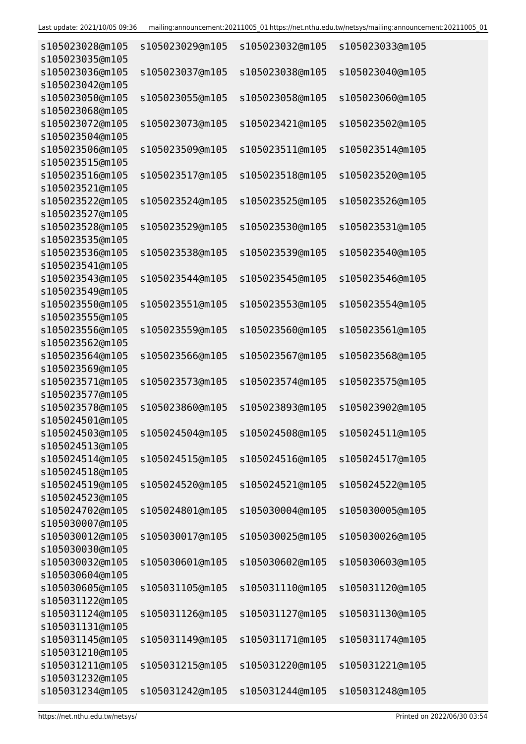```
s105023028@m105 s105023029@m105 s105023032@m105 s105023033@m105
s105023035@m105
s105023036@m105 s105023037@m105 s105023038@m105 s105023040@m105
s105023042@m105
s105023050@m105 s105023055@m105 s105023058@m105 s105023060@m105
s105023068@m105
s105023072@m105 s105023073@m105 s105023421@m105 s105023502@m105
s105023504@m105
s105023506@m105 s105023509@m105 s105023511@m105 s105023514@m105
s105023515@m105
s105023516@m105 s105023517@m105 s105023518@m105 s105023520@m105
s105023521@m105
s105023522@m105 s105023524@m105 s105023525@m105 s105023526@m105
s105023527@m105
s105023528@m105 s105023529@m105 s105023530@m105 s105023531@m105
s105023535@m105
s105023536@m105 s105023538@m105 s105023539@m105 s105023540@m105
s105023541@m105
s105023543@m105 s105023544@m105 s105023545@m105 s105023546@m105
s105023549@m105
s105023550@m105 s105023551@m105 s105023553@m105 s105023554@m105
s105023555@m105
s105023556@m105 s105023559@m105 s105023560@m105 s105023561@m105
s105023562@m105
s105023564@m105 s105023566@m105 s105023567@m105 s105023568@m105
s105023569@m105
s105023571@m105 s105023573@m105 s105023574@m105 s105023575@m105
s105023577@m105
s105023578@m105 s105023860@m105 s105023893@m105 s105023902@m105
s105024501@m105
s105024503@m105 s105024504@m105 s105024508@m105 s105024511@m105
s105024513@m105
s105024514@m105 s105024515@m105 s105024516@m105 s105024517@m105
s105024518@m105
s105024519@m105 s105024520@m105 s105024521@m105 s105024522@m105
s105024523@m105
s105024702@m105 s105024801@m105 s105030004@m105 s105030005@m105
s105030007@m105
s105030012@m105 s105030017@m105 s105030025@m105 s105030026@m105
s105030030@m105
s105030032@m105 s105030601@m105 s105030602@m105 s105030603@m105
s105030604@m105
s105030605@m105 s105031105@m105 s105031110@m105 s105031120@m105
s105031122@m105
s105031124@m105 s105031126@m105 s105031127@m105 s105031130@m105
s105031131@m105
s105031145@m105 s105031149@m105 s105031171@m105 s105031174@m105
s105031210@m105
s105031211@m105 s105031215@m105 s105031220@m105 s105031221@m105
s105031232@m105
s105031234@m105 s105031242@m105 s105031244@m105 s105031248@m105
```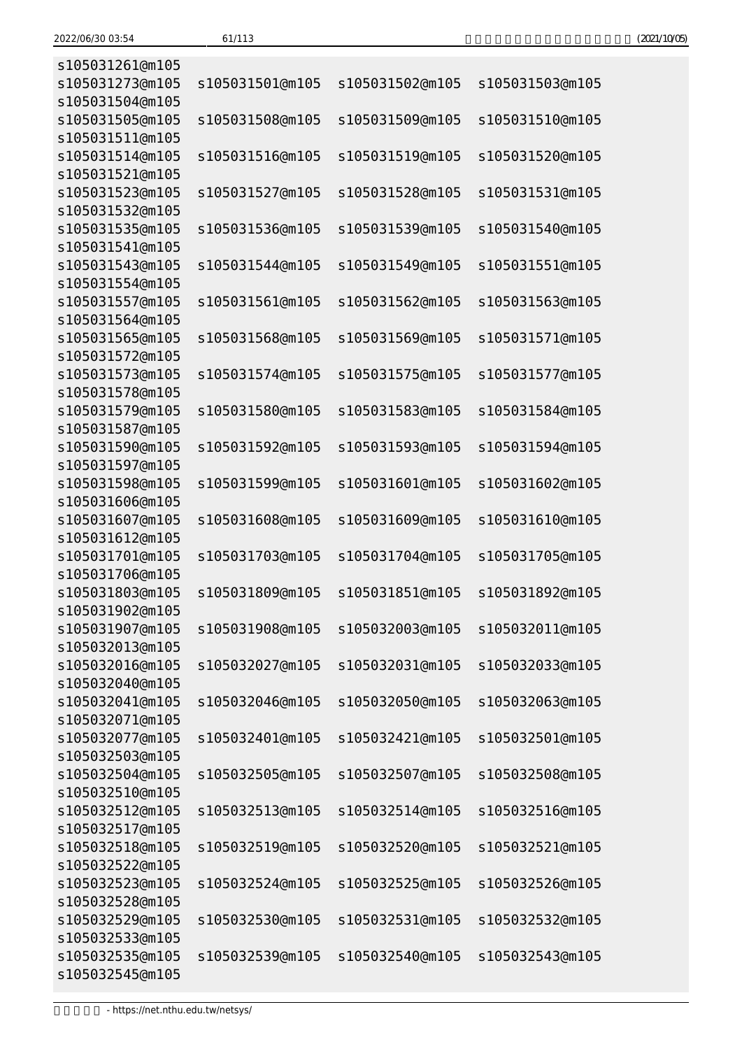```
s105031261@m105
s105031273@m105  s105031501@m105  s105031502@m105  s105031503@m105
s105031504@m105
s105031505@m105  s105031508@m105  s105031509@m105  s105031510@m105
s105031511@m105
s105031514@m105  s105031516@m105  s105031519@m105  s105031520@m105
s105031521@m105
s105031523@m105  s105031527@m105  s105031528@m105  s105031531@m105
s105031532@m105
s105031535@m105  s105031536@m105  s105031539@m105  s105031540@m105
s105031541@m105
s105031543@m105  s105031544@m105  s105031549@m105  s105031551@m105
s105031554@m105
s105031557@m105  s105031561@m105  s105031562@m105  s105031563@m105
s105031564@m105
s105031565@m105  s105031568@m105  s105031569@m105  s105031571@m105
s105031572@m105
s105031573@m105  s105031574@m105  s105031575@m105  s105031577@m105
s105031578@m105
s105031579@m105  s105031580@m105  s105031583@m105  s105031584@m105
s105031587@m105
s105031590@m105  s105031592@m105  s105031593@m105  s105031594@m105
s105031597@m105
s105031598@m105  s105031599@m105  s105031601@m105  s105031602@m105
s105031606@m105
s105031607@m105  s105031608@m105  s105031609@m105  s105031610@m105
s105031612@m105
s105031701@m105  s105031703@m105  s105031704@m105  s105031705@m105
s105031706@m105
s105031803@m105  s105031809@m105  s105031851@m105  s105031892@m105
s105031902@m105
s105031907@m105  s105031908@m105  s105032003@m105  s105032011@m105
s105032013@m105
s105032016@m105  s105032027@m105  s105032031@m105  s105032033@m105
s105032040@m105
s105032041@m105  s105032046@m105  s105032050@m105  s105032063@m105
s105032071@m105
s105032077@m105  s105032401@m105  s105032421@m105  s105032501@m105
s105032503@m105
s105032504@m105  s105032505@m105  s105032507@m105  s105032508@m105
s105032510@m105
s105032512@m105  s105032513@m105  s105032514@m105  s105032516@m105
s105032517@m105
s105032518@m105  s105032519@m105  s105032520@m105  s105032521@m105
s105032522@m105
s105032523@m105  s105032524@m105  s105032525@m105  s105032526@m105
s105032528@m105
s105032529@m105  s105032530@m105  s105032531@m105  s105032532@m105
s105032533@m105
s105032535@m105  s105032539@m105  s105032540@m105  s105032543@m105
s105032545@m105
```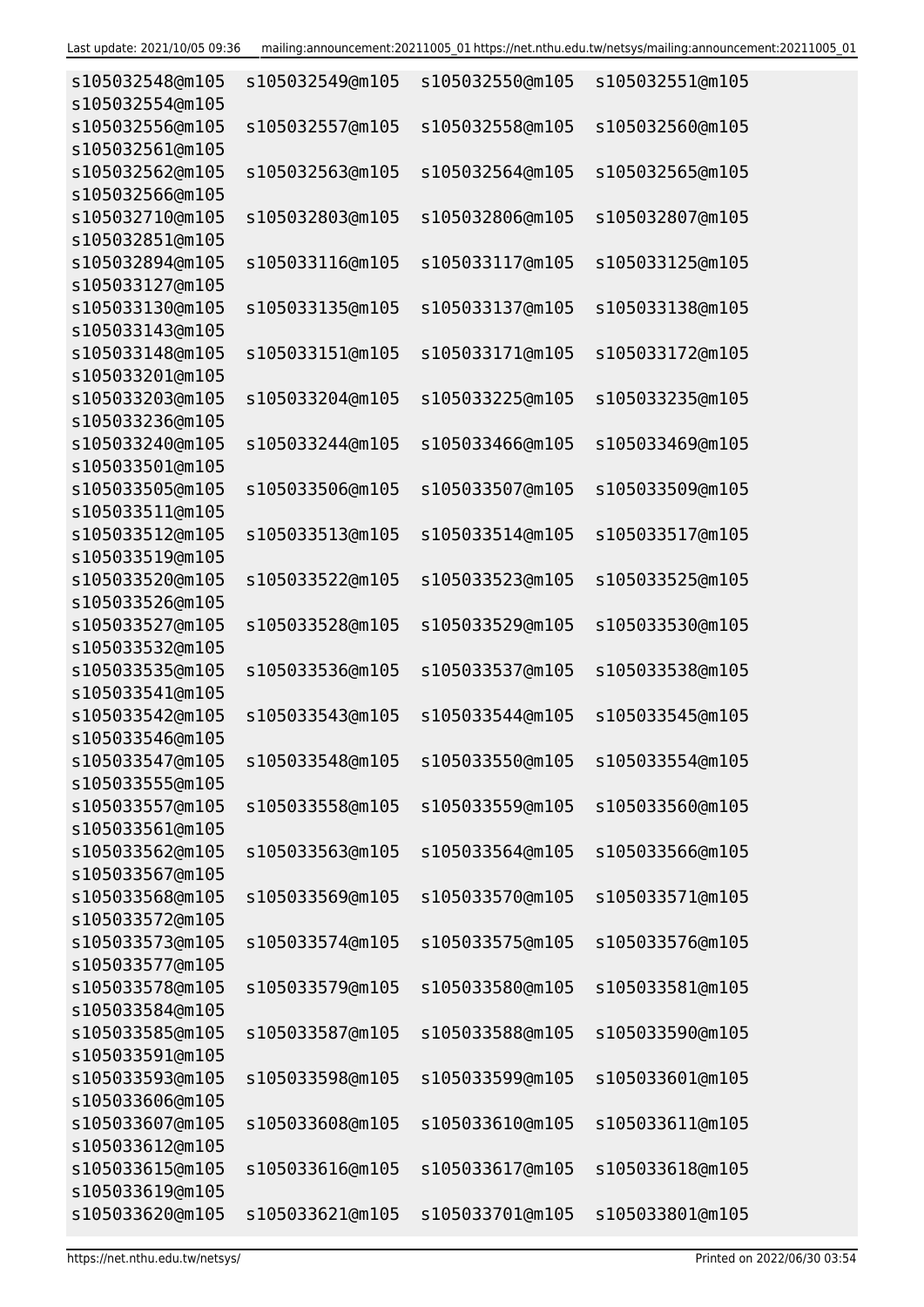```
s105032548@m105   s105032549@m105   s105032550@m105   s105032551@m105
s105032554@m105
s105032556@m105   s105032557@m105   s105032558@m105   s105032560@m105
s105032561@m105
s105032562@m105   s105032563@m105   s105032564@m105   s105032565@m105
s105032566@m105
s105032710@m105   s105032803@m105   s105032806@m105   s105032807@m105
s105032851@m105
s105032894@m105   s105033116@m105   s105033117@m105   s105033125@m105
s105033127@m105
s105033130@m105   s105033135@m105   s105033137@m105   s105033138@m105
s105033143@m105
s105033148@m105   s105033151@m105   s105033171@m105   s105033172@m105
s105033201@m105
s105033203@m105   s105033204@m105   s105033225@m105   s105033235@m105
s105033236@m105
s105033240@m105   s105033244@m105   s105033466@m105   s105033469@m105
s105033501@m105
s105033505@m105   s105033506@m105   s105033507@m105   s105033509@m105
s105033511@m105
s105033512@m105   s105033513@m105   s105033514@m105   s105033517@m105
s105033519@m105
s105033520@m105   s105033522@m105   s105033523@m105   s105033525@m105
s105033526@m105
s105033527@m105   s105033528@m105   s105033529@m105   s105033530@m105
s105033532@m105
s105033535@m105   s105033536@m105   s105033537@m105   s105033538@m105
s105033541@m105
s105033542@m105   s105033543@m105   s105033544@m105   s105033545@m105
s105033546@m105
s105033547@m105   s105033548@m105   s105033550@m105   s105033554@m105
s105033555@m105
s105033557@m105   s105033558@m105   s105033559@m105   s105033560@m105
s105033561@m105
s105033562@m105   s105033563@m105   s105033564@m105   s105033566@m105
s105033567@m105
s105033568@m105   s105033569@m105   s105033570@m105   s105033571@m105
s105033572@m105
s105033573@m105   s105033574@m105   s105033575@m105   s105033576@m105
s105033577@m105
s105033578@m105   s105033579@m105   s105033580@m105   s105033581@m105
s105033584@m105
s105033585@m105   s105033587@m105   s105033588@m105   s105033590@m105
s105033591@m105
s105033593@m105   s105033598@m105   s105033599@m105   s105033601@m105
s105033606@m105
s105033607@m105   s105033608@m105   s105033610@m105   s105033611@m105
s105033612@m105
s105033615@m105   s105033616@m105   s105033617@m105   s105033618@m105
s105033619@m105
s105033620@m105   s105033621@m105   s105033701@m105   s105033801@m105
```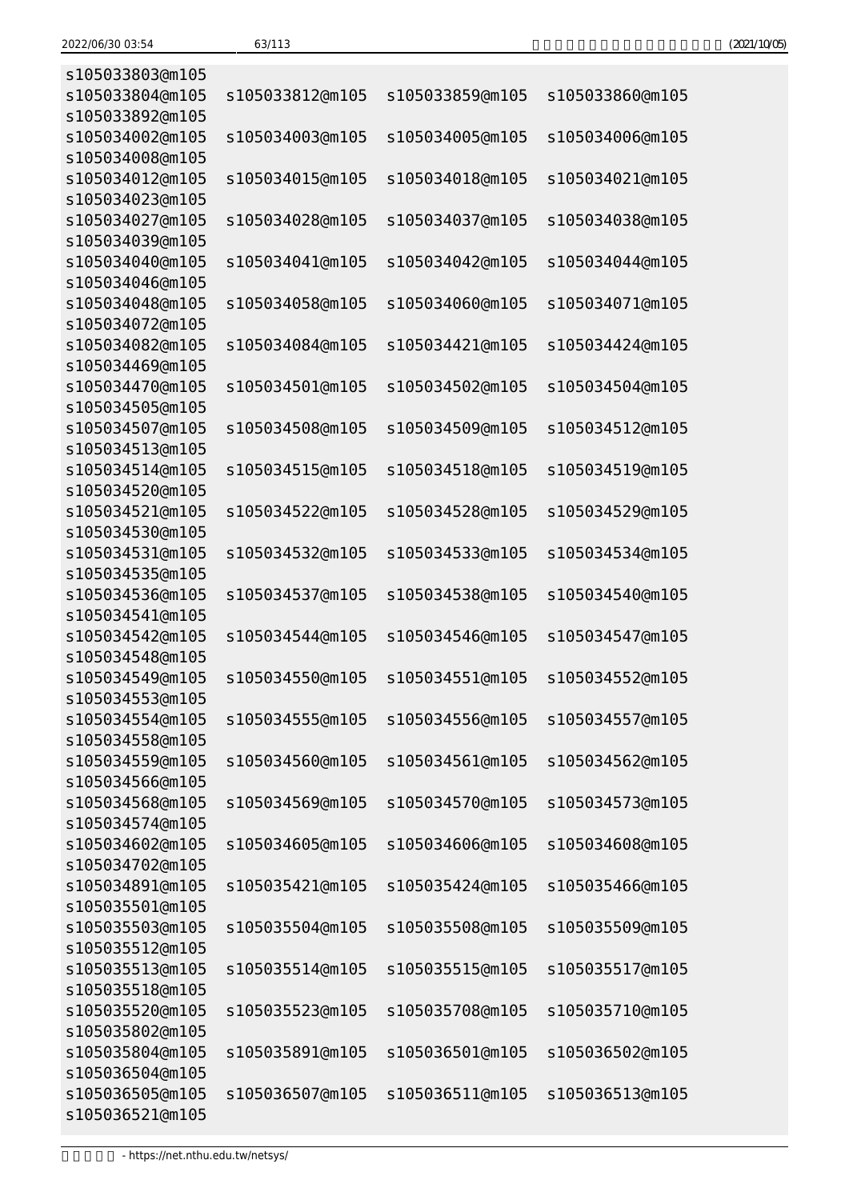```
s105033803@m105
s105033804@m105  s105033812@m105  s105033859@m105  s105033860@m105
s105033892@m105
s105034002@m105  s105034003@m105  s105034005@m105  s105034006@m105
s105034008@m105
s105034012@m105  s105034015@m105  s105034018@m105  s105034021@m105
s105034023@m105
s105034027@m105  s105034028@m105  s105034037@m105  s105034038@m105
s105034039@m105
s105034040@m105  s105034041@m105  s105034042@m105  s105034044@m105
s105034046@m105
s105034048@m105  s105034058@m105  s105034060@m105  s105034071@m105
s105034072@m105
s105034082@m105  s105034084@m105  s105034421@m105  s105034424@m105
s105034469@m105
s105034470@m105  s105034501@m105  s105034502@m105  s105034504@m105
s105034505@m105
s105034507@m105  s105034508@m105  s105034509@m105  s105034512@m105
s105034513@m105
s105034514@m105  s105034515@m105  s105034518@m105  s105034519@m105
s105034520@m105
s105034521@m105  s105034522@m105  s105034528@m105  s105034529@m105
s105034530@m105
s105034531@m105  s105034532@m105  s105034533@m105  s105034534@m105
s105034535@m105
s105034536@m105  s105034537@m105  s105034538@m105  s105034540@m105
s105034541@m105
s105034542@m105  s105034544@m105  s105034546@m105  s105034547@m105
s105034548@m105
s105034549@m105  s105034550@m105  s105034551@m105  s105034552@m105
s105034553@m105
s105034554@m105  s105034555@m105  s105034556@m105  s105034557@m105
s105034558@m105
s105034559@m105  s105034560@m105  s105034561@m105  s105034562@m105
s105034566@m105
s105034568@m105  s105034569@m105  s105034570@m105  s105034573@m105
s105034574@m105
s105034602@m105  s105034605@m105  s105034606@m105  s105034608@m105
s105034702@m105
s105034891@m105  s105035421@m105  s105035424@m105  s105035466@m105
s105035501@m105
s105035503@m105  s105035504@m105  s105035508@m105  s105035509@m105
s105035512@m105
s105035513@m105  s105035514@m105  s105035515@m105  s105035517@m105
s105035518@m105
s105035520@m105  s105035523@m105  s105035708@m105  s105035710@m105
s105035802@m105
s105035804@m105  s105035891@m105  s105036501@m105  s105036502@m105
s105036504@m105
s105036505@m105  s105036507@m105  s105036511@m105  s105036513@m105
s105036521@m105
```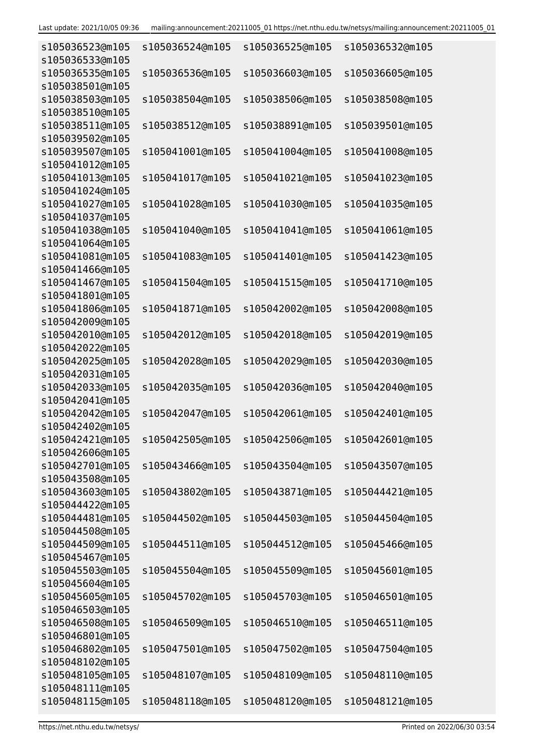```
s105036523@m105  s105036524@m105  s105036525@m105  s105036532@m105
s105036533@m105
s105036535@m105  s105036536@m105  s105036603@m105  s105036605@m105
s105038501@m105
s105038503@m105  s105038504@m105  s105038506@m105  s105038508@m105
s105038510@m105
s105038511@m105  s105038512@m105  s105038891@m105  s105039501@m105
s105039502@m105
s105039507@m105  s105041001@m105  s105041004@m105  s105041008@m105
s105041012@m105
s105041013@m105  s105041017@m105  s105041021@m105  s105041023@m105
s105041024@m105
s105041027@m105  s105041028@m105  s105041030@m105  s105041035@m105
s105041037@m105
s105041038@m105  s105041040@m105  s105041041@m105  s105041061@m105
s105041064@m105
s105041081@m105  s105041083@m105  s105041401@m105  s105041423@m105
s105041466@m105
s105041467@m105  s105041504@m105  s105041515@m105  s105041710@m105
s105041801@m105
s105041806@m105  s105041871@m105  s105042002@m105  s105042008@m105
s105042009@m105
s105042010@m105  s105042012@m105  s105042018@m105  s105042019@m105
s105042022@m105
s105042025@m105  s105042028@m105  s105042029@m105  s105042030@m105
s105042031@m105
s105042033@m105  s105042035@m105  s105042036@m105  s105042040@m105
s105042041@m105
s105042042@m105  s105042047@m105  s105042061@m105  s105042401@m105
s105042402@m105
s105042421@m105  s105042505@m105  s105042506@m105  s105042601@m105
s105042606@m105
s105042701@m105  s105043466@m105  s105043504@m105  s105043507@m105
s105043508@m105
s105043603@m105  s105043802@m105  s105043871@m105  s105044421@m105
s105044422@m105
s105044481@m105  s105044502@m105  s105044503@m105  s105044504@m105
s105044508@m105
s105044509@m105  s105044511@m105  s105044512@m105  s105045466@m105
s105045467@m105
s105045503@m105  s105045504@m105  s105045509@m105  s105045601@m105
s105045604@m105
s105045605@m105  s105045702@m105  s105045703@m105  s105046501@m105
s105046503@m105
s105046508@m105  s105046509@m105  s105046510@m105  s105046511@m105
s105046801@m105
s105046802@m105  s105047501@m105  s105047502@m105  s105047504@m105
s105048102@m105
s105048105@m105  s105048107@m105  s105048109@m105  s105048110@m105
s105048111@m105
s105048115@m105  s105048118@m105  s105048120@m105  s105048121@m105
```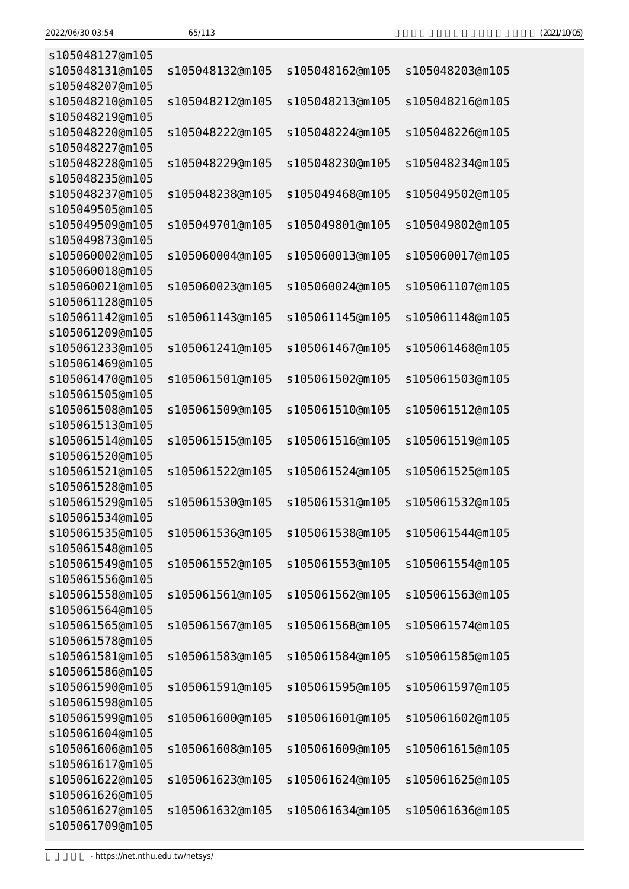```
s105048127@m105
s105048131@m105   s105048132@m105   s105048162@m105   s105048203@m105
s105048207@m105
s105048210@m105   s105048212@m105   s105048213@m105   s105048216@m105
s105048219@m105
s105048220@m105   s105048222@m105   s105048224@m105   s105048226@m105
s105048227@m105
s105048228@m105   s105048229@m105   s105048230@m105   s105048234@m105
s105048235@m105
s105048237@m105   s105048238@m105   s105049468@m105   s105049502@m105
s105049505@m105
s105049509@m105   s105049701@m105   s105049801@m105   s105049802@m105
s105049873@m105
s105060002@m105   s105060004@m105   s105060013@m105   s105060017@m105
s105060018@m105
s105060021@m105   s105060023@m105   s105060024@m105   s105061107@m105
s105061128@m105
s105061142@m105   s105061143@m105   s105061145@m105   s105061148@m105
s105061209@m105
s105061233@m105   s105061241@m105   s105061467@m105   s105061468@m105
s105061469@m105
s105061470@m105   s105061501@m105   s105061502@m105   s105061503@m105
s105061505@m105
s105061508@m105   s105061509@m105   s105061510@m105   s105061512@m105
s105061513@m105
s105061514@m105   s105061515@m105   s105061516@m105   s105061519@m105
s105061520@m105
s105061521@m105   s105061522@m105   s105061524@m105   s105061525@m105
s105061528@m105
s105061529@m105   s105061530@m105   s105061531@m105   s105061532@m105
s105061534@m105
s105061535@m105   s105061536@m105   s105061538@m105   s105061544@m105
s105061548@m105
s105061549@m105   s105061552@m105   s105061553@m105   s105061554@m105
s105061556@m105
s105061558@m105   s105061561@m105   s105061562@m105   s105061563@m105
s105061564@m105
s105061565@m105   s105061567@m105   s105061568@m105   s105061574@m105
s105061578@m105
s105061581@m105   s105061583@m105   s105061584@m105   s105061585@m105
s105061586@m105
s105061590@m105   s105061591@m105   s105061595@m105   s105061597@m105
s105061598@m105
s105061599@m105   s105061600@m105   s105061601@m105   s105061602@m105
s105061604@m105
s105061606@m105   s105061608@m105   s105061609@m105   s105061615@m105
s105061617@m105
s105061622@m105   s105061623@m105   s105061624@m105   s105061625@m105
s105061626@m105
s105061627@m105   s105061632@m105   s105061634@m105   s105061636@m105
s105061709@m105
```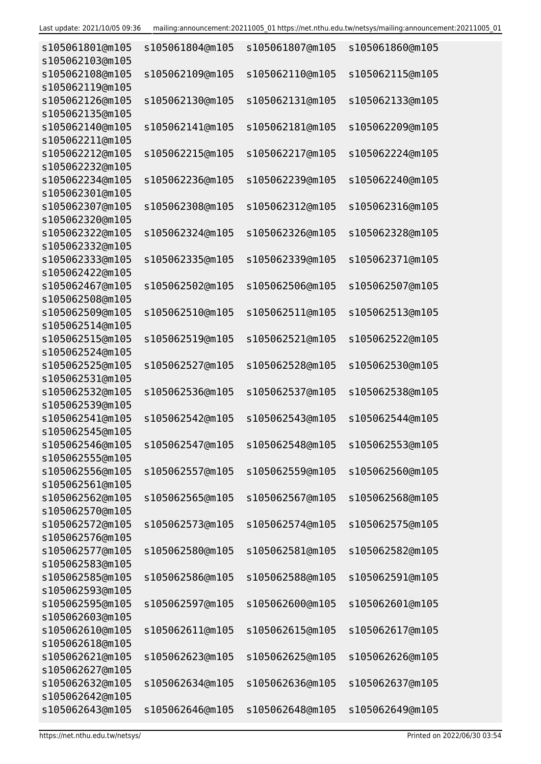```
s105061801@m105   s105061804@m105   s105061807@m105   s105061860@m105
s105062103@m105
s105062108@m105   s105062109@m105   s105062110@m105   s105062115@m105
s105062119@m105
s105062126@m105   s105062130@m105   s105062131@m105   s105062133@m105
s105062135@m105
s105062140@m105   s105062141@m105   s105062181@m105   s105062209@m105
s105062211@m105
s105062212@m105   s105062215@m105   s105062217@m105   s105062224@m105
s105062232@m105
s105062234@m105   s105062236@m105   s105062239@m105   s105062240@m105
s105062301@m105
s105062307@m105   s105062308@m105   s105062312@m105   s105062316@m105
s105062320@m105
s105062322@m105   s105062324@m105   s105062326@m105   s105062328@m105
s105062332@m105
s105062333@m105   s105062335@m105   s105062339@m105   s105062371@m105
s105062422@m105
s105062467@m105   s105062502@m105   s105062506@m105   s105062507@m105
s105062508@m105
s105062509@m105   s105062510@m105   s105062511@m105   s105062513@m105
s105062514@m105
s105062515@m105   s105062519@m105   s105062521@m105   s105062522@m105
s105062524@m105
s105062525@m105   s105062527@m105   s105062528@m105   s105062530@m105
s105062531@m105
s105062532@m105   s105062536@m105   s105062537@m105   s105062538@m105
s105062539@m105
s105062541@m105   s105062542@m105   s105062543@m105   s105062544@m105
s105062545@m105
s105062546@m105   s105062547@m105   s105062548@m105   s105062553@m105
s105062555@m105
s105062556@m105   s105062557@m105   s105062559@m105   s105062560@m105
s105062561@m105
s105062562@m105   s105062565@m105   s105062567@m105   s105062568@m105
s105062570@m105
s105062572@m105   s105062573@m105   s105062574@m105   s105062575@m105
s105062576@m105
s105062577@m105   s105062580@m105   s105062581@m105   s105062582@m105
s105062583@m105
s105062585@m105   s105062586@m105   s105062588@m105   s105062591@m105
s105062593@m105
s105062595@m105   s105062597@m105   s105062600@m105   s105062601@m105
s105062603@m105
s105062610@m105   s105062611@m105   s105062615@m105   s105062617@m105
s105062618@m105
s105062621@m105   s105062623@m105   s105062625@m105   s105062626@m105
s105062627@m105
s105062632@m105   s105062634@m105   s105062636@m105   s105062637@m105
s105062642@m105
s105062643@m105   s105062646@m105   s105062648@m105   s105062649@m105
```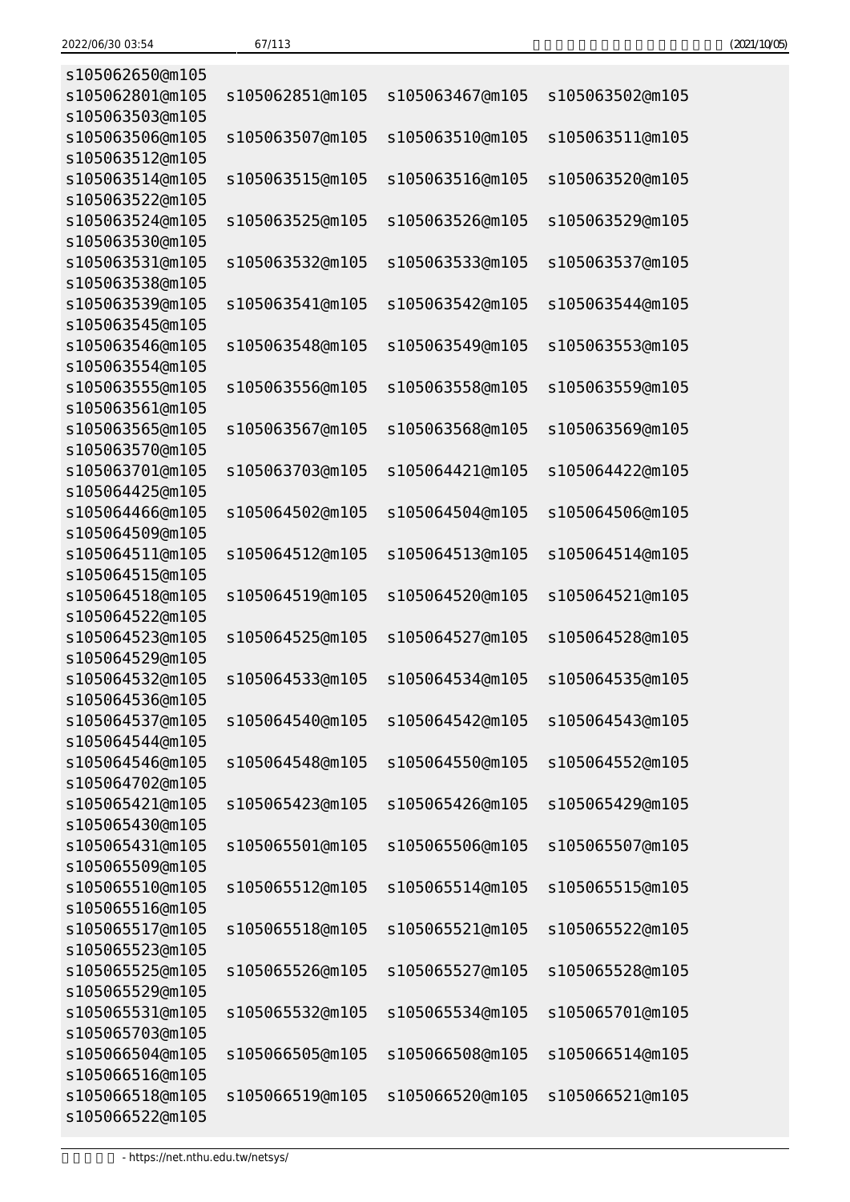```
s105062650@m105
s105062801@m105   s105062851@m105   s105063467@m105   s105063502@m105
s105063503@m105
s105063506@m105   s105063507@m105   s105063510@m105   s105063511@m105
s105063512@m105
s105063514@m105   s105063515@m105   s105063516@m105   s105063520@m105
s105063522@m105
s105063524@m105   s105063525@m105   s105063526@m105   s105063529@m105
s105063530@m105
s105063531@m105   s105063532@m105   s105063533@m105   s105063537@m105
s105063538@m105
s105063539@m105   s105063541@m105   s105063542@m105   s105063544@m105
s105063545@m105
s105063546@m105   s105063548@m105   s105063549@m105   s105063553@m105
s105063554@m105
s105063555@m105   s105063556@m105   s105063558@m105   s105063559@m105
s105063561@m105
s105063565@m105   s105063567@m105   s105063568@m105   s105063569@m105
s105063570@m105
s105063701@m105   s105063703@m105   s105064421@m105   s105064422@m105
s105064425@m105
s105064466@m105   s105064502@m105   s105064504@m105   s105064506@m105
s105064509@m105
s105064511@m105   s105064512@m105   s105064513@m105   s105064514@m105
s105064515@m105
s105064518@m105   s105064519@m105   s105064520@m105   s105064521@m105
s105064522@m105
s105064523@m105   s105064525@m105   s105064527@m105   s105064528@m105
s105064529@m105
s105064532@m105   s105064533@m105   s105064534@m105   s105064535@m105
s105064536@m105
s105064537@m105   s105064540@m105   s105064542@m105   s105064543@m105
s105064544@m105
s105064546@m105   s105064548@m105   s105064550@m105   s105064552@m105
s105064702@m105
s105065421@m105   s105065423@m105   s105065426@m105   s105065429@m105
s105065430@m105
s105065431@m105   s105065501@m105   s105065506@m105   s105065507@m105
s105065509@m105
s105065510@m105   s105065512@m105   s105065514@m105   s105065515@m105
s105065516@m105
s105065517@m105   s105065518@m105   s105065521@m105   s105065522@m105
s105065523@m105
s105065525@m105   s105065526@m105   s105065527@m105   s105065528@m105
s105065529@m105
s105065531@m105   s105065532@m105   s105065534@m105   s105065701@m105
s105065703@m105
s105066504@m105   s105066505@m105   s105066508@m105   s105066514@m105
s105066516@m105
s105066518@m105   s105066519@m105   s105066520@m105   s105066521@m105
s105066522@m105
```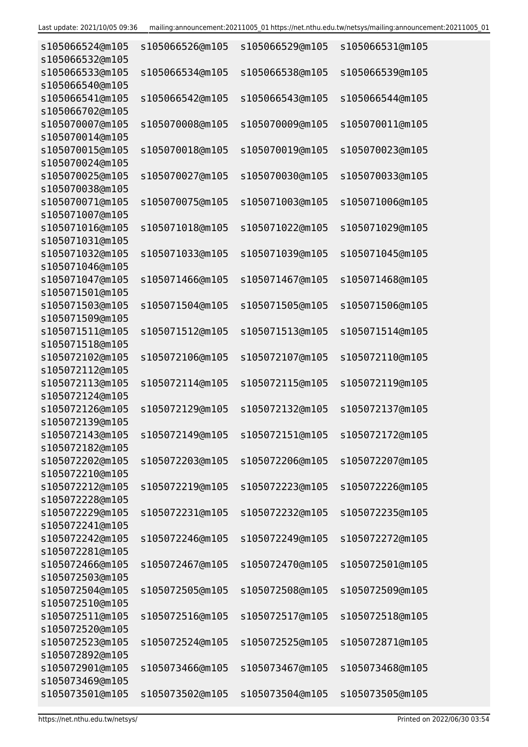```
s105066524@m105  s105066526@m105  s105066529@m105  s105066531@m105
s105066532@m105
s105066533@m105  s105066534@m105  s105066538@m105  s105066539@m105
s105066540@m105
s105066541@m105  s105066542@m105  s105066543@m105  s105066544@m105
s105066702@m105
s105070007@m105  s105070008@m105  s105070009@m105  s105070011@m105
s105070014@m105
s105070015@m105  s105070018@m105  s105070019@m105  s105070023@m105
s105070024@m105
s105070025@m105  s105070027@m105  s105070030@m105  s105070033@m105
s105070038@m105
s105070071@m105  s105070075@m105  s105071003@m105  s105071006@m105
s105071007@m105
s105071016@m105  s105071018@m105  s105071022@m105  s105071029@m105
s105071031@m105
s105071032@m105  s105071033@m105  s105071039@m105  s105071045@m105
s105071046@m105
s105071047@m105  s105071466@m105  s105071467@m105  s105071468@m105
s105071501@m105
s105071503@m105  s105071504@m105  s105071505@m105  s105071506@m105
s105071509@m105
s105071511@m105  s105071512@m105  s105071513@m105  s105071514@m105
s105071518@m105
s105072102@m105  s105072106@m105  s105072107@m105  s105072110@m105
s105072112@m105
s105072113@m105  s105072114@m105  s105072115@m105  s105072119@m105
s105072124@m105
s105072126@m105  s105072129@m105  s105072132@m105  s105072137@m105
s105072139@m105
s105072143@m105  s105072149@m105  s105072151@m105  s105072172@m105
s105072182@m105
s105072202@m105  s105072203@m105  s105072206@m105  s105072207@m105
s105072210@m105
s105072212@m105  s105072219@m105  s105072223@m105  s105072226@m105
s105072228@m105
s105072229@m105  s105072231@m105  s105072232@m105  s105072235@m105
s105072241@m105
s105072242@m105  s105072246@m105  s105072249@m105  s105072272@m105
s105072281@m105
s105072466@m105  s105072467@m105  s105072470@m105  s105072501@m105
s105072503@m105
s105072504@m105  s105072505@m105  s105072508@m105  s105072509@m105
s105072510@m105
s105072511@m105  s105072516@m105  s105072517@m105  s105072518@m105
s105072520@m105
s105072523@m105  s105072524@m105  s105072525@m105  s105072871@m105
s105072892@m105
s105072901@m105  s105073466@m105  s105073467@m105  s105073468@m105
s105073469@m105
s105073501@m105  s105073502@m105  s105073504@m105  s105073505@m105
```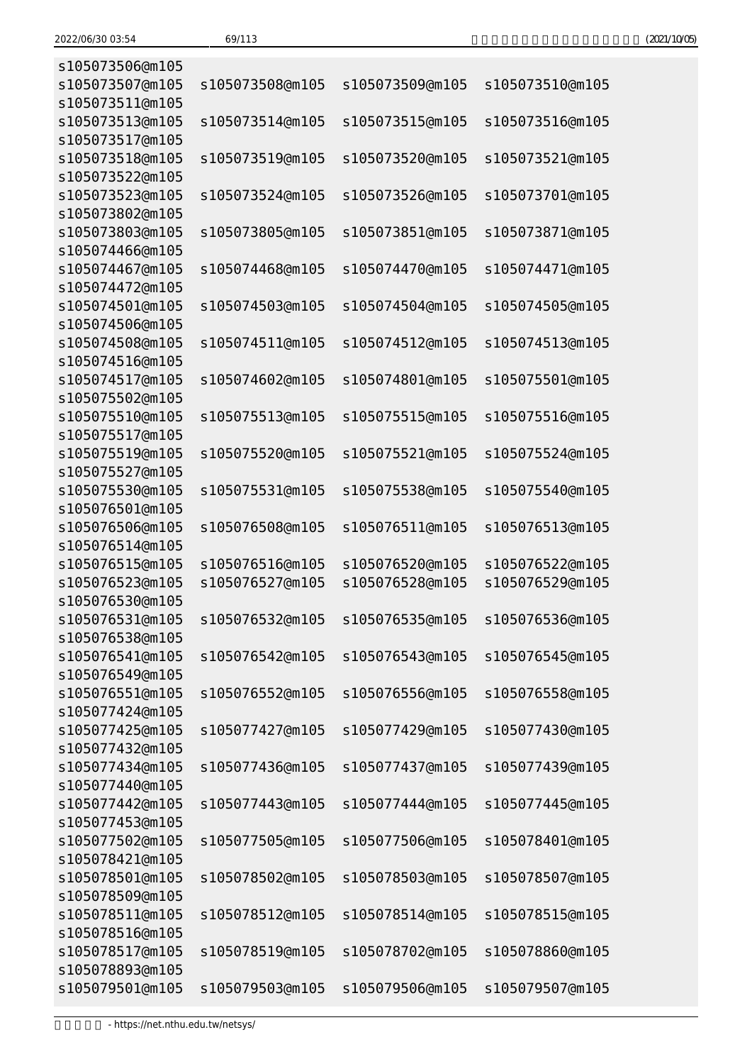```
s105073506@m105
s105073507@m105  s105073508@m105  s105073509@m105  s105073510@m105
s105073511@m105
s105073513@m105  s105073514@m105  s105073515@m105  s105073516@m105
s105073517@m105
s105073518@m105  s105073519@m105  s105073520@m105  s105073521@m105
s105073522@m105
s105073523@m105  s105073524@m105  s105073526@m105  s105073701@m105
s105073802@m105
s105073803@m105  s105073805@m105  s105073851@m105  s105073871@m105
s105074466@m105
s105074467@m105  s105074468@m105  s105074470@m105  s105074471@m105
s105074472@m105
s105074501@m105  s105074503@m105  s105074504@m105  s105074505@m105
s105074506@m105
s105074508@m105  s105074511@m105  s105074512@m105  s105074513@m105
s105074516@m105
s105074517@m105  s105074602@m105  s105074801@m105  s105075501@m105
s105075502@m105
s105075510@m105  s105075513@m105  s105075515@m105  s105075516@m105
s105075517@m105
s105075519@m105  s105075520@m105  s105075521@m105  s105075524@m105
s105075527@m105
s105075530@m105  s105075531@m105  s105075538@m105  s105075540@m105
s105076501@m105
s105076506@m105  s105076508@m105  s105076511@m105  s105076513@m105
s105076514@m105
s105076515@m105  s105076516@m105  s105076520@m105  s105076522@m105
s105076523@m105  s105076527@m105  s105076528@m105  s105076529@m105
s105076530@m105
s105076531@m105  s105076532@m105  s105076535@m105  s105076536@m105
s105076538@m105
s105076541@m105  s105076542@m105  s105076543@m105  s105076545@m105
s105076549@m105
s105076551@m105  s105076552@m105  s105076556@m105  s105076558@m105
s105077424@m105
s105077425@m105  s105077427@m105  s105077429@m105  s105077430@m105
s105077432@m105
s105077434@m105  s105077436@m105  s105077437@m105  s105077439@m105
s105077440@m105
s105077442@m105  s105077443@m105  s105077444@m105  s105077445@m105
s105077453@m105
s105077502@m105  s105077505@m105  s105077506@m105  s105078401@m105
s105078421@m105
s105078501@m105  s105078502@m105  s105078503@m105  s105078507@m105
s105078509@m105
s105078511@m105  s105078512@m105  s105078514@m105  s105078515@m105
s105078516@m105
s105078517@m105  s105078519@m105  s105078702@m105  s105078860@m105
s105078893@m105
s105079501@m105  s105079503@m105  s105079506@m105  s105079507@m105
```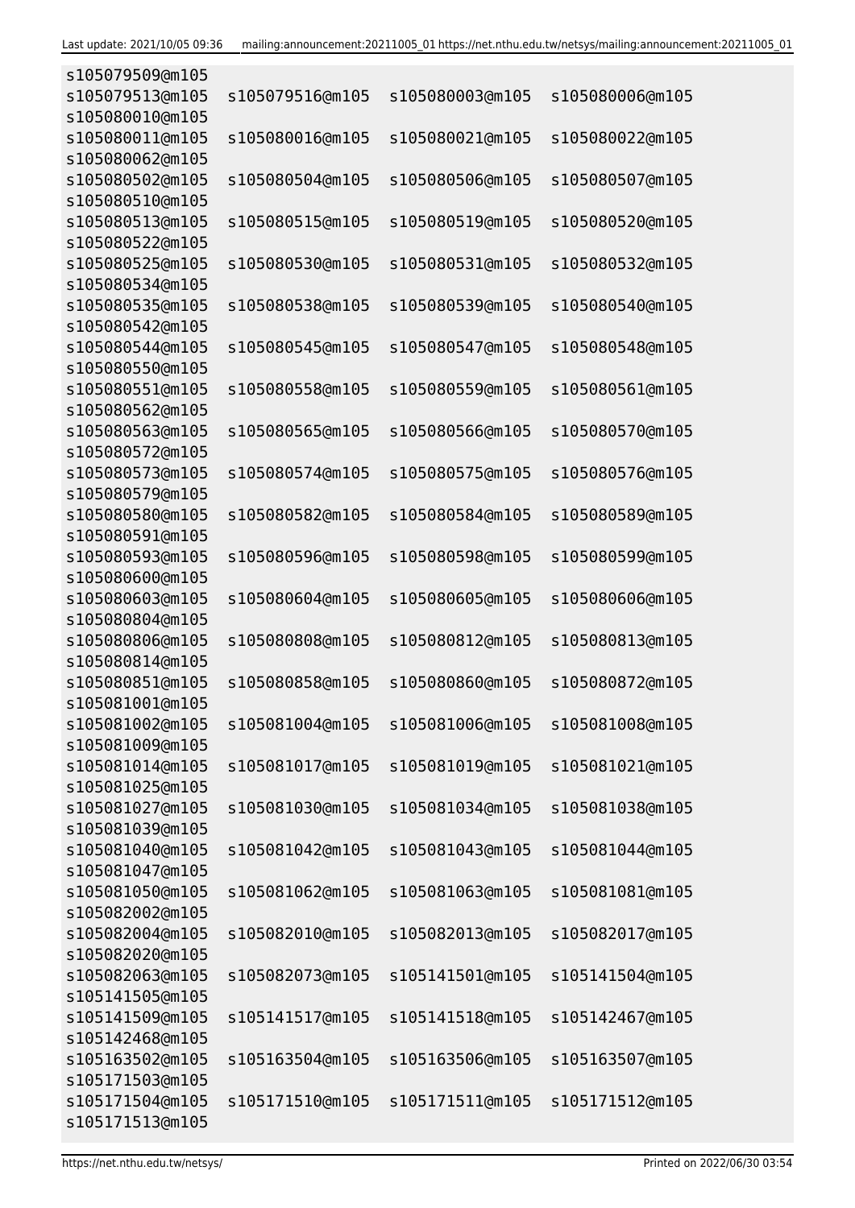```
s105079509@m105
s105079513@m105   s105079516@m105   s105080003@m105   s105080006@m105
s105080010@m105
s105080011@m105   s105080016@m105   s105080021@m105   s105080022@m105
s105080062@m105
s105080502@m105   s105080504@m105   s105080506@m105   s105080507@m105
s105080510@m105
s105080513@m105   s105080515@m105   s105080519@m105   s105080520@m105
s105080522@m105
s105080525@m105   s105080530@m105   s105080531@m105   s105080532@m105
s105080534@m105
s105080535@m105   s105080538@m105   s105080539@m105   s105080540@m105
s105080542@m105
s105080544@m105   s105080545@m105   s105080547@m105   s105080548@m105
s105080550@m105
s105080551@m105   s105080558@m105   s105080559@m105   s105080561@m105
s105080562@m105
s105080563@m105   s105080565@m105   s105080566@m105   s105080570@m105
s105080572@m105
s105080573@m105   s105080574@m105   s105080575@m105   s105080576@m105
s105080579@m105
s105080580@m105   s105080582@m105   s105080584@m105   s105080589@m105
s105080591@m105
s105080593@m105   s105080596@m105   s105080598@m105   s105080599@m105
s105080600@m105
s105080603@m105   s105080604@m105   s105080605@m105   s105080606@m105
s105080804@m105
s105080806@m105   s105080808@m105   s105080812@m105   s105080813@m105
s105080814@m105
s105080851@m105   s105080858@m105   s105080860@m105   s105080872@m105
s105081001@m105
s105081002@m105   s105081004@m105   s105081006@m105   s105081008@m105
s105081009@m105
s105081014@m105   s105081017@m105   s105081019@m105   s105081021@m105
s105081025@m105
s105081027@m105   s105081030@m105   s105081034@m105   s105081038@m105
s105081039@m105
s105081040@m105   s105081042@m105   s105081043@m105   s105081044@m105
s105081047@m105
s105081050@m105   s105081062@m105   s105081063@m105   s105081081@m105
s105082002@m105
s105082004@m105   s105082010@m105   s105082013@m105   s105082017@m105
s105082020@m105
s105082063@m105   s105082073@m105   s105141501@m105   s105141504@m105
s105141505@m105
s105141509@m105   s105141517@m105   s105141518@m105   s105142467@m105
s105142468@m105
s105163502@m105   s105163504@m105   s105163506@m105   s105163507@m105
s105171503@m105
s105171504@m105   s105171510@m105   s105171511@m105   s105171512@m105
s105171513@m105
```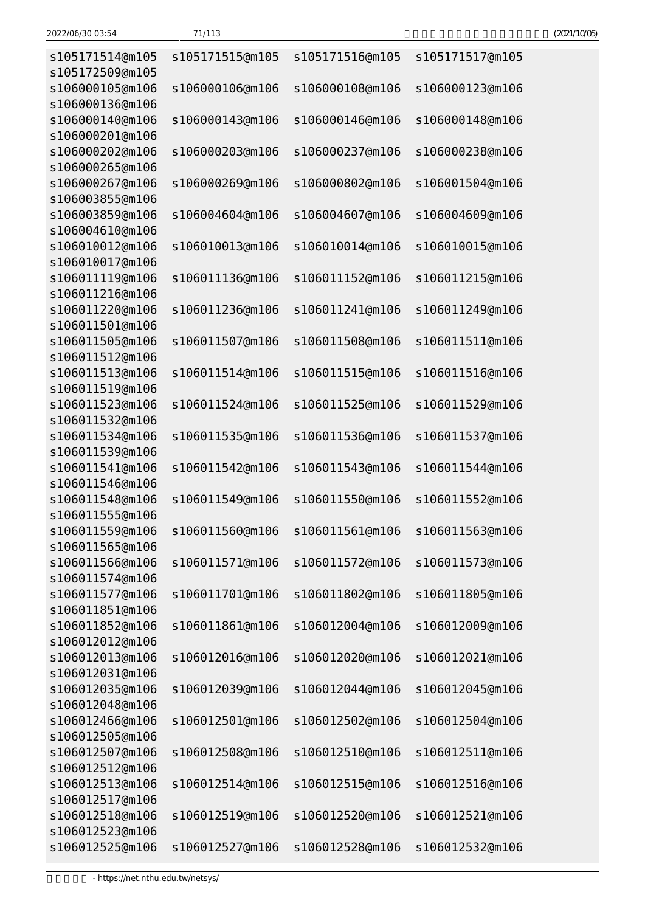```
s105171514@m105  s105171515@m105  s105171516@m105  s105171517@m105
s105172509@m105
s106000105@m106  s106000106@m106  s106000108@m106  s106000123@m106
s106000136@m106
s106000140@m106  s106000143@m106  s106000146@m106  s106000148@m106
s106000201@m106
s106000202@m106  s106000203@m106  s106000237@m106  s106000238@m106
s106000265@m106
s106000267@m106  s106000269@m106  s106000802@m106  s106001504@m106
s106003855@m106
s106003859@m106  s106004604@m106  s106004607@m106  s106004609@m106
s106004610@m106
s106010012@m106  s106010013@m106  s106010014@m106  s106010015@m106
s106010017@m106
s106011119@m106  s106011136@m106  s106011152@m106  s106011215@m106
s106011216@m106
s106011220@m106  s106011236@m106  s106011241@m106  s106011249@m106
s106011501@m106
s106011505@m106  s106011507@m106  s106011508@m106  s106011511@m106
s106011512@m106
s106011513@m106  s106011514@m106  s106011515@m106  s106011516@m106
s106011519@m106
s106011523@m106  s106011524@m106  s106011525@m106  s106011529@m106
s106011532@m106
s106011534@m106  s106011535@m106  s106011536@m106  s106011537@m106
s106011539@m106
s106011541@m106  s106011542@m106  s106011543@m106  s106011544@m106
s106011546@m106
s106011548@m106  s106011549@m106  s106011550@m106  s106011552@m106
s106011555@m106
s106011559@m106  s106011560@m106  s106011561@m106  s106011563@m106
s106011565@m106
s106011566@m106  s106011571@m106  s106011572@m106  s106011573@m106
s106011574@m106
s106011577@m106  s106011701@m106  s106011802@m106  s106011805@m106
s106011851@m106
s106011852@m106  s106011861@m106  s106012004@m106  s106012009@m106
s106012012@m106
s106012013@m106  s106012016@m106  s106012020@m106  s106012021@m106
s106012031@m106
s106012035@m106  s106012039@m106  s106012044@m106  s106012045@m106
s106012048@m106
s106012466@m106  s106012501@m106  s106012502@m106  s106012504@m106
s106012505@m106
s106012507@m106  s106012508@m106  s106012510@m106  s106012511@m106
s106012512@m106
s106012513@m106  s106012514@m106  s106012515@m106  s106012516@m106
s106012517@m106
s106012518@m106  s106012519@m106  s106012520@m106  s106012521@m106
s106012523@m106
s106012525@m106  s106012527@m106  s106012528@m106  s106012532@m106
```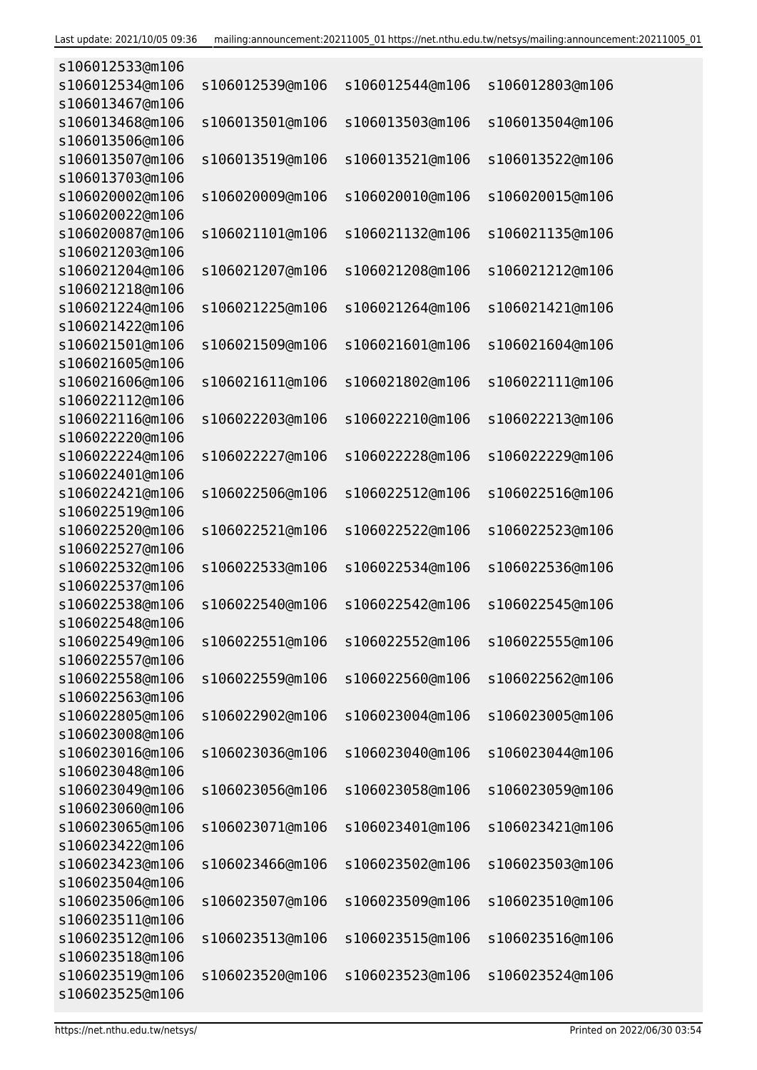```
s106012533@m106
s106012534@m106   s106012539@m106   s106012544@m106   s106012803@m106
s106013467@m106
s106013468@m106   s106013501@m106   s106013503@m106   s106013504@m106
s106013506@m106
s106013507@m106   s106013519@m106   s106013521@m106   s106013522@m106
s106013703@m106
s106020002@m106   s106020009@m106   s106020010@m106   s106020015@m106
s106020022@m106
s106020087@m106   s106021101@m106   s106021132@m106   s106021135@m106
s106021203@m106
s106021204@m106   s106021207@m106   s106021208@m106   s106021212@m106
s106021218@m106
s106021224@m106   s106021225@m106   s106021264@m106   s106021421@m106
s106021422@m106
s106021501@m106   s106021509@m106   s106021601@m106   s106021604@m106
s106021605@m106
s106021606@m106   s106021611@m106   s106021802@m106   s106022111@m106
s106022112@m106
s106022116@m106   s106022203@m106   s106022210@m106   s106022213@m106
s106022220@m106
s106022224@m106   s106022227@m106   s106022228@m106   s106022229@m106
s106022401@m106
s106022421@m106   s106022506@m106   s106022512@m106   s106022516@m106
s106022519@m106
s106022520@m106   s106022521@m106   s106022522@m106   s106022523@m106
s106022527@m106
s106022532@m106   s106022533@m106   s106022534@m106   s106022536@m106
s106022537@m106
s106022538@m106   s106022540@m106   s106022542@m106   s106022545@m106
s106022548@m106
s106022549@m106   s106022551@m106   s106022552@m106   s106022555@m106
s106022557@m106
s106022558@m106   s106022559@m106   s106022560@m106   s106022562@m106
s106022563@m106
s106022805@m106   s106022902@m106   s106023004@m106   s106023005@m106
s106023008@m106
s106023016@m106   s106023036@m106   s106023040@m106   s106023044@m106
s106023048@m106
s106023049@m106   s106023056@m106   s106023058@m106   s106023059@m106
s106023060@m106
s106023065@m106   s106023071@m106   s106023401@m106   s106023421@m106
s106023422@m106
s106023423@m106   s106023466@m106   s106023502@m106   s106023503@m106
s106023504@m106
s106023506@m106   s106023507@m106   s106023509@m106   s106023510@m106
s106023511@m106
s106023512@m106   s106023513@m106   s106023515@m106   s106023516@m106
s106023518@m106
s106023519@m106   s106023520@m106   s106023523@m106   s106023524@m106
s106023525@m106
```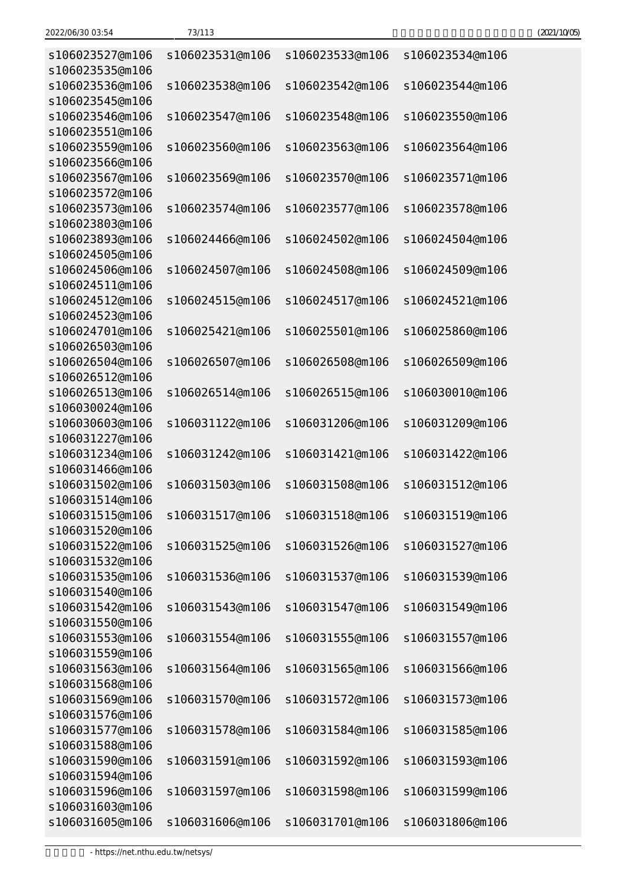```
s106023527@m106  s106023531@m106  s106023533@m106  s106023534@m106
s106023535@m106
s106023536@m106  s106023538@m106  s106023542@m106  s106023544@m106
s106023545@m106
s106023546@m106  s106023547@m106  s106023548@m106  s106023550@m106
s106023551@m106
s106023559@m106  s106023560@m106  s106023563@m106  s106023564@m106
s106023566@m106
s106023567@m106  s106023569@m106  s106023570@m106  s106023571@m106
s106023572@m106
s106023573@m106  s106023574@m106  s106023577@m106  s106023578@m106
s106023803@m106
s106023893@m106  s106024466@m106  s106024502@m106  s106024504@m106
s106024505@m106
s106024506@m106  s106024507@m106  s106024508@m106  s106024509@m106
s106024511@m106
s106024512@m106  s106024515@m106  s106024517@m106  s106024521@m106
s106024523@m106
s106024701@m106  s106025421@m106  s106025501@m106  s106025860@m106
s106026503@m106
s106026504@m106  s106026507@m106  s106026508@m106  s106026509@m106
s106026512@m106
s106026513@m106  s106026514@m106  s106026515@m106  s106030010@m106
s106030024@m106
s106030603@m106  s106031122@m106  s106031206@m106  s106031209@m106
s106031227@m106
s106031234@m106  s106031242@m106  s106031421@m106  s106031422@m106
s106031466@m106
s106031502@m106  s106031503@m106  s106031508@m106  s106031512@m106
s106031514@m106
s106031515@m106  s106031517@m106  s106031518@m106  s106031519@m106
s106031520@m106
s106031522@m106  s106031525@m106  s106031526@m106  s106031527@m106
s106031532@m106
s106031535@m106  s106031536@m106  s106031537@m106  s106031539@m106
s106031540@m106
s106031542@m106  s106031543@m106  s106031547@m106  s106031549@m106
s106031550@m106
s106031553@m106  s106031554@m106  s106031555@m106  s106031557@m106
s106031559@m106
s106031563@m106  s106031564@m106  s106031565@m106  s106031566@m106
s106031568@m106
s106031569@m106  s106031570@m106  s106031572@m106  s106031573@m106
s106031576@m106
s106031577@m106  s106031578@m106  s106031584@m106  s106031585@m106
s106031588@m106
s106031590@m106  s106031591@m106  s106031592@m106  s106031593@m106
s106031594@m106
s106031596@m106  s106031597@m106  s106031598@m106  s106031599@m106
s106031603@m106
s106031605@m106  s106031606@m106  s106031701@m106  s106031806@m106
```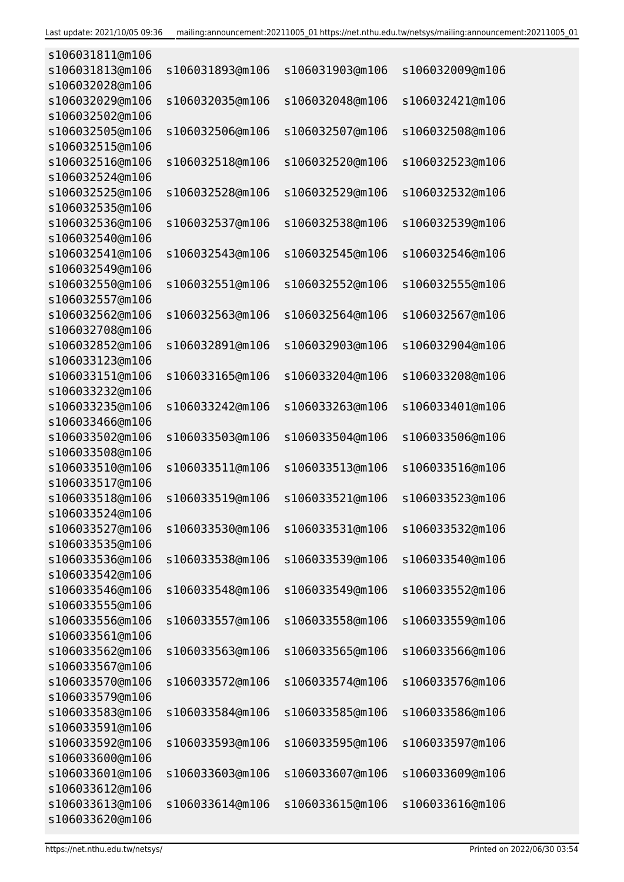```
s106031811@m106
s106031813@m106   s106031893@m106   s106031903@m106   s106032009@m106
s106032028@m106
s106032029@m106   s106032035@m106   s106032048@m106   s106032421@m106
s106032502@m106
s106032505@m106   s106032506@m106   s106032507@m106   s106032508@m106
s106032515@m106
s106032516@m106   s106032518@m106   s106032520@m106   s106032523@m106
s106032524@m106
s106032525@m106   s106032528@m106   s106032529@m106   s106032532@m106
s106032535@m106
s106032536@m106   s106032537@m106   s106032538@m106   s106032539@m106
s106032540@m106
s106032541@m106   s106032543@m106   s106032545@m106   s106032546@m106
s106032549@m106
s106032550@m106   s106032551@m106   s106032552@m106   s106032555@m106
s106032557@m106
s106032562@m106   s106032563@m106   s106032564@m106   s106032567@m106
s106032708@m106
s106032852@m106   s106032891@m106   s106032903@m106   s106032904@m106
s106033123@m106
s106033151@m106   s106033165@m106   s106033204@m106   s106033208@m106
s106033232@m106
s106033235@m106   s106033242@m106   s106033263@m106   s106033401@m106
s106033466@m106
s106033502@m106   s106033503@m106   s106033504@m106   s106033506@m106
s106033508@m106
s106033510@m106   s106033511@m106   s106033513@m106   s106033516@m106
s106033517@m106
s106033518@m106   s106033519@m106   s106033521@m106   s106033523@m106
s106033524@m106
s106033527@m106   s106033530@m106   s106033531@m106   s106033532@m106
s106033535@m106
s106033536@m106   s106033538@m106   s106033539@m106   s106033540@m106
s106033542@m106
s106033546@m106   s106033548@m106   s106033549@m106   s106033552@m106
s106033555@m106
s106033556@m106   s106033557@m106   s106033558@m106   s106033559@m106
s106033561@m106
s106033562@m106   s106033563@m106   s106033565@m106   s106033566@m106
s106033567@m106
s106033570@m106   s106033572@m106   s106033574@m106   s106033576@m106
s106033579@m106
s106033583@m106   s106033584@m106   s106033585@m106   s106033586@m106
s106033591@m106
s106033592@m106   s106033593@m106   s106033595@m106   s106033597@m106
s106033600@m106
s106033601@m106   s106033603@m106   s106033607@m106   s106033609@m106
s106033612@m106
s106033613@m106   s106033614@m106   s106033615@m106   s106033616@m106
s106033620@m106
```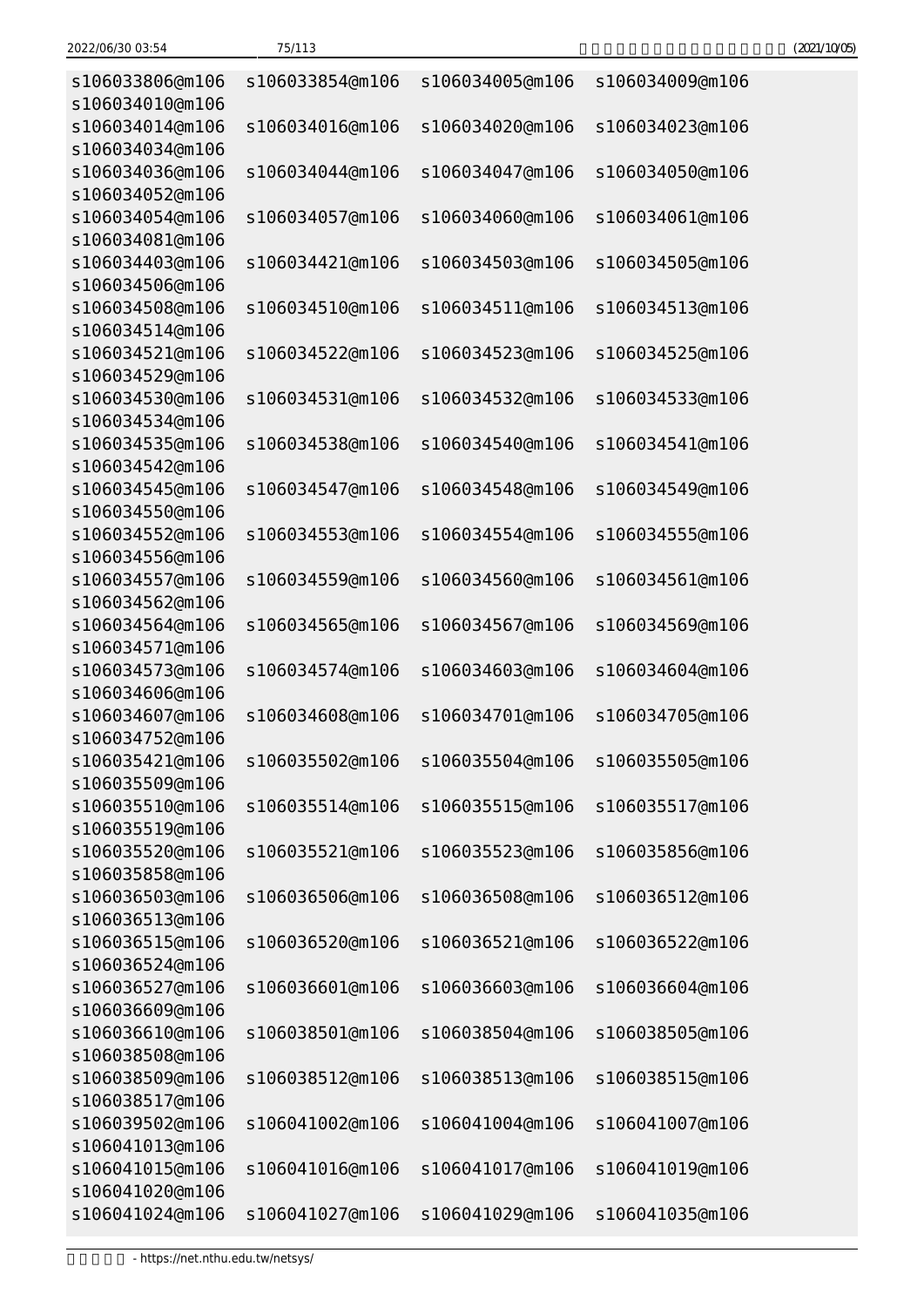```
s106033806@m106  s106033854@m106  s106034005@m106  s106034009@m106
s106034010@m106
s106034014@m106  s106034016@m106  s106034020@m106  s106034023@m106
s106034034@m106
s106034036@m106  s106034044@m106  s106034047@m106  s106034050@m106
s106034052@m106
s106034054@m106  s106034057@m106  s106034060@m106  s106034061@m106
s106034081@m106
s106034403@m106  s106034421@m106  s106034503@m106  s106034505@m106
s106034506@m106
s106034508@m106  s106034510@m106  s106034511@m106  s106034513@m106
s106034514@m106
s106034521@m106  s106034522@m106  s106034523@m106  s106034525@m106
s106034529@m106
s106034530@m106  s106034531@m106  s106034532@m106  s106034533@m106
s106034534@m106
s106034535@m106  s106034538@m106  s106034540@m106  s106034541@m106
s106034542@m106
s106034545@m106  s106034547@m106  s106034548@m106  s106034549@m106
s106034550@m106
s106034552@m106  s106034553@m106  s106034554@m106  s106034555@m106
s106034556@m106
s106034557@m106  s106034559@m106  s106034560@m106  s106034561@m106
s106034562@m106
s106034564@m106  s106034565@m106  s106034567@m106  s106034569@m106
s106034571@m106
s106034573@m106  s106034574@m106  s106034603@m106  s106034604@m106
s106034606@m106
s106034607@m106  s106034608@m106  s106034701@m106  s106034705@m106
s106034752@m106
s106035421@m106  s106035502@m106  s106035504@m106  s106035505@m106
s106035509@m106
s106035510@m106  s106035514@m106  s106035515@m106  s106035517@m106
s106035519@m106
s106035520@m106  s106035521@m106  s106035523@m106  s106035856@m106
s106035858@m106
s106036503@m106  s106036506@m106  s106036508@m106  s106036512@m106
s106036513@m106
s106036515@m106  s106036520@m106  s106036521@m106  s106036522@m106
s106036524@m106
s106036527@m106  s106036601@m106  s106036603@m106  s106036604@m106
s106036609@m106
s106036610@m106  s106038501@m106  s106038504@m106  s106038505@m106
s106038508@m106
s106038509@m106  s106038512@m106  s106038513@m106  s106038515@m106
s106038517@m106
s106039502@m106  s106041002@m106  s106041004@m106  s106041007@m106
s106041013@m106
s106041015@m106  s106041016@m106  s106041017@m106  s106041019@m106
s106041020@m106
s106041024@m106  s106041027@m106  s106041029@m106  s106041035@m106
```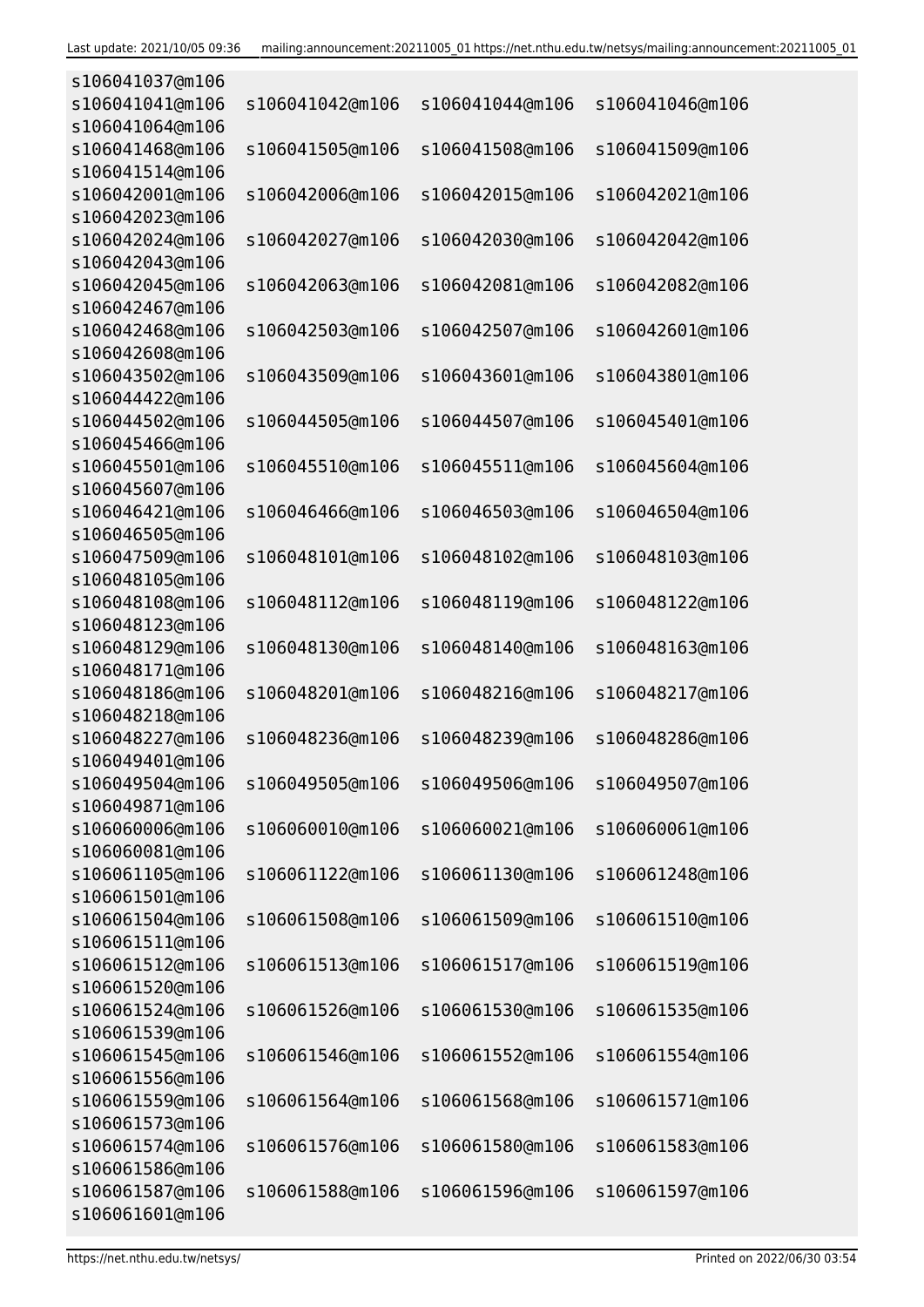```
s106041037@m106
s106041041@m106   s106041042@m106   s106041044@m106   s106041046@m106
s106041064@m106
s106041468@m106   s106041505@m106   s106041508@m106   s106041509@m106
s106041514@m106
s106042001@m106   s106042006@m106   s106042015@m106   s106042021@m106
s106042023@m106
s106042024@m106   s106042027@m106   s106042030@m106   s106042042@m106
s106042043@m106
s106042045@m106   s106042063@m106   s106042081@m106   s106042082@m106
s106042467@m106
s106042468@m106   s106042503@m106   s106042507@m106   s106042601@m106
s106042608@m106
s106043502@m106   s106043509@m106   s106043601@m106   s106043801@m106
s106044422@m106
s106044502@m106   s106044505@m106   s106044507@m106   s106045401@m106
s106045466@m106
s106045501@m106   s106045510@m106   s106045511@m106   s106045604@m106
s106045607@m106
s106046421@m106   s106046466@m106   s106046503@m106   s106046504@m106
s106046505@m106
s106047509@m106   s106048101@m106   s106048102@m106   s106048103@m106
s106048105@m106
s106048108@m106   s106048112@m106   s106048119@m106   s106048122@m106
s106048123@m106
s106048129@m106   s106048130@m106   s106048140@m106   s106048163@m106
s106048171@m106
s106048186@m106   s106048201@m106   s106048216@m106   s106048217@m106
s106048218@m106
s106048227@m106   s106048236@m106   s106048239@m106   s106048286@m106
s106049401@m106
s106049504@m106   s106049505@m106   s106049506@m106   s106049507@m106
s106049871@m106
s106060006@m106   s106060010@m106   s106060021@m106   s106060061@m106
s106060081@m106
s106061105@m106   s106061122@m106   s106061130@m106   s106061248@m106
s106061501@m106
s106061504@m106   s106061508@m106   s106061509@m106   s106061510@m106
s106061511@m106
s106061512@m106   s106061513@m106   s106061517@m106   s106061519@m106
s106061520@m106
s106061524@m106   s106061526@m106   s106061530@m106   s106061535@m106
s106061539@m106
s106061545@m106   s106061546@m106   s106061552@m106   s106061554@m106
s106061556@m106
s106061559@m106   s106061564@m106   s106061568@m106   s106061571@m106
s106061573@m106
s106061574@m106   s106061576@m106   s106061580@m106   s106061583@m106
s106061586@m106
s106061587@m106   s106061588@m106   s106061596@m106   s106061597@m106
s106061601@m106
```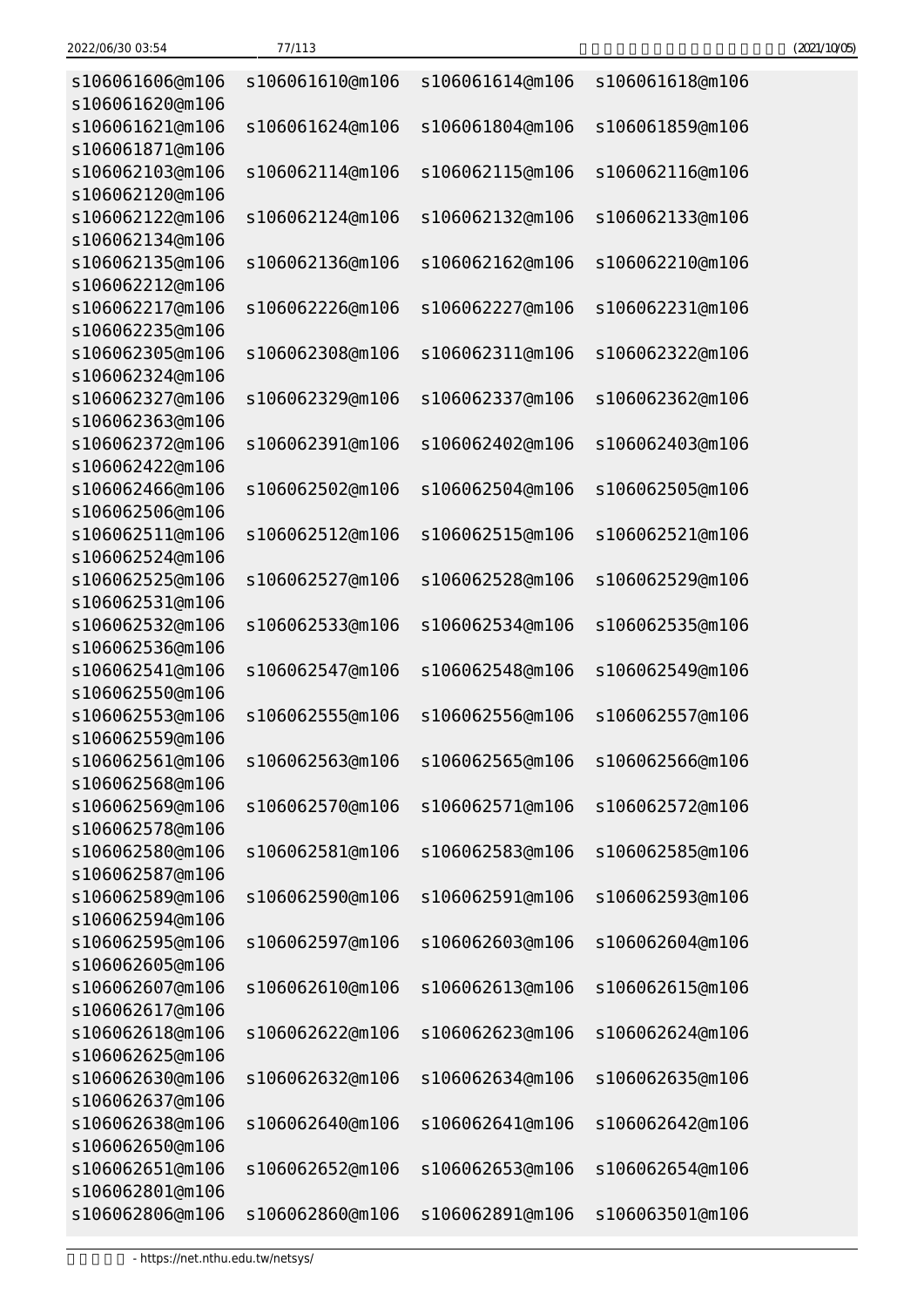```
s106061606@m106  s106061610@m106  s106061614@m106  s106061618@m106
s106061620@m106
s106061621@m106  s106061624@m106  s106061804@m106  s106061859@m106
s106061871@m106
s106062103@m106  s106062114@m106  s106062115@m106  s106062116@m106
s106062120@m106
s106062122@m106  s106062124@m106  s106062132@m106  s106062133@m106
s106062134@m106
s106062135@m106  s106062136@m106  s106062162@m106  s106062210@m106
s106062212@m106
s106062217@m106  s106062226@m106  s106062227@m106  s106062231@m106
s106062235@m106
s106062305@m106  s106062308@m106  s106062311@m106  s106062322@m106
s106062324@m106
s106062327@m106  s106062329@m106  s106062337@m106  s106062362@m106
s106062363@m106
s106062372@m106  s106062391@m106  s106062402@m106  s106062403@m106
s106062422@m106
s106062466@m106  s106062502@m106  s106062504@m106  s106062505@m106
s106062506@m106
s106062511@m106  s106062512@m106  s106062515@m106  s106062521@m106
s106062524@m106
s106062525@m106  s106062527@m106  s106062528@m106  s106062529@m106
s106062531@m106
s106062532@m106  s106062533@m106  s106062534@m106  s106062535@m106
s106062536@m106
s106062541@m106  s106062547@m106  s106062548@m106  s106062549@m106
s106062550@m106
s106062553@m106  s106062555@m106  s106062556@m106  s106062557@m106
s106062559@m106
s106062561@m106  s106062563@m106  s106062565@m106  s106062566@m106
s106062568@m106
s106062569@m106  s106062570@m106  s106062571@m106  s106062572@m106
s106062578@m106
s106062580@m106  s106062581@m106  s106062583@m106  s106062585@m106
s106062587@m106
s106062589@m106  s106062590@m106  s106062591@m106  s106062593@m106
s106062594@m106
s106062595@m106  s106062597@m106  s106062603@m106  s106062604@m106
s106062605@m106
s106062607@m106  s106062610@m106  s106062613@m106  s106062615@m106
s106062617@m106
s106062618@m106  s106062622@m106  s106062623@m106  s106062624@m106
s106062625@m106
s106062630@m106  s106062632@m106  s106062634@m106  s106062635@m106
s106062637@m106
s106062638@m106  s106062640@m106  s106062641@m106  s106062642@m106
s106062650@m106
s106062651@m106  s106062652@m106  s106062653@m106  s106062654@m106
s106062801@m106
s106062806@m106  s106062860@m106  s106062891@m106  s106063501@m106
```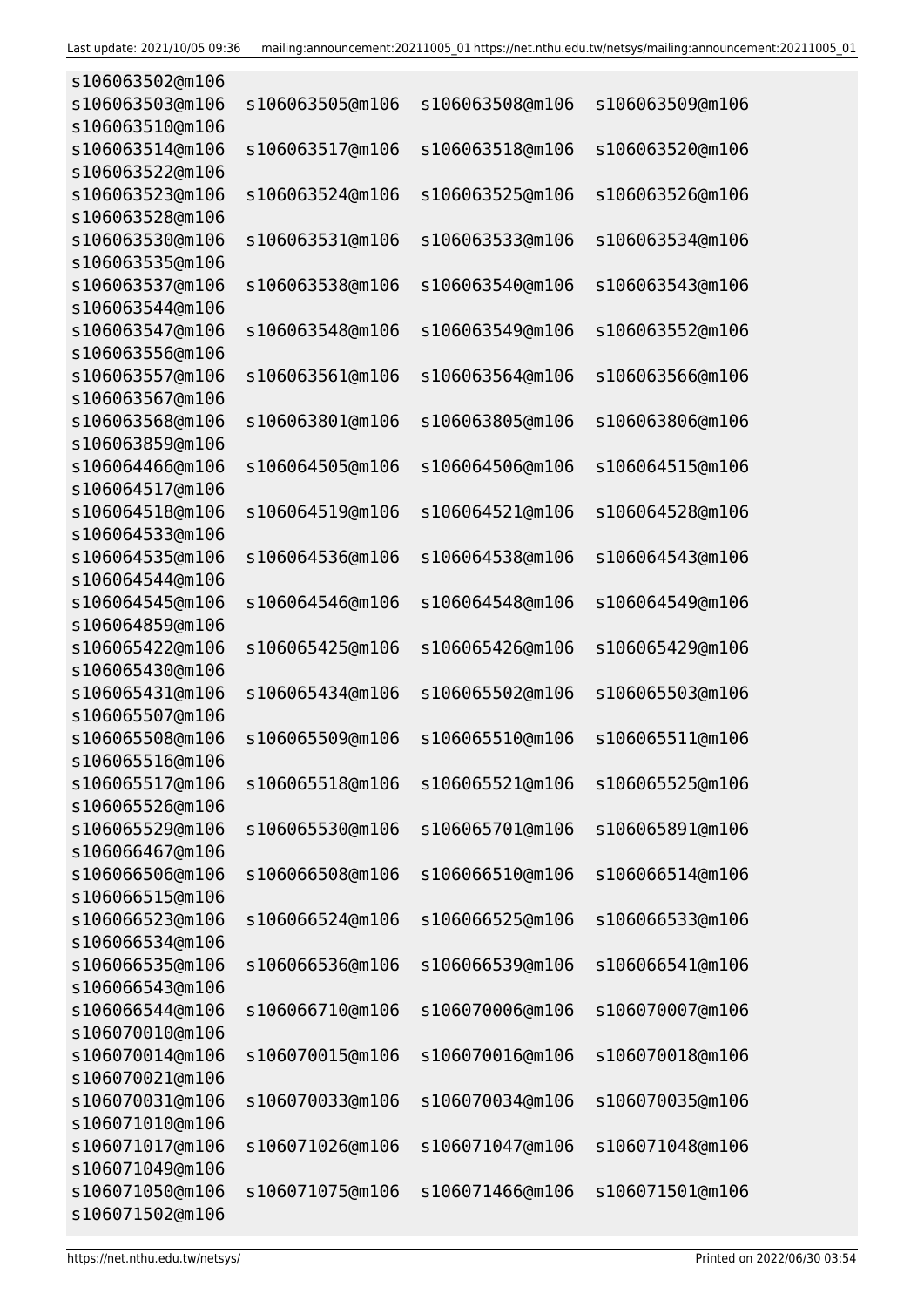```
s106063502@m106
s106063503@m106   s106063505@m106   s106063508@m106   s106063509@m106
s106063510@m106
s106063514@m106   s106063517@m106   s106063518@m106   s106063520@m106
s106063522@m106
s106063523@m106   s106063524@m106   s106063525@m106   s106063526@m106
s106063528@m106
s106063530@m106   s106063531@m106   s106063533@m106   s106063534@m106
s106063535@m106
s106063537@m106   s106063538@m106   s106063540@m106   s106063543@m106
s106063544@m106
s106063547@m106   s106063548@m106   s106063549@m106   s106063552@m106
s106063556@m106
s106063557@m106   s106063561@m106   s106063564@m106   s106063566@m106
s106063567@m106
s106063568@m106   s106063801@m106   s106063805@m106   s106063806@m106
s106063859@m106
s106064466@m106   s106064505@m106   s106064506@m106   s106064515@m106
s106064517@m106
s106064518@m106   s106064519@m106   s106064521@m106   s106064528@m106
s106064533@m106
s106064535@m106   s106064536@m106   s106064538@m106   s106064543@m106
s106064544@m106
s106064545@m106   s106064546@m106   s106064548@m106   s106064549@m106
s106064859@m106
s106065422@m106   s106065425@m106   s106065426@m106   s106065429@m106
s106065430@m106
s106065431@m106   s106065434@m106   s106065502@m106   s106065503@m106
s106065507@m106
s106065508@m106   s106065509@m106   s106065510@m106   s106065511@m106
s106065516@m106
s106065517@m106   s106065518@m106   s106065521@m106   s106065525@m106
s106065526@m106
s106065529@m106   s106065530@m106   s106065701@m106   s106065891@m106
s106066467@m106
s106066506@m106   s106066508@m106   s106066510@m106   s106066514@m106
s106066515@m106
s106066523@m106   s106066524@m106   s106066525@m106   s106066533@m106
s106066534@m106
s106066535@m106   s106066536@m106   s106066539@m106   s106066541@m106
s106066543@m106
s106066544@m106   s106066710@m106   s106070006@m106   s106070007@m106
s106070010@m106
s106070014@m106   s106070015@m106   s106070016@m106   s106070018@m106
s106070021@m106
s106070031@m106   s106070033@m106   s106070034@m106   s106070035@m106
s106071010@m106
s106071017@m106   s106071026@m106   s106071047@m106   s106071048@m106
s106071049@m106
s106071050@m106   s106071075@m106   s106071466@m106   s106071501@m106
s106071502@m106
```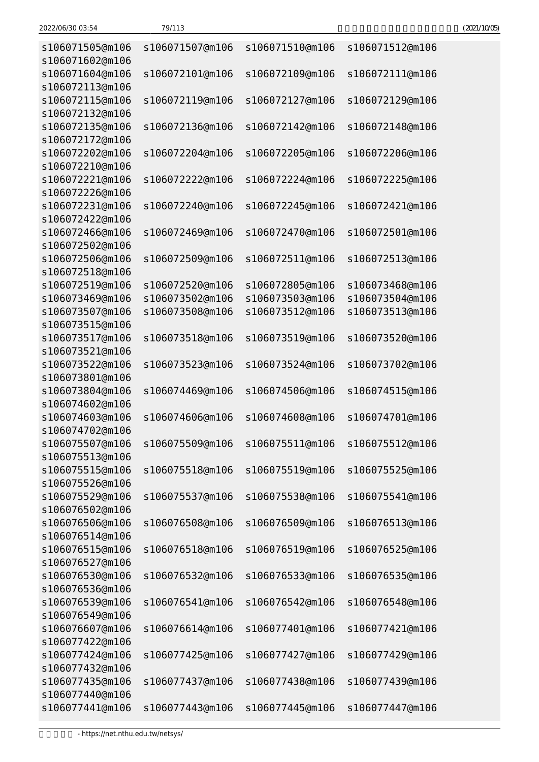```
s106071505@m106  s106071507@m106  s106071510@m106  s106071512@m106
s106071602@m106
s106071604@m106  s106072101@m106  s106072109@m106  s106072111@m106
s106072113@m106
s106072115@m106  s106072119@m106  s106072127@m106  s106072129@m106
s106072132@m106
s106072135@m106  s106072136@m106  s106072142@m106  s106072148@m106
s106072172@m106
s106072202@m106  s106072204@m106  s106072205@m106  s106072206@m106
s106072210@m106
s106072221@m106  s106072222@m106  s106072224@m106  s106072225@m106
s106072226@m106
s106072231@m106  s106072240@m106  s106072245@m106  s106072421@m106
s106072422@m106
s106072466@m106  s106072469@m106  s106072470@m106  s106072501@m106
s106072502@m106
s106072506@m106  s106072509@m106  s106072511@m106  s106072513@m106
s106072518@m106
s106072519@m106  s106072520@m106  s106072805@m106  s106073468@m106
s106073469@m106  s106073502@m106  s106073503@m106  s106073504@m106
s106073507@m106  s106073508@m106  s106073512@m106  s106073513@m106
s106073515@m106
s106073517@m106  s106073518@m106  s106073519@m106  s106073520@m106
s106073521@m106
s106073522@m106  s106073523@m106  s106073524@m106  s106073702@m106
s106073801@m106
s106073804@m106  s106074469@m106  s106074506@m106  s106074515@m106
s106074602@m106
s106074603@m106  s106074606@m106  s106074608@m106  s106074701@m106
s106074702@m106
s106075507@m106  s106075509@m106  s106075511@m106  s106075512@m106
s106075513@m106
s106075515@m106  s106075518@m106  s106075519@m106  s106075525@m106
s106075526@m106
s106075529@m106  s106075537@m106  s106075538@m106  s106075541@m106
s106076502@m106
s106076506@m106  s106076508@m106  s106076509@m106  s106076513@m106
s106076514@m106
s106076515@m106  s106076518@m106  s106076519@m106  s106076525@m106
s106076527@m106
s106076530@m106  s106076532@m106  s106076533@m106  s106076535@m106
s106076536@m106
s106076539@m106  s106076541@m106  s106076542@m106  s106076548@m106
s106076549@m106
s106076607@m106  s106076614@m106  s106077401@m106  s106077421@m106
s106077422@m106
s106077424@m106  s106077425@m106  s106077427@m106  s106077429@m106
s106077432@m106
s106077435@m106  s106077437@m106  s106077438@m106  s106077439@m106
s106077440@m106
s106077441@m106  s106077443@m106  s106077445@m106  s106077447@m106
```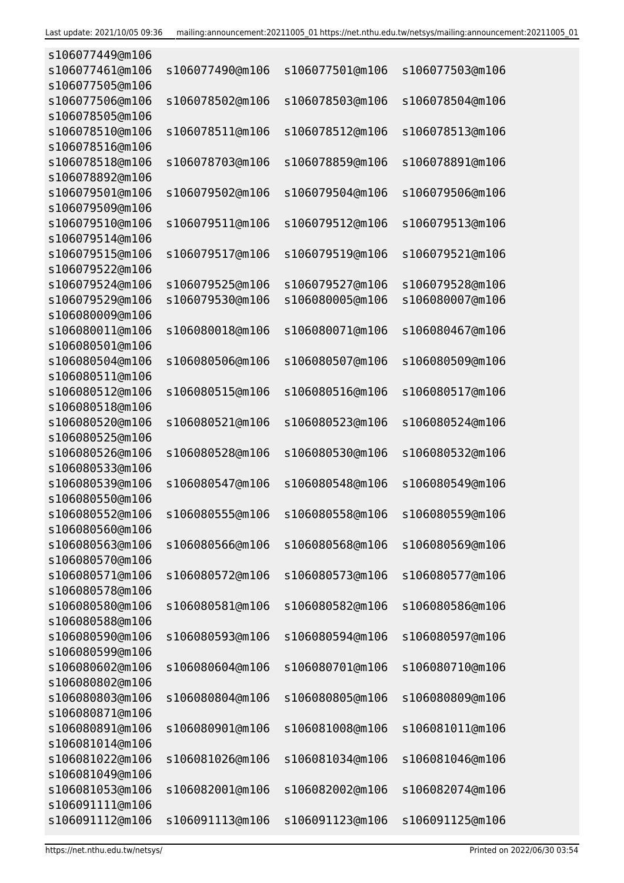```
s106077449@m106
s106077461@m106    s106077490@m106    s106077501@m106    s106077503@m106
s106077505@m106
s106077506@m106    s106078502@m106    s106078503@m106    s106078504@m106
s106078505@m106
s106078510@m106    s106078511@m106    s106078512@m106    s106078513@m106
s106078516@m106
s106078518@m106    s106078703@m106    s106078859@m106    s106078891@m106
s106078892@m106
s106079501@m106    s106079502@m106    s106079504@m106    s106079506@m106
s106079509@m106
s106079510@m106    s106079511@m106    s106079512@m106    s106079513@m106
s106079514@m106
s106079515@m106    s106079517@m106    s106079519@m106    s106079521@m106
s106079522@m106
s106079524@m106    s106079525@m106    s106079527@m106    s106079528@m106
s106079529@m106    s106079530@m106    s106080005@m106    s106080007@m106
s106080009@m106
s106080011@m106    s106080018@m106    s106080071@m106    s106080467@m106
s106080501@m106
s106080504@m106    s106080506@m106    s106080507@m106    s106080509@m106
s106080511@m106
s106080512@m106    s106080515@m106    s106080516@m106    s106080517@m106
s106080518@m106
s106080520@m106    s106080521@m106    s106080523@m106    s106080524@m106
s106080525@m106
s106080526@m106    s106080528@m106    s106080530@m106    s106080532@m106
s106080533@m106
s106080539@m106    s106080547@m106    s106080548@m106    s106080549@m106
s106080550@m106
s106080552@m106    s106080555@m106    s106080558@m106    s106080559@m106
s106080560@m106
s106080563@m106    s106080566@m106    s106080568@m106    s106080569@m106
s106080570@m106
s106080571@m106    s106080572@m106    s106080573@m106    s106080577@m106
s106080578@m106
s106080580@m106    s106080581@m106    s106080582@m106    s106080586@m106
s106080588@m106
s106080590@m106    s106080593@m106    s106080594@m106    s106080597@m106
s106080599@m106
s106080602@m106    s106080604@m106    s106080701@m106    s106080710@m106
s106080802@m106
s106080803@m106    s106080804@m106    s106080805@m106    s106080809@m106
s106080871@m106
s106080891@m106    s106080901@m106    s106081008@m106    s106081011@m106
s106081014@m106
s106081022@m106    s106081026@m106    s106081034@m106    s106081046@m106
s106081049@m106
s106081053@m106    s106082001@m106    s106082002@m106    s106082074@m106
s106091111@m106
s106091112@m106    s106091113@m106    s106091123@m106    s106091125@m106
```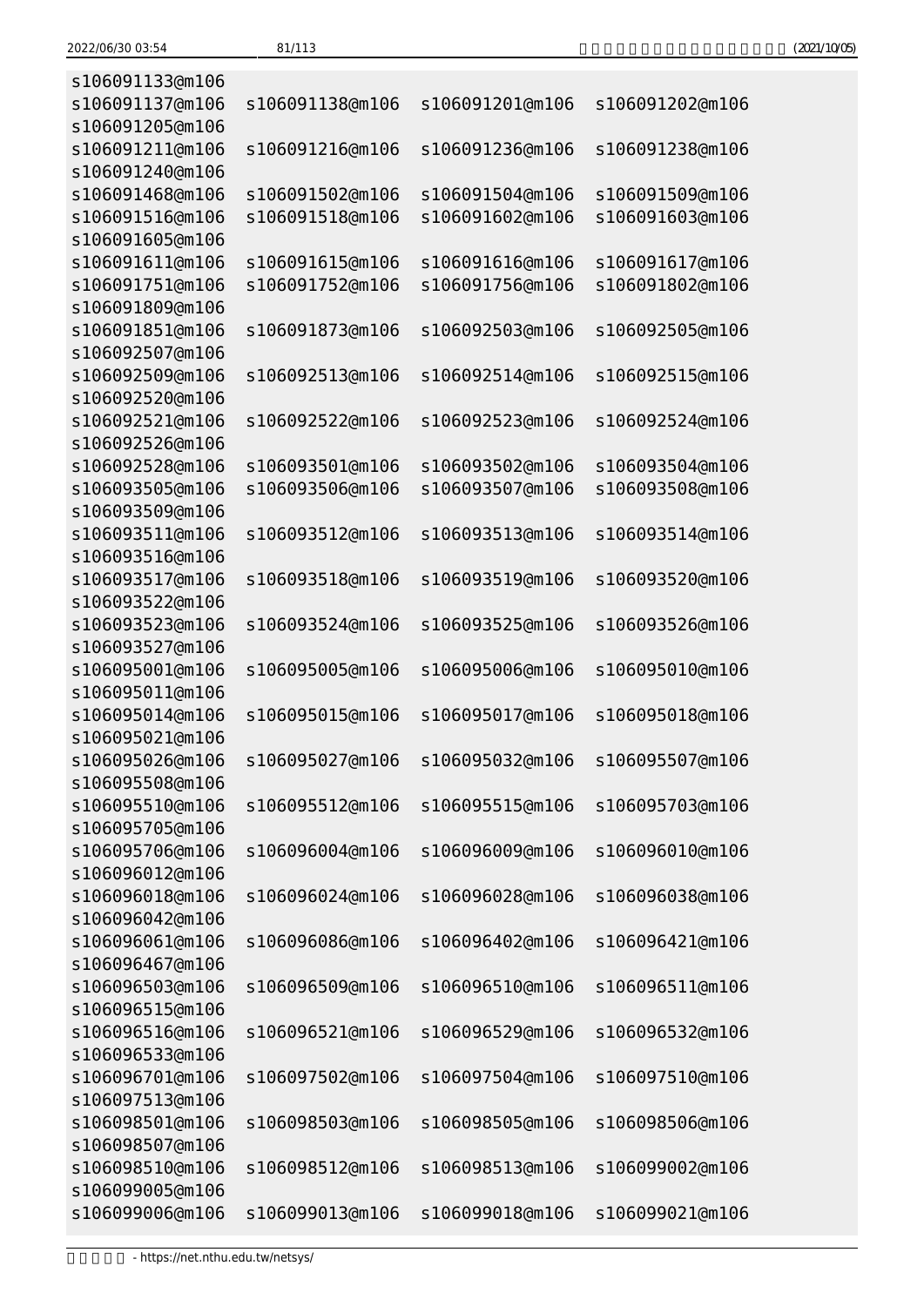```
s106091133@m106
s106091137@m106  s106091138@m106  s106091201@m106  s106091202@m106
s106091205@m106
s106091211@m106  s106091216@m106  s106091236@m106  s106091238@m106
s106091240@m106
s106091468@m106  s106091502@m106  s106091504@m106  s106091509@m106
s106091516@m106  s106091518@m106  s106091602@m106  s106091603@m106
s106091605@m106
s106091611@m106  s106091615@m106  s106091616@m106  s106091617@m106
s106091751@m106  s106091752@m106  s106091756@m106  s106091802@m106
s106091809@m106
s106091851@m106  s106091873@m106  s106092503@m106  s106092505@m106
s106092507@m106
s106092509@m106  s106092513@m106  s106092514@m106  s106092515@m106
s106092520@m106
s106092521@m106  s106092522@m106  s106092523@m106  s106092524@m106
s106092526@m106
s106092528@m106  s106093501@m106  s106093502@m106  s106093504@m106
s106093505@m106  s106093506@m106  s106093507@m106  s106093508@m106
s106093509@m106
s106093511@m106  s106093512@m106  s106093513@m106  s106093514@m106
s106093516@m106
s106093517@m106  s106093518@m106  s106093519@m106  s106093520@m106
s106093522@m106
s106093523@m106  s106093524@m106  s106093525@m106  s106093526@m106
s106093527@m106
s106095001@m106  s106095005@m106  s106095006@m106  s106095010@m106
s106095011@m106
s106095014@m106  s106095015@m106  s106095017@m106  s106095018@m106
s106095021@m106
s106095026@m106  s106095027@m106  s106095032@m106  s106095507@m106
s106095508@m106
s106095510@m106  s106095512@m106  s106095515@m106  s106095703@m106
s106095705@m106
s106095706@m106  s106096004@m106  s106096009@m106  s106096010@m106
s106096012@m106
s106096018@m106  s106096024@m106  s106096028@m106  s106096038@m106
s106096042@m106
s106096061@m106  s106096086@m106  s106096402@m106  s106096421@m106
s106096467@m106
s106096503@m106  s106096509@m106  s106096510@m106  s106096511@m106
s106096515@m106
s106096516@m106  s106096521@m106  s106096529@m106  s106096532@m106
s106096533@m106
s106096701@m106  s106097502@m106  s106097504@m106  s106097510@m106
s106097513@m106
s106098501@m106  s106098503@m106  s106098505@m106  s106098506@m106
s106098507@m106
s106098510@m106  s106098512@m106  s106098513@m106  s106099002@m106
s106099005@m106
s106099006@m106  s106099013@m106  s106099018@m106  s106099021@m106
```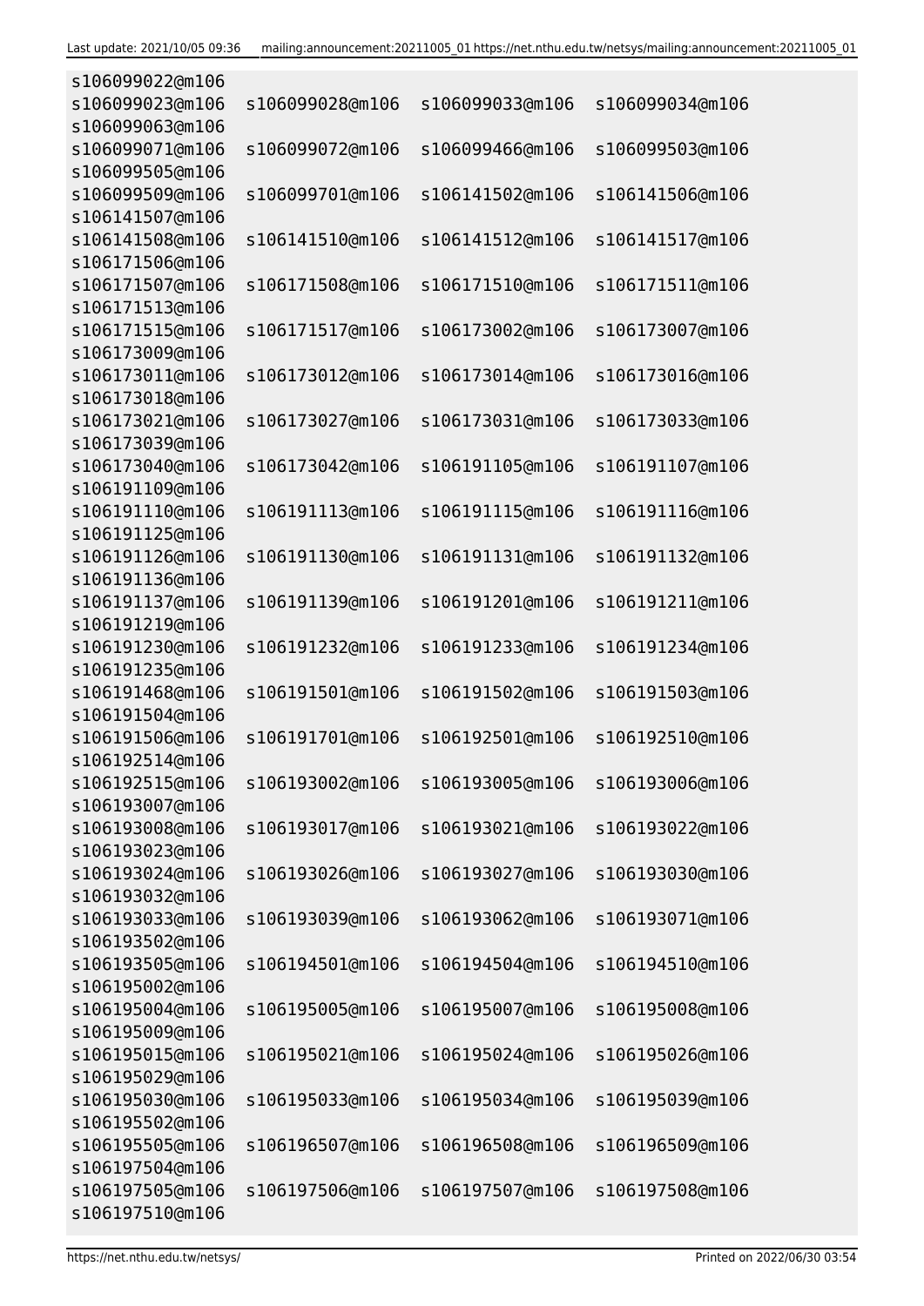```
s106099022@m106
s106099023@m106   s106099028@m106   s106099033@m106   s106099034@m106
s106099063@m106
s106099071@m106   s106099072@m106   s106099466@m106   s106099503@m106
s106099505@m106
s106099509@m106   s106099701@m106   s106141502@m106   s106141506@m106
s106141507@m106
s106141508@m106   s106141510@m106   s106141512@m106   s106141517@m106
s106171506@m106
s106171507@m106   s106171508@m106   s106171510@m106   s106171511@m106
s106171513@m106
s106171515@m106   s106171517@m106   s106173002@m106   s106173007@m106
s106173009@m106
s106173011@m106   s106173012@m106   s106173014@m106   s106173016@m106
s106173018@m106
s106173021@m106   s106173027@m106   s106173031@m106   s106173033@m106
s106173039@m106
s106173040@m106   s106173042@m106   s106191105@m106   s106191107@m106
s106191109@m106
s106191110@m106   s106191113@m106   s106191115@m106   s106191116@m106
s106191125@m106
s106191126@m106   s106191130@m106   s106191131@m106   s106191132@m106
s106191136@m106
s106191137@m106   s106191139@m106   s106191201@m106   s106191211@m106
s106191219@m106
s106191230@m106   s106191232@m106   s106191233@m106   s106191234@m106
s106191235@m106
s106191468@m106   s106191501@m106   s106191502@m106   s106191503@m106
s106191504@m106
s106191506@m106   s106191701@m106   s106192501@m106   s106192510@m106
s106192514@m106
s106192515@m106   s106193002@m106   s106193005@m106   s106193006@m106
s106193007@m106
s106193008@m106   s106193017@m106   s106193021@m106   s106193022@m106
s106193023@m106
s106193024@m106   s106193026@m106   s106193027@m106   s106193030@m106
s106193032@m106
s106193033@m106   s106193039@m106   s106193062@m106   s106193071@m106
s106193502@m106
s106193505@m106   s106194501@m106   s106194504@m106   s106194510@m106
s106195002@m106
s106195004@m106   s106195005@m106   s106195007@m106   s106195008@m106
s106195009@m106
s106195015@m106   s106195021@m106   s106195024@m106   s106195026@m106
s106195029@m106
s106195030@m106   s106195033@m106   s106195034@m106   s106195039@m106
s106195502@m106
s106195505@m106   s106196507@m106   s106196508@m106   s106196509@m106
s106197504@m106
s106197505@m106   s106197506@m106   s106197507@m106   s106197508@m106
s106197510@m106
```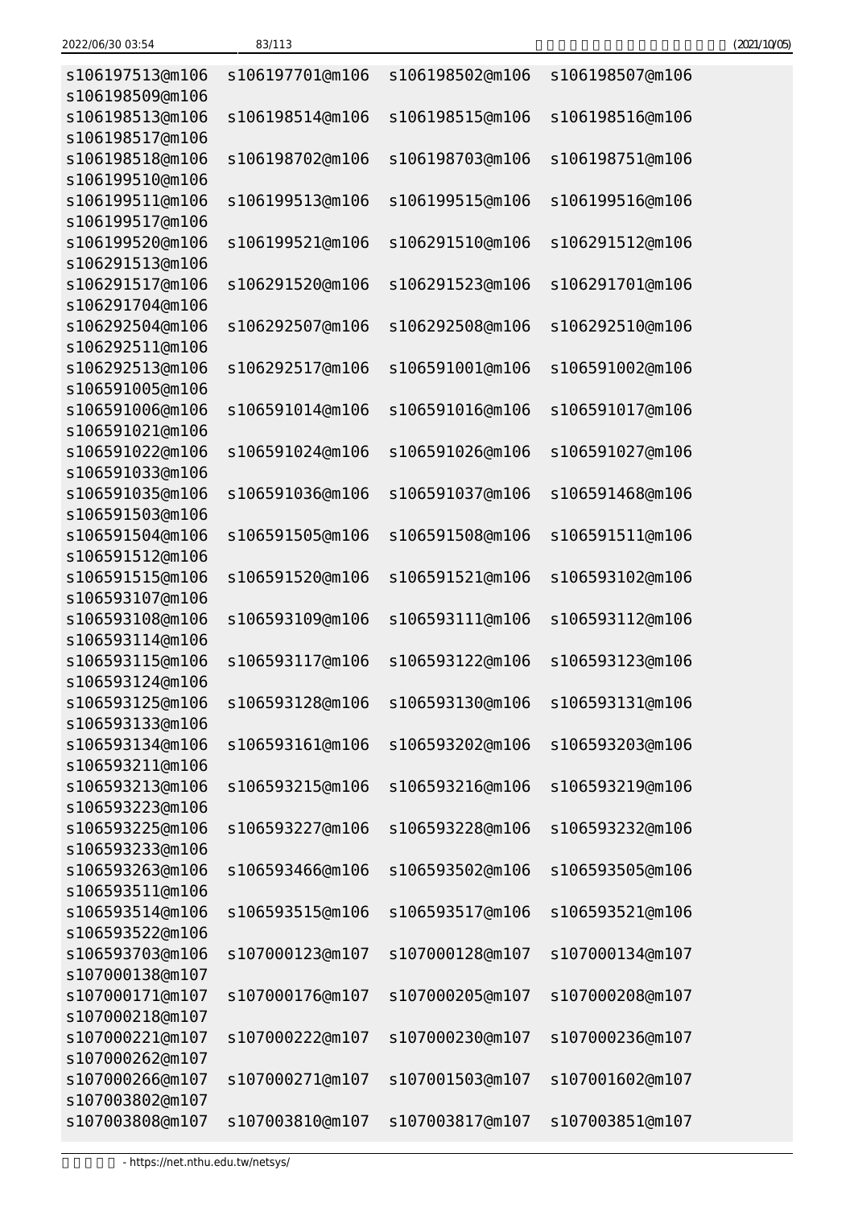```
s106197513@m106  s106197701@m106  s106198502@m106  s106198507@m106
s106198509@m106
s106198513@m106  s106198514@m106  s106198515@m106  s106198516@m106
s106198517@m106
s106198518@m106  s106198702@m106  s106198703@m106  s106198751@m106
s106199510@m106
s106199511@m106  s106199513@m106  s106199515@m106  s106199516@m106
s106199517@m106
s106199520@m106  s106199521@m106  s106291510@m106  s106291512@m106
s106291513@m106
s106291517@m106  s106291520@m106  s106291523@m106  s106291701@m106
s106291704@m106
s106292504@m106  s106292507@m106  s106292508@m106  s106292510@m106
s106292511@m106
s106292513@m106  s106292517@m106  s106591001@m106  s106591002@m106
s106591005@m106
s106591006@m106  s106591014@m106  s106591016@m106  s106591017@m106
s106591021@m106
s106591022@m106  s106591024@m106  s106591026@m106  s106591027@m106
s106591033@m106
s106591035@m106  s106591036@m106  s106591037@m106  s106591468@m106
s106591503@m106
s106591504@m106  s106591505@m106  s106591508@m106  s106591511@m106
s106591512@m106
s106591515@m106  s106591520@m106  s106591521@m106  s106593102@m106
s106593107@m106
s106593108@m106  s106593109@m106  s106593111@m106  s106593112@m106
s106593114@m106
s106593115@m106  s106593117@m106  s106593122@m106  s106593123@m106
s106593124@m106
s106593125@m106  s106593128@m106  s106593130@m106  s106593131@m106
s106593133@m106
s106593134@m106  s106593161@m106  s106593202@m106  s106593203@m106
s106593211@m106
s106593213@m106  s106593215@m106  s106593216@m106  s106593219@m106
s106593223@m106
s106593225@m106  s106593227@m106  s106593228@m106  s106593232@m106
s106593233@m106
s106593263@m106  s106593466@m106  s106593502@m106  s106593505@m106
s106593511@m106
s106593514@m106  s106593515@m106  s106593517@m106  s106593521@m106
s106593522@m106
s106593703@m106  s107000123@m107  s107000128@m107  s107000134@m107
s107000138@m107
s107000171@m107  s107000176@m107  s107000205@m107  s107000208@m107
s107000218@m107
s107000221@m107  s107000222@m107  s107000230@m107  s107000236@m107
s107000262@m107
s107000266@m107  s107000271@m107  s107001503@m107  s107001602@m107
s107003802@m107
s107003808@m107  s107003810@m107  s107003817@m107  s107003851@m107
```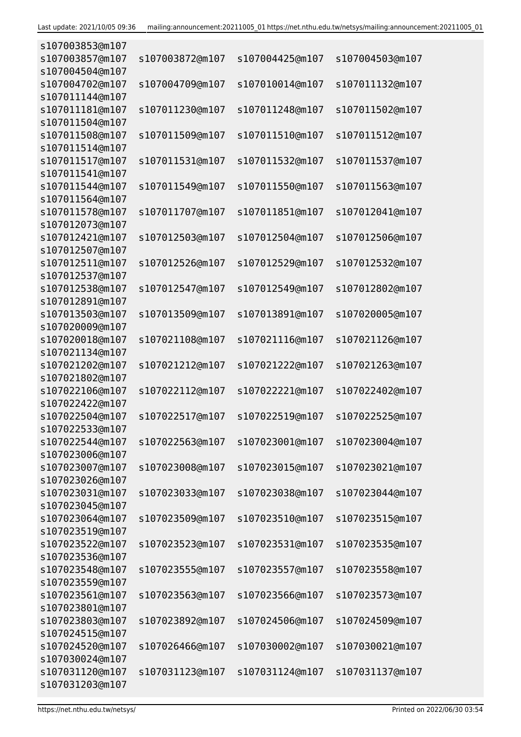```
s107003853@m107
s107003857@m107   s107003872@m107   s107004425@m107   s107004503@m107
s107004504@m107
s107004702@m107   s107004709@m107   s107010014@m107   s107011132@m107
s107011144@m107
s107011181@m107   s107011230@m107   s107011248@m107   s107011502@m107
s107011504@m107
s107011508@m107   s107011509@m107   s107011510@m107   s107011512@m107
s107011514@m107
s107011517@m107   s107011531@m107   s107011532@m107   s107011537@m107
s107011541@m107
s107011544@m107   s107011549@m107   s107011550@m107   s107011563@m107
s107011564@m107
s107011578@m107   s107011707@m107   s107011851@m107   s107012041@m107
s107012073@m107
s107012421@m107   s107012503@m107   s107012504@m107   s107012506@m107
s107012507@m107
s107012511@m107   s107012526@m107   s107012529@m107   s107012532@m107
s107012537@m107
s107012538@m107   s107012547@m107   s107012549@m107   s107012802@m107
s107012891@m107
s107013503@m107   s107013509@m107   s107013891@m107   s107020005@m107
s107020009@m107
s107020018@m107   s107021108@m107   s107021116@m107   s107021126@m107
s107021134@m107
s107021202@m107   s107021212@m107   s107021222@m107   s107021263@m107
s107021802@m107
s107022106@m107   s107022112@m107   s107022221@m107   s107022402@m107
s107022422@m107
s107022504@m107   s107022517@m107   s107022519@m107   s107022525@m107
s107022533@m107
s107022544@m107   s107022563@m107   s107023001@m107   s107023004@m107
s107023006@m107
s107023007@m107   s107023008@m107   s107023015@m107   s107023021@m107
s107023026@m107
s107023031@m107   s107023033@m107   s107023038@m107   s107023044@m107
s107023045@m107
s107023064@m107   s107023509@m107   s107023510@m107   s107023515@m107
s107023519@m107
s107023522@m107   s107023523@m107   s107023531@m107   s107023535@m107
s107023536@m107
s107023548@m107   s107023555@m107   s107023557@m107   s107023558@m107
s107023559@m107
s107023561@m107   s107023563@m107   s107023566@m107   s107023573@m107
s107023801@m107
s107023803@m107   s107023892@m107   s107024506@m107   s107024509@m107
s107024515@m107
s107024520@m107   s107026466@m107   s107030002@m107   s107030021@m107
s107030024@m107
s107031120@m107   s107031123@m107   s107031124@m107   s107031137@m107
s107031203@m107
```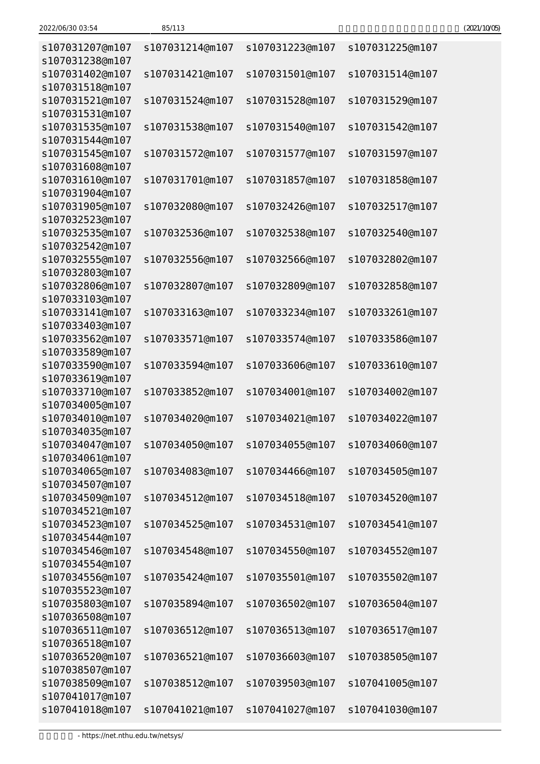```
s107031207@m107  s107031214@m107  s107031223@m107  s107031225@m107
s107031238@m107
s107031402@m107  s107031421@m107  s107031501@m107  s107031514@m107
s107031518@m107
s107031521@m107  s107031524@m107  s107031528@m107  s107031529@m107
s107031531@m107
s107031535@m107  s107031538@m107  s107031540@m107  s107031542@m107
s107031544@m107
s107031545@m107  s107031572@m107  s107031577@m107  s107031597@m107
s107031608@m107
s107031610@m107  s107031701@m107  s107031857@m107  s107031858@m107
s107031904@m107
s107031905@m107  s107032080@m107  s107032426@m107  s107032517@m107
s107032523@m107
s107032535@m107  s107032536@m107  s107032538@m107  s107032540@m107
s107032542@m107
s107032555@m107  s107032556@m107  s107032566@m107  s107032802@m107
s107032803@m107
s107032806@m107  s107032807@m107  s107032809@m107  s107032858@m107
s107033103@m107
s107033141@m107  s107033163@m107  s107033234@m107  s107033261@m107
s107033403@m107
s107033562@m107  s107033571@m107  s107033574@m107  s107033586@m107
s107033589@m107
s107033590@m107  s107033594@m107  s107033606@m107  s107033610@m107
s107033619@m107
s107033710@m107  s107033852@m107  s107034001@m107  s107034002@m107
s107034005@m107
s107034010@m107  s107034020@m107  s107034021@m107  s107034022@m107
s107034035@m107
s107034047@m107  s107034050@m107  s107034055@m107  s107034060@m107
s107034061@m107
s107034065@m107  s107034083@m107  s107034466@m107  s107034505@m107
s107034507@m107
s107034509@m107  s107034512@m107  s107034518@m107  s107034520@m107
s107034521@m107
s107034523@m107  s107034525@m107  s107034531@m107  s107034541@m107
s107034544@m107
s107034546@m107  s107034548@m107  s107034550@m107  s107034552@m107
s107034554@m107
s107034556@m107  s107035424@m107  s107035501@m107  s107035502@m107
s107035523@m107
s107035803@m107  s107035894@m107  s107036502@m107  s107036504@m107
s107036508@m107
s107036511@m107  s107036512@m107  s107036513@m107  s107036517@m107
s107036518@m107
s107036520@m107  s107036521@m107  s107036603@m107  s107038505@m107
s107038507@m107
s107038509@m107  s107038512@m107  s107039503@m107  s107041005@m107
s107041017@m107
s107041018@m107  s107041021@m107  s107041027@m107  s107041030@m107
```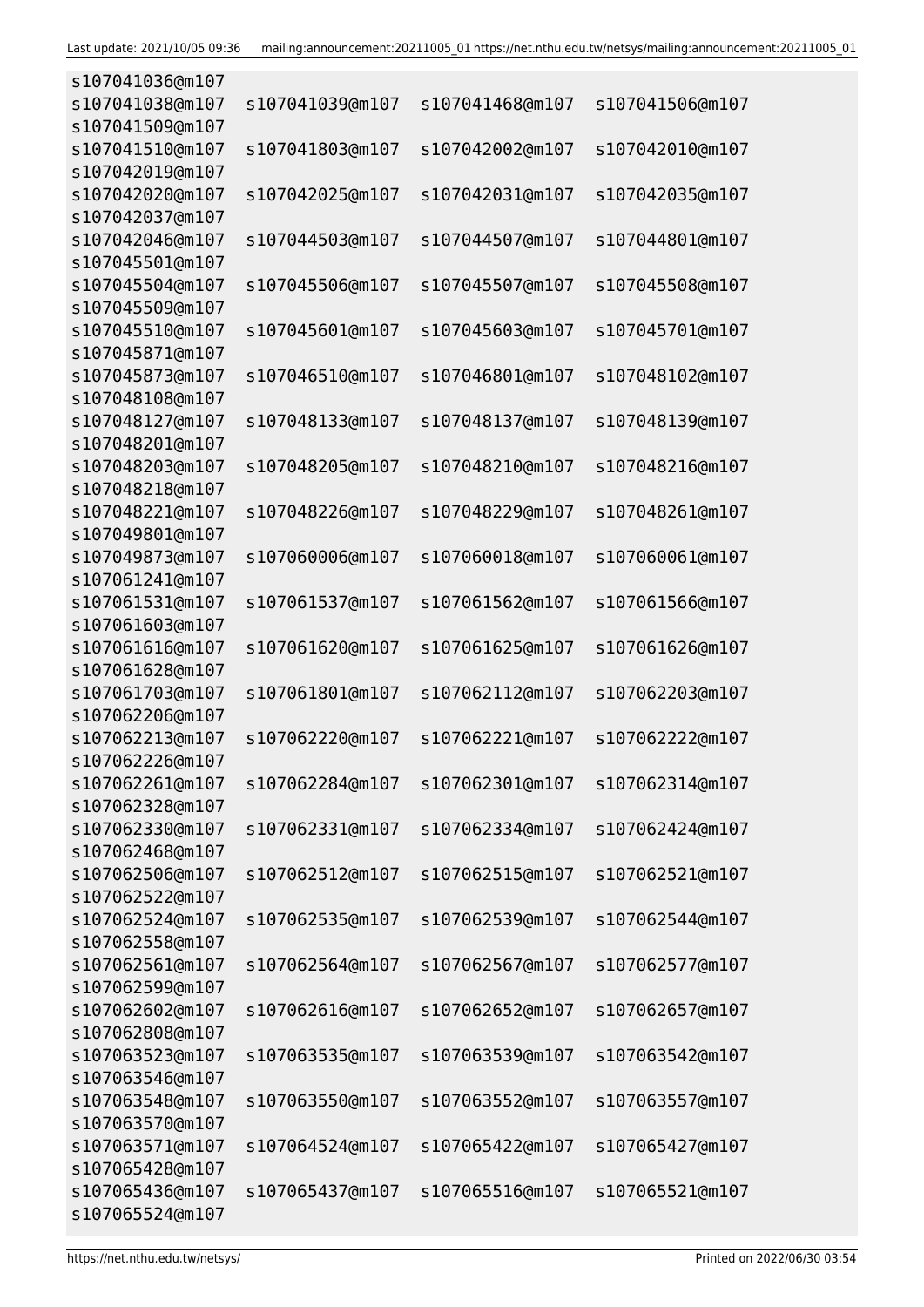```
s107041036@m107
s107041038@m107   s107041039@m107   s107041468@m107   s107041506@m107
s107041509@m107
s107041510@m107   s107041803@m107   s107042002@m107   s107042010@m107
s107042019@m107
s107042020@m107   s107042025@m107   s107042031@m107   s107042035@m107
s107042037@m107
s107042046@m107   s107044503@m107   s107044507@m107   s107044801@m107
s107045501@m107
s107045504@m107   s107045506@m107   s107045507@m107   s107045508@m107
s107045509@m107
s107045510@m107   s107045601@m107   s107045603@m107   s107045701@m107
s107045871@m107
s107045873@m107   s107046510@m107   s107046801@m107   s107048102@m107
s107048108@m107
s107048127@m107   s107048133@m107   s107048137@m107   s107048139@m107
s107048201@m107
s107048203@m107   s107048205@m107   s107048210@m107   s107048216@m107
s107048218@m107
s107048221@m107   s107048226@m107   s107048229@m107   s107048261@m107
s107049801@m107
s107049873@m107   s107060006@m107   s107060018@m107   s107060061@m107
s107061241@m107
s107061531@m107   s107061537@m107   s107061562@m107   s107061566@m107
s107061603@m107
s107061616@m107   s107061620@m107   s107061625@m107   s107061626@m107
s107061628@m107
s107061703@m107   s107061801@m107   s107062112@m107   s107062203@m107
s107062206@m107
s107062213@m107   s107062220@m107   s107062221@m107   s107062222@m107
s107062226@m107
s107062261@m107   s107062284@m107   s107062301@m107   s107062314@m107
s107062328@m107
s107062330@m107   s107062331@m107   s107062334@m107   s107062424@m107
s107062468@m107
s107062506@m107   s107062512@m107   s107062515@m107   s107062521@m107
s107062522@m107
s107062524@m107   s107062535@m107   s107062539@m107   s107062544@m107
s107062558@m107
s107062561@m107   s107062564@m107   s107062567@m107   s107062577@m107
s107062599@m107
s107062602@m107   s107062616@m107   s107062652@m107   s107062657@m107
s107062808@m107
s107063523@m107   s107063535@m107   s107063539@m107   s107063542@m107
s107063546@m107
s107063548@m107   s107063550@m107   s107063552@m107   s107063557@m107
s107063570@m107
s107063571@m107   s107064524@m107   s107065422@m107   s107065427@m107
s107065428@m107
s107065436@m107   s107065437@m107   s107065516@m107   s107065521@m107
s107065524@m107
```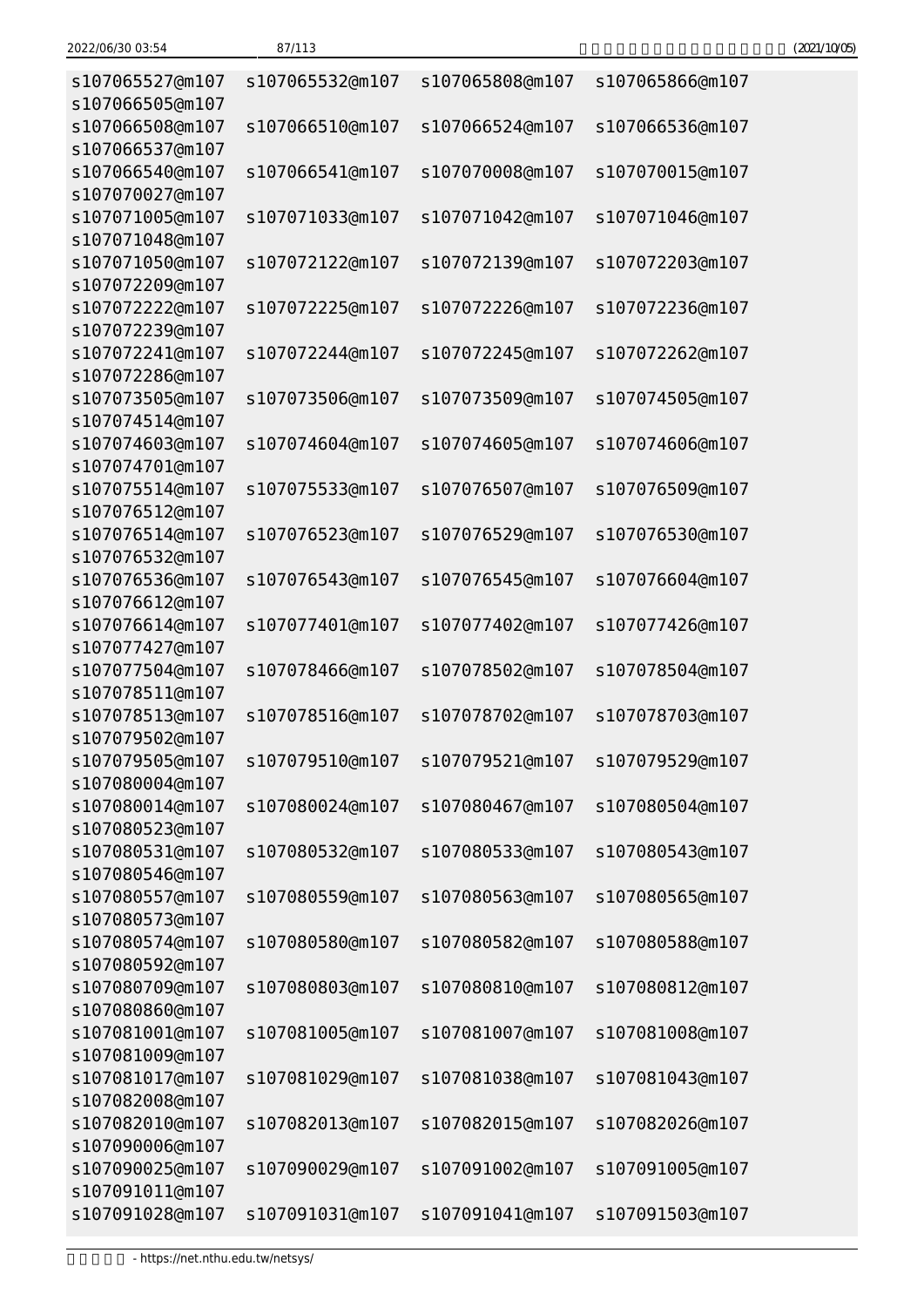```
s107065527@m107  s107065532@m107  s107065808@m107  s107065866@m107
s107066505@m107
s107066508@m107  s107066510@m107  s107066524@m107  s107066536@m107
s107066537@m107
s107066540@m107  s107066541@m107  s107070008@m107  s107070015@m107
s107070027@m107
s107071005@m107  s107071033@m107  s107071042@m107  s107071046@m107
s107071048@m107
s107071050@m107  s107072122@m107  s107072139@m107  s107072203@m107
s107072209@m107
s107072222@m107  s107072225@m107  s107072226@m107  s107072236@m107
s107072239@m107
s107072241@m107  s107072244@m107  s107072245@m107  s107072262@m107
s107072286@m107
s107073505@m107  s107073506@m107  s107073509@m107  s107074505@m107
s107074514@m107
s107074603@m107  s107074604@m107  s107074605@m107  s107074606@m107
s107074701@m107
s107075514@m107  s107075533@m107  s107076507@m107  s107076509@m107
s107076512@m107
s107076514@m107  s107076523@m107  s107076529@m107  s107076530@m107
s107076532@m107
s107076536@m107  s107076543@m107  s107076545@m107  s107076604@m107
s107076612@m107
s107076614@m107  s107077401@m107  s107077402@m107  s107077426@m107
s107077427@m107
s107077504@m107  s107078466@m107  s107078502@m107  s107078504@m107
s107078511@m107
s107078513@m107  s107078516@m107  s107078702@m107  s107078703@m107
s107079502@m107
s107079505@m107  s107079510@m107  s107079521@m107  s107079529@m107
s107080004@m107
s107080014@m107  s107080024@m107  s107080467@m107  s107080504@m107
s107080523@m107
s107080531@m107  s107080532@m107  s107080533@m107  s107080543@m107
s107080546@m107
s107080557@m107  s107080559@m107  s107080563@m107  s107080565@m107
s107080573@m107
s107080574@m107  s107080580@m107  s107080582@m107  s107080588@m107
s107080592@m107
s107080709@m107  s107080803@m107  s107080810@m107  s107080812@m107
s107080860@m107
s107081001@m107  s107081005@m107  s107081007@m107  s107081008@m107
s107081009@m107
s107081017@m107  s107081029@m107  s107081038@m107  s107081043@m107
s107082008@m107
s107082010@m107  s107082013@m107  s107082015@m107  s107082026@m107
s107090006@m107
s107090025@m107  s107090029@m107  s107091002@m107  s107091005@m107
s107091011@m107
s107091028@m107  s107091031@m107  s107091041@m107  s107091503@m107
```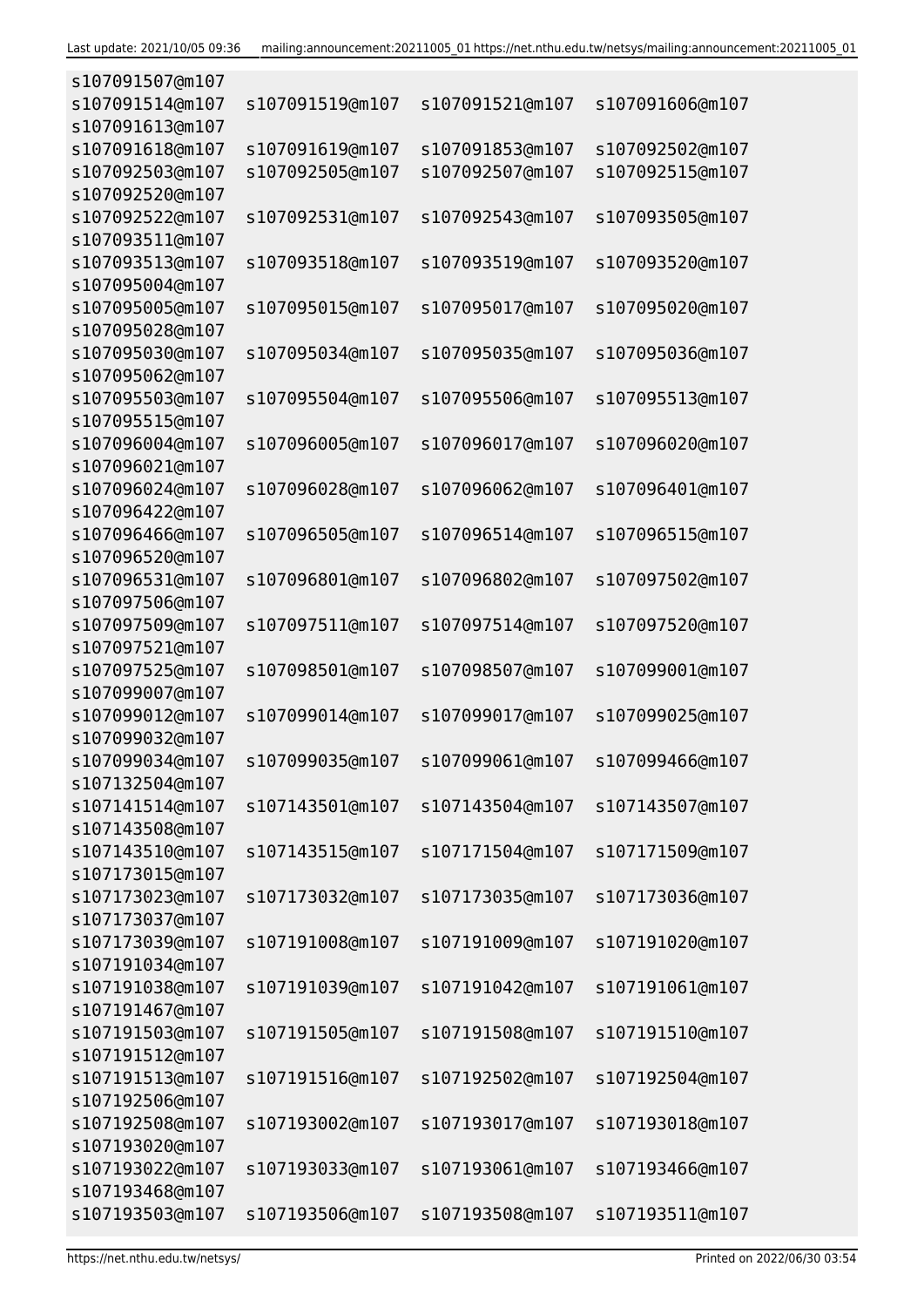```
s107091507@m107
s107091514@m107   s107091519@m107   s107091521@m107   s107091606@m107
s107091613@m107
s107091618@m107   s107091619@m107   s107091853@m107   s107092502@m107
s107092503@m107   s107092505@m107   s107092507@m107   s107092515@m107
s107092520@m107
s107092522@m107   s107092531@m107   s107092543@m107   s107093505@m107
s107093511@m107
s107093513@m107   s107093518@m107   s107093519@m107   s107093520@m107
s107095004@m107
s107095005@m107   s107095015@m107   s107095017@m107   s107095020@m107
s107095028@m107
s107095030@m107   s107095034@m107   s107095035@m107   s107095036@m107
s107095062@m107
s107095503@m107   s107095504@m107   s107095506@m107   s107095513@m107
s107095515@m107
s107096004@m107   s107096005@m107   s107096017@m107   s107096020@m107
s107096021@m107
s107096024@m107   s107096028@m107   s107096062@m107   s107096401@m107
s107096422@m107
s107096466@m107   s107096505@m107   s107096514@m107   s107096515@m107
s107096520@m107
s107096531@m107   s107096801@m107   s107096802@m107   s107097502@m107
s107097506@m107
s107097509@m107   s107097511@m107   s107097514@m107   s107097520@m107
s107097521@m107
s107097525@m107   s107098501@m107   s107098507@m107   s107099001@m107
s107099007@m107
s107099012@m107   s107099014@m107   s107099017@m107   s107099025@m107
s107099032@m107
s107099034@m107   s107099035@m107   s107099061@m107   s107099466@m107
s107132504@m107
s107141514@m107   s107143501@m107   s107143504@m107   s107143507@m107
s107143508@m107
s107143510@m107   s107143515@m107   s107171504@m107   s107171509@m107
s107173015@m107
s107173023@m107   s107173032@m107   s107173035@m107   s107173036@m107
s107173037@m107
s107173039@m107   s107191008@m107   s107191009@m107   s107191020@m107
s107191034@m107
s107191038@m107   s107191039@m107   s107191042@m107   s107191061@m107
s107191467@m107
s107191503@m107   s107191505@m107   s107191508@m107   s107191510@m107
s107191512@m107
s107191513@m107   s107191516@m107   s107192502@m107   s107192504@m107
s107192506@m107
s107192508@m107   s107193002@m107   s107193017@m107   s107193018@m107
s107193020@m107
s107193022@m107   s107193033@m107   s107193061@m107   s107193466@m107
s107193468@m107
s107193503@m107   s107193506@m107   s107193508@m107   s107193511@m107
```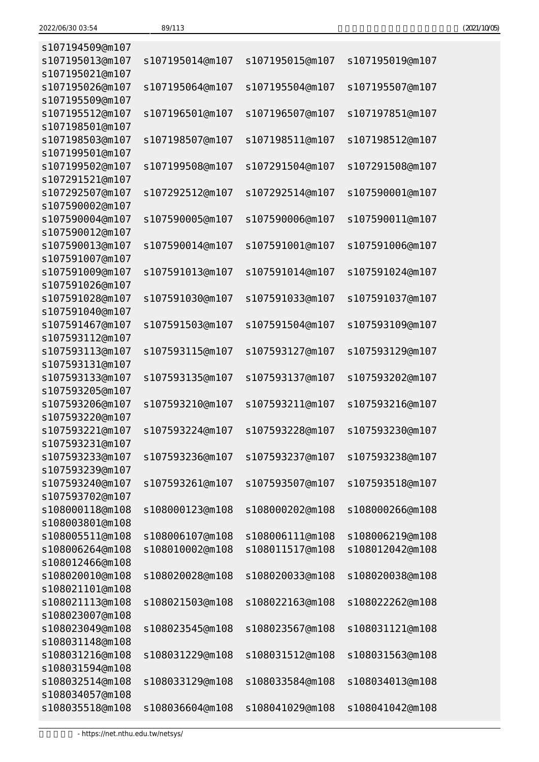```
s107194509@m107
s107195013@m107  s107195014@m107  s107195015@m107  s107195019@m107
s107195021@m107
s107195026@m107  s107195064@m107  s107195504@m107  s107195507@m107
s107195509@m107
s107195512@m107  s107196501@m107  s107196507@m107  s107197851@m107
s107198501@m107
s107198503@m107  s107198507@m107  s107198511@m107  s107198512@m107
s107199501@m107
s107199502@m107  s107199508@m107  s107291504@m107  s107291508@m107
s107291521@m107
s107292507@m107  s107292512@m107  s107292514@m107  s107590001@m107
s107590002@m107
s107590004@m107  s107590005@m107  s107590006@m107  s107590011@m107
s107590012@m107
s107590013@m107  s107590014@m107  s107591001@m107  s107591006@m107
s107591007@m107
s107591009@m107  s107591013@m107  s107591014@m107  s107591024@m107
s107591026@m107
s107591028@m107  s107591030@m107  s107591033@m107  s107591037@m107
s107591040@m107
s107591467@m107  s107591503@m107  s107591504@m107  s107593109@m107
s107593112@m107
s107593113@m107  s107593115@m107  s107593127@m107  s107593129@m107
s107593131@m107
s107593133@m107  s107593135@m107  s107593137@m107  s107593202@m107
s107593205@m107
s107593206@m107  s107593210@m107  s107593211@m107  s107593216@m107
s107593220@m107
s107593221@m107  s107593224@m107  s107593228@m107  s107593230@m107
s107593231@m107
s107593233@m107  s107593236@m107  s107593237@m107  s107593238@m107
s107593239@m107
s107593240@m107  s107593261@m107  s107593507@m107  s107593518@m107
s107593702@m107
s108000118@m108  s108000123@m108  s108000202@m108  s108000266@m108
s108003801@m108
s108005511@m108  s108006107@m108  s108006111@m108  s108006219@m108
s108006264@m108  s108010002@m108  s108011517@m108  s108012042@m108
s108012466@m108
s108020010@m108  s108020028@m108  s108020033@m108  s108020038@m108
s108021101@m108
s108021113@m108  s108021503@m108  s108022163@m108  s108022262@m108
s108023007@m108
s108023049@m108  s108023545@m108  s108023567@m108  s108031121@m108
s108031148@m108
s108031216@m108  s108031229@m108  s108031512@m108  s108031563@m108
s108031594@m108
s108032514@m108  s108033129@m108  s108033584@m108  s108034013@m108
s108034057@m108
s108035518@m108  s108036604@m108  s108041029@m108  s108041042@m108
```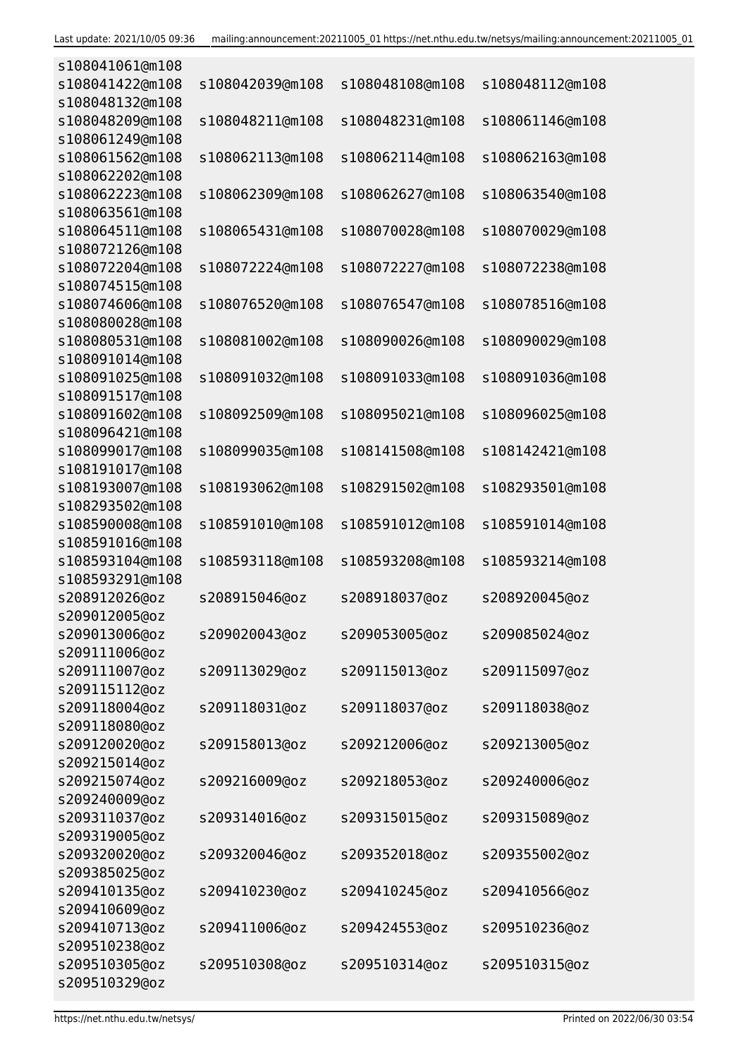```
s108041061@m108
s108041422@m108   s108042039@m108   s108048108@m108   s108048112@m108
s108048132@m108
s108048209@m108   s108048211@m108   s108048231@m108   s108061146@m108
s108061249@m108
s108061562@m108   s108062113@m108   s108062114@m108   s108062163@m108
s108062202@m108
s108062223@m108   s108062309@m108   s108062627@m108   s108063540@m108
s108063561@m108
s108064511@m108   s108065431@m108   s108070028@m108   s108070029@m108
s108072126@m108
s108072204@m108   s108072224@m108   s108072227@m108   s108072238@m108
s108074515@m108
s108074606@m108   s108076520@m108   s108076547@m108   s108078516@m108
s108080028@m108
s108080531@m108   s108081002@m108   s108090026@m108   s108090029@m108
s108091014@m108
s108091025@m108   s108091032@m108   s108091033@m108   s108091036@m108
s108091517@m108
s108091602@m108   s108092509@m108   s108095021@m108   s108096025@m108
s108096421@m108
s108099017@m108   s108099035@m108   s108141508@m108   s108142421@m108
s108191017@m108
s108193007@m108   s108193062@m108   s108291502@m108   s108293501@m108
s108293502@m108
s108590008@m108   s108591010@m108   s108591012@m108   s108591014@m108
s108591016@m108
s108593104@m108   s108593118@m108   s108593208@m108   s108593214@m108
s108593291@m108
s208912026@oz     s208915046@oz     s208918037@oz     s208920045@oz
s209012005@oz
s209013006@oz     s209020043@oz     s209053005@oz     s209085024@oz
s209111006@oz
s209111007@oz     s209113029@oz     s209115013@oz     s209115097@oz
s209115112@oz
s209118004@oz     s209118031@oz     s209118037@oz     s209118038@oz
s209118080@oz
s209120020@oz     s209158013@oz     s209212006@oz     s209213005@oz
s209215014@oz
s209215074@oz     s209216009@oz     s209218053@oz     s209240006@oz
s209240009@oz
s209311037@oz     s209314016@oz     s209315015@oz     s209315089@oz
s209319005@oz
s209320020@oz     s209320046@oz     s209352018@oz     s209355002@oz
s209385025@oz
s209410135@oz     s209410230@oz     s209410245@oz     s209410566@oz
s209410609@oz
s209410713@oz     s209411006@oz     s209424553@oz     s209510236@oz
s209510238@oz
s209510305@oz     s209510308@oz     s209510314@oz     s209510315@oz
s209510329@oz
```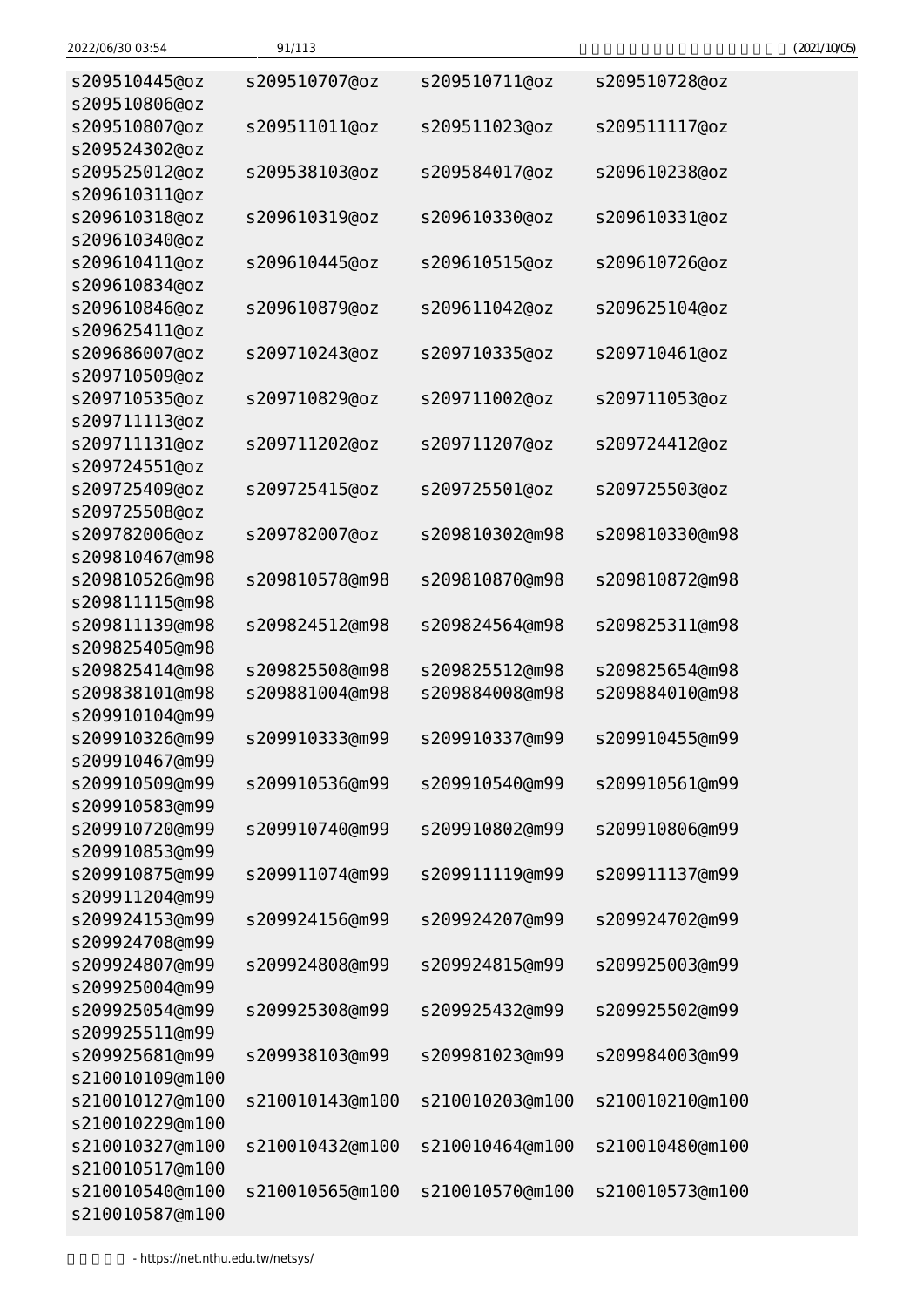```
s209510445@oz   s209510707@oz   s209510711@oz   s209510728@oz
s209510806@oz
s209510807@oz   s209511011@oz   s209511023@oz   s209511117@oz
s209524302@oz
s209525012@oz   s209538103@oz   s209584017@oz   s209610238@oz
s209610311@oz
s209610318@oz   s209610319@oz   s209610330@oz   s209610331@oz
s209610340@oz
s209610411@oz   s209610445@oz   s209610515@oz   s209610726@oz
s209610834@oz
s209610846@oz   s209610879@oz   s209611042@oz   s209625104@oz
s209625411@oz
s209686007@oz   s209710243@oz   s209710335@oz   s209710461@oz
s209710509@oz
s209710535@oz   s209710829@oz   s209711002@oz   s209711053@oz
s209711113@oz
s209711131@oz   s209711202@oz   s209711207@oz   s209724412@oz
s209724551@oz
s209725409@oz   s209725415@oz   s209725501@oz   s209725503@oz
s209725508@oz
s209782006@oz   s209782007@oz   s209810302@m98  s209810330@m98
s209810467@m98
s209810526@m98  s209810578@m98  s209810870@m98  s209810872@m98
s209811115@m98
s209811139@m98  s209824512@m98  s209824564@m98  s209825311@m98
s209825405@m98
s209825414@m98  s209825508@m98  s209825512@m98  s209825654@m98
s209838101@m98  s209881004@m98  s209884008@m98  s209884010@m98
s209910104@m99
s209910326@m99  s209910333@m99  s209910337@m99  s209910455@m99
s209910467@m99
s209910509@m99  s209910536@m99  s209910540@m99  s209910561@m99
s209910583@m99
s209910720@m99  s209910740@m99  s209910802@m99  s209910806@m99
s209910853@m99
s209910875@m99  s209911074@m99  s209911119@m99  s209911137@m99
s209911204@m99
s209924153@m99  s209924156@m99  s209924207@m99  s209924702@m99
s209924708@m99
s209924807@m99  s209924808@m99  s209924815@m99  s209925003@m99
s209925004@m99
s209925054@m99  s209925308@m99  s209925432@m99  s209925502@m99
s209925511@m99
s209925681@m99  s209938103@m99  s209981023@m99  s209984003@m99
s210010109@m100
s210010127@m100 s210010143@m100 s210010203@m100 s210010210@m100
s210010229@m100
s210010327@m100 s210010432@m100 s210010464@m100 s210010480@m100
s210010517@m100
s210010540@m100 s210010565@m100 s210010570@m100 s210010573@m100
s210010587@m100
```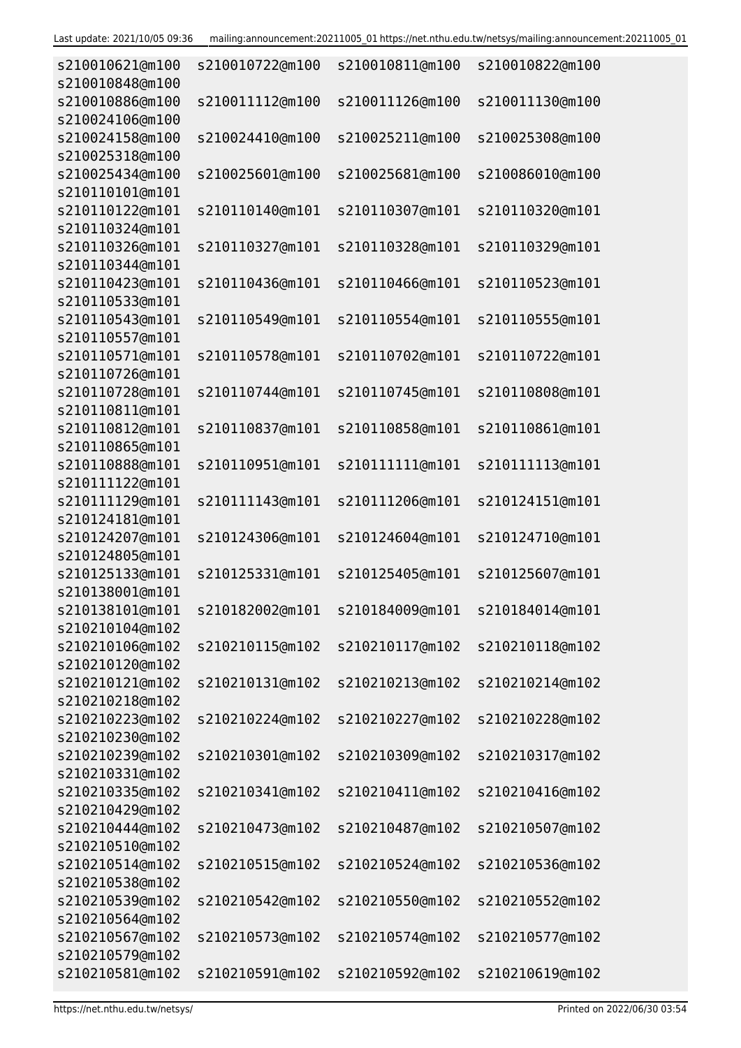```
s210010621@m100  s210010722@m100  s210010811@m100  s210010822@m100
s210010848@m100
s210010886@m100  s210011112@m100  s210011126@m100  s210011130@m100
s210024106@m100
s210024158@m100  s210024410@m100  s210025211@m100  s210025308@m100
s210025318@m100
s210025434@m100  s210025601@m100  s210025681@m100  s210086010@m100
s210110101@m101
s210110122@m101  s210110140@m101  s210110307@m101  s210110320@m101
s210110324@m101
s210110326@m101  s210110327@m101  s210110328@m101  s210110329@m101
s210110344@m101
s210110423@m101  s210110436@m101  s210110466@m101  s210110523@m101
s210110533@m101
s210110543@m101  s210110549@m101  s210110554@m101  s210110555@m101
s210110557@m101
s210110571@m101  s210110578@m101  s210110702@m101  s210110722@m101
s210110726@m101
s210110728@m101  s210110744@m101  s210110745@m101  s210110808@m101
s210110811@m101
s210110812@m101  s210110837@m101  s210110858@m101  s210110861@m101
s210110865@m101
s210110888@m101  s210110951@m101  s210111111@m101  s210111113@m101
s210111122@m101
s210111129@m101  s210111143@m101  s210111206@m101  s210124151@m101
s210124181@m101
s210124207@m101  s210124306@m101  s210124604@m101  s210124710@m101
s210124805@m101
s210125133@m101  s210125331@m101  s210125405@m101  s210125607@m101
s210138001@m101
s210138101@m101  s210182002@m101  s210184009@m101  s210184014@m101
s210210104@m102
s210210106@m102  s210210115@m102  s210210117@m102  s210210118@m102
s210210120@m102
s210210121@m102  s210210131@m102  s210210213@m102  s210210214@m102
s210210218@m102
s210210223@m102  s210210224@m102  s210210227@m102  s210210228@m102
s210210230@m102
s210210239@m102  s210210301@m102  s210210309@m102  s210210317@m102
s210210331@m102
s210210335@m102  s210210341@m102  s210210411@m102  s210210416@m102
s210210429@m102
s210210444@m102  s210210473@m102  s210210487@m102  s210210507@m102
s210210510@m102
s210210514@m102  s210210515@m102  s210210524@m102  s210210536@m102
s210210538@m102
s210210539@m102  s210210542@m102  s210210550@m102  s210210552@m102
s210210564@m102
s210210567@m102  s210210573@m102  s210210574@m102  s210210577@m102
s210210579@m102
s210210581@m102  s210210591@m102  s210210592@m102  s210210619@m102
```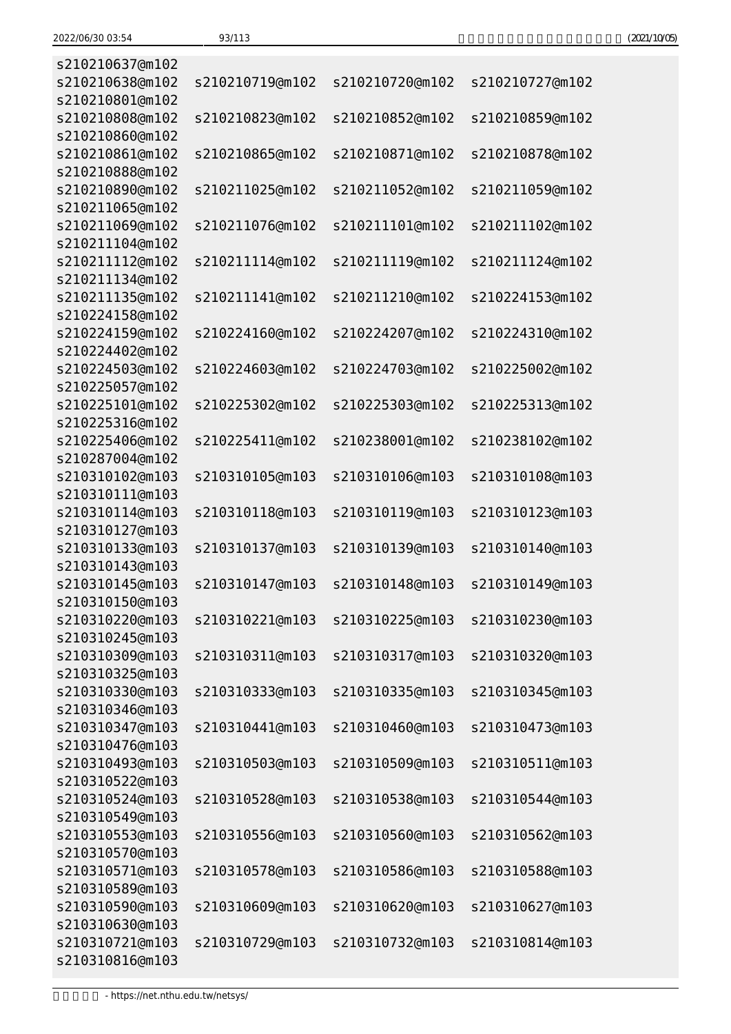```
s210210637@m102
s210210638@m102  s210210719@m102  s210210720@m102  s210210727@m102
s210210801@m102
s210210808@m102  s210210823@m102  s210210852@m102  s210210859@m102
s210210860@m102
s210210861@m102  s210210865@m102  s210210871@m102  s210210878@m102
s210210888@m102
s210210890@m102  s210211025@m102  s210211052@m102  s210211059@m102
s210211065@m102
s210211069@m102  s210211076@m102  s210211101@m102  s210211102@m102
s210211104@m102
s210211112@m102  s210211114@m102  s210211119@m102  s210211124@m102
s210211134@m102
s210211135@m102  s210211141@m102  s210211210@m102  s210224153@m102
s210224158@m102
s210224159@m102  s210224160@m102  s210224207@m102  s210224310@m102
s210224402@m102
s210224503@m102  s210224603@m102  s210224703@m102  s210225002@m102
s210225057@m102
s210225101@m102  s210225302@m102  s210225303@m102  s210225313@m102
s210225316@m102
s210225406@m102  s210225411@m102  s210238001@m102  s210238102@m102
s210287004@m102
s210310102@m103  s210310105@m103  s210310106@m103  s210310108@m103
s210310111@m103
s210310114@m103  s210310118@m103  s210310119@m103  s210310123@m103
s210310127@m103
s210310133@m103  s210310137@m103  s210310139@m103  s210310140@m103
s210310143@m103
s210310145@m103  s210310147@m103  s210310148@m103  s210310149@m103
s210310150@m103
s210310220@m103  s210310221@m103  s210310225@m103  s210310230@m103
s210310245@m103
s210310309@m103  s210310311@m103  s210310317@m103  s210310320@m103
s210310325@m103
s210310330@m103  s210310333@m103  s210310335@m103  s210310345@m103
s210310346@m103
s210310347@m103  s210310441@m103  s210310460@m103  s210310473@m103
s210310476@m103
s210310493@m103  s210310503@m103  s210310509@m103  s210310511@m103
s210310522@m103
s210310524@m103  s210310528@m103  s210310538@m103  s210310544@m103
s210310549@m103
s210310553@m103  s210310556@m103  s210310560@m103  s210310562@m103
s210310570@m103
s210310571@m103  s210310578@m103  s210310586@m103  s210310588@m103
s210310589@m103
s210310590@m103  s210310609@m103  s210310620@m103  s210310627@m103
s210310630@m103
s210310721@m103  s210310729@m103  s210310732@m103  s210310814@m103
s210310816@m103
```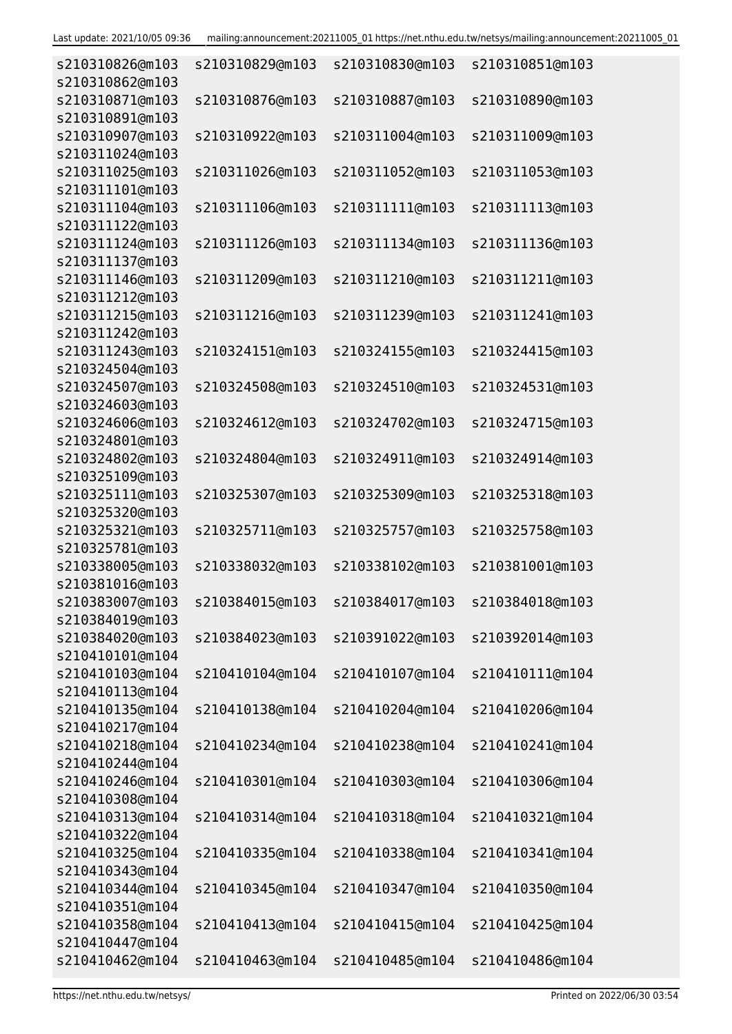```
s210310826@m103   s210310829@m103   s210310830@m103   s210310851@m103
s210310862@m103
s210310871@m103   s210310876@m103   s210310887@m103   s210310890@m103
s210310891@m103
s210310907@m103   s210310922@m103   s210311004@m103   s210311009@m103
s210311024@m103
s210311025@m103   s210311026@m103   s210311052@m103   s210311053@m103
s210311101@m103
s210311104@m103   s210311106@m103   s210311111@m103   s210311113@m103
s210311122@m103
s210311124@m103   s210311126@m103   s210311134@m103   s210311136@m103
s210311137@m103
s210311146@m103   s210311209@m103   s210311210@m103   s210311211@m103
s210311212@m103
s210311215@m103   s210311216@m103   s210311239@m103   s210311241@m103
s210311242@m103
s210311243@m103   s210324151@m103   s210324155@m103   s210324415@m103
s210324504@m103
s210324507@m103   s210324508@m103   s210324510@m103   s210324531@m103
s210324603@m103
s210324606@m103   s210324612@m103   s210324702@m103   s210324715@m103
s210324801@m103
s210324802@m103   s210324804@m103   s210324911@m103   s210324914@m103
s210325109@m103
s210325111@m103   s210325307@m103   s210325309@m103   s210325318@m103
s210325320@m103
s210325321@m103   s210325711@m103   s210325757@m103   s210325758@m103
s210325781@m103
s210338005@m103   s210338032@m103   s210338102@m103   s210381001@m103
s210381016@m103
s210383007@m103   s210384015@m103   s210384017@m103   s210384018@m103
s210384019@m103
s210384020@m103   s210384023@m103   s210391022@m103   s210392014@m103
s210410101@m104
s210410103@m104   s210410104@m104   s210410107@m104   s210410111@m104
s210410113@m104
s210410135@m104   s210410138@m104   s210410204@m104   s210410206@m104
s210410217@m104
s210410218@m104   s210410234@m104   s210410238@m104   s210410241@m104
s210410244@m104
s210410246@m104   s210410301@m104   s210410303@m104   s210410306@m104
s210410308@m104
s210410313@m104   s210410314@m104   s210410318@m104   s210410321@m104
s210410322@m104
s210410325@m104   s210410335@m104   s210410338@m104   s210410341@m104
s210410343@m104
s210410344@m104   s210410345@m104   s210410347@m104   s210410350@m104
s210410351@m104
s210410358@m104   s210410413@m104   s210410415@m104   s210410425@m104
s210410447@m104
s210410462@m104   s210410463@m104   s210410485@m104   s210410486@m104
```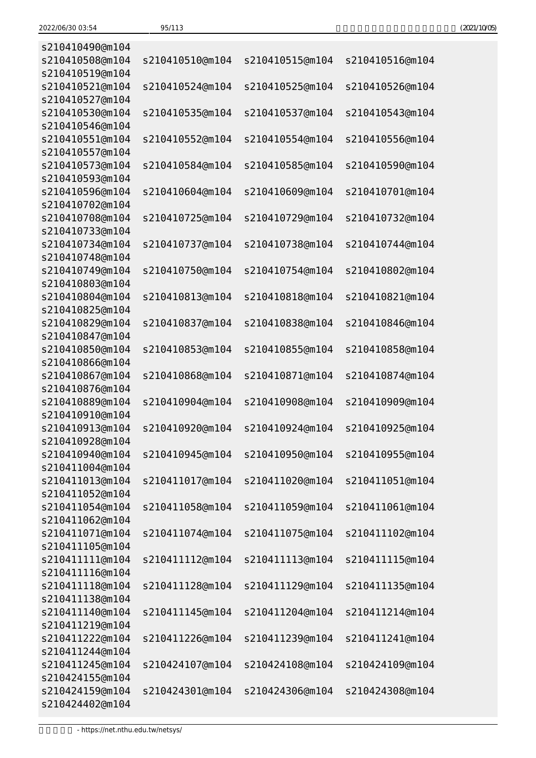```
s210410490@m104
s210410508@m104  s210410510@m104  s210410515@m104  s210410516@m104
s210410519@m104
s210410521@m104  s210410524@m104  s210410525@m104  s210410526@m104
s210410527@m104
s210410530@m104  s210410535@m104  s210410537@m104  s210410543@m104
s210410546@m104
s210410551@m104  s210410552@m104  s210410554@m104  s210410556@m104
s210410557@m104
s210410573@m104  s210410584@m104  s210410585@m104  s210410590@m104
s210410593@m104
s210410596@m104  s210410604@m104  s210410609@m104  s210410701@m104
s210410702@m104
s210410708@m104  s210410725@m104  s210410729@m104  s210410732@m104
s210410733@m104
s210410734@m104  s210410737@m104  s210410738@m104  s210410744@m104
s210410748@m104
s210410749@m104  s210410750@m104  s210410754@m104  s210410802@m104
s210410803@m104
s210410804@m104  s210410813@m104  s210410818@m104  s210410821@m104
s210410825@m104
s210410829@m104  s210410837@m104  s210410838@m104  s210410846@m104
s210410847@m104
s210410850@m104  s210410853@m104  s210410855@m104  s210410858@m104
s210410866@m104
s210410867@m104  s210410868@m104  s210410871@m104  s210410874@m104
s210410876@m104
s210410889@m104  s210410904@m104  s210410908@m104  s210410909@m104
s210410910@m104
s210410913@m104  s210410920@m104  s210410924@m104  s210410925@m104
s210410928@m104
s210410940@m104  s210410945@m104  s210410950@m104  s210410955@m104
s210411004@m104
s210411013@m104  s210411017@m104  s210411020@m104  s210411051@m104
s210411052@m104
s210411054@m104  s210411058@m104  s210411059@m104  s210411061@m104
s210411062@m104
s210411071@m104  s210411074@m104  s210411075@m104  s210411102@m104
s210411105@m104
s210411111@m104  s210411112@m104  s210411113@m104  s210411115@m104
s210411116@m104
s210411118@m104  s210411128@m104  s210411129@m104  s210411135@m104
s210411138@m104
s210411140@m104  s210411145@m104  s210411204@m104  s210411214@m104
s210411219@m104
s210411222@m104  s210411226@m104  s210411239@m104  s210411241@m104
s210411244@m104
s210411245@m104  s210424107@m104  s210424108@m104  s210424109@m104
s210424155@m104
s210424159@m104  s210424301@m104  s210424306@m104  s210424308@m104
s210424402@m104
```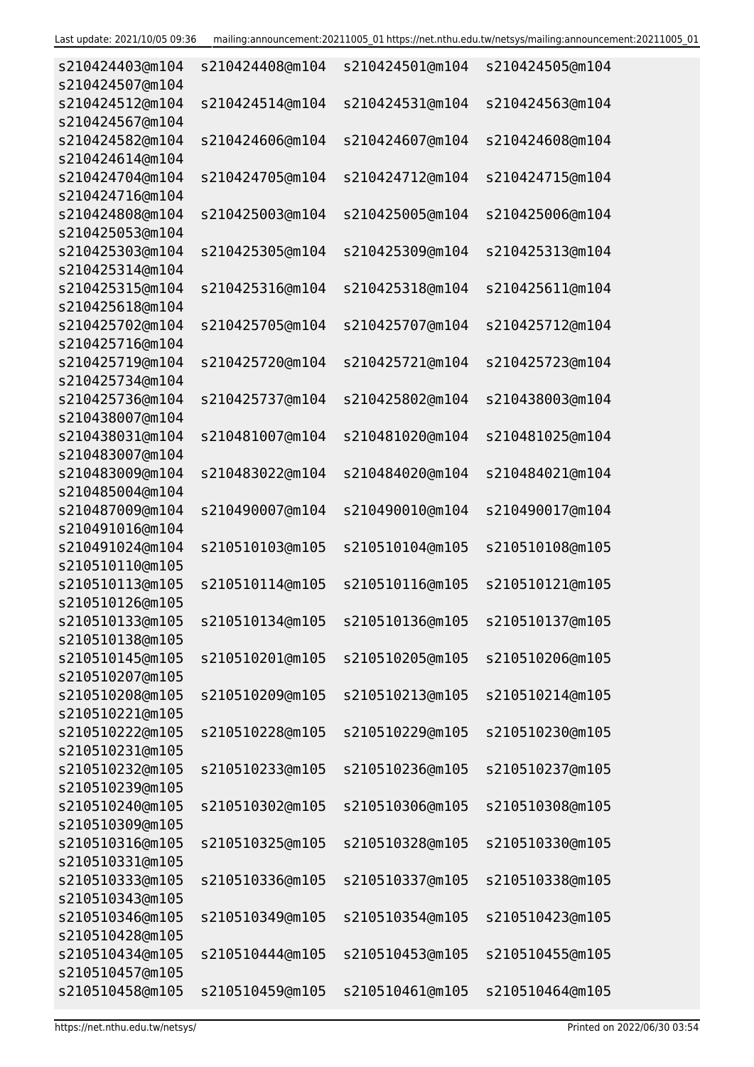```
s210424403@m104  s210424408@m104  s210424501@m104  s210424505@m104
s210424507@m104
s210424512@m104  s210424514@m104  s210424531@m104  s210424563@m104
s210424567@m104
s210424582@m104  s210424606@m104  s210424607@m104  s210424608@m104
s210424614@m104
s210424704@m104  s210424705@m104  s210424712@m104  s210424715@m104
s210424716@m104
s210424808@m104  s210425003@m104  s210425005@m104  s210425006@m104
s210425053@m104
s210425303@m104  s210425305@m104  s210425309@m104  s210425313@m104
s210425314@m104
s210425315@m104  s210425316@m104  s210425318@m104  s210425611@m104
s210425618@m104
s210425702@m104  s210425705@m104  s210425707@m104  s210425712@m104
s210425716@m104
s210425719@m104  s210425720@m104  s210425721@m104  s210425723@m104
s210425734@m104
s210425736@m104  s210425737@m104  s210425802@m104  s210438003@m104
s210438007@m104
s210438031@m104  s210481007@m104  s210481020@m104  s210481025@m104
s210483007@m104
s210483009@m104  s210483022@m104  s210484020@m104  s210484021@m104
s210485004@m104
s210487009@m104  s210490007@m104  s210490010@m104  s210490017@m104
s210491016@m104
s210491024@m104  s210510103@m105  s210510104@m105  s210510108@m105
s210510110@m105
s210510113@m105  s210510114@m105  s210510116@m105  s210510121@m105
s210510126@m105
s210510133@m105  s210510134@m105  s210510136@m105  s210510137@m105
s210510138@m105
s210510145@m105  s210510201@m105  s210510205@m105  s210510206@m105
s210510207@m105
s210510208@m105  s210510209@m105  s210510213@m105  s210510214@m105
s210510221@m105
s210510222@m105  s210510228@m105  s210510229@m105  s210510230@m105
s210510231@m105
s210510232@m105  s210510233@m105  s210510236@m105  s210510237@m105
s210510239@m105
s210510240@m105  s210510302@m105  s210510306@m105  s210510308@m105
s210510309@m105
s210510316@m105  s210510325@m105  s210510328@m105  s210510330@m105
s210510331@m105
s210510333@m105  s210510336@m105  s210510337@m105  s210510338@m105
s210510343@m105
s210510346@m105  s210510349@m105  s210510354@m105  s210510423@m105
s210510428@m105
s210510434@m105  s210510444@m105  s210510453@m105  s210510455@m105
s210510457@m105
s210510458@m105  s210510459@m105  s210510461@m105  s210510464@m105
```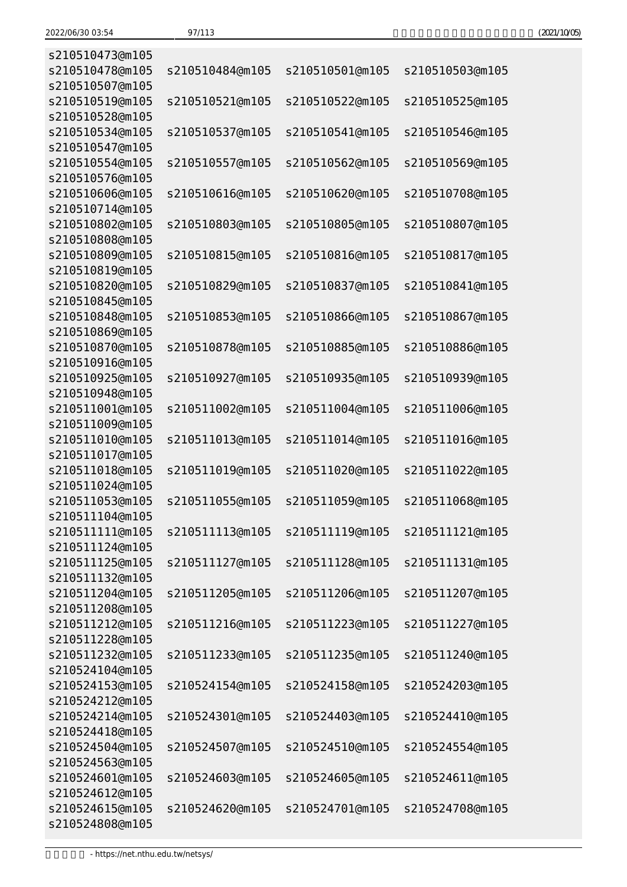```
s210510473@m105
s210510478@m105   s210510484@m105   s210510501@m105   s210510503@m105
s210510507@m105
s210510519@m105   s210510521@m105   s210510522@m105   s210510525@m105
s210510528@m105
s210510534@m105   s210510537@m105   s210510541@m105   s210510546@m105
s210510547@m105
s210510554@m105   s210510557@m105   s210510562@m105   s210510569@m105
s210510576@m105
s210510606@m105   s210510616@m105   s210510620@m105   s210510708@m105
s210510714@m105
s210510802@m105   s210510803@m105   s210510805@m105   s210510807@m105
s210510808@m105
s210510809@m105   s210510815@m105   s210510816@m105   s210510817@m105
s210510819@m105
s210510820@m105   s210510829@m105   s210510837@m105   s210510841@m105
s210510845@m105
s210510848@m105   s210510853@m105   s210510866@m105   s210510867@m105
s210510869@m105
s210510870@m105   s210510878@m105   s210510885@m105   s210510886@m105
s210510916@m105
s210510925@m105   s210510927@m105   s210510935@m105   s210510939@m105
s210510948@m105
s210511001@m105   s210511002@m105   s210511004@m105   s210511006@m105
s210511009@m105
s210511010@m105   s210511013@m105   s210511014@m105   s210511016@m105
s210511017@m105
s210511018@m105   s210511019@m105   s210511020@m105   s210511022@m105
s210511024@m105
s210511053@m105   s210511055@m105   s210511059@m105   s210511068@m105
s210511104@m105
s210511111@m105   s210511113@m105   s210511119@m105   s210511121@m105
s210511124@m105
s210511125@m105   s210511127@m105   s210511128@m105   s210511131@m105
s210511132@m105
s210511204@m105   s210511205@m105   s210511206@m105   s210511207@m105
s210511208@m105
s210511212@m105   s210511216@m105   s210511223@m105   s210511227@m105
s210511228@m105
s210511232@m105   s210511233@m105   s210511235@m105   s210511240@m105
s210524104@m105
s210524153@m105   s210524154@m105   s210524158@m105   s210524203@m105
s210524212@m105
s210524214@m105   s210524301@m105   s210524403@m105   s210524410@m105
s210524418@m105
s210524504@m105   s210524507@m105   s210524510@m105   s210524554@m105
s210524563@m105
s210524601@m105   s210524603@m105   s210524605@m105   s210524611@m105
s210524612@m105
s210524615@m105   s210524620@m105   s210524701@m105   s210524708@m105
s210524808@m105
```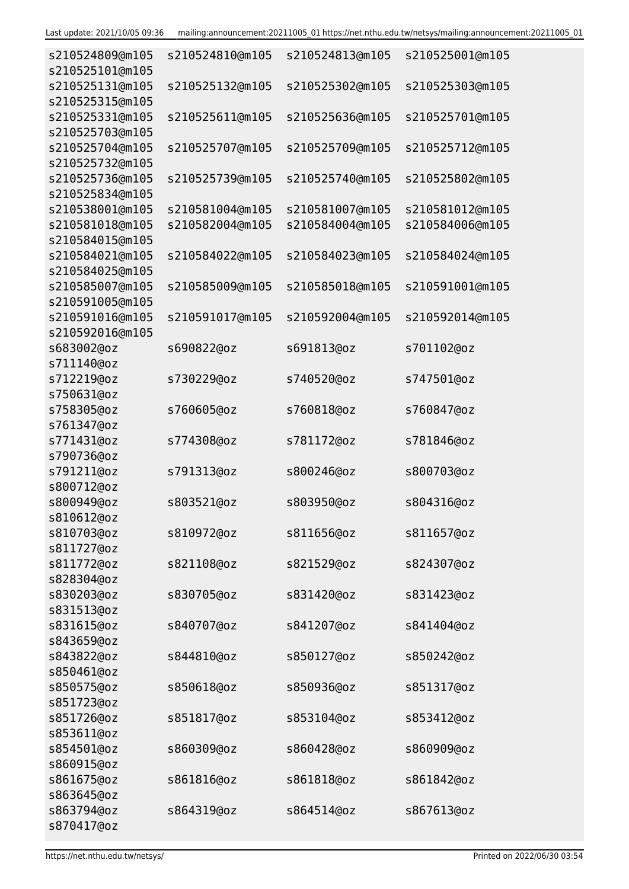```
s210524809@m105   s210524810@m105   s210524813@m105   s210525001@m105
s210525101@m105
s210525131@m105   s210525132@m105   s210525302@m105   s210525303@m105
s210525315@m105
s210525331@m105   s210525611@m105   s210525636@m105   s210525701@m105
s210525703@m105
s210525704@m105   s210525707@m105   s210525709@m105   s210525712@m105
s210525732@m105
s210525736@m105   s210525739@m105   s210525740@m105   s210525802@m105
s210525834@m105
s210538001@m105   s210581004@m105   s210581007@m105   s210581012@m105
s210581018@m105   s210582004@m105   s210584004@m105   s210584006@m105
s210584015@m105
s210584021@m105   s210584022@m105   s210584023@m105   s210584024@m105
s210584025@m105
s210585007@m105   s210585009@m105   s210585018@m105   s210591001@m105
s210591005@m105
s210591016@m105   s210591017@m105   s210592004@m105   s210592014@m105
s210592016@m105
s683002@oz        s690822@oz        s691813@oz        s701102@oz
s711140@oz
s712219@oz        s730229@oz        s740520@oz        s747501@oz
s750631@oz
s758305@oz        s760605@oz        s760818@oz        s760847@oz
s761347@oz
s771431@oz        s774308@oz        s781172@oz        s781846@oz
s790736@oz
s791211@oz        s791313@oz        s800246@oz        s800703@oz
s800712@oz
s800949@oz        s803521@oz        s803950@oz        s804316@oz
s810612@oz
s810703@oz        s810972@oz        s811656@oz        s811657@oz
s811727@oz
s811772@oz        s821108@oz        s821529@oz        s824307@oz
s828304@oz
s830203@oz        s830705@oz        s831420@oz        s831423@oz
s831513@oz
s831615@oz        s840707@oz        s841207@oz        s841404@oz
s843659@oz
s843822@oz        s844810@oz        s850127@oz        s850242@oz
s850461@oz
s850575@oz        s850618@oz        s850936@oz        s851317@oz
s851723@oz
s851726@oz        s851817@oz        s853104@oz        s853412@oz
s853611@oz
s854501@oz        s860309@oz        s860428@oz        s860909@oz
s860915@oz
s861675@oz        s861816@oz        s861818@oz        s861842@oz
s863645@oz
s863794@oz        s864319@oz        s864514@oz        s867613@oz
s870417@oz
```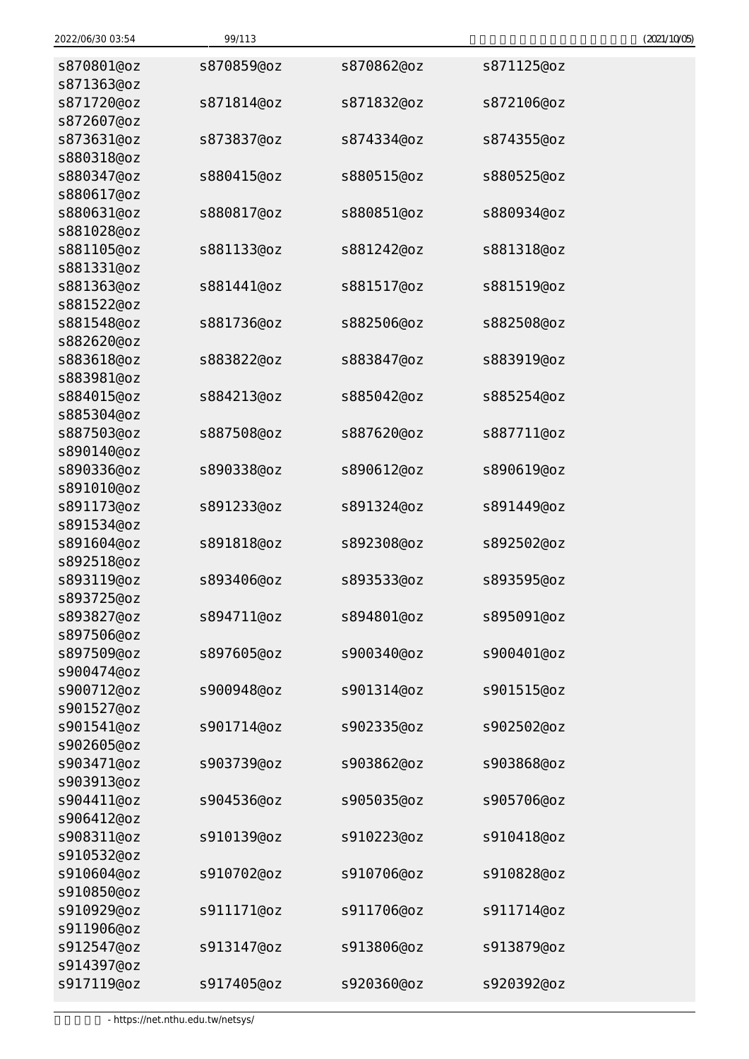```
s870801@oz    s870859@oz    s870862@oz    s871125@oz
s871363@oz
s871720@oz    s871814@oz    s871832@oz    s872106@oz
s872607@oz
s873631@oz    s873837@oz    s874334@oz    s874355@oz
s880318@oz
s880347@oz    s880415@oz    s880515@oz    s880525@oz
s880617@oz
s880631@oz    s880817@oz    s880851@oz    s880934@oz
s881028@oz
s881105@oz    s881133@oz    s881242@oz    s881318@oz
s881331@oz
s881363@oz    s881441@oz    s881517@oz    s881519@oz
s881522@oz
s881548@oz    s881736@oz    s882506@oz    s882508@oz
s882620@oz
s883618@oz    s883822@oz    s883847@oz    s883919@oz
s883981@oz
s884015@oz    s884213@oz    s885042@oz    s885254@oz
s885304@oz
s887503@oz    s887508@oz    s887620@oz    s887711@oz
s890140@oz
s890336@oz    s890338@oz    s890612@oz    s890619@oz
s891010@oz
s891173@oz    s891233@oz    s891324@oz    s891449@oz
s891534@oz
s891604@oz    s891818@oz    s892308@oz    s892502@oz
s892518@oz
s893119@oz    s893406@oz    s893533@oz    s893595@oz
s893725@oz
s893827@oz    s894711@oz    s894801@oz    s895091@oz
s897506@oz
s897509@oz    s897605@oz    s900340@oz    s900401@oz
s900474@oz
s900712@oz    s900948@oz    s901314@oz    s901515@oz
s901527@oz
s901541@oz    s901714@oz    s902335@oz    s902502@oz
s902605@oz
s903471@oz    s903739@oz    s903862@oz    s903868@oz
s903913@oz
s904411@oz    s904536@oz    s905035@oz    s905706@oz
s906412@oz
s908311@oz    s910139@oz    s910223@oz    s910418@oz
s910532@oz
s910604@oz    s910702@oz    s910706@oz    s910828@oz
s910850@oz
s910929@oz    s911171@oz    s911706@oz    s911714@oz
s911906@oz
s912547@oz    s913147@oz    s913806@oz    s913879@oz
s914397@oz
s917119@oz    s917405@oz    s920360@oz    s920392@oz
```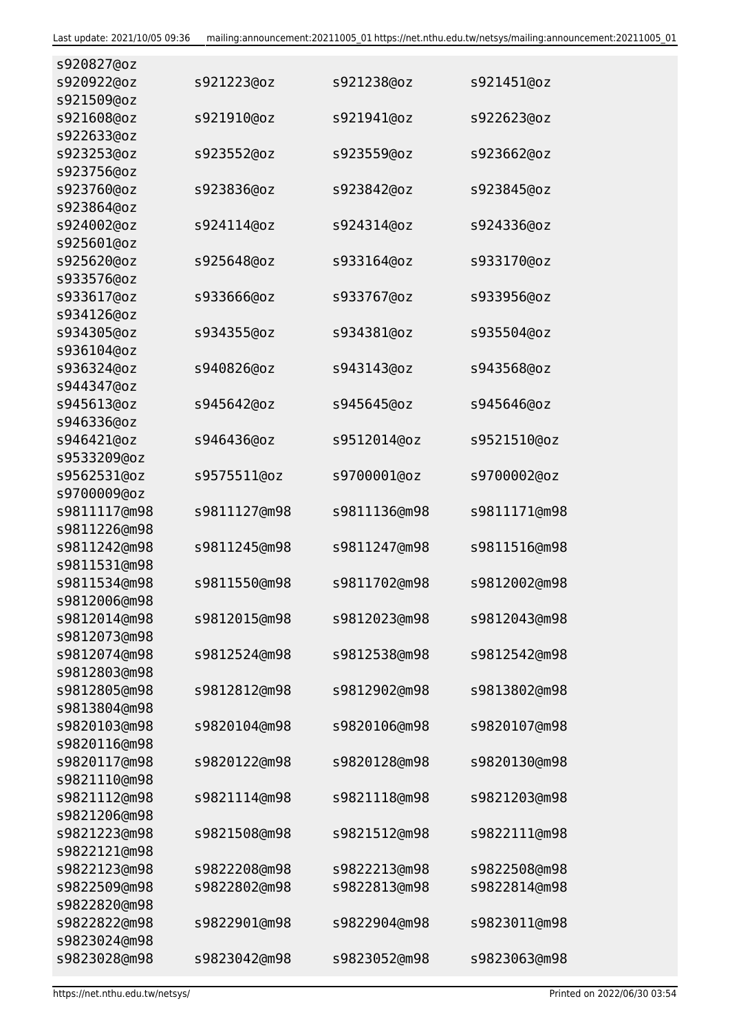```
s920827@oz
s920922@oz      s921223@oz      s921238@oz      s921451@oz
s921509@oz
s921608@oz      s921910@oz      s921941@oz      s922623@oz
s922633@oz
s923253@oz      s923552@oz      s923559@oz      s923662@oz
s923756@oz
s923760@oz      s923836@oz      s923842@oz      s923845@oz
s923864@oz
s924002@oz      s924114@oz      s924314@oz      s924336@oz
s925601@oz
s925620@oz      s925648@oz      s933164@oz      s933170@oz
s933576@oz
s933617@oz      s933666@oz      s933767@oz      s933956@oz
s934126@oz
s934305@oz      s934355@oz      s934381@oz      s935504@oz
s936104@oz
s936324@oz      s940826@oz      s943143@oz      s943568@oz
s944347@oz
s945613@oz      s945642@oz      s945645@oz      s945646@oz
s946336@oz
s946421@oz      s946436@oz      s9512014@oz     s9521510@oz
s9533209@oz
s9562531@oz     s9575511@oz     s9700001@oz     s9700002@oz
s9700009@oz
s9811117@m98    s9811127@m98    s9811136@m98    s9811171@m98
s9811226@m98
s9811242@m98    s9811245@m98    s9811247@m98    s9811516@m98
s9811531@m98
s9811534@m98    s9811550@m98    s9811702@m98    s9812002@m98
s9812006@m98
s9812014@m98    s9812015@m98    s9812023@m98    s9812043@m98
s9812073@m98
s9812074@m98    s9812524@m98    s9812538@m98    s9812542@m98
s9812803@m98
s9812805@m98    s9812812@m98    s9812902@m98    s9813802@m98
s9813804@m98
s9820103@m98    s9820104@m98    s9820106@m98    s9820107@m98
s9820116@m98
s9820117@m98    s9820122@m98    s9820128@m98    s9820130@m98
s9821110@m98
s9821112@m98    s9821114@m98    s9821118@m98    s9821203@m98
s9821206@m98
s9821223@m98    s9821508@m98    s9821512@m98    s9822111@m98
s9822121@m98
s9822123@m98    s9822208@m98    s9822213@m98    s9822508@m98
s9822509@m98    s9822802@m98    s9822813@m98    s9822814@m98
s9822820@m98
s9822822@m98    s9822901@m98    s9822904@m98    s9823011@m98
s9823024@m98
s9823028@m98    s9823042@m98    s9823052@m98    s9823063@m98
```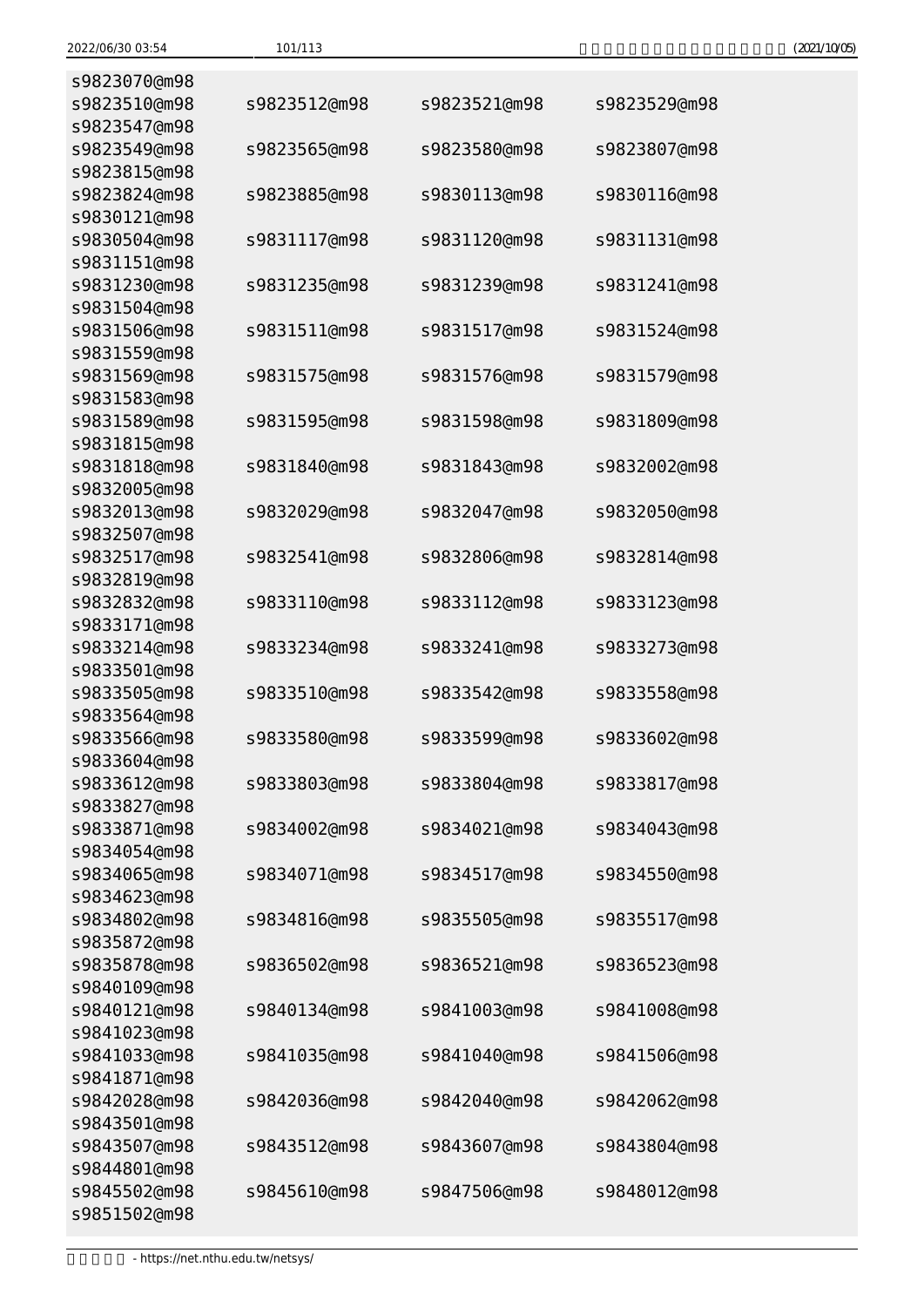```
s9823070@m98
s9823510@m98    s9823512@m98    s9823521@m98    s9823529@m98
s9823547@m98
s9823549@m98    s9823565@m98    s9823580@m98    s9823807@m98
s9823815@m98
s9823824@m98    s9823885@m98    s9830113@m98    s9830116@m98
s9830121@m98
s9830504@m98    s9831117@m98    s9831120@m98    s9831131@m98
s9831151@m98
s9831230@m98    s9831235@m98    s9831239@m98    s9831241@m98
s9831504@m98
s9831506@m98    s9831511@m98    s9831517@m98    s9831524@m98
s9831559@m98
s9831569@m98    s9831575@m98    s9831576@m98    s9831579@m98
s9831583@m98
s9831589@m98    s9831595@m98    s9831598@m98    s9831809@m98
s9831815@m98
s9831818@m98    s9831840@m98    s9831843@m98    s9832002@m98
s9832005@m98
s9832013@m98    s9832029@m98    s9832047@m98    s9832050@m98
s9832507@m98
s9832517@m98    s9832541@m98    s9832806@m98    s9832814@m98
s9832819@m98
s9832832@m98    s9833110@m98    s9833112@m98    s9833123@m98
s9833171@m98
s9833214@m98    s9833234@m98    s9833241@m98    s9833273@m98
s9833501@m98
s9833505@m98    s9833510@m98    s9833542@m98    s9833558@m98
s9833564@m98
s9833566@m98    s9833580@m98    s9833599@m98    s9833602@m98
s9833604@m98
s9833612@m98    s9833803@m98    s9833804@m98    s9833817@m98
s9833827@m98
s9833871@m98    s9834002@m98    s9834021@m98    s9834043@m98
s9834054@m98
s9834065@m98    s9834071@m98    s9834517@m98    s9834550@m98
s9834623@m98
s9834802@m98    s9834816@m98    s9835505@m98    s9835517@m98
s9835872@m98
s9835878@m98    s9836502@m98    s9836521@m98    s9836523@m98
s9840109@m98
s9840121@m98    s9840134@m98    s9841003@m98    s9841008@m98
s9841023@m98
s9841033@m98    s9841035@m98    s9841040@m98    s9841506@m98
s9841871@m98
s9842028@m98    s9842036@m98    s9842040@m98    s9842062@m98
s9843501@m98
s9843507@m98    s9843512@m98    s9843607@m98    s9843804@m98
s9844801@m98
s9845502@m98    s9845610@m98    s9847506@m98    s9848012@m98
s9851502@m98
```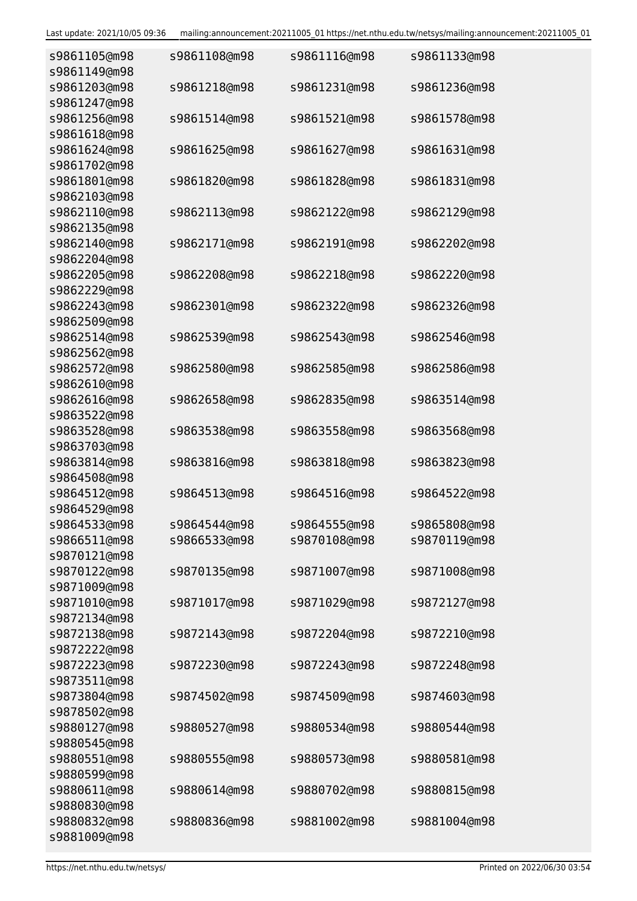```
s9861105@m98    s9861108@m98    s9861116@m98    s9861133@m98
s9861149@m98
s9861203@m98    s9861218@m98    s9861231@m98    s9861236@m98
s9861247@m98
s9861256@m98    s9861514@m98    s9861521@m98    s9861578@m98
s9861618@m98
s9861624@m98    s9861625@m98    s9861627@m98    s9861631@m98
s9861702@m98
s9861801@m98    s9861820@m98    s9861828@m98    s9861831@m98
s9862103@m98
s9862110@m98    s9862113@m98    s9862122@m98    s9862129@m98
s9862135@m98
s9862140@m98    s9862171@m98    s9862191@m98    s9862202@m98
s9862204@m98
s9862205@m98    s9862208@m98    s9862218@m98    s9862220@m98
s9862229@m98
s9862243@m98    s9862301@m98    s9862322@m98    s9862326@m98
s9862509@m98
s9862514@m98    s9862539@m98    s9862543@m98    s9862546@m98
s9862562@m98
s9862572@m98    s9862580@m98    s9862585@m98    s9862586@m98
s9862610@m98
s9862616@m98    s9862658@m98    s9862835@m98    s9863514@m98
s9863522@m98
s9863528@m98    s9863538@m98    s9863558@m98    s9863568@m98
s9863703@m98
s9863814@m98    s9863816@m98    s9863818@m98    s9863823@m98
s9864508@m98
s9864512@m98    s9864513@m98    s9864516@m98    s9864522@m98
s9864529@m98
s9864533@m98    s9864544@m98    s9864555@m98    s9865808@m98
s9866511@m98    s9866533@m98    s9870108@m98    s9870119@m98
s9870121@m98
s9870122@m98    s9870135@m98    s9871007@m98    s9871008@m98
s9871009@m98
s9871010@m98    s9871017@m98    s9871029@m98    s9872127@m98
s9872134@m98
s9872138@m98    s9872143@m98    s9872204@m98    s9872210@m98
s9872222@m98
s9872223@m98    s9872230@m98    s9872243@m98    s9872248@m98
s9873511@m98
s9873804@m98    s9874502@m98    s9874509@m98    s9874603@m98
s9878502@m98
s9880127@m98    s9880527@m98    s9880534@m98    s9880544@m98
s9880545@m98
s9880551@m98    s9880555@m98    s9880573@m98    s9880581@m98
s9880599@m98
s9880611@m98    s9880614@m98    s9880702@m98    s9880815@m98
s9880830@m98
s9880832@m98    s9880836@m98    s9881002@m98    s9881004@m98
s9881009@m98
```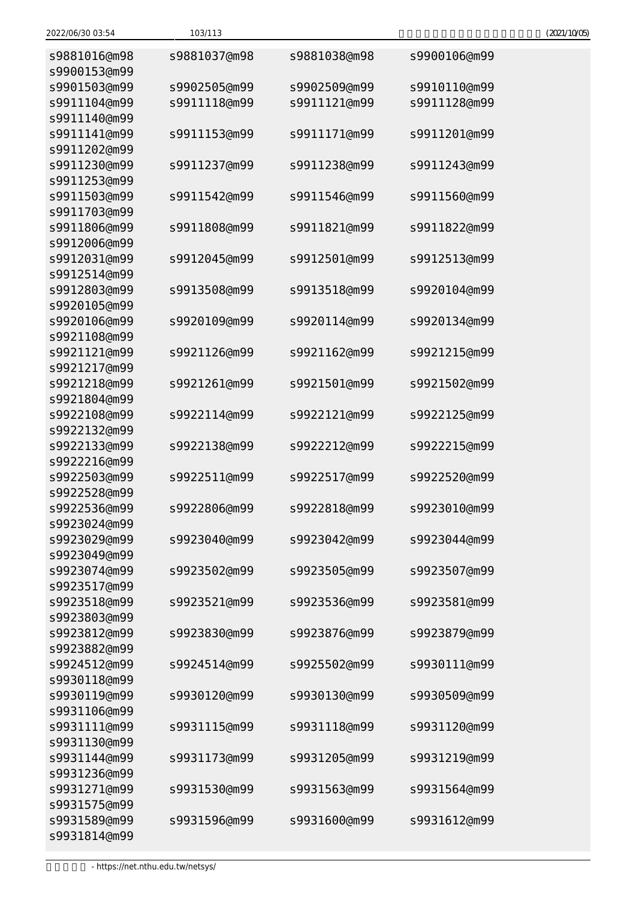```
s9881016@m98    s9881037@m98    s9881038@m98    s9900106@m99
s9900153@m99
s9901503@m99    s9902505@m99    s9902509@m99    s9910110@m99
s9911104@m99    s9911118@m99    s9911121@m99    s9911128@m99
s9911140@m99
s9911141@m99    s9911153@m99    s9911171@m99    s9911201@m99
s9911202@m99
s9911230@m99    s9911237@m99    s9911238@m99    s9911243@m99
s9911253@m99
s9911503@m99    s9911542@m99    s9911546@m99    s9911560@m99
s9911703@m99
s9911806@m99    s9911808@m99    s9911821@m99    s9911822@m99
s9912006@m99
s9912031@m99    s9912045@m99    s9912501@m99    s9912513@m99
s9912514@m99
s9912803@m99    s9913508@m99    s9913518@m99    s9920104@m99
s9920105@m99
s9920106@m99    s9920109@m99    s9920114@m99    s9920134@m99
s9921108@m99
s9921121@m99    s9921126@m99    s9921162@m99    s9921215@m99
s9921217@m99
s9921218@m99    s9921261@m99    s9921501@m99    s9921502@m99
s9921804@m99
s9922108@m99    s9922114@m99    s9922121@m99    s9922125@m99
s9922132@m99
s9922133@m99    s9922138@m99    s9922212@m99    s9922215@m99
s9922216@m99
s9922503@m99    s9922511@m99    s9922517@m99    s9922520@m99
s9922528@m99
s9922536@m99    s9922806@m99    s9922818@m99    s9923010@m99
s9923024@m99
s9923029@m99    s9923040@m99    s9923042@m99    s9923044@m99
s9923049@m99
s9923074@m99    s9923502@m99    s9923505@m99    s9923507@m99
s9923517@m99
s9923518@m99    s9923521@m99    s9923536@m99    s9923581@m99
s9923803@m99
s9923812@m99    s9923830@m99    s9923876@m99    s9923879@m99
s9923882@m99
s9924512@m99    s9924514@m99    s9925502@m99    s9930111@m99
s9930118@m99
s9930119@m99    s9930120@m99    s9930130@m99    s9930509@m99
s9931106@m99
s9931111@m99    s9931115@m99    s9931118@m99    s9931120@m99
s9931130@m99
s9931144@m99    s9931173@m99    s9931205@m99    s9931219@m99
s9931236@m99
s9931271@m99    s9931530@m99    s9931563@m99    s9931564@m99
s9931575@m99
s9931589@m99    s9931596@m99    s9931600@m99    s9931612@m99
s9931814@m99
```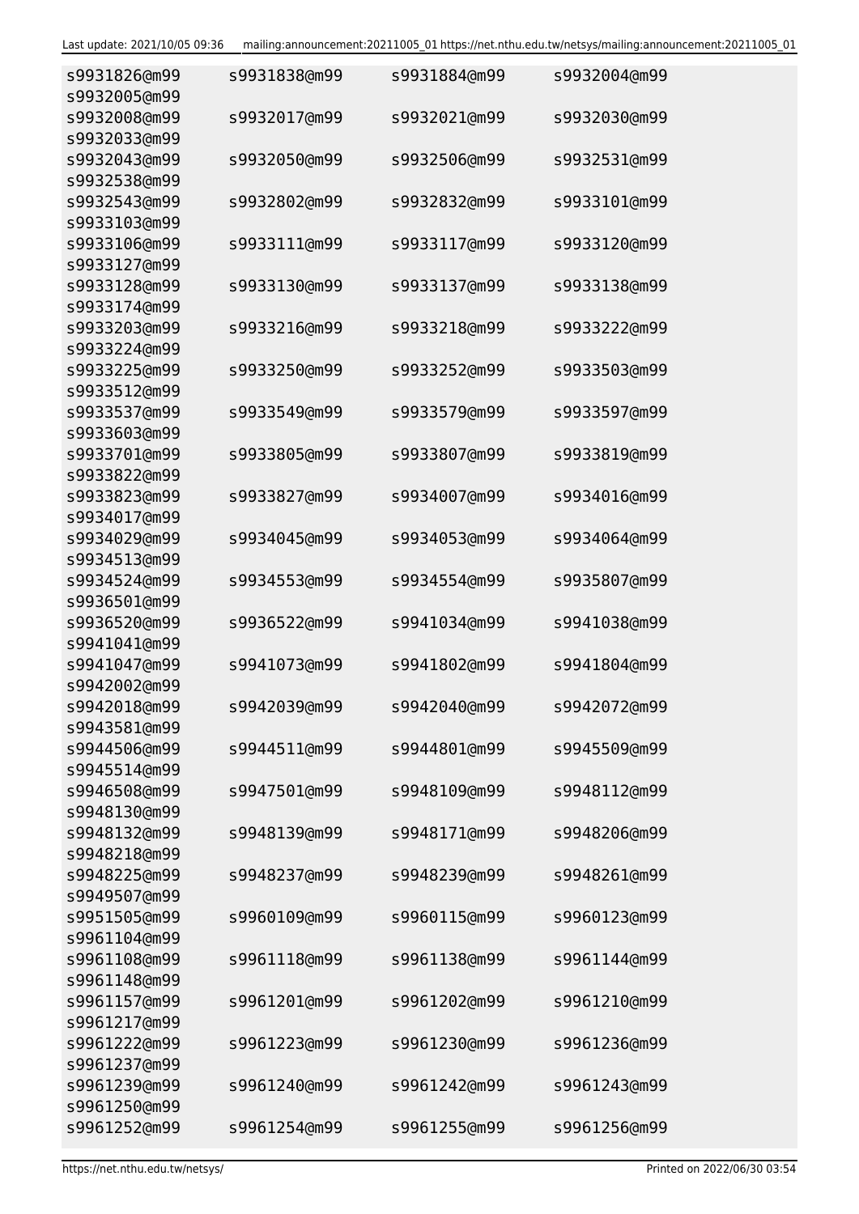```
s9931826@m99    s9931838@m99    s9931884@m99    s9932004@m99
s9932005@m99
s9932008@m99    s9932017@m99    s9932021@m99    s9932030@m99
s9932033@m99
s9932043@m99    s9932050@m99    s9932506@m99    s9932531@m99
s9932538@m99
s9932543@m99    s9932802@m99    s9932832@m99    s9933101@m99
s9933103@m99
s9933106@m99    s9933111@m99    s9933117@m99    s9933120@m99
s9933127@m99
s9933128@m99    s9933130@m99    s9933137@m99    s9933138@m99
s9933174@m99
s9933203@m99    s9933216@m99    s9933218@m99    s9933222@m99
s9933224@m99
s9933225@m99    s9933250@m99    s9933252@m99    s9933503@m99
s9933512@m99
s9933537@m99    s9933549@m99    s9933579@m99    s9933597@m99
s9933603@m99
s9933701@m99    s9933805@m99    s9933807@m99    s9933819@m99
s9933822@m99
s9933823@m99    s9933827@m99    s9934007@m99    s9934016@m99
s9934017@m99
s9934029@m99    s9934045@m99    s9934053@m99    s9934064@m99
s9934513@m99
s9934524@m99    s9934553@m99    s9934554@m99    s9935807@m99
s9936501@m99
s9936520@m99    s9936522@m99    s9941034@m99    s9941038@m99
s9941041@m99
s9941047@m99    s9941073@m99    s9941802@m99    s9941804@m99
s9942002@m99
s9942018@m99    s9942039@m99    s9942040@m99    s9942072@m99
s9943581@m99
s9944506@m99    s9944511@m99    s9944801@m99    s9945509@m99
s9945514@m99
s9946508@m99    s9947501@m99    s9948109@m99    s9948112@m99
s9948130@m99
s9948132@m99    s9948139@m99    s9948171@m99    s9948206@m99
s9948218@m99
s9948225@m99    s9948237@m99    s9948239@m99    s9948261@m99
s9949507@m99
s9951505@m99    s9960109@m99    s9960115@m99    s9960123@m99
s9961104@m99
s9961108@m99    s9961118@m99    s9961138@m99    s9961144@m99
s9961148@m99
s9961157@m99    s9961201@m99    s9961202@m99    s9961210@m99
s9961217@m99
s9961222@m99    s9961223@m99    s9961230@m99    s9961236@m99
s9961237@m99
s9961239@m99    s9961240@m99    s9961242@m99    s9961243@m99
s9961250@m99
s9961252@m99    s9961254@m99    s9961255@m99    s9961256@m99
```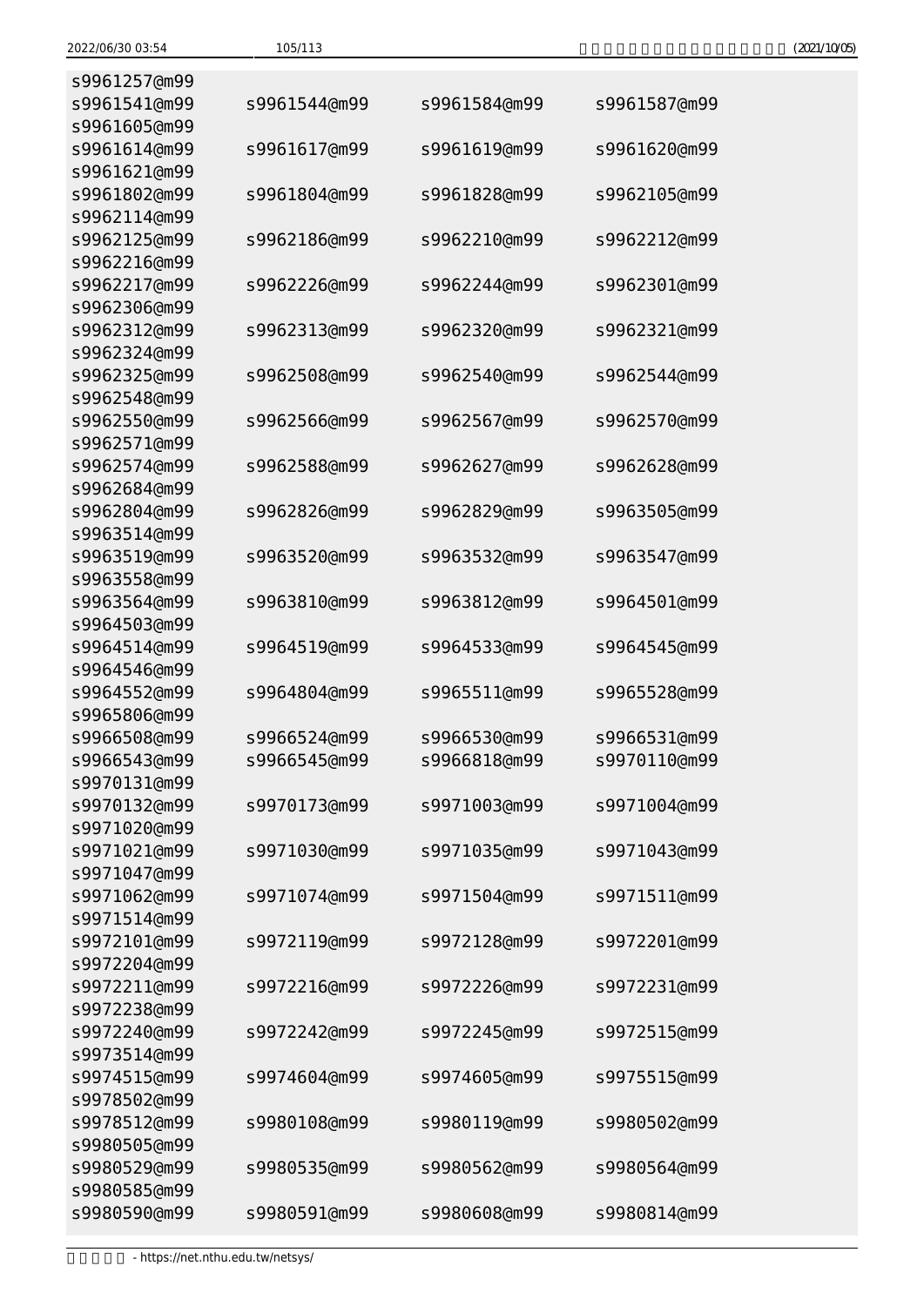```
s9961257@m99
s9961541@m99    s9961544@m99    s9961584@m99    s9961587@m99
s9961605@m99
s9961614@m99    s9961617@m99    s9961619@m99    s9961620@m99
s9961621@m99
s9961802@m99    s9961804@m99    s9961828@m99    s9962105@m99
s9962114@m99
s9962125@m99    s9962186@m99    s9962210@m99    s9962212@m99
s9962216@m99
s9962217@m99    s9962226@m99    s9962244@m99    s9962301@m99
s9962306@m99
s9962312@m99    s9962313@m99    s9962320@m99    s9962321@m99
s9962324@m99
s9962325@m99    s9962508@m99    s9962540@m99    s9962544@m99
s9962548@m99
s9962550@m99    s9962566@m99    s9962567@m99    s9962570@m99
s9962571@m99
s9962574@m99    s9962588@m99    s9962627@m99    s9962628@m99
s9962684@m99
s9962804@m99    s9962826@m99    s9962829@m99    s9963505@m99
s9963514@m99
s9963519@m99    s9963520@m99    s9963532@m99    s9963547@m99
s9963558@m99
s9963564@m99    s9963810@m99    s9963812@m99    s9964501@m99
s9964503@m99
s9964514@m99    s9964519@m99    s9964533@m99    s9964545@m99
s9964546@m99
s9964552@m99    s9964804@m99    s9965511@m99    s9965528@m99
s9965806@m99
s9966508@m99    s9966524@m99    s9966530@m99    s9966531@m99
s9966543@m99    s9966545@m99    s9966818@m99    s9970110@m99
s9970131@m99
s9970132@m99    s9970173@m99    s9971003@m99    s9971004@m99
s9971020@m99
s9971021@m99    s9971030@m99    s9971035@m99    s9971043@m99
s9971047@m99
s9971062@m99    s9971074@m99    s9971504@m99    s9971511@m99
s9971514@m99
s9972101@m99    s9972119@m99    s9972128@m99    s9972201@m99
s9972204@m99
s9972211@m99    s9972216@m99    s9972226@m99    s9972231@m99
s9972238@m99
s9972240@m99    s9972242@m99    s9972245@m99    s9972515@m99
s9973514@m99
s9974515@m99    s9974604@m99    s9974605@m99    s9975515@m99
s9978502@m99
s9978512@m99    s9980108@m99    s9980119@m99    s9980502@m99
s9980505@m99
s9980529@m99    s9980535@m99    s9980562@m99    s9980564@m99
s9980585@m99
s9980590@m99    s9980591@m99    s9980608@m99    s9980814@m99
```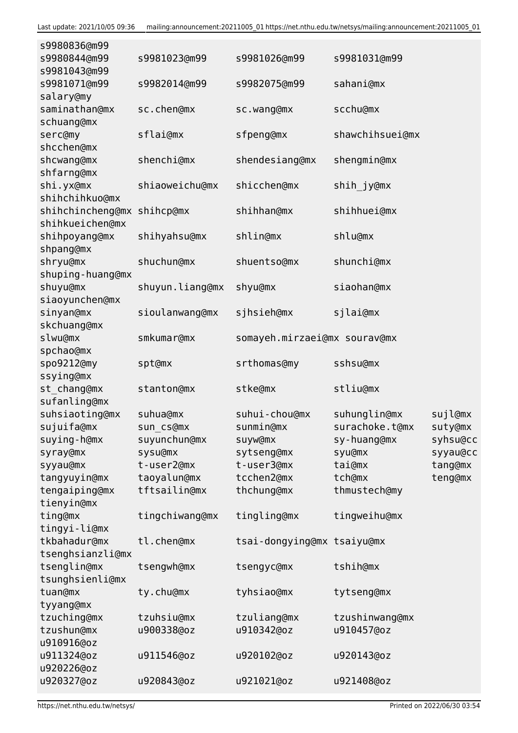```
s9980836@m99
s9980844@m99        s9981023@m99        s9981026@m99        s9981031@m99
s9981043@m99
s9981071@m99        s9982014@m99        s9982075@m99        sahani@mx
salary@my
saminathan@mx       sc.chen@mx          sc.wang@mx          scchu@mx
schuang@mx
serc@my             sflai@mx            sfpeng@mx           shawchihsuei@mx
shcchen@mx
shcwang@mx          shenchi@mx          shendesiang@mx      shengmin@mx
shfarng@mx
shi.yx@mx           shiaoweichu@mx      shicchen@mx         shih_jy@mx
shihchihkuo@mx
shihchincheng@mx shihcp@mx             shihhan@mx          shihhuei@mx
shihkueichen@mx
shihpoyang@mx       shihyahsu@mx        shlin@mx            shlu@mx
shpang@mx
shryu@mx            shuchun@mx          shuentso@mx         shunchi@mx
shuping-huang@mx
shuyu@mx            shuyun.liang@mx     shyu@mx             siaohan@mx
siaoyunchen@mx
sinyan@mx           sioulanwang@mx      sjhsieh@mx          sjlai@mx
skchuang@mx
slwu@mx             smkumar@mx          somayeh.mirzaei@mx sourav@mx
spchao@mx
spo9212@my          spt@mx              srthomas@my         sshsu@mx
ssying@mx
st_chang@mx         stanton@mx          stke@mx             stliu@mx
sufanling@mx
suhsiaoting@mx      suhua@mx            suhui-chou@mx       suhunglin@mx        sujl@mx
sujuifa@mx          sun_cs@mx           sunmin@mx           surachoke.t@mx      suty@mx
suying-h@mx         suyunchun@mx        suyw@mx             sy-huang@mx         syhsu@cc
syray@mx            sysu@mx             sytseng@mx          syu@mx              syyau@cc
syyau@mx            t-user2@mx          t-user3@mx          tai@mx              tang@mx
tangyuyin@mx        taoyalun@mx         tcchen2@mx          tch@mx              teng@mx
tengaiping@mx       tftsailin@mx        thchung@mx          thmustech@my
tienyin@mx
ting@mx             tingchiwang@mx      tingling@mx         tingweihu@mx
tingyi-li@mx
tkbahadur@mx        tl.chen@mx          tsai-dongying@mx tsaiyu@mx
tsenghsianzli@mx
tsenglin@mx         tsengwh@mx          tsengyc@mx          tshih@mx
tsunghsienli@mx
tuan@mx             ty.chu@mx           tyhsiao@mx          tytseng@mx
tyyang@mx
tzuching@mx         tzuhsiu@mx          tzuliang@mx         tzushinwang@mx
tzushun@mx          u900338@oz          u910342@oz          u910457@oz
u910916@oz
u911324@oz          u911546@oz          u920102@oz          u920143@oz
u920226@oz
u920327@oz          u920843@oz          u921021@oz          u921408@oz
```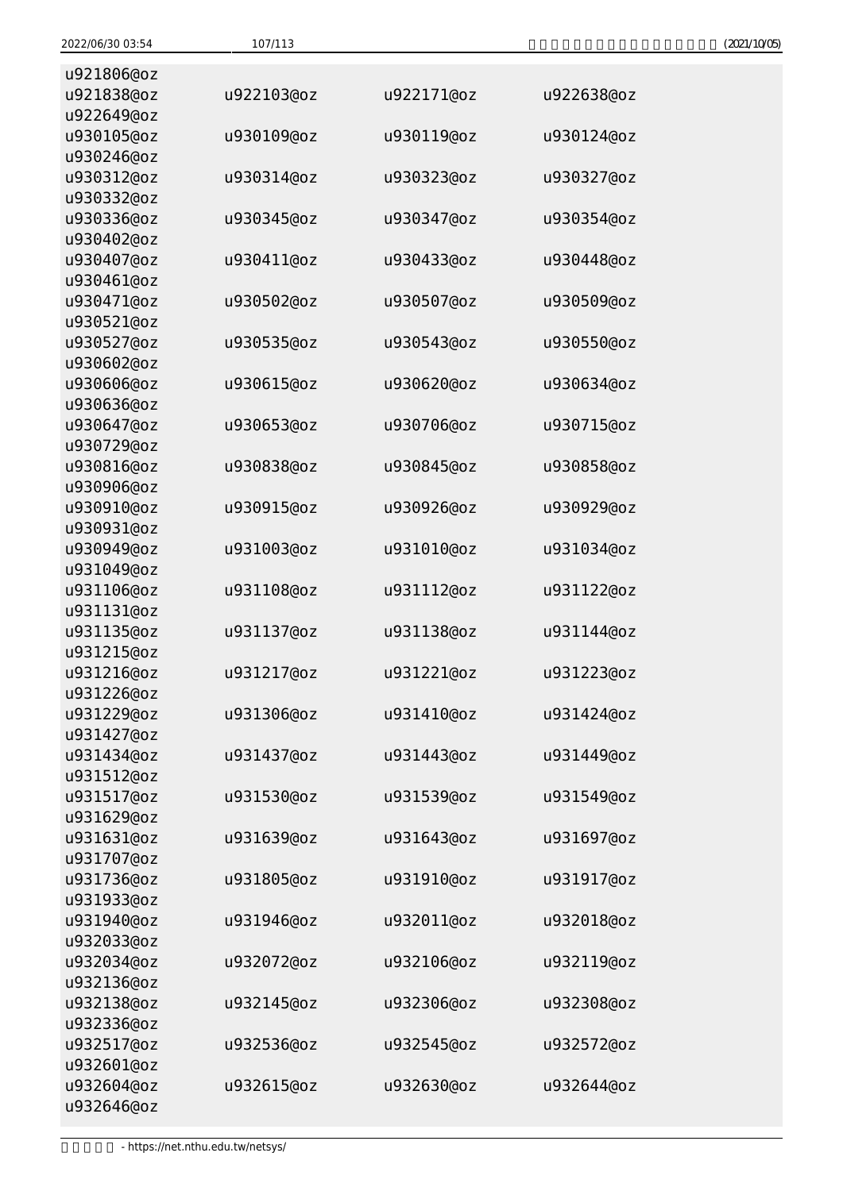```
u921806@oz
u921838@oz    u922103@oz    u922171@oz    u922638@oz
u922649@oz
u930105@oz    u930109@oz    u930119@oz    u930124@oz
u930246@oz
u930312@oz    u930314@oz    u930323@oz    u930327@oz
u930332@oz
u930336@oz    u930345@oz    u930347@oz    u930354@oz
u930402@oz
u930407@oz    u930411@oz    u930433@oz    u930448@oz
u930461@oz
u930471@oz    u930502@oz    u930507@oz    u930509@oz
u930521@oz
u930527@oz    u930535@oz    u930543@oz    u930550@oz
u930602@oz
u930606@oz    u930615@oz    u930620@oz    u930634@oz
u930636@oz
u930647@oz    u930653@oz    u930706@oz    u930715@oz
u930729@oz
u930816@oz    u930838@oz    u930845@oz    u930858@oz
u930906@oz
u930910@oz    u930915@oz    u930926@oz    u930929@oz
u930931@oz
u930949@oz    u931003@oz    u931010@oz    u931034@oz
u931049@oz
u931106@oz    u931108@oz    u931112@oz    u931122@oz
u931131@oz
u931135@oz    u931137@oz    u931138@oz    u931144@oz
u931215@oz
u931216@oz    u931217@oz    u931221@oz    u931223@oz
u931226@oz
u931229@oz    u931306@oz    u931410@oz    u931424@oz
u931427@oz
u931434@oz    u931437@oz    u931443@oz    u931449@oz
u931512@oz
u931517@oz    u931530@oz    u931539@oz    u931549@oz
u931629@oz
u931631@oz    u931639@oz    u931643@oz    u931697@oz
u931707@oz
u931736@oz    u931805@oz    u931910@oz    u931917@oz
u931933@oz
u931940@oz    u931946@oz    u932011@oz    u932018@oz
u932033@oz
u932034@oz    u932072@oz    u932106@oz    u932119@oz
u932136@oz
u932138@oz    u932145@oz    u932306@oz    u932308@oz
u932336@oz
u932517@oz    u932536@oz    u932545@oz    u932572@oz
u932601@oz
u932604@oz    u932615@oz    u932630@oz    u932644@oz
u932646@oz
```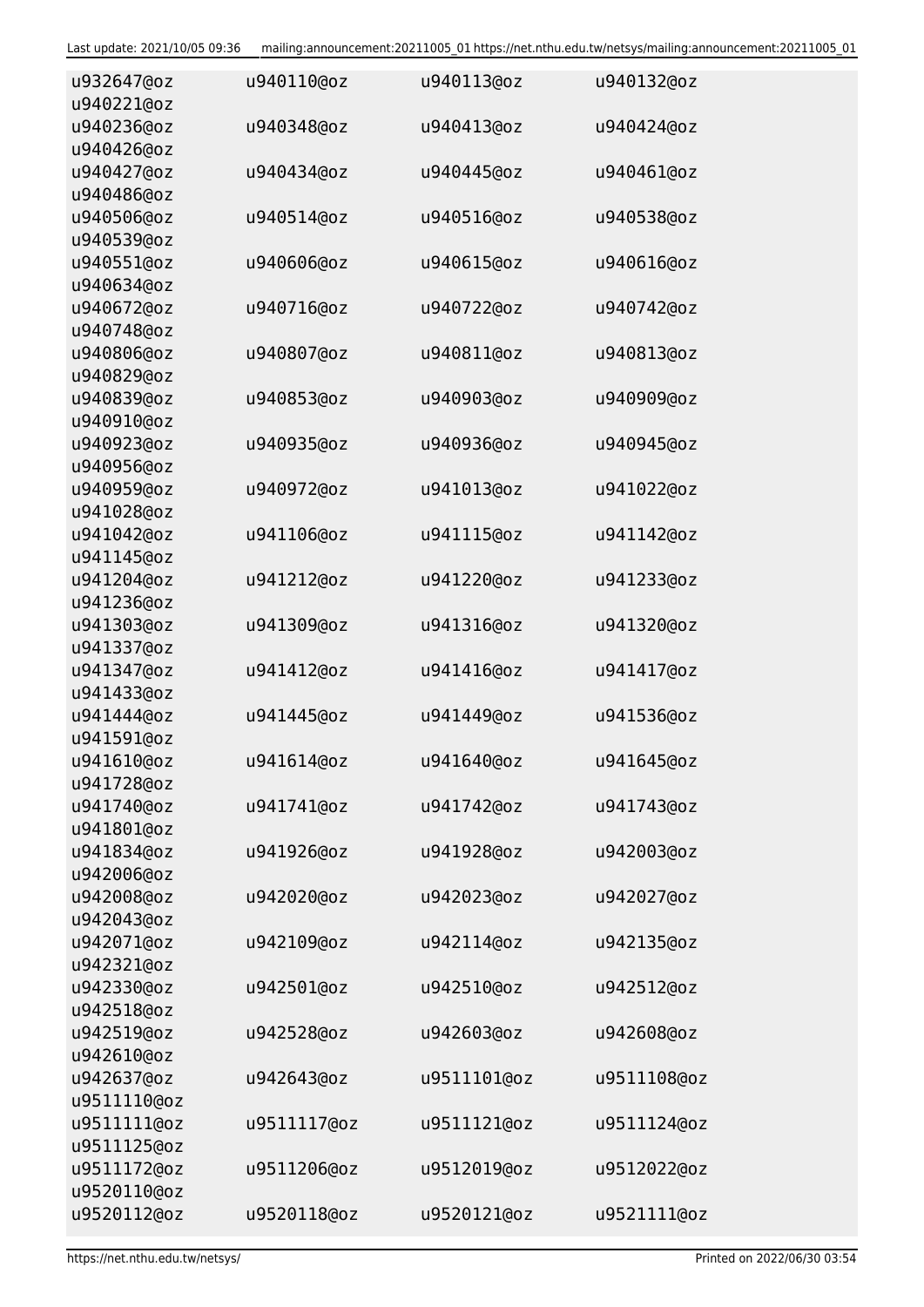```
u932647@oz      u940110@oz      u940113@oz      u940132@oz
u940221@oz
u940236@oz      u940348@oz      u940413@oz      u940424@oz
u940426@oz
u940427@oz      u940434@oz      u940445@oz      u940461@oz
u940486@oz
u940506@oz      u940514@oz      u940516@oz      u940538@oz
u940539@oz
u940551@oz      u940606@oz      u940615@oz      u940616@oz
u940634@oz
u940672@oz      u940716@oz      u940722@oz      u940742@oz
u940748@oz
u940806@oz      u940807@oz      u940811@oz      u940813@oz
u940829@oz
u940839@oz      u940853@oz      u940903@oz      u940909@oz
u940910@oz
u940923@oz      u940935@oz      u940936@oz      u940945@oz
u940956@oz
u940959@oz      u940972@oz      u941013@oz      u941022@oz
u941028@oz
u941042@oz      u941106@oz      u941115@oz      u941142@oz
u941145@oz
u941204@oz      u941212@oz      u941220@oz      u941233@oz
u941236@oz
u941303@oz      u941309@oz      u941316@oz      u941320@oz
u941337@oz
u941347@oz      u941412@oz      u941416@oz      u941417@oz
u941433@oz
u941444@oz      u941445@oz      u941449@oz      u941536@oz
u941591@oz
u941610@oz      u941614@oz      u941640@oz      u941645@oz
u941728@oz
u941740@oz      u941741@oz      u941742@oz      u941743@oz
u941801@oz
u941834@oz      u941926@oz      u941928@oz      u942003@oz
u942006@oz
u942008@oz      u942020@oz      u942023@oz      u942027@oz
u942043@oz
u942071@oz      u942109@oz      u942114@oz      u942135@oz
u942321@oz
u942330@oz      u942501@oz      u942510@oz      u942512@oz
u942518@oz
u942519@oz      u942528@oz      u942603@oz      u942608@oz
u942610@oz
u942637@oz      u942643@oz      u9511101@oz     u9511108@oz
u9511110@oz
u9511111@oz     u9511117@oz     u9511121@oz     u9511124@oz
u9511125@oz
u9511172@oz     u9511206@oz     u9512019@oz     u9512022@oz
u9520110@oz
u9520112@oz     u9520118@oz     u9520121@oz     u9521111@oz
```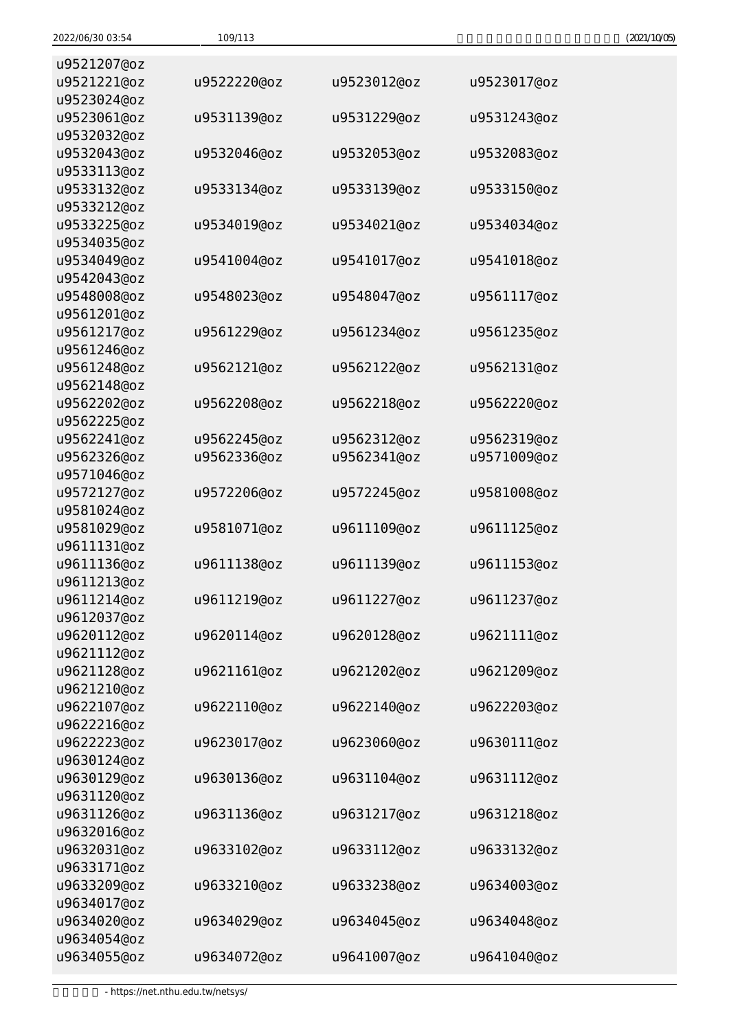```
u9521207@oz
u9521221@oz    u9522220@oz    u9523012@oz    u9523017@oz
u9523024@oz
u9523061@oz    u9531139@oz    u9531229@oz    u9531243@oz
u9532032@oz
u9532043@oz    u9532046@oz    u9532053@oz    u9532083@oz
u9533113@oz
u9533132@oz    u9533134@oz    u9533139@oz    u9533150@oz
u9533212@oz
u9533225@oz    u9534019@oz    u9534021@oz    u9534034@oz
u9534035@oz
u9534049@oz    u9541004@oz    u9541017@oz    u9541018@oz
u9542043@oz
u9548008@oz    u9548023@oz    u9548047@oz    u9561117@oz
u9561201@oz
u9561217@oz    u9561229@oz    u9561234@oz    u9561235@oz
u9561246@oz
u9561248@oz    u9562121@oz    u9562122@oz    u9562131@oz
u9562148@oz
u9562202@oz    u9562208@oz    u9562218@oz    u9562220@oz
u9562225@oz
u9562241@oz    u9562245@oz    u9562312@oz    u9562319@oz
u9562326@oz    u9562336@oz    u9562341@oz    u9571009@oz
u9571046@oz
u9572127@oz    u9572206@oz    u9572245@oz    u9581008@oz
u9581024@oz
u9581029@oz    u9581071@oz    u9611109@oz    u9611125@oz
u9611131@oz
u9611136@oz    u9611138@oz    u9611139@oz    u9611153@oz
u9611213@oz
u9611214@oz    u9611219@oz    u9611227@oz    u9611237@oz
u9612037@oz
u9620112@oz    u9620114@oz    u9620128@oz    u9621111@oz
u9621112@oz
u9621128@oz    u9621161@oz    u9621202@oz    u9621209@oz
u9621210@oz
u9622107@oz    u9622110@oz    u9622140@oz    u9622203@oz
u9622216@oz
u9622223@oz    u9623017@oz    u9623060@oz    u9630111@oz
u9630124@oz
u9630129@oz    u9630136@oz    u9631104@oz    u9631112@oz
u9631120@oz
u9631126@oz    u9631136@oz    u9631217@oz    u9631218@oz
u9632016@oz
u9632031@oz    u9633102@oz    u9633112@oz    u9633132@oz
u9633171@oz
u9633209@oz    u9633210@oz    u9633238@oz    u9634003@oz
u9634017@oz
u9634020@oz    u9634029@oz    u9634045@oz    u9634048@oz
u9634054@oz
u9634055@oz    u9634072@oz    u9641007@oz    u9641040@oz
```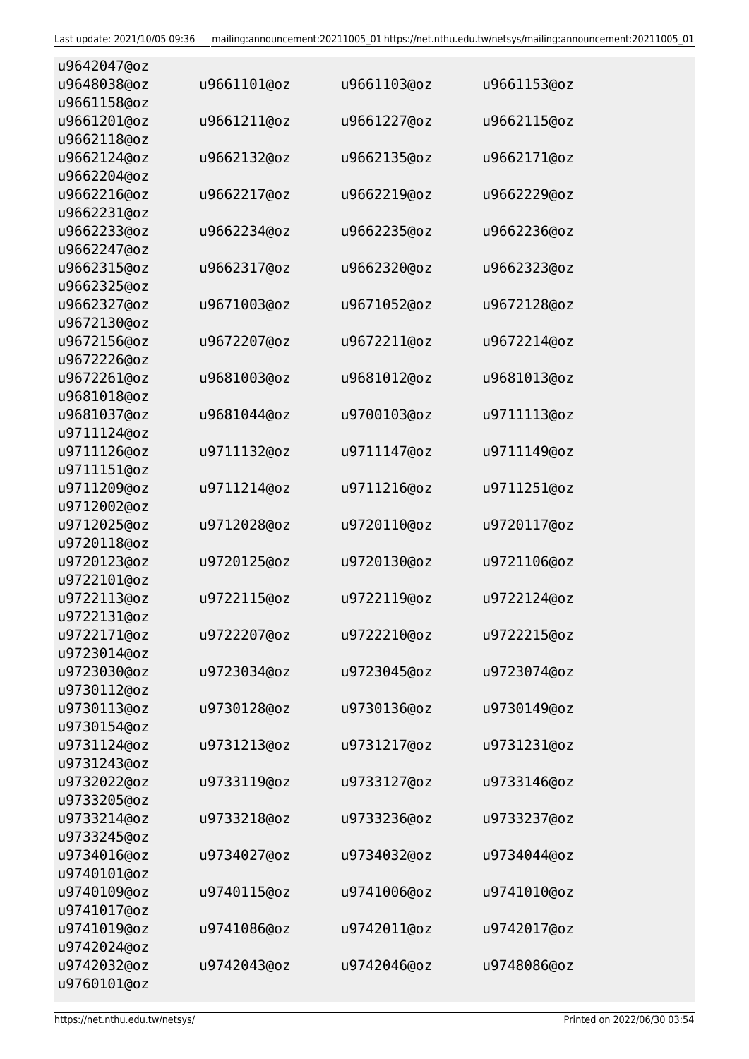```
u9642047@oz
u9648038@oz    u9661101@oz    u9661103@oz    u9661153@oz
u9661158@oz
u9661201@oz    u9661211@oz    u9661227@oz    u9662115@oz
u9662118@oz
u9662124@oz    u9662132@oz    u9662135@oz    u9662171@oz
u9662204@oz
u9662216@oz    u9662217@oz    u9662219@oz    u9662229@oz
u9662231@oz
u9662233@oz    u9662234@oz    u9662235@oz    u9662236@oz
u9662247@oz
u9662315@oz    u9662317@oz    u9662320@oz    u9662323@oz
u9662325@oz
u9662327@oz    u9671003@oz    u9671052@oz    u9672128@oz
u9672130@oz
u9672156@oz    u9672207@oz    u9672211@oz    u9672214@oz
u9672226@oz
u9672261@oz    u9681003@oz    u9681012@oz    u9681013@oz
u9681018@oz
u9681037@oz    u9681044@oz    u9700103@oz    u9711113@oz
u9711124@oz
u9711126@oz    u9711132@oz    u9711147@oz    u9711149@oz
u9711151@oz
u9711209@oz    u9711214@oz    u9711216@oz    u9711251@oz
u9712002@oz
u9712025@oz    u9712028@oz    u9720110@oz    u9720117@oz
u9720118@oz
u9720123@oz    u9720125@oz    u9720130@oz    u9721106@oz
u9722101@oz
u9722113@oz    u9722115@oz    u9722119@oz    u9722124@oz
u9722131@oz
u9722171@oz    u9722207@oz    u9722210@oz    u9722215@oz
u9723014@oz
u9723030@oz    u9723034@oz    u9723045@oz    u9723074@oz
u9730112@oz
u9730113@oz    u9730128@oz    u9730136@oz    u9730149@oz
u9730154@oz
u9731124@oz    u9731213@oz    u9731217@oz    u9731231@oz
u9731243@oz
u9732022@oz    u9733119@oz    u9733127@oz    u9733146@oz
u9733205@oz
u9733214@oz    u9733218@oz    u9733236@oz    u9733237@oz
u9733245@oz
u9734016@oz    u9734027@oz    u9734032@oz    u9734044@oz
u9740101@oz
u9740109@oz    u9740115@oz    u9741006@oz    u9741010@oz
u9741017@oz
u9741019@oz    u9741086@oz    u9742011@oz    u9742017@oz
u9742024@oz
u9742032@oz    u9742043@oz    u9742046@oz    u9748086@oz
u9760101@oz
```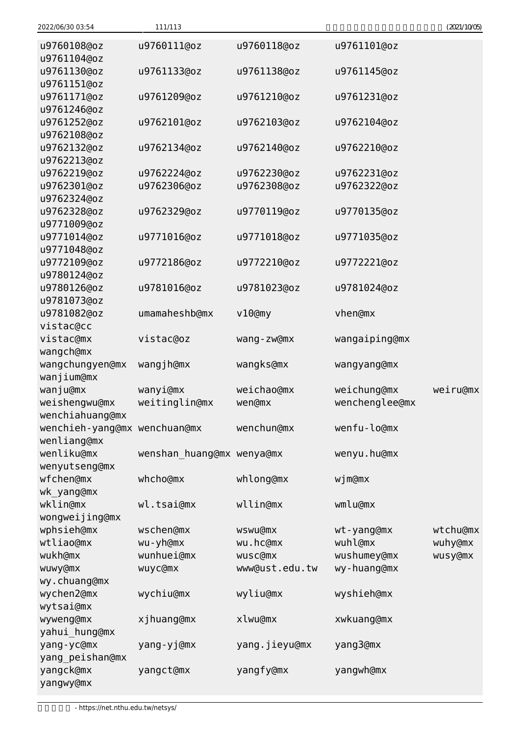```
u9760108@oz      u9760111@oz      u9760118@oz      u9761101@oz
u9761104@oz
u9761130@oz      u9761133@oz      u9761138@oz      u9761145@oz
u9761151@oz
u9761171@oz      u9761209@oz      u9761210@oz      u9761231@oz
u9761246@oz
u9761252@oz      u9762101@oz      u9762103@oz      u9762104@oz
u9762108@oz
u9762132@oz      u9762134@oz      u9762140@oz      u9762210@oz
u9762213@oz
u9762219@oz      u9762224@oz      u9762230@oz      u9762231@oz
u9762301@oz      u9762306@oz      u9762308@oz      u9762322@oz
u9762324@oz
u9762328@oz      u9762329@oz      u9770119@oz      u9770135@oz
u9771009@oz
u9771014@oz      u9771016@oz      u9771018@oz      u9771035@oz
u9771048@oz
u9772109@oz      u9772186@oz      u9772210@oz      u9772221@oz
u9780124@oz
u9780126@oz      u9781016@oz      u9781023@oz      u9781024@oz
u9781073@oz
u9781082@oz      umamaheshb@mx    v10@my           vhen@mx
vistac@cc
vistac@mx        vistac@oz        wang-zw@mx       wangaiping@mx
wangch@mx
wangchungyen@mx  wangjh@mx        wangks@mx        wangyang@mx
wanjium@mx
wanju@mx         wanyi@mx         weichao@mx       weichung@mx      weiru@mx
weishengwu@mx    weitinglin@mx    wen@mx           wenchenglee@mx
wenchiahuang@mx
wenchieh-yang@mx wenchuan@mx      wenchun@mx       wenfu-lo@mx
wenliang@mx
wenliku@mx       wenshan_huang@mx wenya@mx         wenyu.hu@mx
wenyutseng@mx
wfchen@mx        whcho@mx         whlong@mx        wjm@mx
wk_yang@mx
wklin@mx         wl.tsai@mx       wllin@mx         wmlu@mx
wongweijing@mx
wphsieh@mx       wschen@mx        wswu@mx          wt-yang@mx       wtchu@mx
wtliao@mx        wu-yh@mx         wu.hc@mx         wuhl@mx          wuhy@mx
wukh@mx          wunhuei@mx       wusc@mx          wushumey@mx      wusy@mx
wuwy@mx          wuyc@mx          www@ust.edu.tw   wy-huang@mx
wy.chuang@mx
wychen2@mx       wychiu@mx        wyliu@mx         wyshieh@mx
wytsai@mx
wyweng@mx        xjhuang@mx       xlwu@mx          xwkuang@mx
yahui_hung@mx
yang-yc@mx       yang-yj@mx       yang.jieyu@mx    yang3@mx
yang_peishan@mx
yangck@mx        yangct@mx        yangfy@mx        yangwh@mx
yangwy@mx
```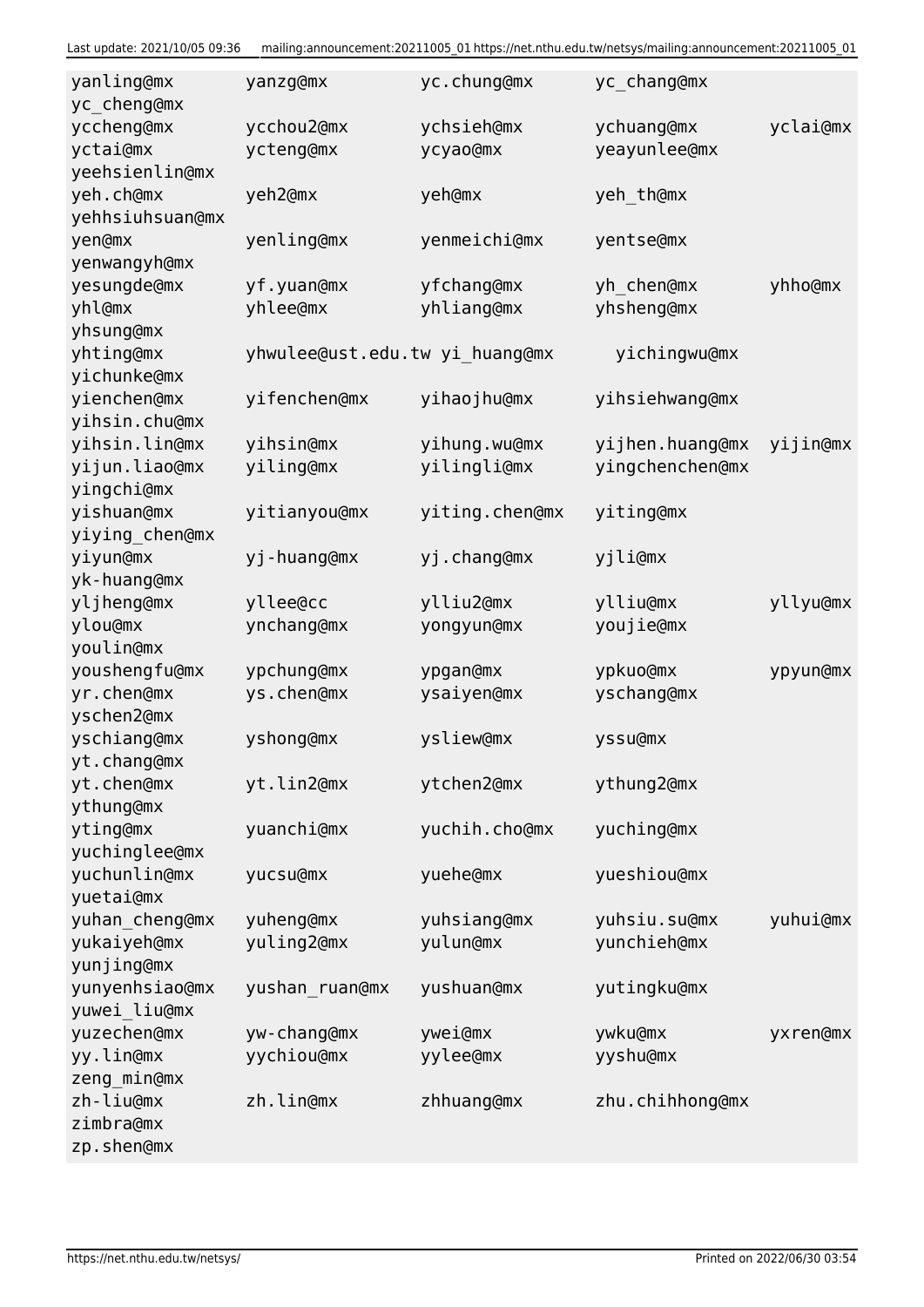yanling@mx yanzg@mx yc.chung@mx yc_chang@mx yc_cheng@mx
yccheng@mx ycchou2@mx ychsieh@mx ychuang@mx yclai@mx
yctai@mx ycteng@mx ycyao@mx yeayunlee@mx yeehsienlin@mx
yeh.ch@mx yeh2@mx yeh@mx yeh_th@mx yehhsiuhsuan@mx
yen@mx yenling@mx yenmeichi@mx yentse@mx yenwangyh@mx
yesungde@mx yf.yuan@mx yfchang@mx yh_chen@mx yhho@mx
yhl@mx yhlee@mx yhliang@mx yhsheng@mx yhsung@mx
yhting@mx yhwulee@ust.edu.tw yi_huang@mx yichingwu@mx yichunke@mx
yienchen@mx yifenchen@mx yihaojhu@mx yihsiehwang@mx yihsin.chu@mx
yihsin.lin@mx yihsin@mx yihung.wu@mx yijhen.huang@mx yijin@mx
yijun.liao@mx yiling@mx yilingli@mx yingchenchen@mx yingchi@mx
yishuan@mx yitianyou@mx yiting.chen@mx yiting@mx yiying_chen@mx
yiyun@mx yj-huang@mx yj.chang@mx yjli@mx yk-huang@mx
yljheng@mx yllee@cc ylliu2@mx ylliu@mx yllyu@mx
ylou@mx ynchang@mx yongyun@mx youjie@mx youlin@mx
youshengfu@mx ypchung@mx ypgan@mx ypkuo@mx ypyun@mx
yr.chen@mx ys.chen@mx ysaiyen@mx yschang@mx yschen2@mx
yschiang@mx yshong@mx ysliew@mx yssu@mx yt.chang@mx
yt.chen@mx yt.lin2@mx ytchen2@mx ythung2@mx ythung@mx
yting@mx yuanchi@mx yuchih.cho@mx yuching@mx yuchinglee@mx
yuchunlin@mx yucsu@mx yuehe@mx yueshiou@mx yuetai@mx
yuhan_cheng@mx yuheng@mx yuhsiang@mx yuhsiu.su@mx yuhui@mx
yukaiyeh@mx yuling2@mx yulun@mx yunchieh@mx yunjing@mx
yunyenhsiao@mx yushan_ruan@mx yushuan@mx yutingku@mx yuwei_liu@mx
yuzechen@mx yw-chang@mx ywei@mx ywku@mx yxren@mx
yy.lin@mx yychiou@mx yylee@mx yyshu@mx zeng_min@mx
zh-liu@mx zh.lin@mx zhhuang@mx zhu.chihhong@mx zimbra@mx
zp.shen@mx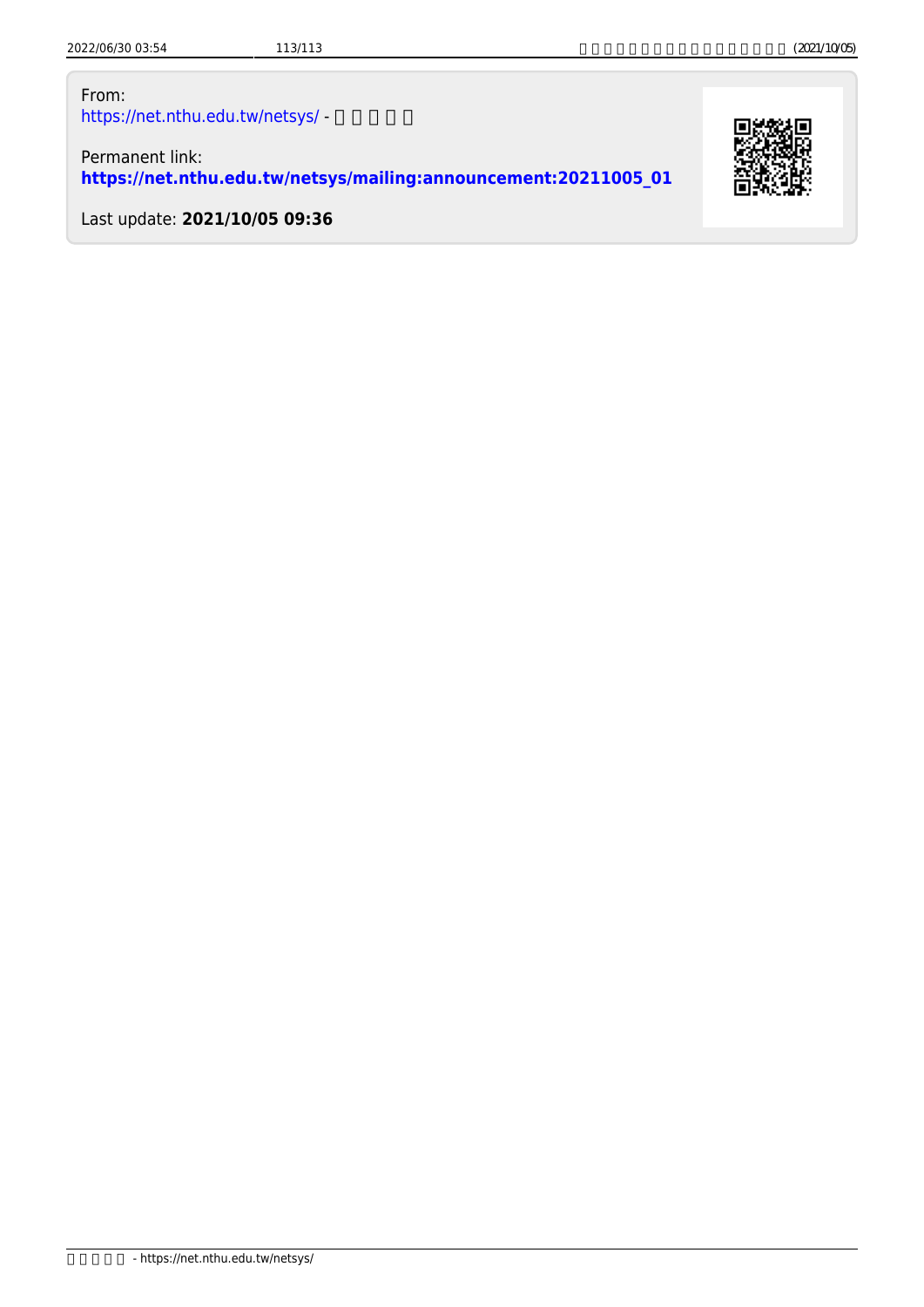From:
https://net.nthu.edu.tw/netsys/ - □□□□□

Permanent link:
**https://net.nthu.edu.tw/netsys/mailing:announcement:20211005_01**

Last update: **2021/10/05 09:36**